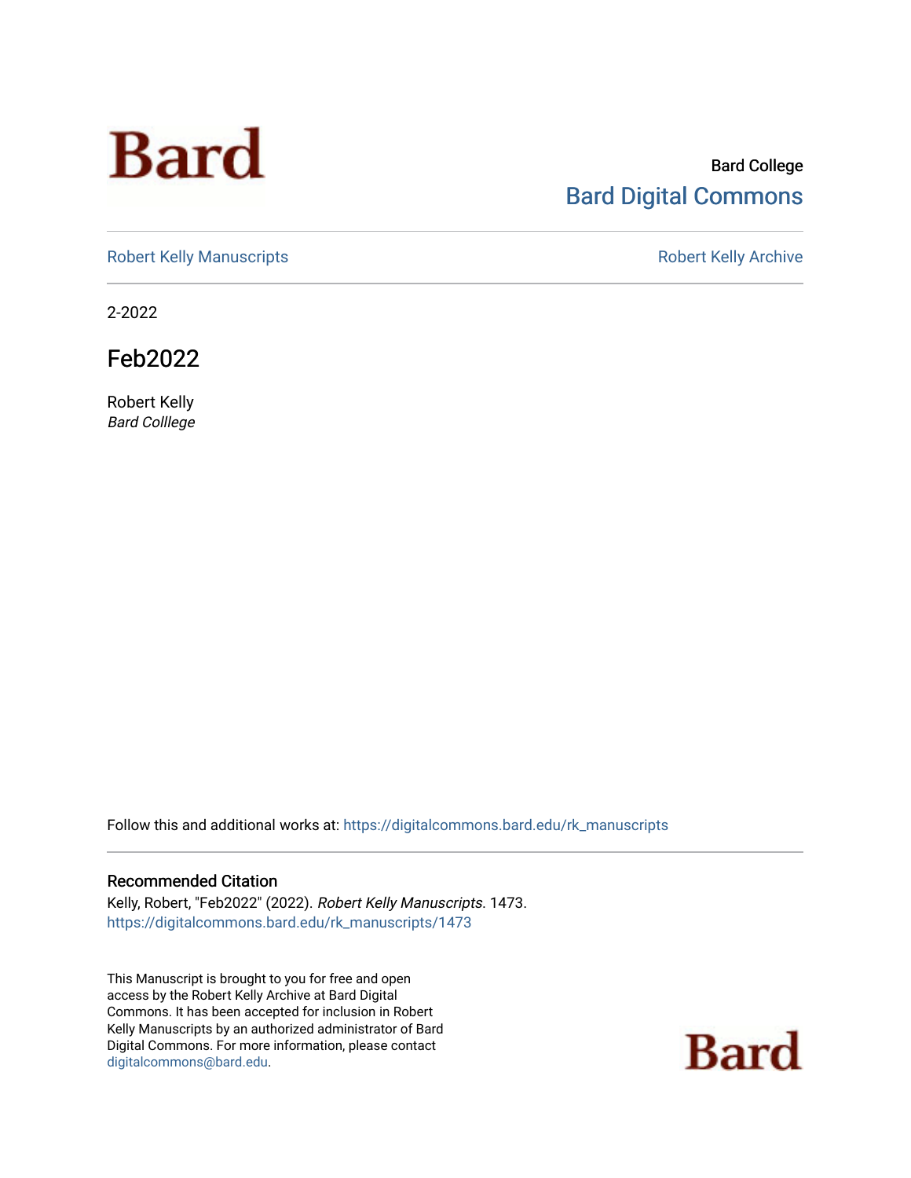Bard College
Bard Digital Commons

Robert Kelly Manuscripts | Robert Kelly Archive

2-2022

# Feb2022

Robert Kelly
*Bard Colllege*

Follow this and additional works at: https://digitalcommons.bard.edu/rk_manuscripts

## Recommended Citation

Kelly, Robert, "Feb2022" (2022). *Robert Kelly Manuscripts*. 1473.
https://digitalcommons.bard.edu/rk_manuscripts/1473

This Manuscript is brought to you for free and open access by the Robert Kelly Archive at Bard Digital Commons. It has been accepted for inclusion in Robert Kelly Manuscripts by an authorized administrator of Bard Digital Commons. For more information, please contact digitalcommons@bard.edu.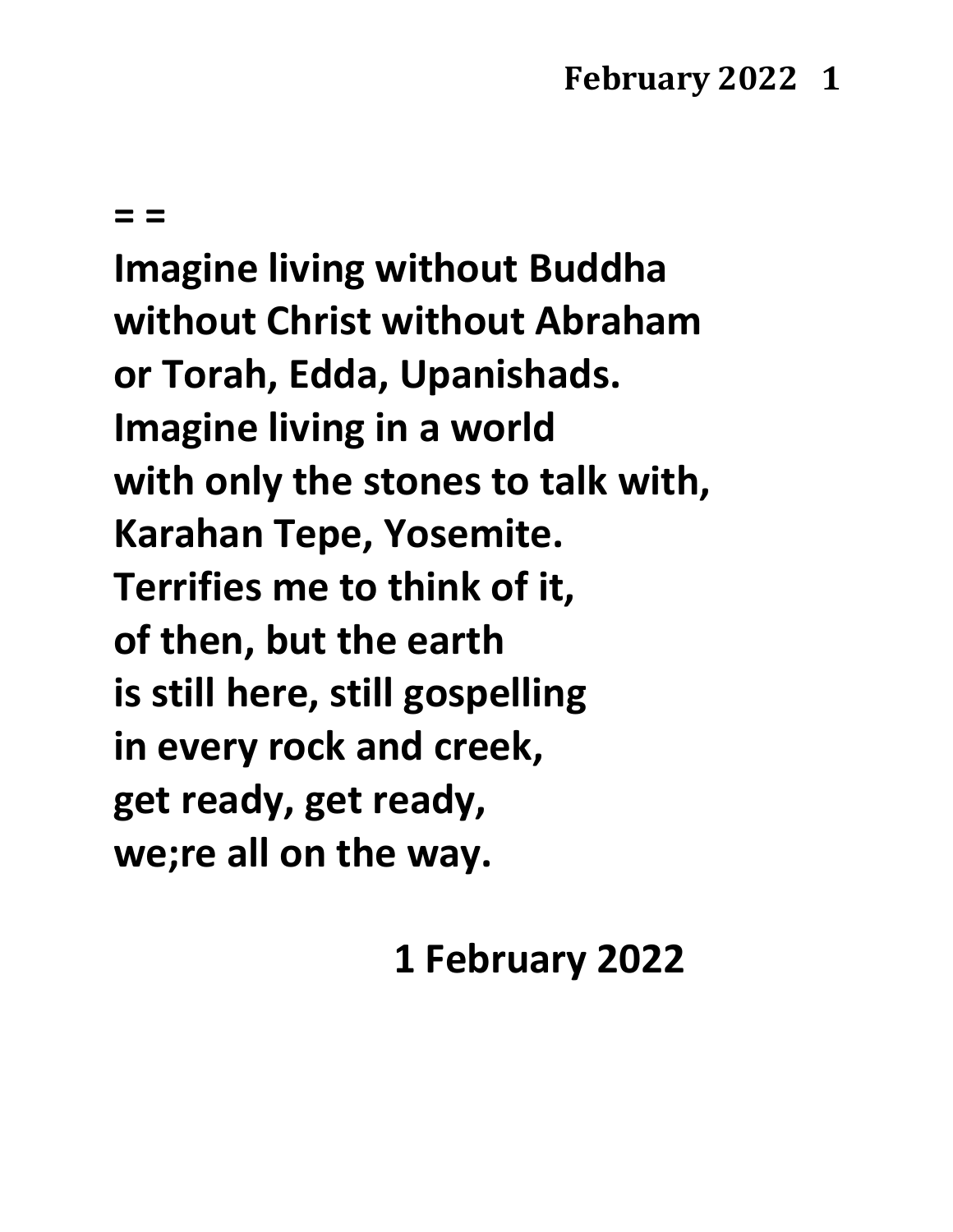= =

Imagine living without Buddha
without Christ without Abraham
or Torah, Edda, Upanishads.
Imagine living in a world
with only the stones to talk with,
Karahan Tepe, Yosemite.
Terrifies me to think of it,
of then, but the earth
is still here, still gospelling
in every rock and creek,
get ready, get ready,
we;re all on the way.

1 February 2022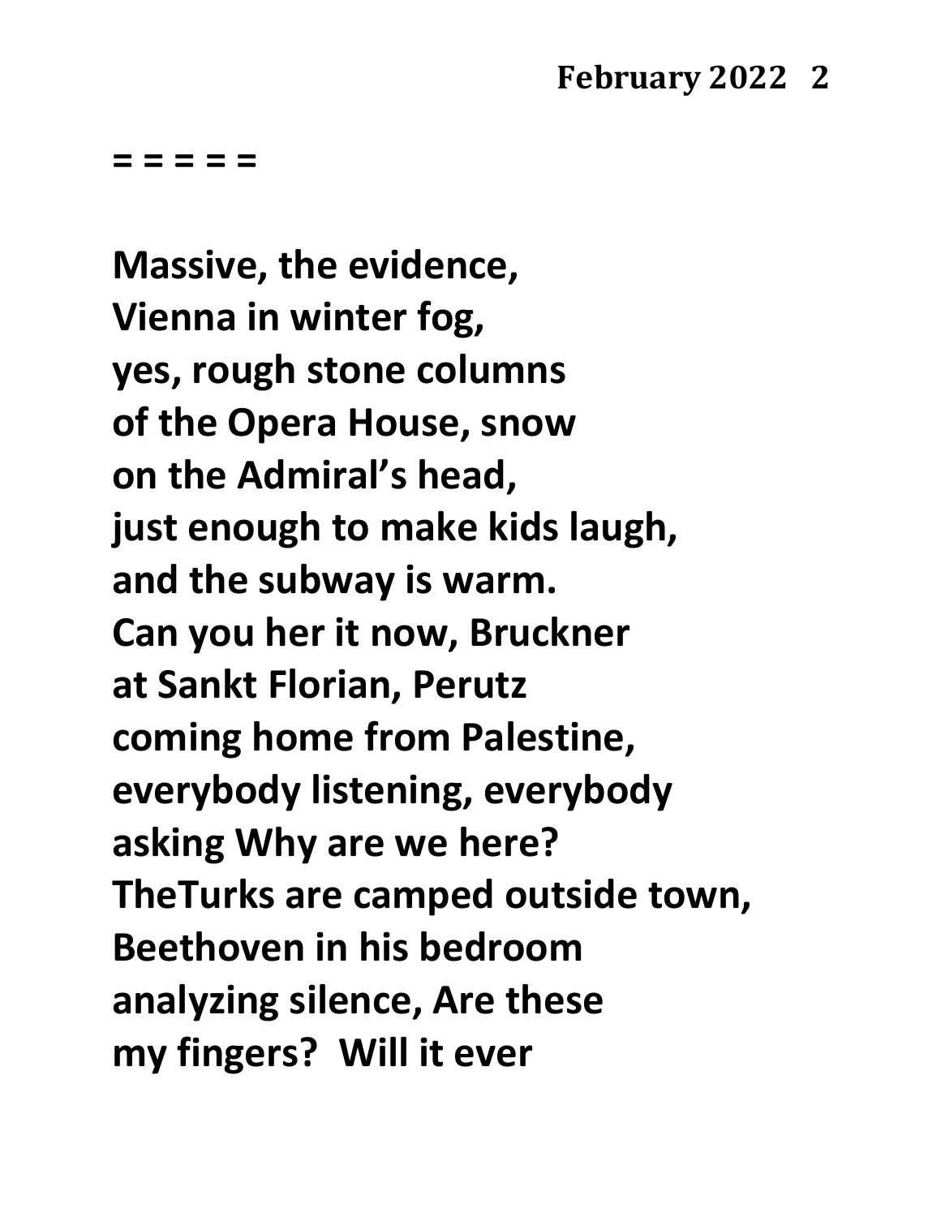= = = = =

Massive, the evidence,  
Vienna in winter fog,  
yes, rough stone columns  
of the Opera House, snow  
on the Admiral's head,  
just enough to make kids laugh,  
and the subway is warm.  
Can you her it now, Bruckner  
at Sankt Florian, Perutz  
coming home from Palestine,  
everybody listening, everybody  
asking Why are we here?  
TheTurks are camped outside town,  
Beethoven in his bedroom  
analyzing silence, Are these  
my fingers?  Will it ever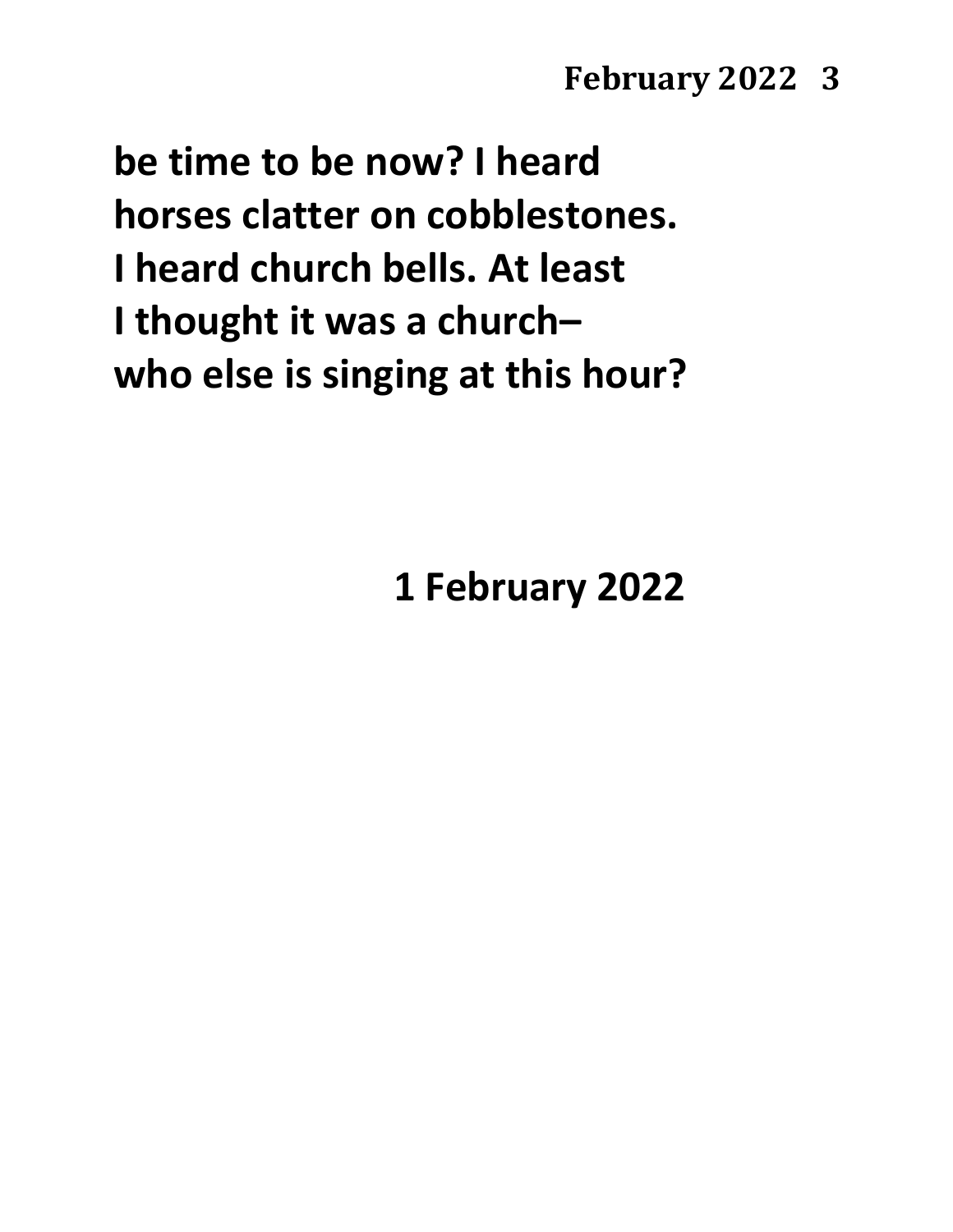**be time to be now? I heard**
**horses clatter on cobblestones.**
**I heard church bells. At least**
**I thought it was a church–**
**who else is singing at this hour?**

**1 February 2022**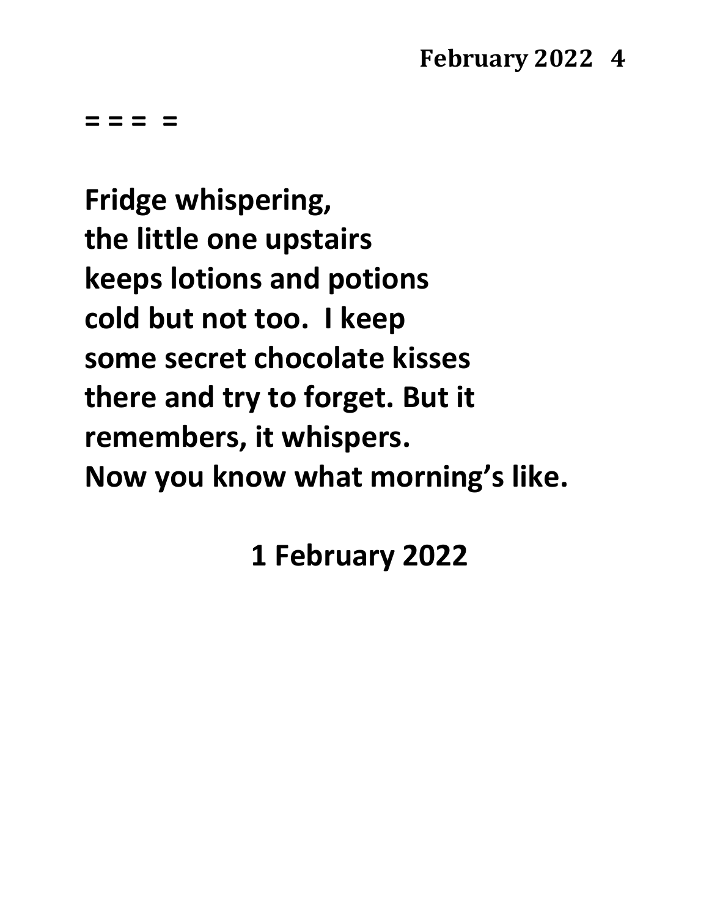= = =  =

**Fridge whispering,**
**the little one upstairs**
**keeps lotions and potions**
**cold but not too.  I keep**
**some secret chocolate kisses**
**there and try to forget. But it**
**remembers, it whispers.**
**Now you know what morning's like.**

**1 February 2022**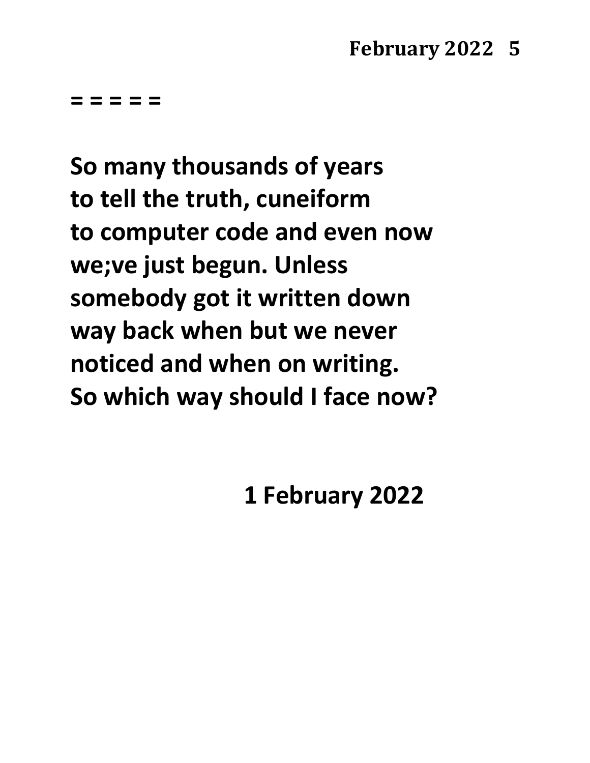= = = = =

**So many thousands of years**
**to tell the truth, cuneiform**
**to computer code and even now**
**we;ve just begun. Unless**
**somebody got it written down**
**way back when but we never**
**noticed and when on writing.**
**So which way should I face now?**

**1 February 2022**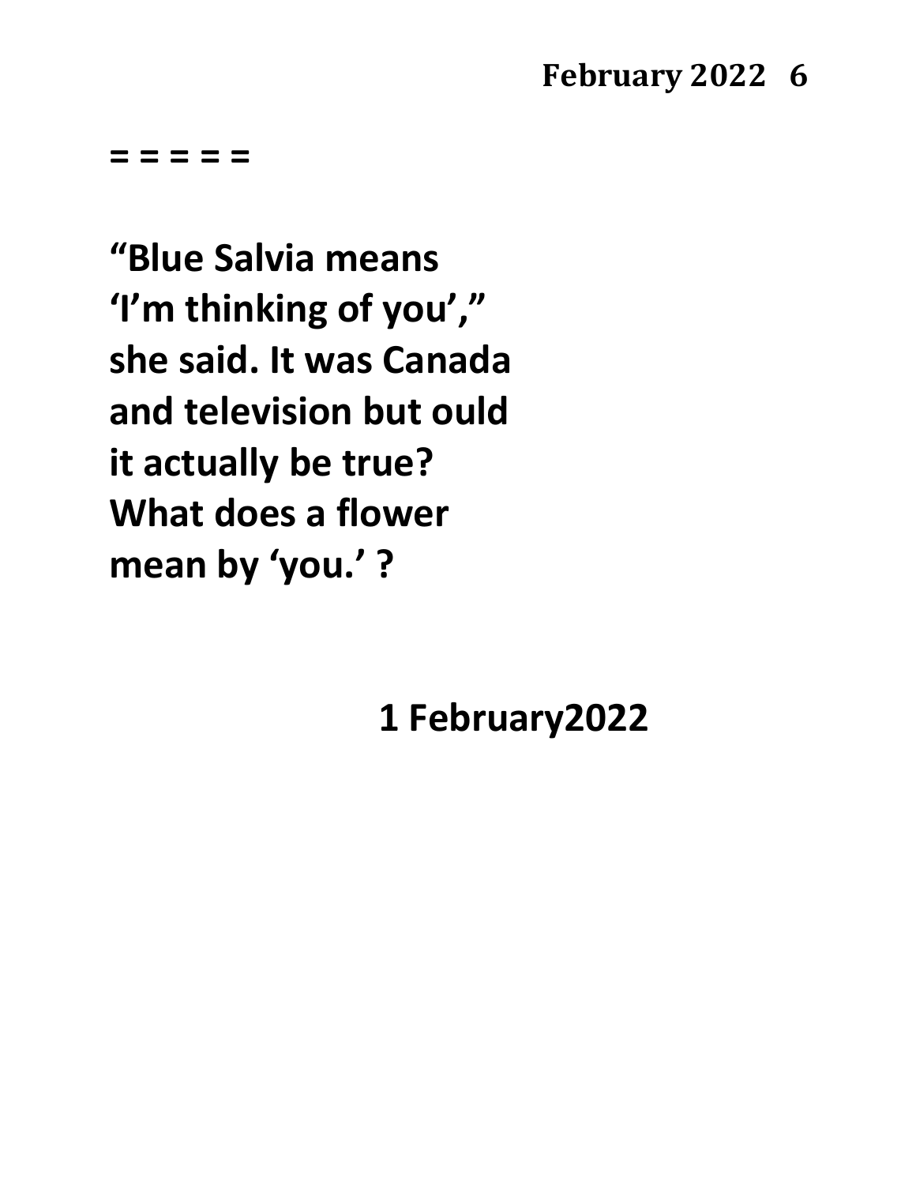= = = = =

**“Blue Salvia means**
**‘I’m thinking of you’,”**
**she said. It was Canada**
**and television but ould**
**it actually be true?**
**What does a flower**
**mean by ‘you.’ ?**

**1 February2022**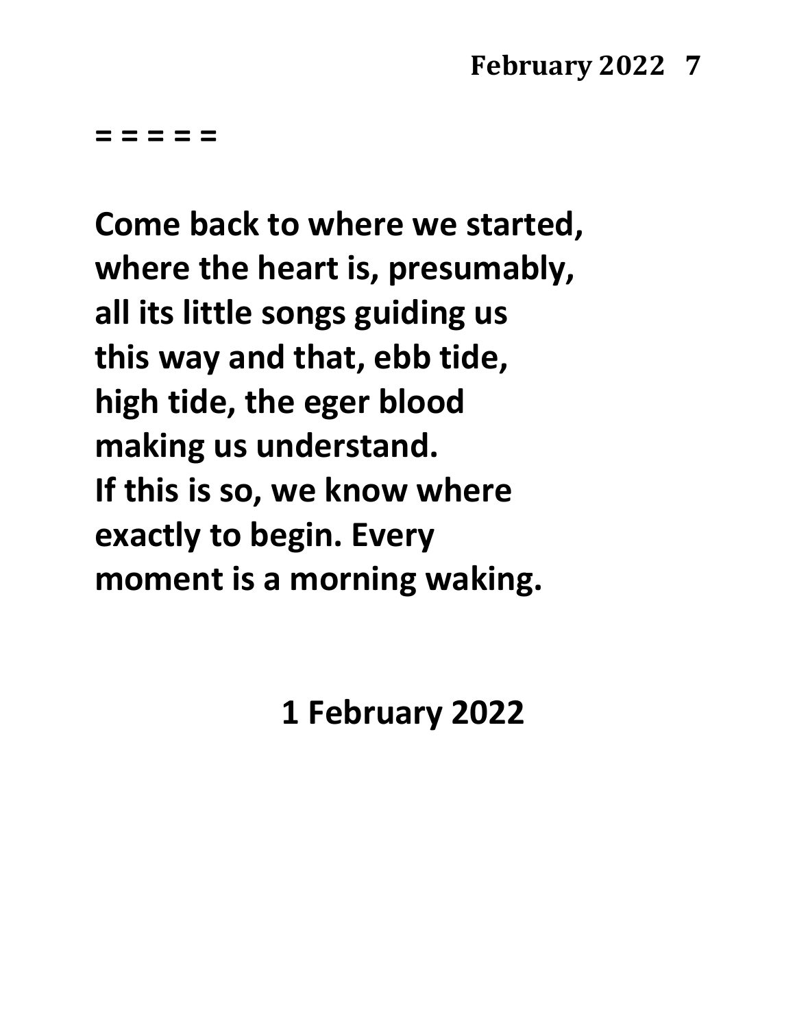= = = = =

Come back to where we started,  
where the heart is, presumably,  
all its little songs guiding us  
this way and that, ebb tide,  
high tide, the eger blood  
making us understand.  
If this is so, we know where  
exactly to begin. Every  
moment is a morning waking.

1 February 2022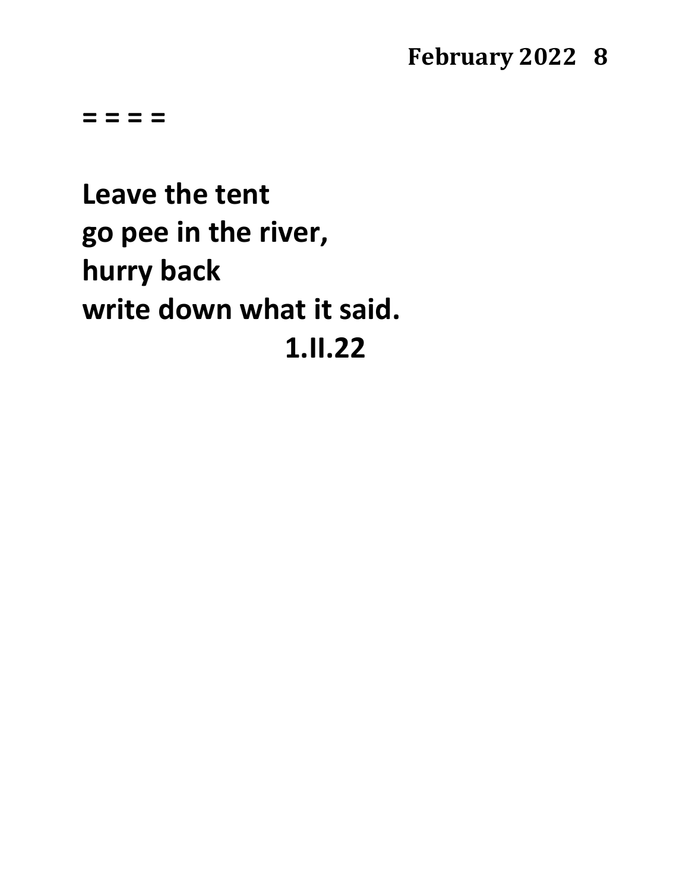= = = =

**Leave the tent**
**go pee in the river,**
**hurry back**
**write down what it said.**
**1.II.22**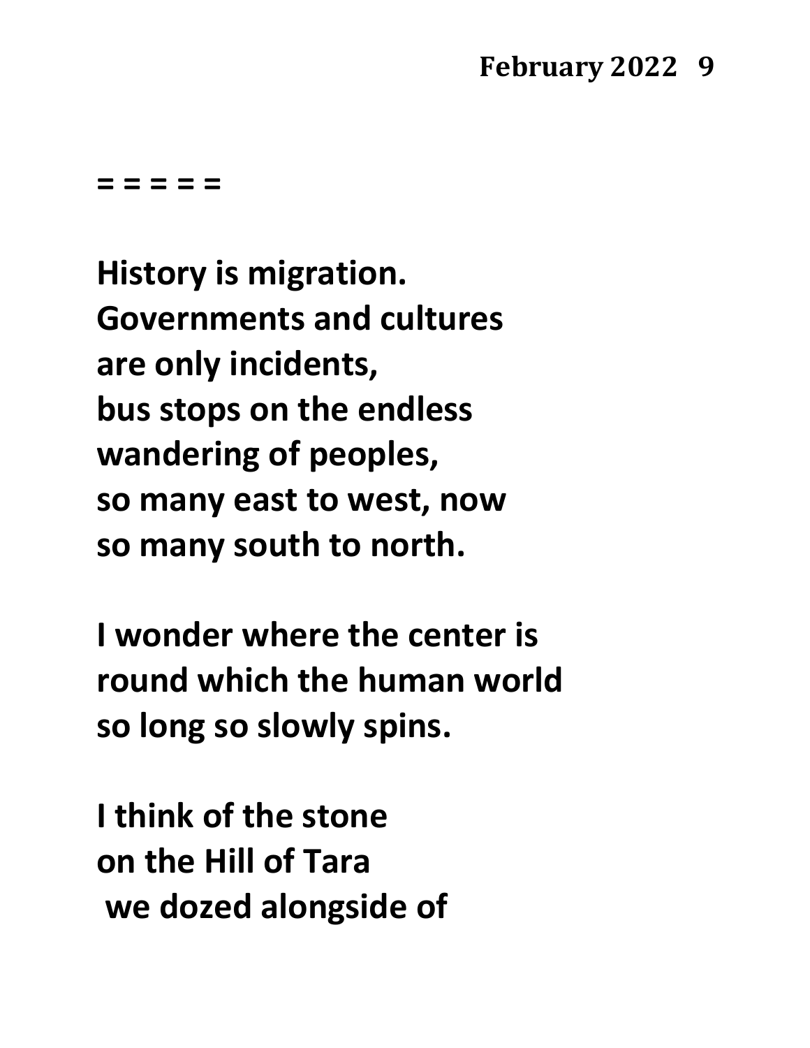= = = = =

**History is migration.**
**Governments and cultures**
**are only incidents,**
**bus stops on the endless**
**wandering of peoples,**
**so many east to west, now**
**so many south to north.**

**I wonder where the center is**
**round which the human world**
**so long so slowly spins.**

**I think of the stone**
**on the Hill of Tara**
**we dozed alongside of**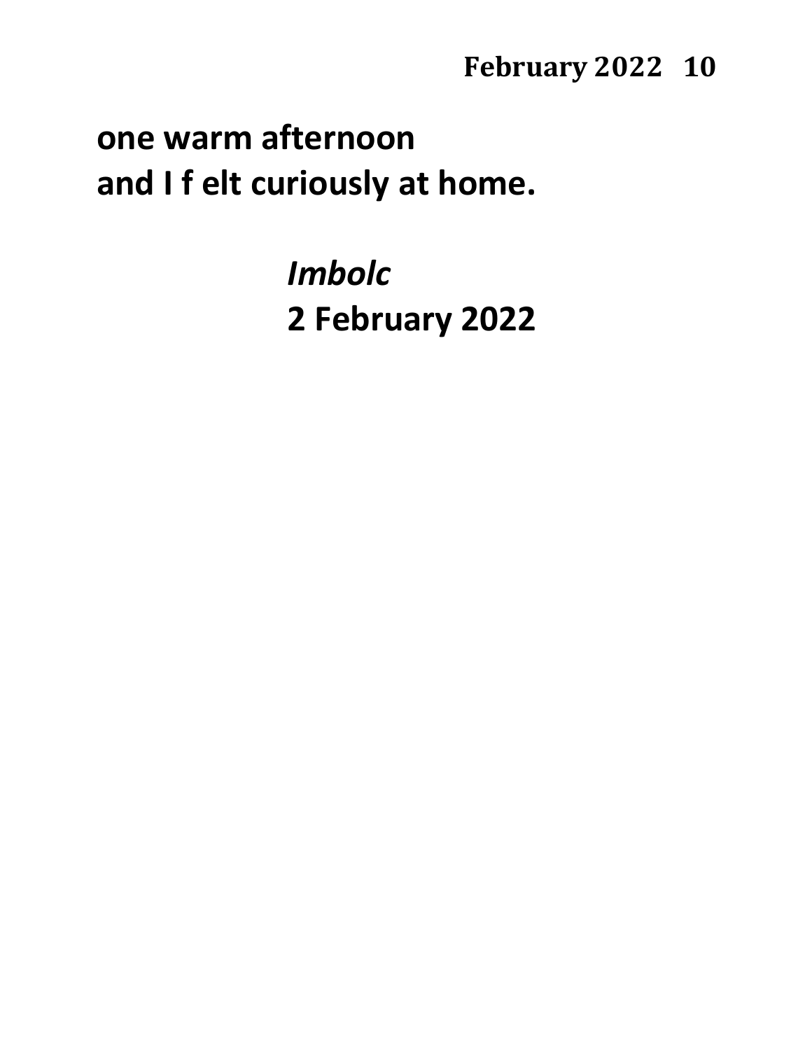**one warm afternoon**
**and I f elt curiously at home.**

*Imbolc*
**2 February 2022**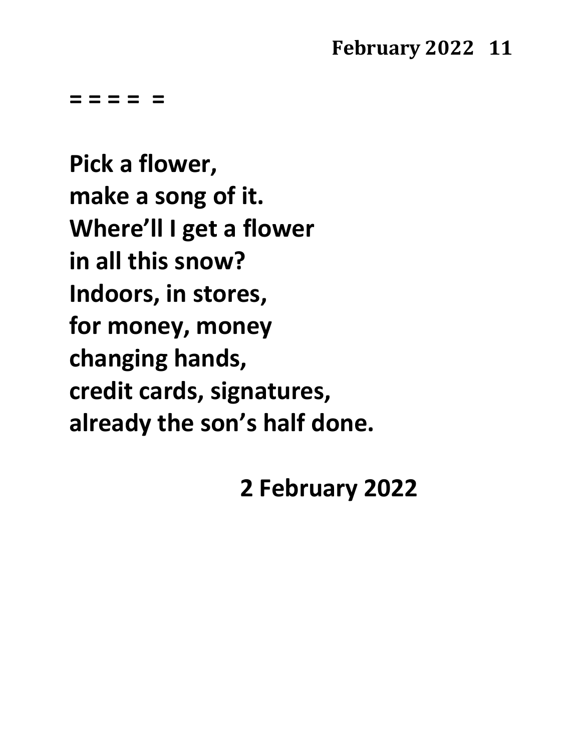= = = =  =

Pick a flower,  
make a song of it.  
Where'll I get a flower  
in all this snow?  
Indoors, in stores,  
for money, money  
changing hands,  
credit cards, signatures,  
already the son's half done.

2 February 2022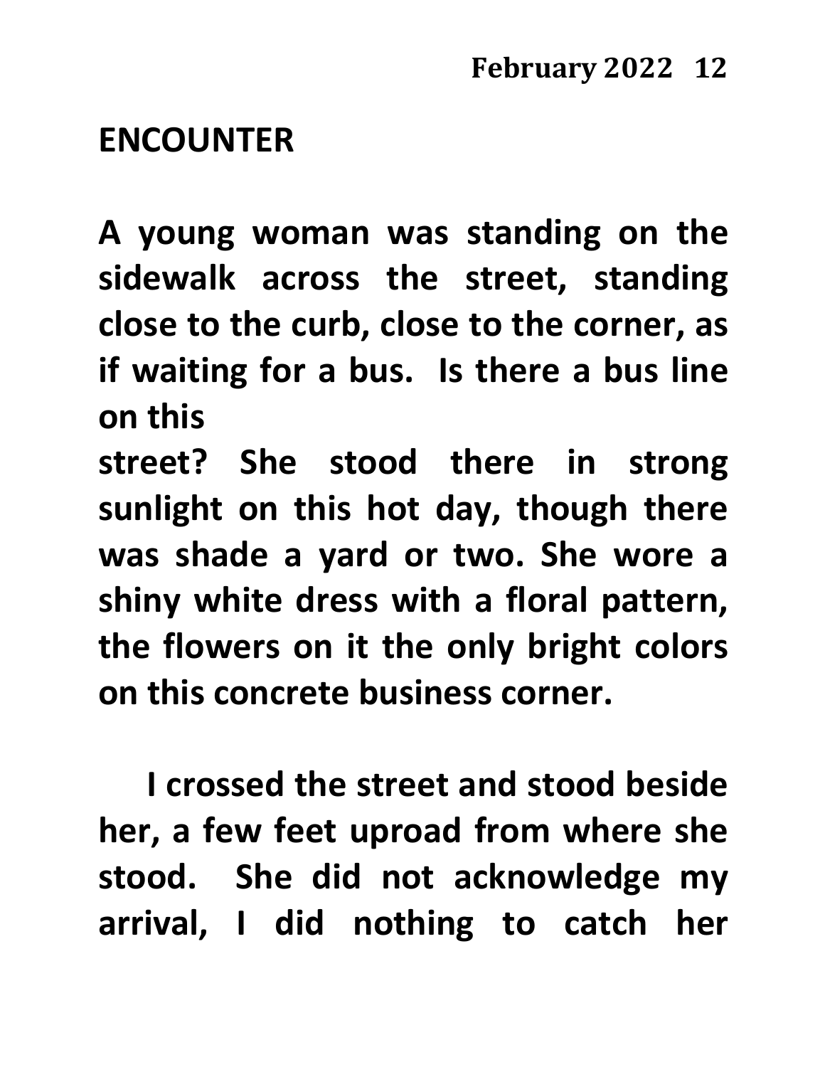## ENCOUNTER

A young woman was standing on the sidewalk across the street, standing close to the curb, close to the corner, as if waiting for a bus. Is there a bus line on this street? She stood there in strong sunlight on this hot day, though there was shade a yard or two. She wore a shiny white dress with a floral pattern, the flowers on it the only bright colors on this concrete business corner.

I crossed the street and stood beside her, a few feet uproad from where she stood. She did not acknowledge my arrival, I did nothing to catch her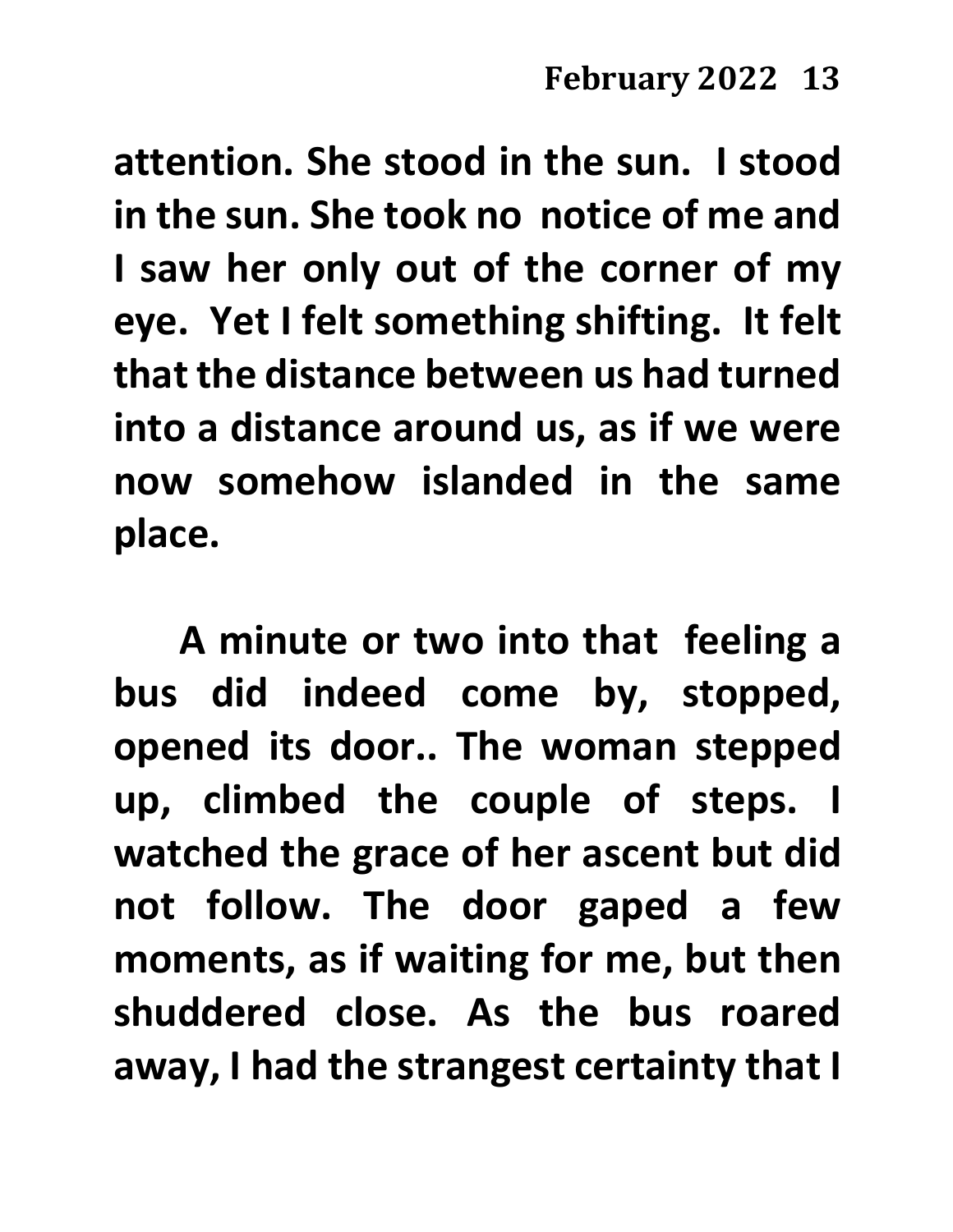**attention. She stood in the sun. I stood in the sun. She took no notice of me and I saw her only out of the corner of my eye. Yet I felt something shifting. It felt that the distance between us had turned into a distance around us, as if we were now somehow islanded in the same place.**

**A minute or two into that feeling a bus did indeed come by, stopped, opened its door.. The woman stepped up, climbed the couple of steps. I watched the grace of her ascent but did not follow. The door gaped a few moments, as if waiting for me, but then shuddered close. As the bus roared away, I had the strangest certainty that I**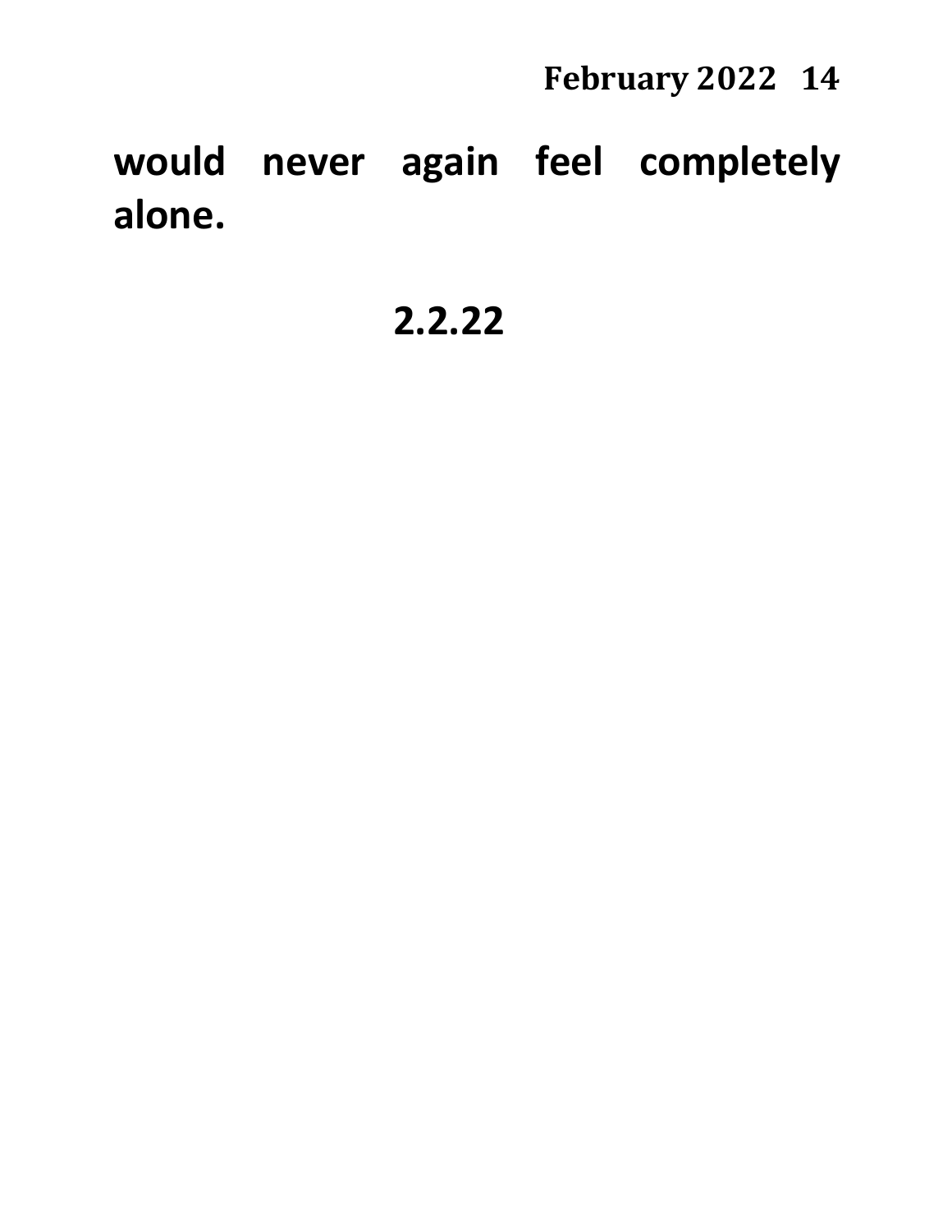**would never again feel completely alone.**

**2.2.22**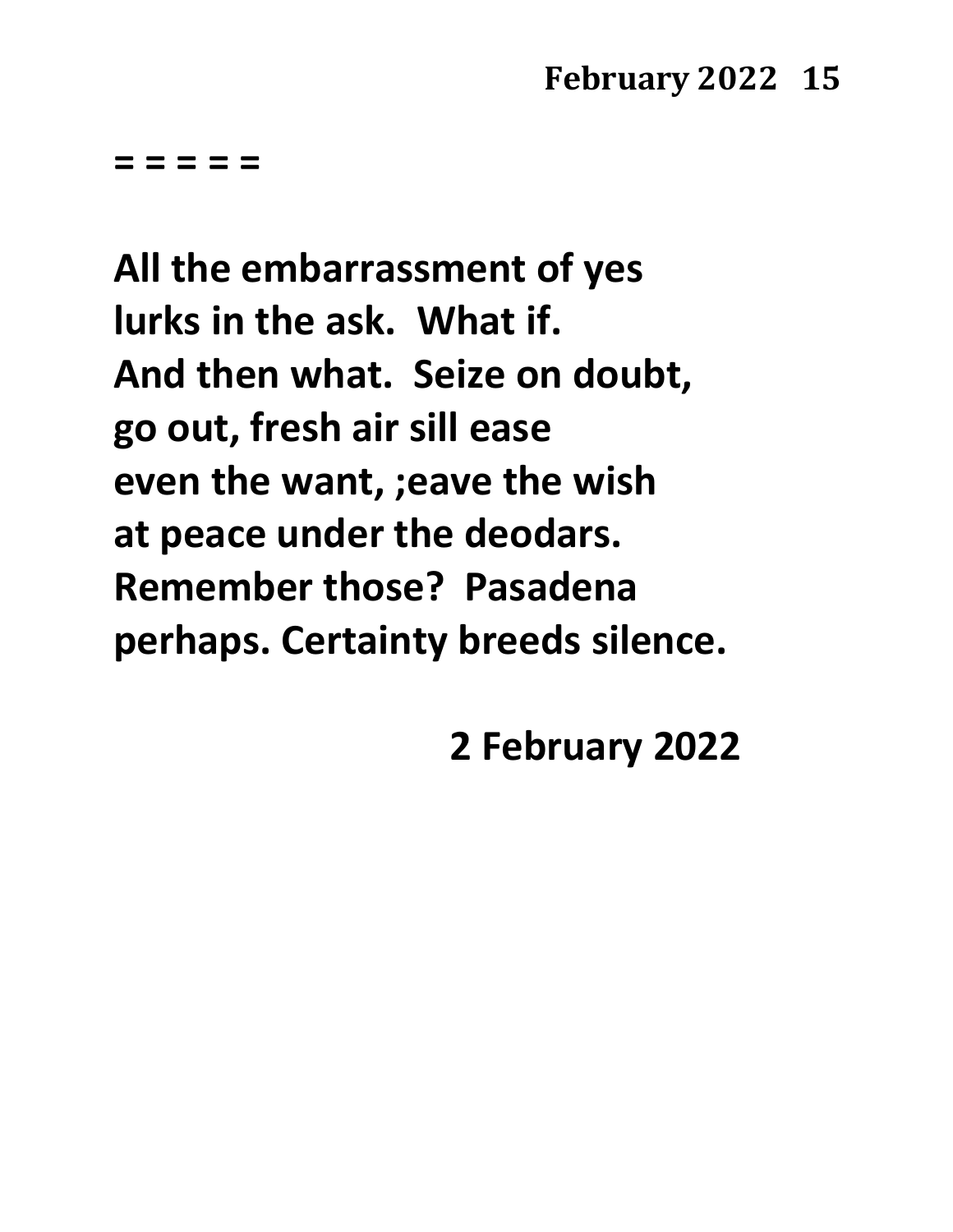= = = = =

**All the embarrassment of yes**
**lurks in the ask.  What if.**
**And then what.  Seize on doubt,**
**go out, fresh air sill ease**
**even the want, ;eave the wish**
**at peace under the deodars.**
**Remember those?  Pasadena**
**perhaps. Certainty breeds silence.**

**2 February 2022**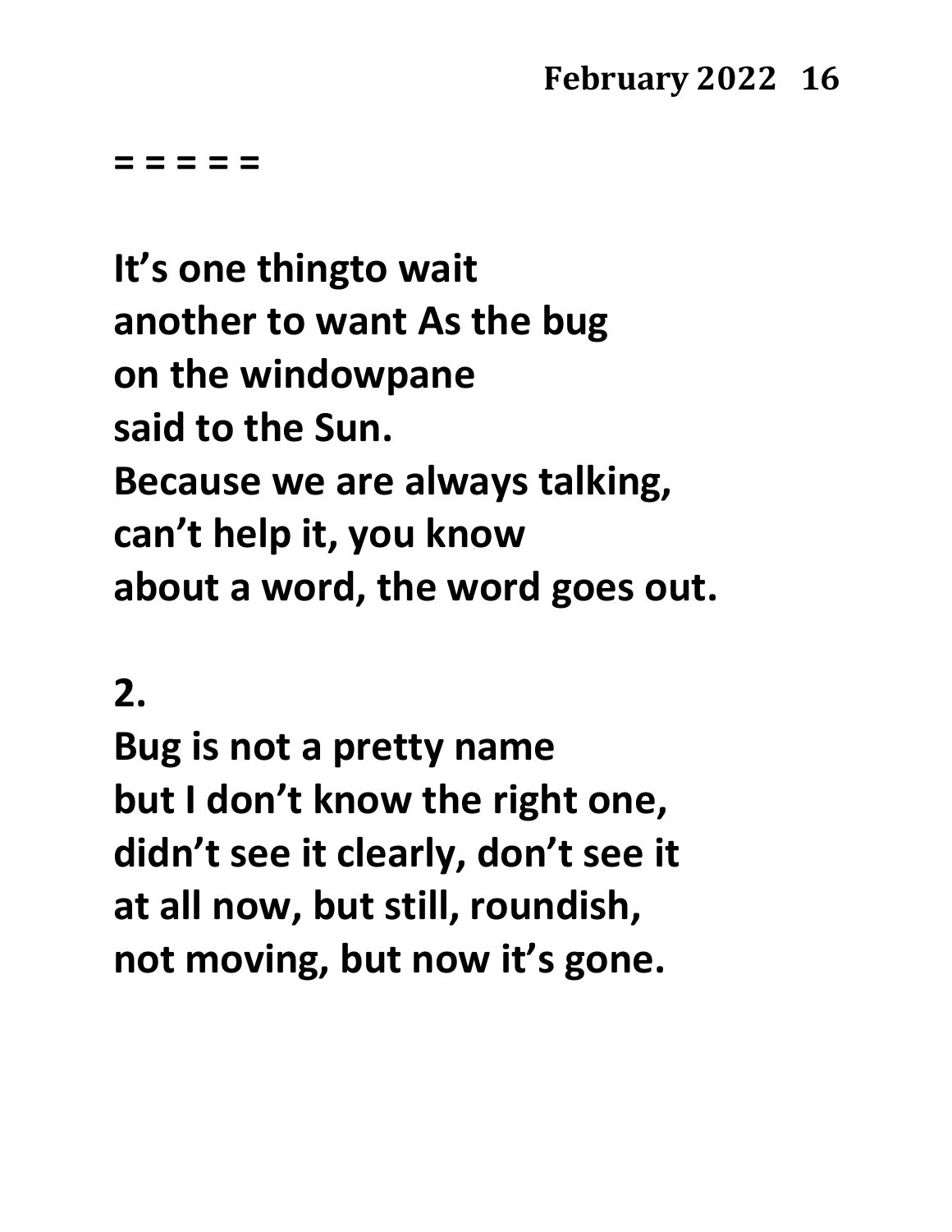= = = = =

It's one thingto wait
another to want As the bug
on the windowpane
said to the Sun.
Because we are always talking,
can't help it, you know
about a word, the word goes out.

2.

Bug is not a pretty name
but I don't know the right one,
didn't see it clearly, don't see it
at all now, but still, roundish,
not moving, but now it's gone.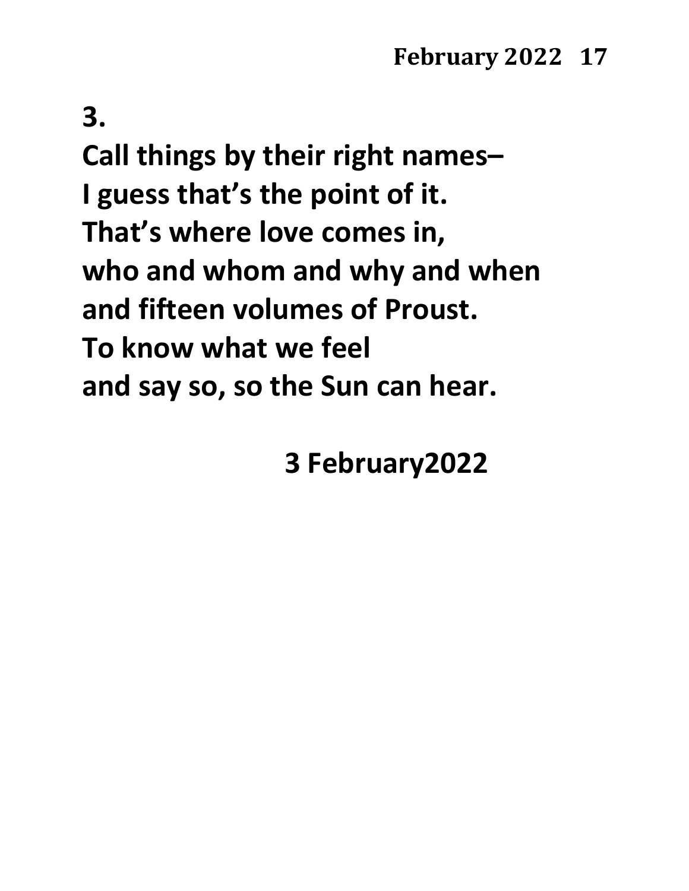**3.**

**Call things by their right names–**
**I guess that's the point of it.**
**That's where love comes in,**
**who and whom and why and when**
**and fifteen volumes of Proust.**
**To know what we feel**
**and say so, so the Sun can hear.**

**3 February2022**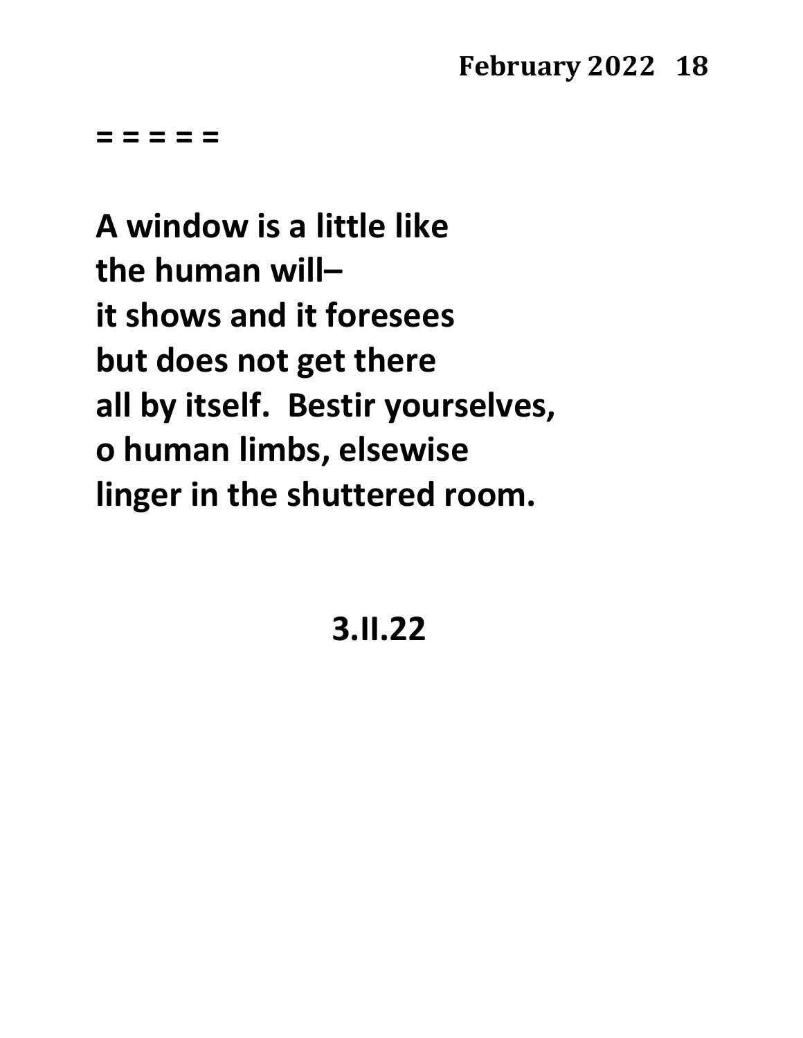= = = = =

A window is a little like
the human will–
it shows and it foresees
but does not get there
all by itself.  Bestir yourselves,
o human limbs, elsewise
linger in the shuttered room.

3.II.22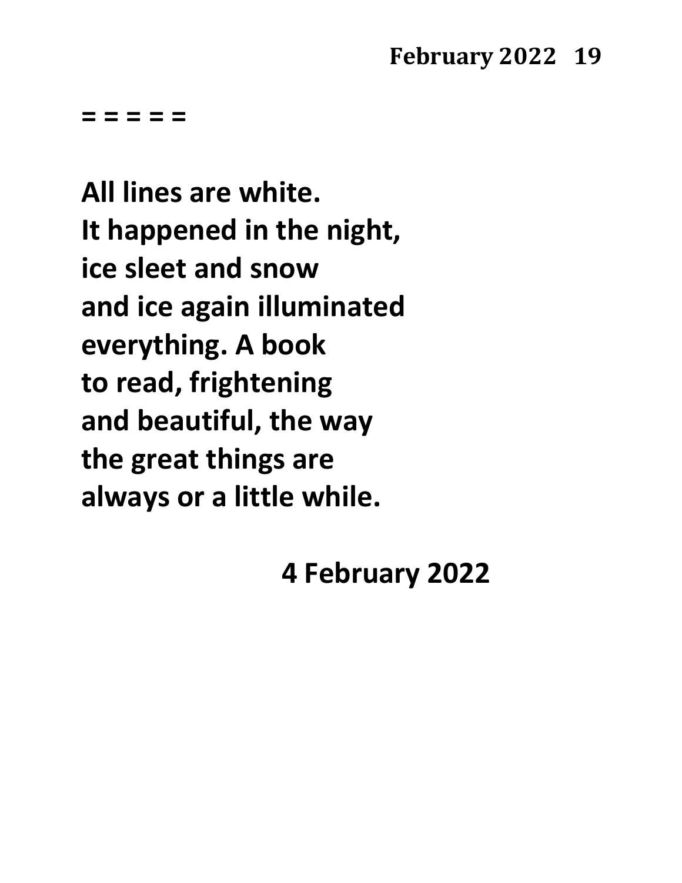= = = = =

**All lines are white.**
**It happened in the night,**
**ice sleet and snow**
**and ice again illuminated**
**everything. A book**
**to read, frightening**
**and beautiful, the way**
**the great things are**
**always or a little while.**

**4 February 2022**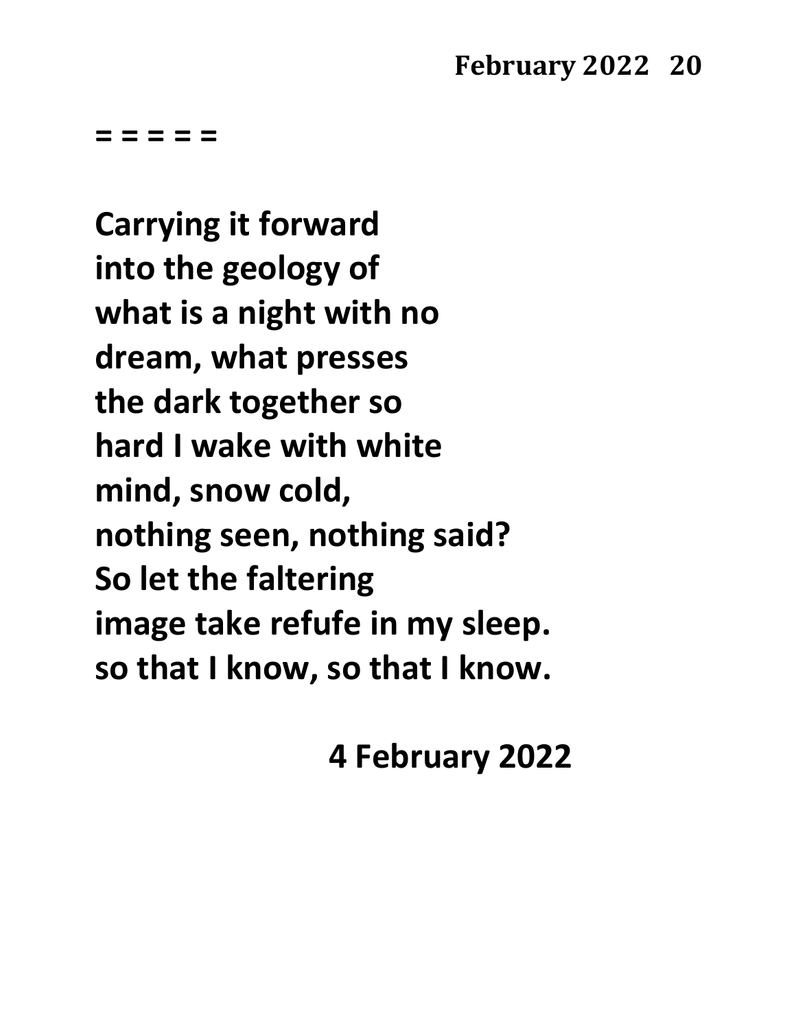= = = = =

Carrying it forward
into the geology of
what is a night with no
dream, what presses
the dark together so
hard I wake with white
mind, snow cold,
nothing seen, nothing said?
So let the faltering
image take refufe in my sleep.
so that I know, so that I know.

4 February 2022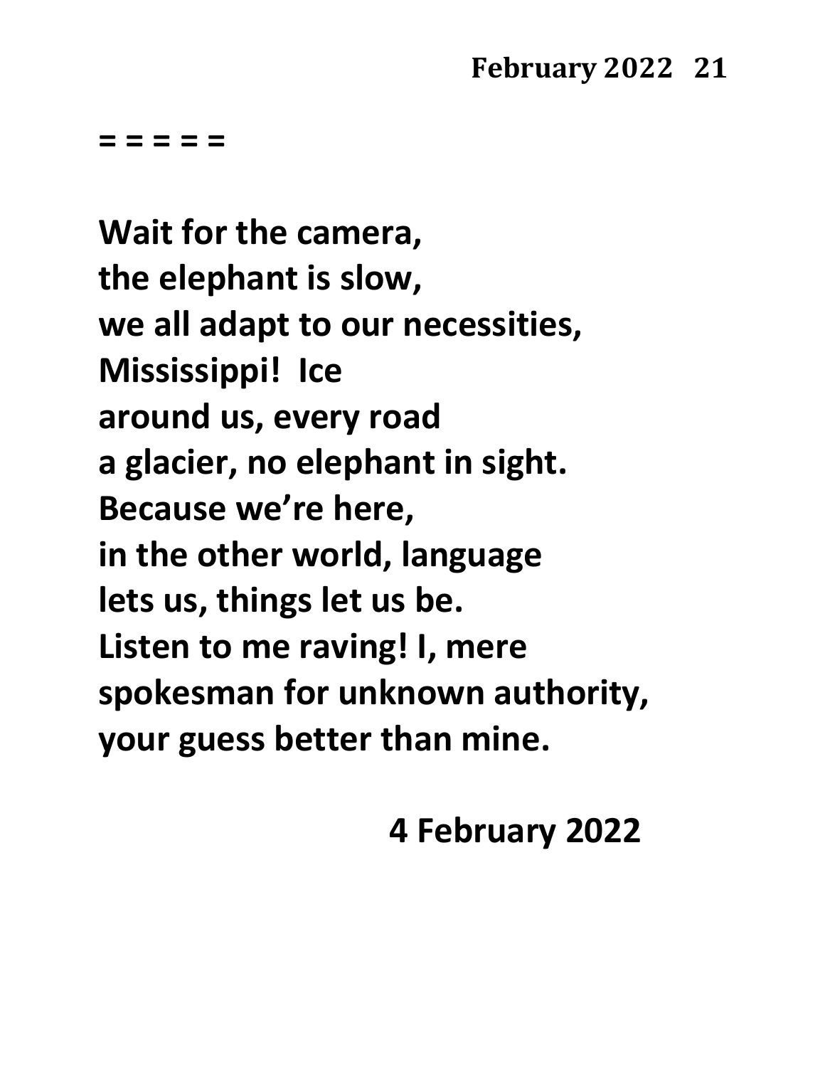= = = = =

**Wait for the camera,**
**the elephant is slow,**
**we all adapt to our necessities,**
**Mississippi!  Ice**
**around us, every road**
**a glacier, no elephant in sight.**
**Because we're here,**
**in the other world, language**
**lets us, things let us be.**
**Listen to me raving! I, mere**
**spokesman for unknown authority,**
**your guess better than mine.**

**4 February 2022**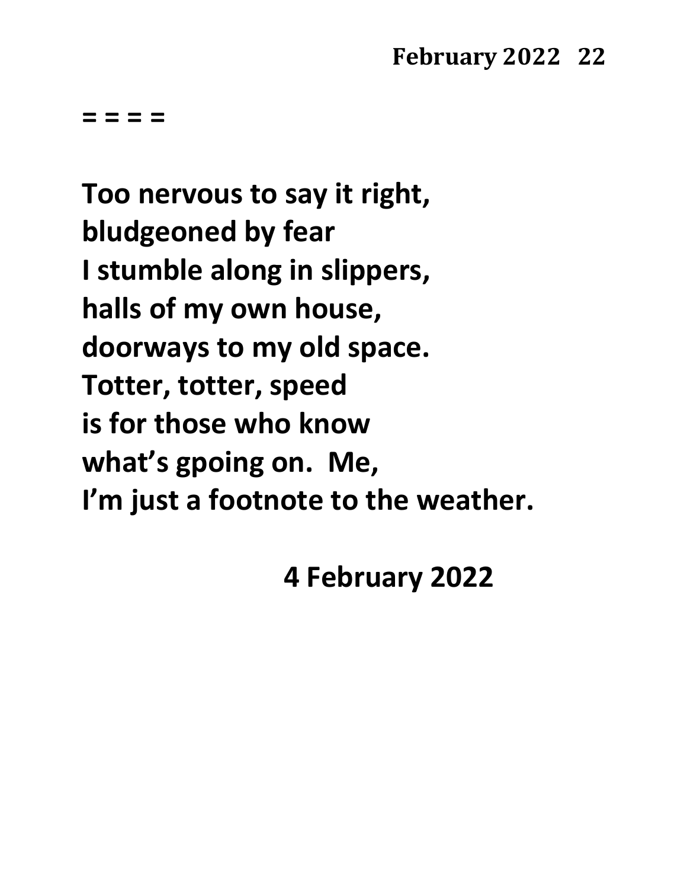= = = =

**Too nervous to say it right,**
**bludgeoned by fear**
**I stumble along in slippers,**
**halls of my own house,**
**doorways to my old space.**
**Totter, totter, speed**
**is for those who know**
**what's gpoing on.  Me,**
**I'm just a footnote to the weather.**

**4 February 2022**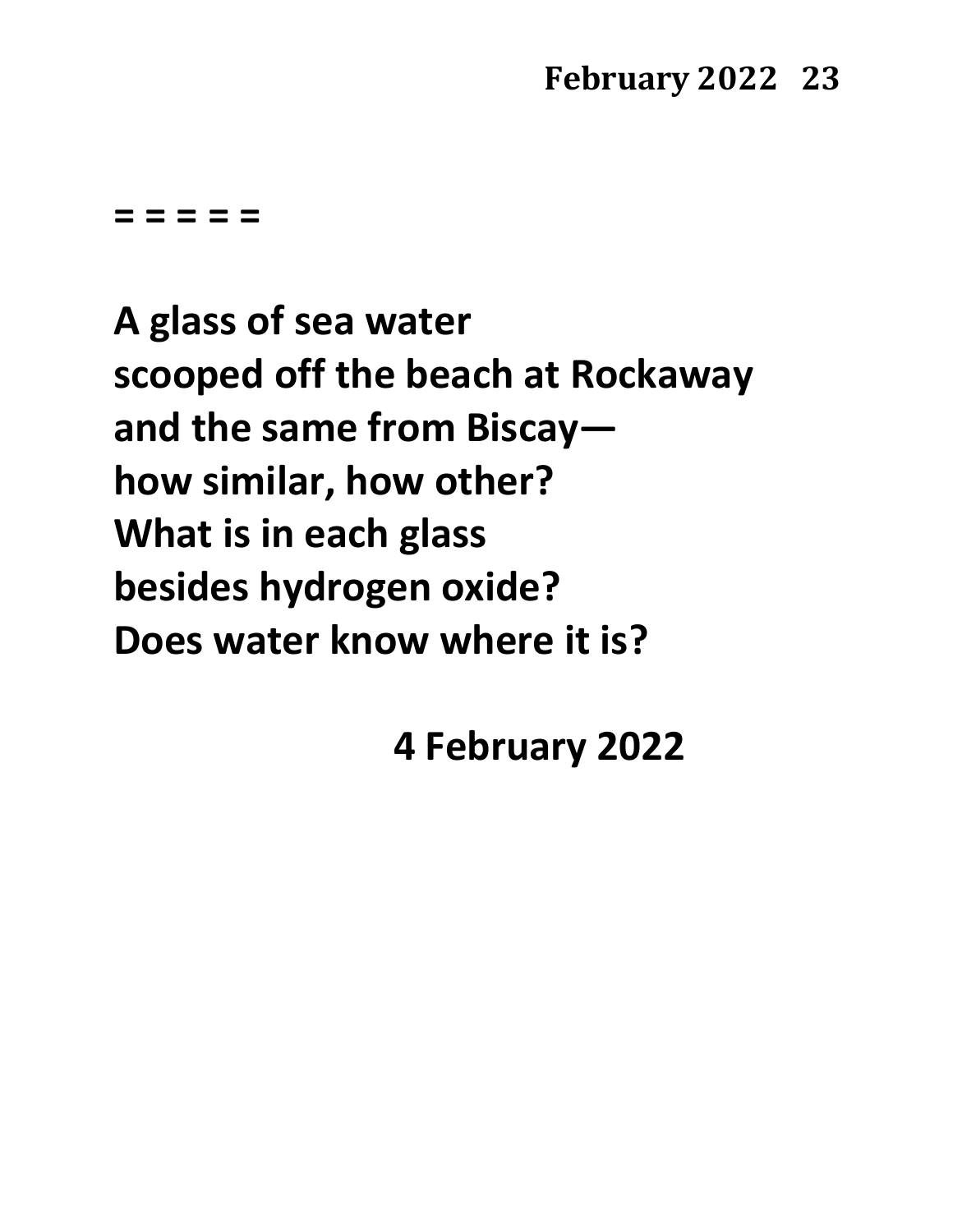= = = = =

**A glass of sea water**
**scooped off the beach at Rockaway**
**and the same from Biscay—**
**how similar, how other?**
**What is in each glass**
**besides hydrogen oxide?**
**Does water know where it is?**

**4 February 2022**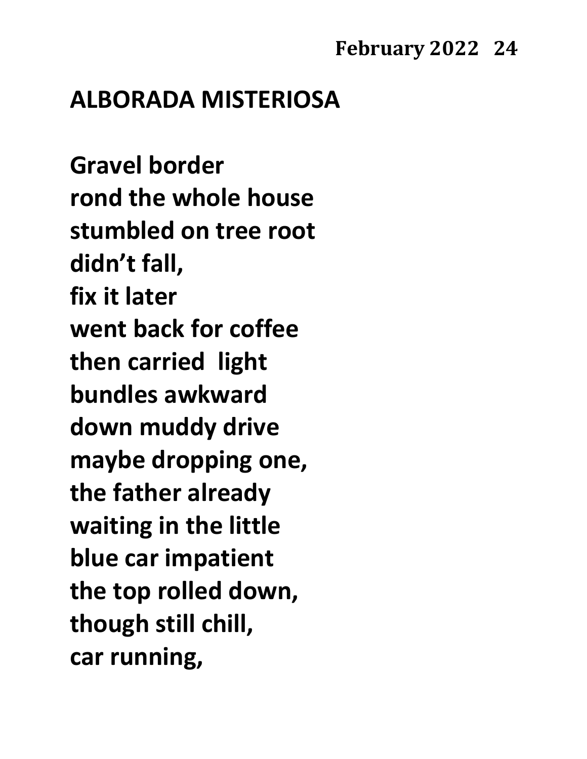# ALBORADA MISTERIOSA

**Gravel border**
**rond the whole house**
**stumbled on tree root**
**didn't fall,**
**fix it later**
**went back for coffee**
**then carried light**
**bundles awkward**
**down muddy drive**
**maybe dropping one,**
**the father already**
**waiting in the little**
**blue car impatient**
**the top rolled down,**
**though still chill,**
**car running,**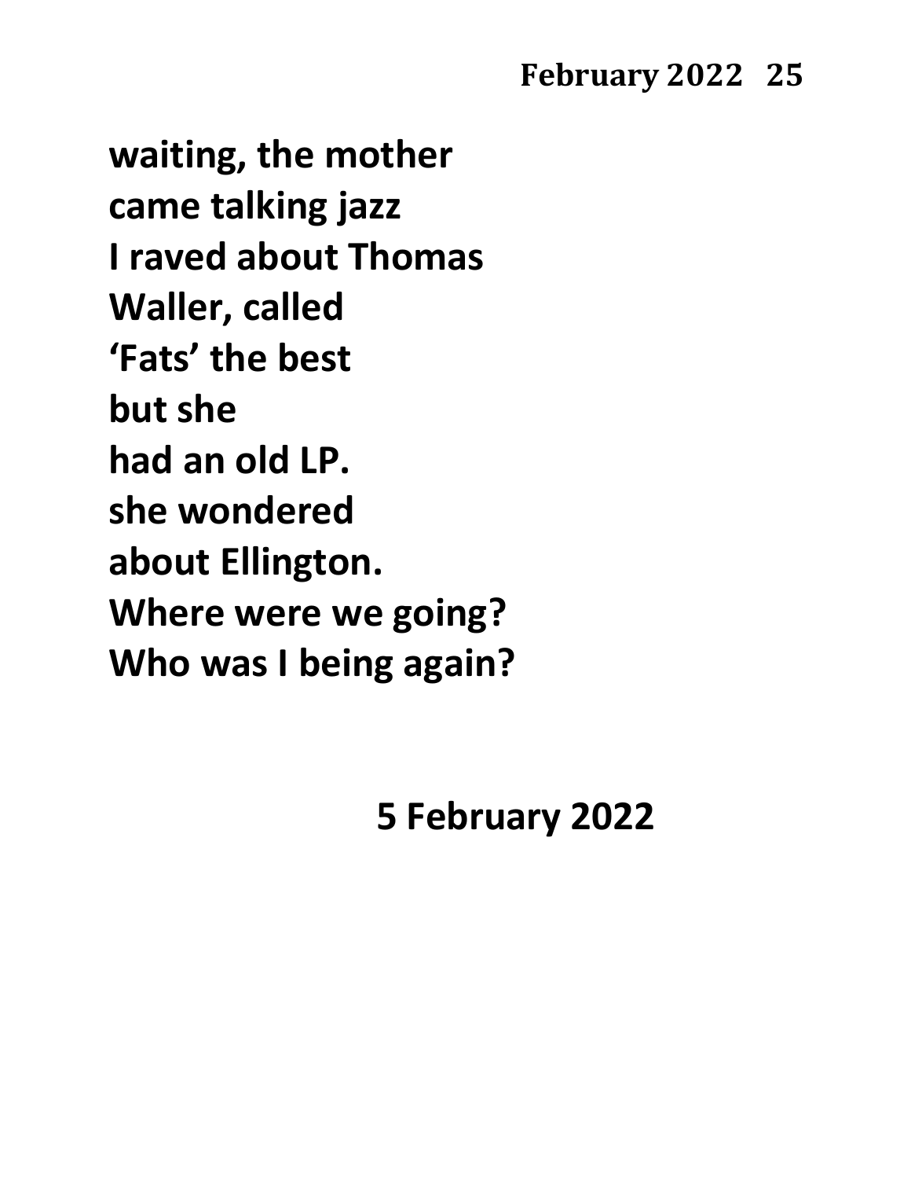**waiting, the mother**
**came talking jazz**
**I raved about Thomas**
**Waller, called**
**'Fats' the best**
**but she**
**had an old LP.**
**she wondered**
**about Ellington.**
**Where were we going?**
**Who was I being again?**

**5 February 2022**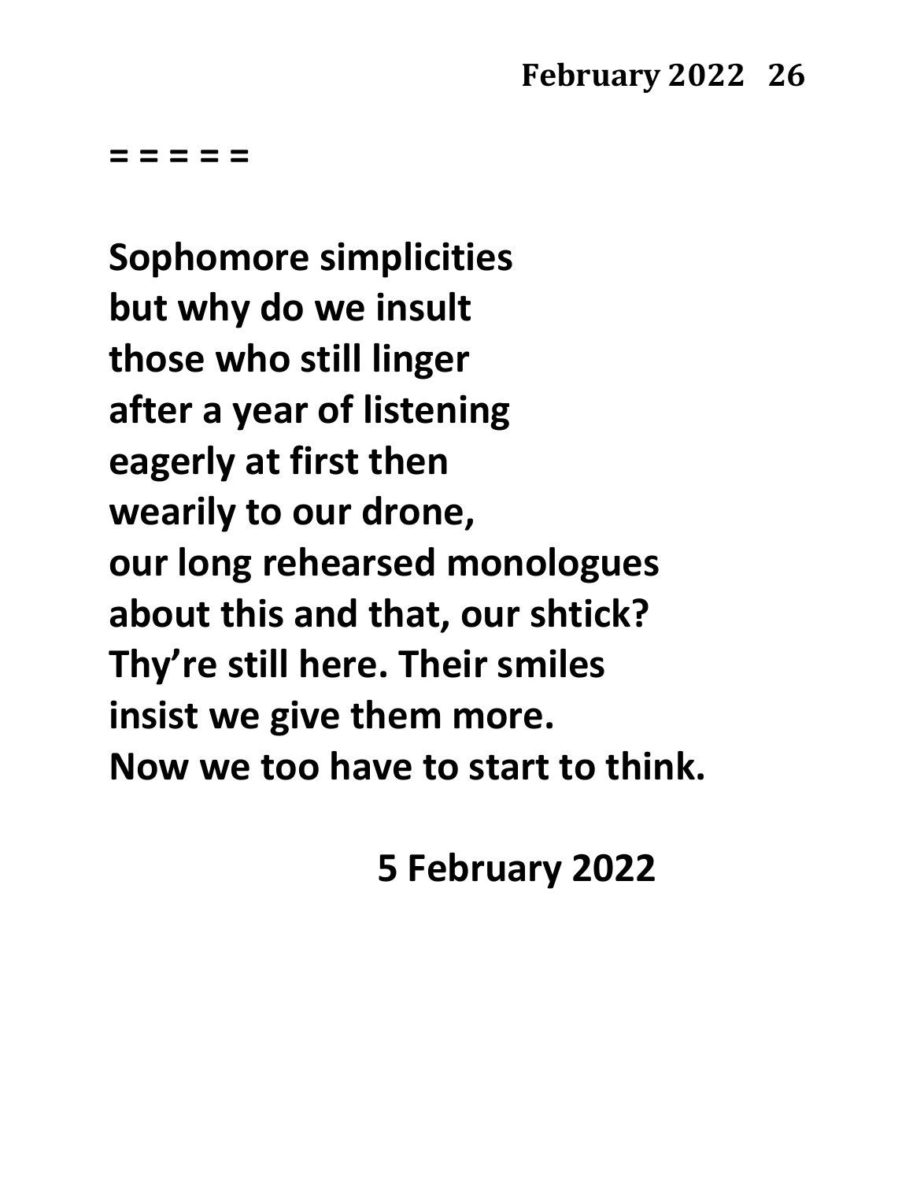= = = = =

**Sophomore simplicities**
**but why do we insult**
**those who still linger**
**after a year of listening**
**eagerly at first then**
**wearily to our drone,**
**our long rehearsed monologues**
**about this and that, our shtick?**
**Thy're still here. Their smiles**
**insist we give them more.**
**Now we too have to start to think.**

**5 February 2022**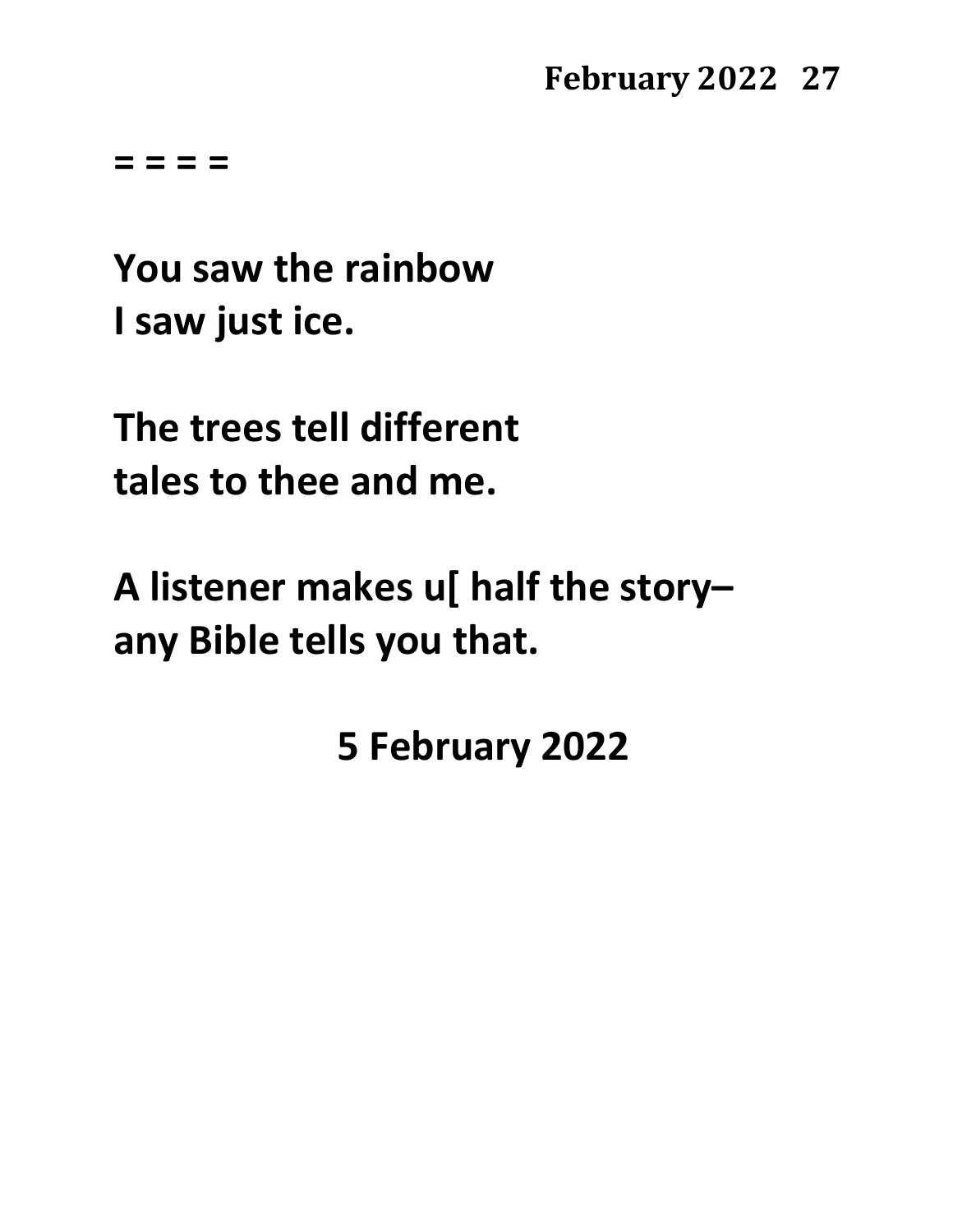= = = =

**You saw the rainbow**
**I saw just ice.**

**The trees tell different**
**tales to thee and me.**

**A listener makes u[ half the story–**
**any Bible tells you that.**

**5 February 2022**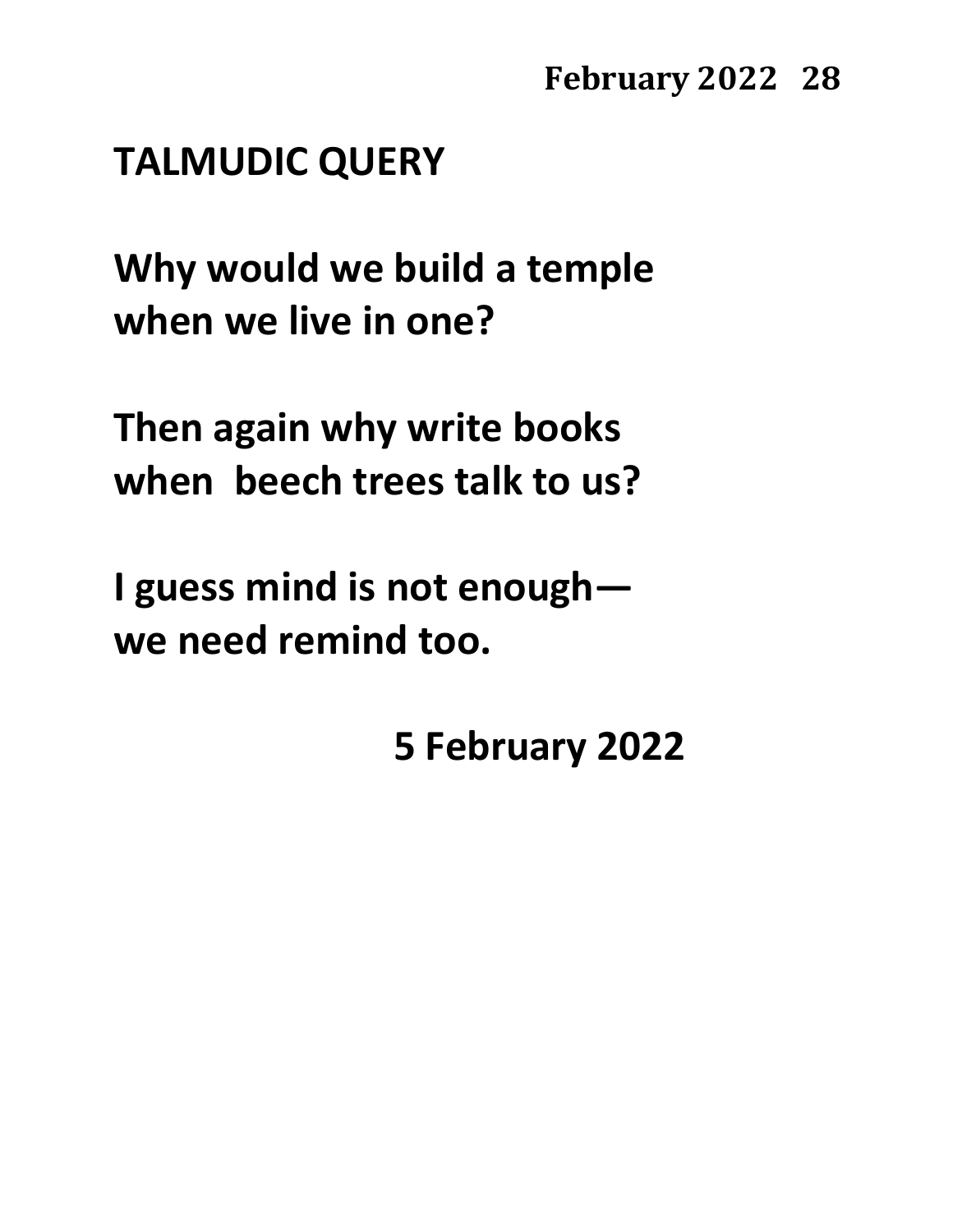## TALMUDIC QUERY

Why would we build a temple
when we live in one?

Then again why write books
when  beech trees talk to us?

I guess mind is not enough—
we need remind too.

5 February 2022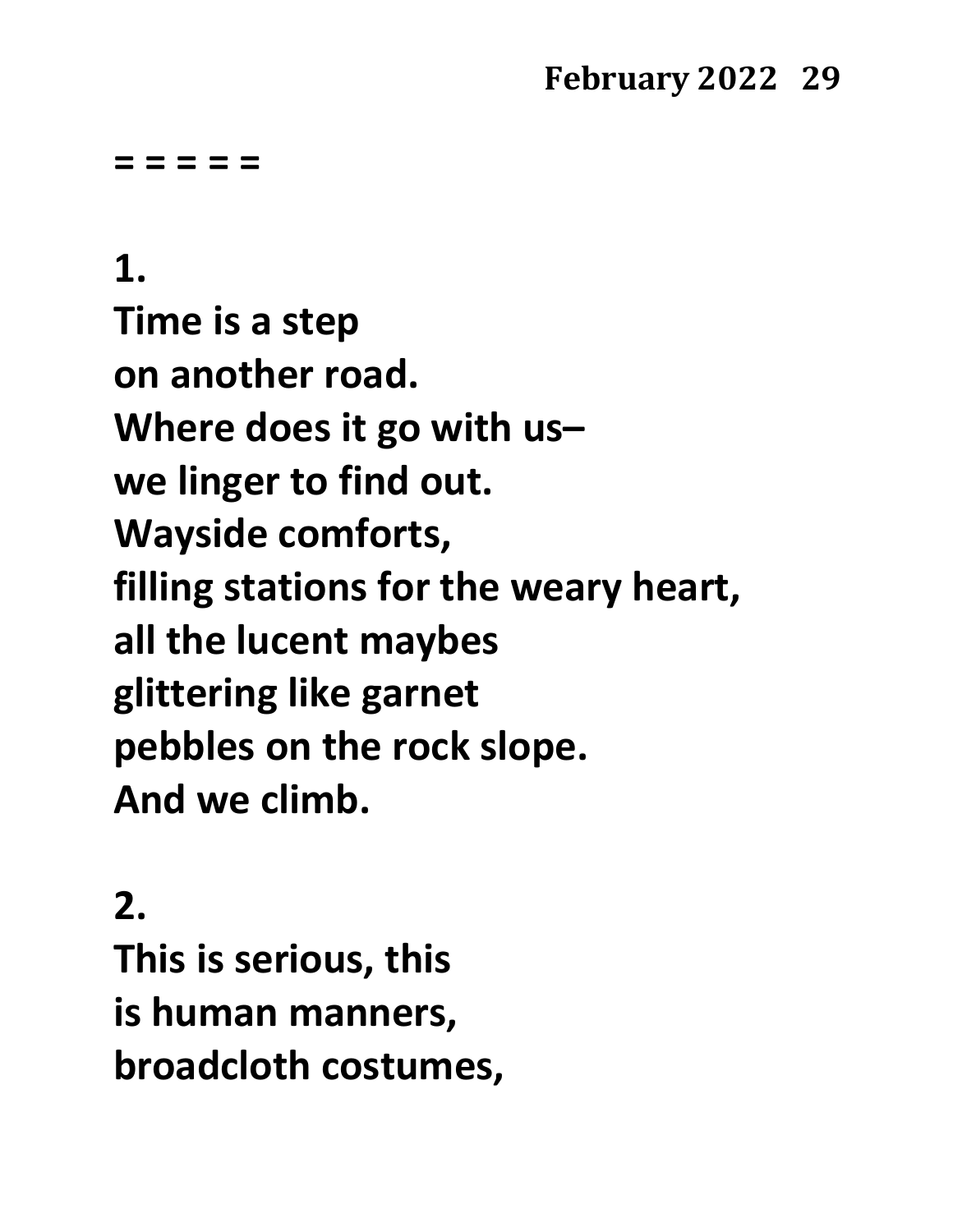**= = = = =**

**1.**

**Time is a step**
**on another road.**
**Where does it go with us–**
**we linger to find out.**
**Wayside comforts,**
**filling stations for the weary heart,**
**all the lucent maybes**
**glittering like garnet**
**pebbles on the rock slope.**
**And we climb.**

**2.**

**This is serious, this**
**is human manners,**
**broadcloth costumes,**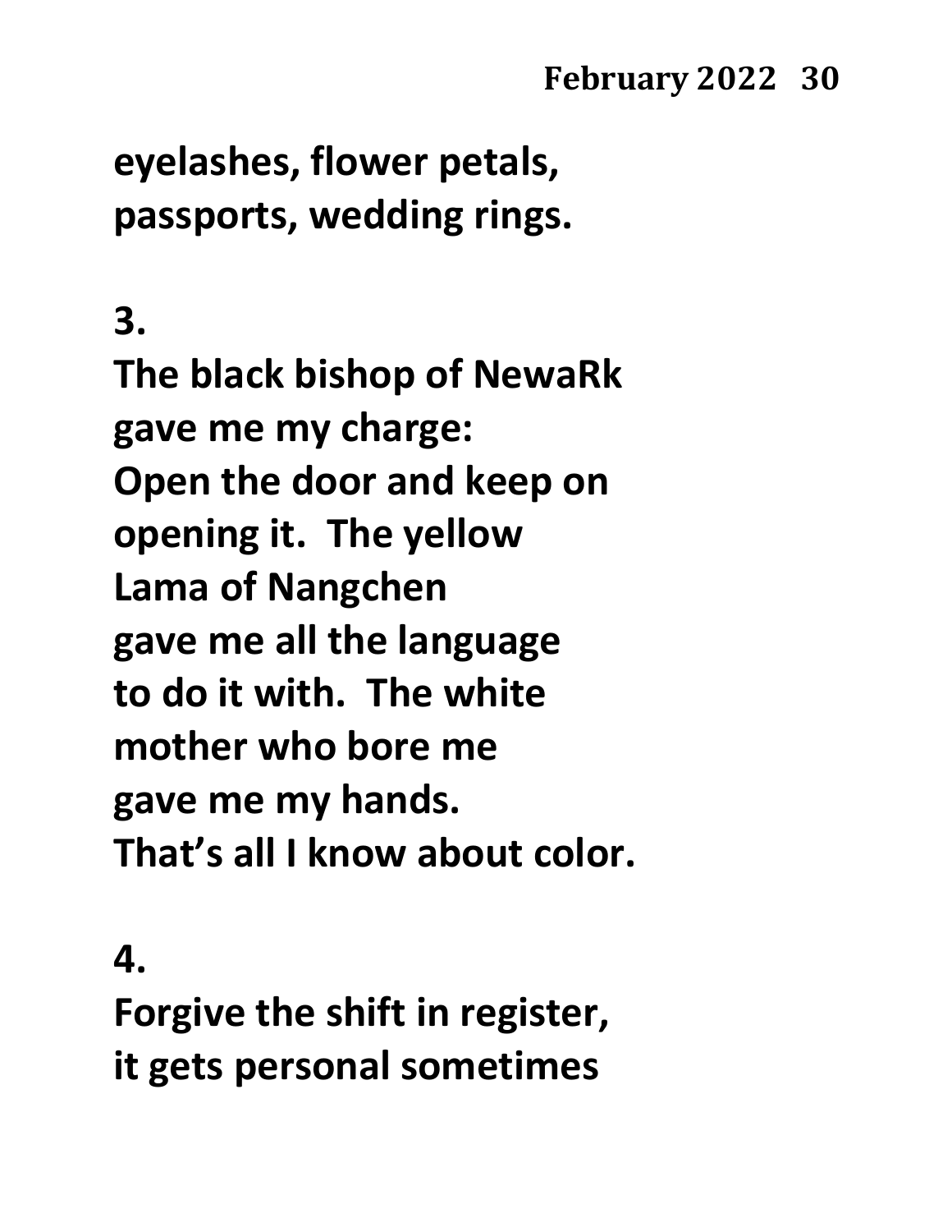eyelashes, flower petals,
passports, wedding rings.

3.
The black bishop of NewaRk
gave me my charge:
Open the door and keep on
opening it. The yellow
Lama of Nangchen
gave me all the language
to do it with. The white
mother who bore me
gave me my hands.
That's all I know about color.

4.
Forgive the shift in register,
it gets personal sometimes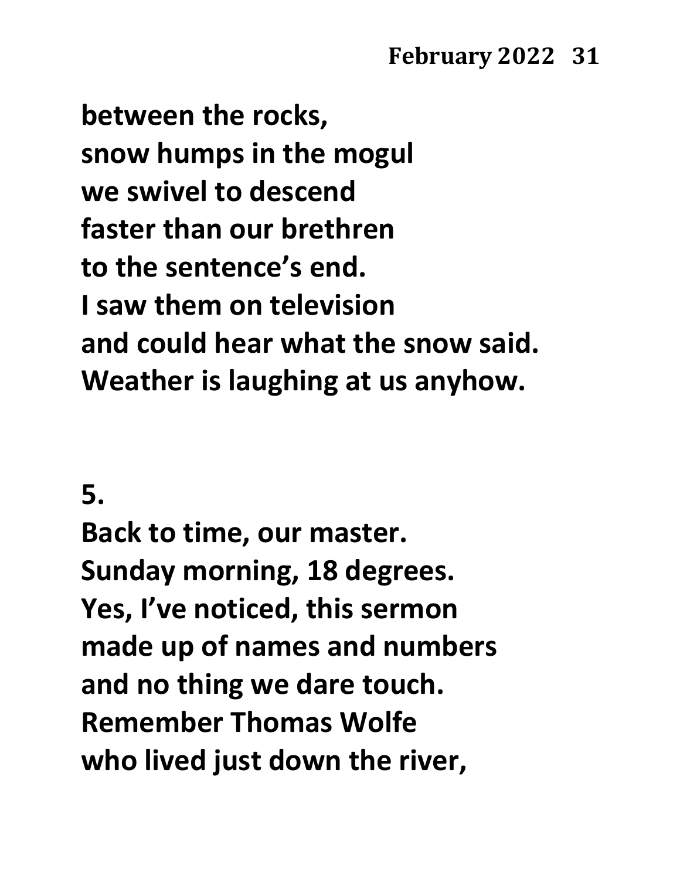between the rocks,
snow humps in the mogul
we swivel to descend
faster than our brethren
to the sentence's end.
I saw them on television
and could hear what the snow said.
Weather is laughing at us anyhow.

5.

Back to time, our master.
Sunday morning, 18 degrees.
Yes, I've noticed, this sermon
made up of names and numbers
and no thing we dare touch.
Remember Thomas Wolfe
who lived just down the river,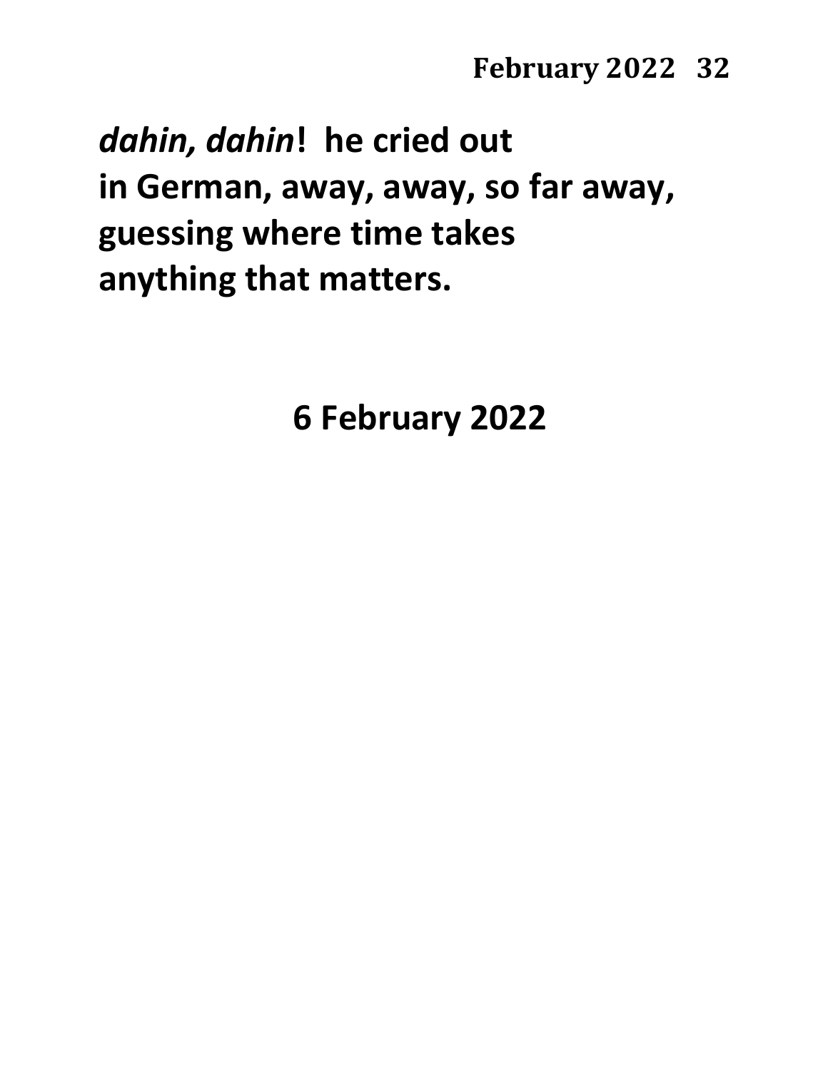***dahin, dahin*! he cried out**
**in German, away, away, so far away,**
**guessing where time takes**
**anything that matters.**

**6 February 2022**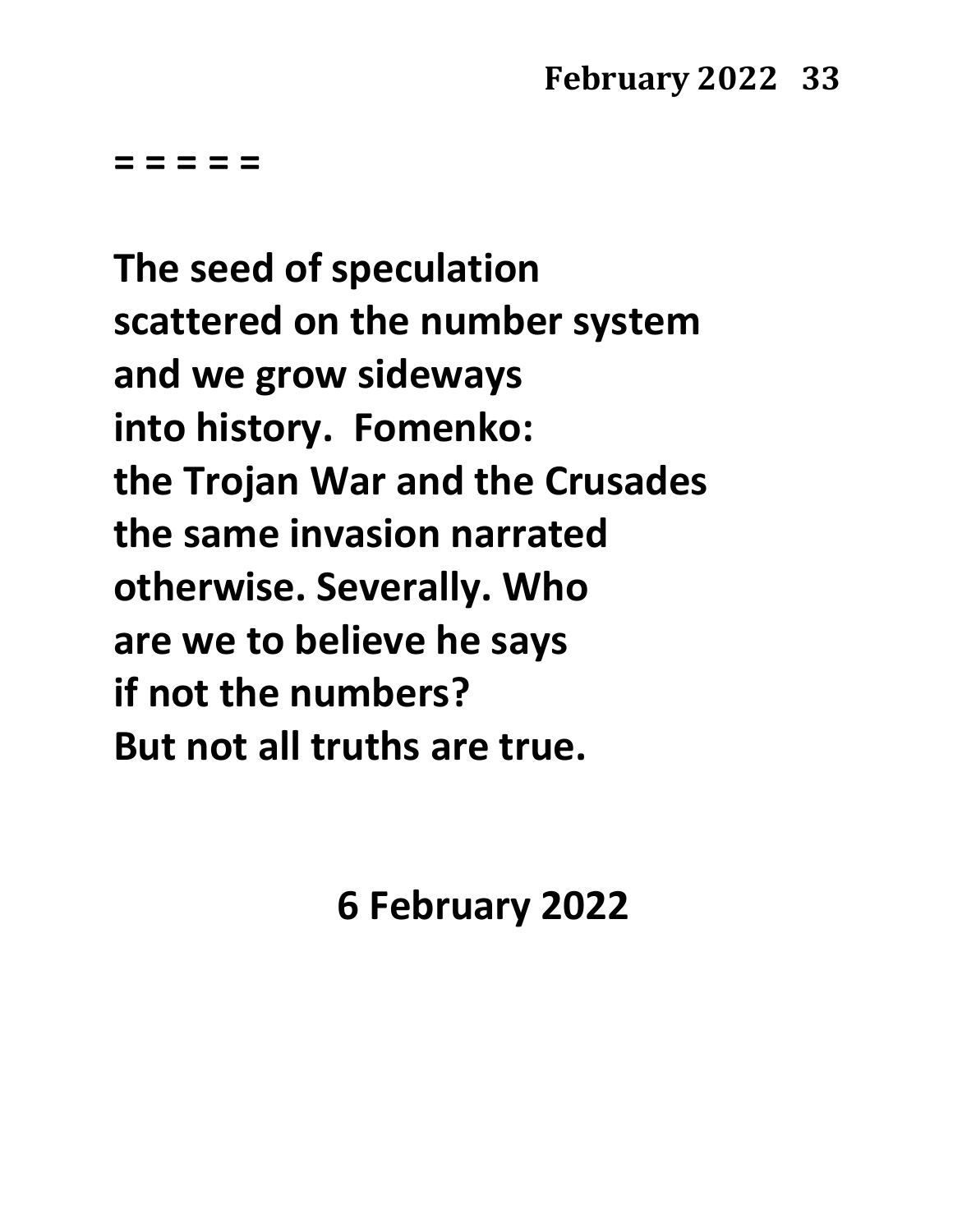**= = = = =**

**The seed of speculation**
**scattered on the number system**
**and we grow sideways**
**into history.  Fomenko:**
**the Trojan War and the Crusades**
**the same invasion narrated**
**otherwise. Severally. Who**
**are we to believe he says**
**if not the numbers?**
**But not all truths are true.**

**6 February 2022**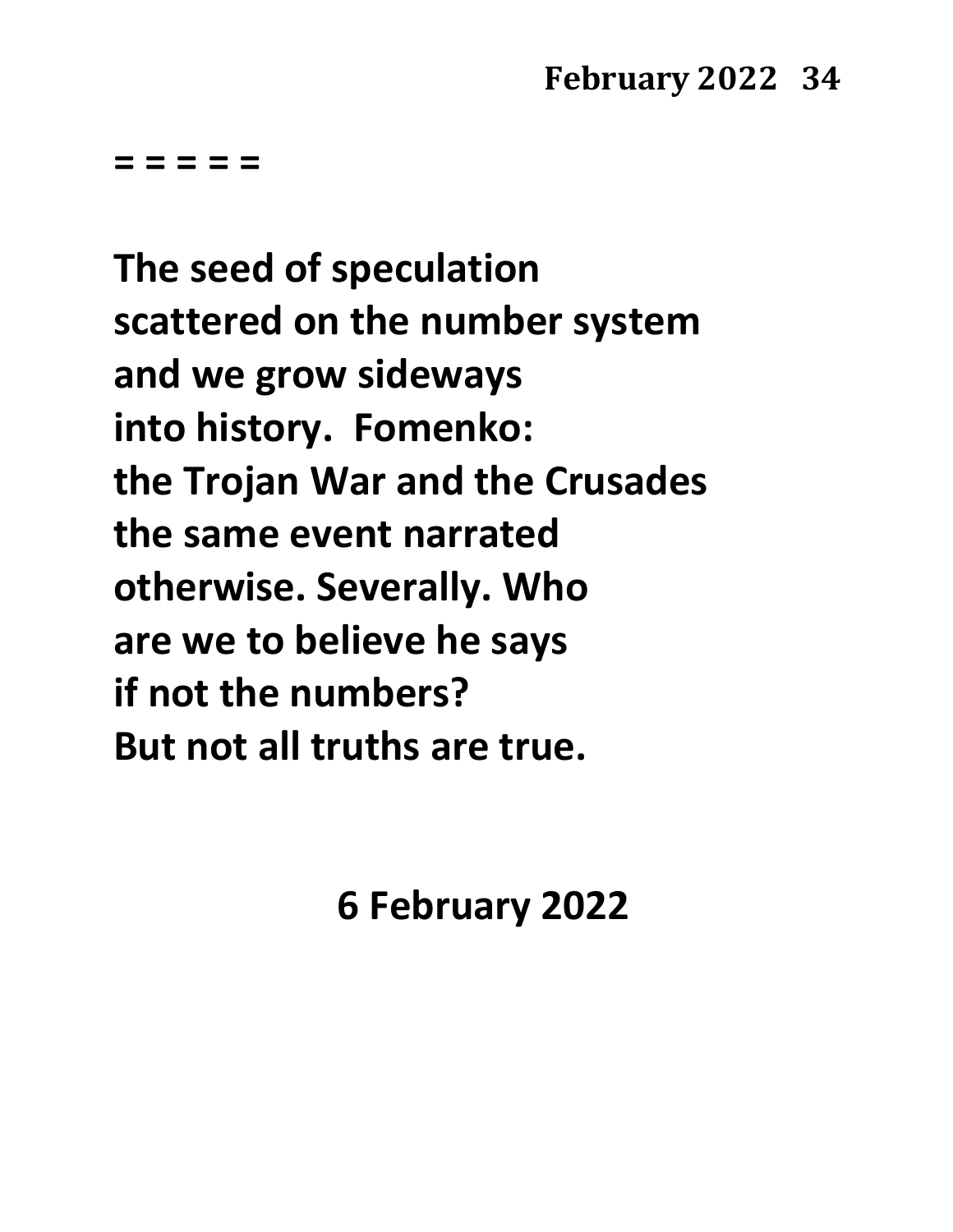= = = = =

The seed of speculation  
scattered on the number system  
and we grow sideways  
into history.  Fomenko:  
the Trojan War and the Crusades  
the same event narrated  
otherwise. Severally. Who  
are we to believe he says  
if not the numbers?  
But not all truths are true.

6 February 2022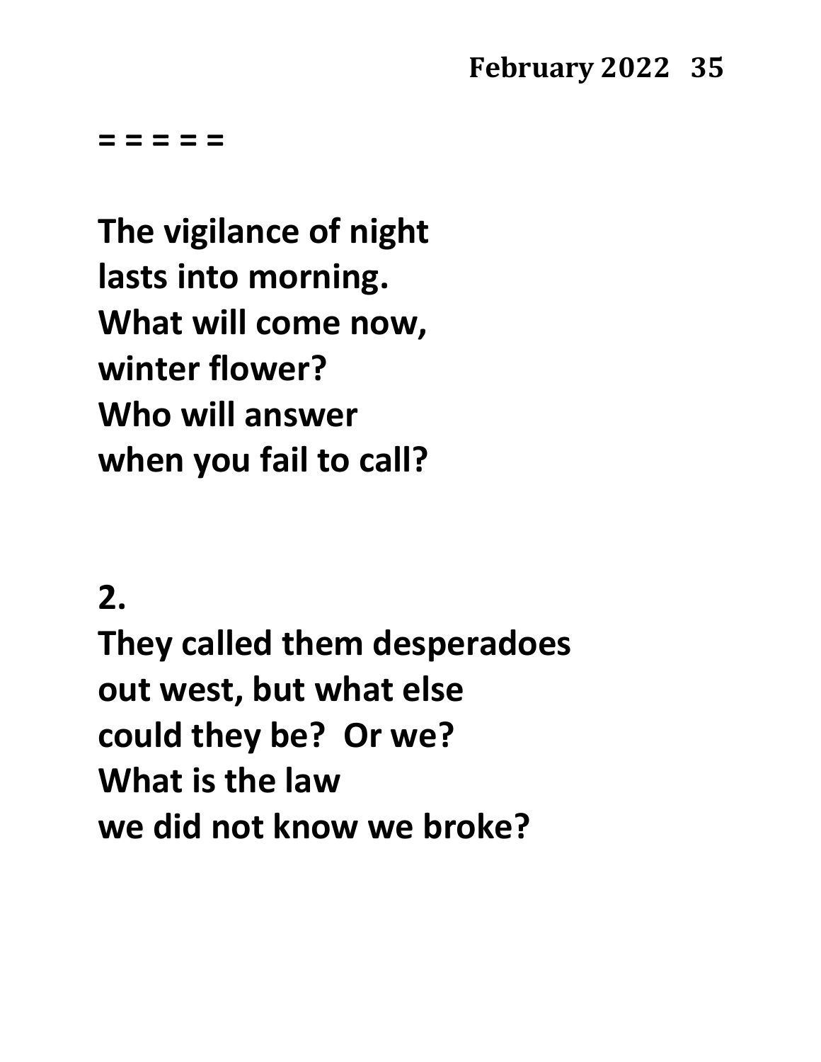**= = = = =**

**The vigilance of night**
**lasts into morning.**
**What will come now,**
**winter flower?**
**Who will answer**
**when you fail to call?**

**2.**
**They called them desperadoes**
**out west, but what else**
**could they be?  Or we?**
**What is the law**
**we did not know we broke?**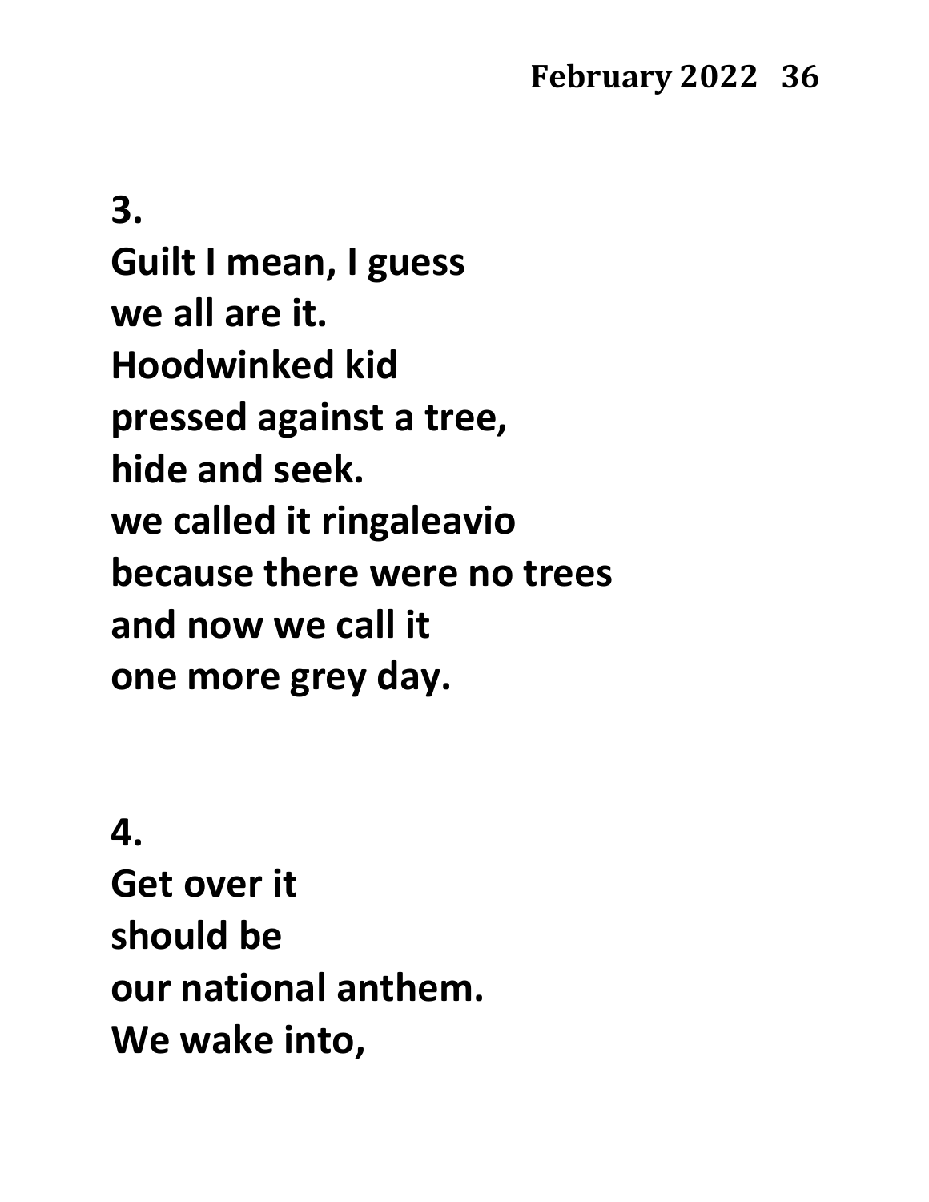**3.**
**Guilt I mean, I guess**
**we all are it.**
**Hoodwinked kid**
**pressed against a tree,**
**hide and seek.**
**we called it ringaleavio**
**because there were no trees**
**and now we call it**
**one more grey day.**

**4.**
**Get over it**
**should be**
**our national anthem.**
**We wake into,**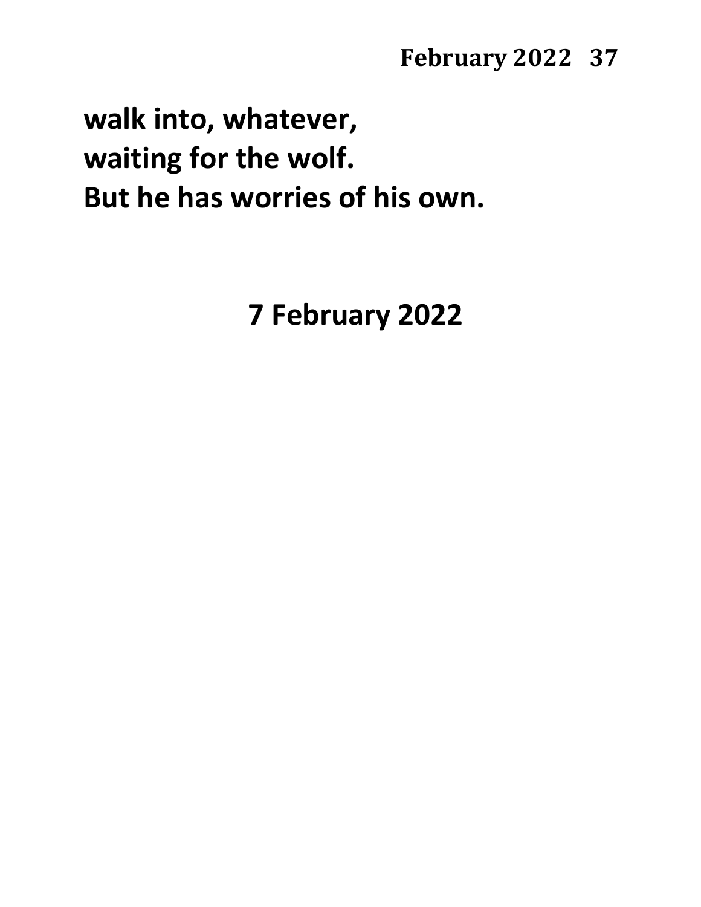**walk into, whatever,**
**waiting for the wolf.**
**But he has worries of his own.**

**7 February 2022**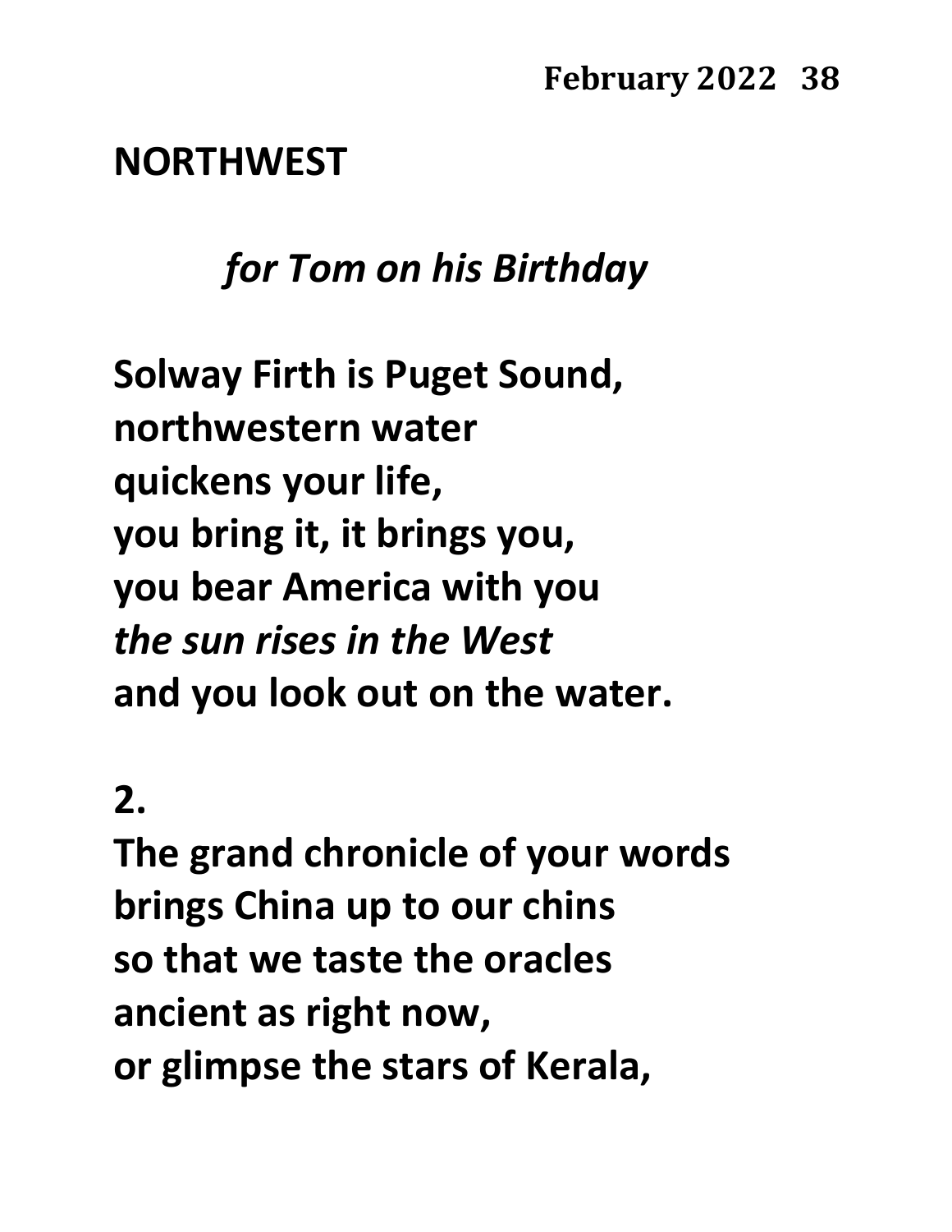## NORTHWEST

*for Tom on his Birthday*

**Solway Firth is Puget Sound,**
**northwestern water**
**quickens your life,**
**you bring it, it brings you,**
**you bear America with you**
***the sun rises in the West***
**and you look out on the water.**

**2.**

**The grand chronicle of your words**
**brings China up to our chins**
**so that we taste the oracles**
**ancient as right now,**
**or glimpse the stars of Kerala,**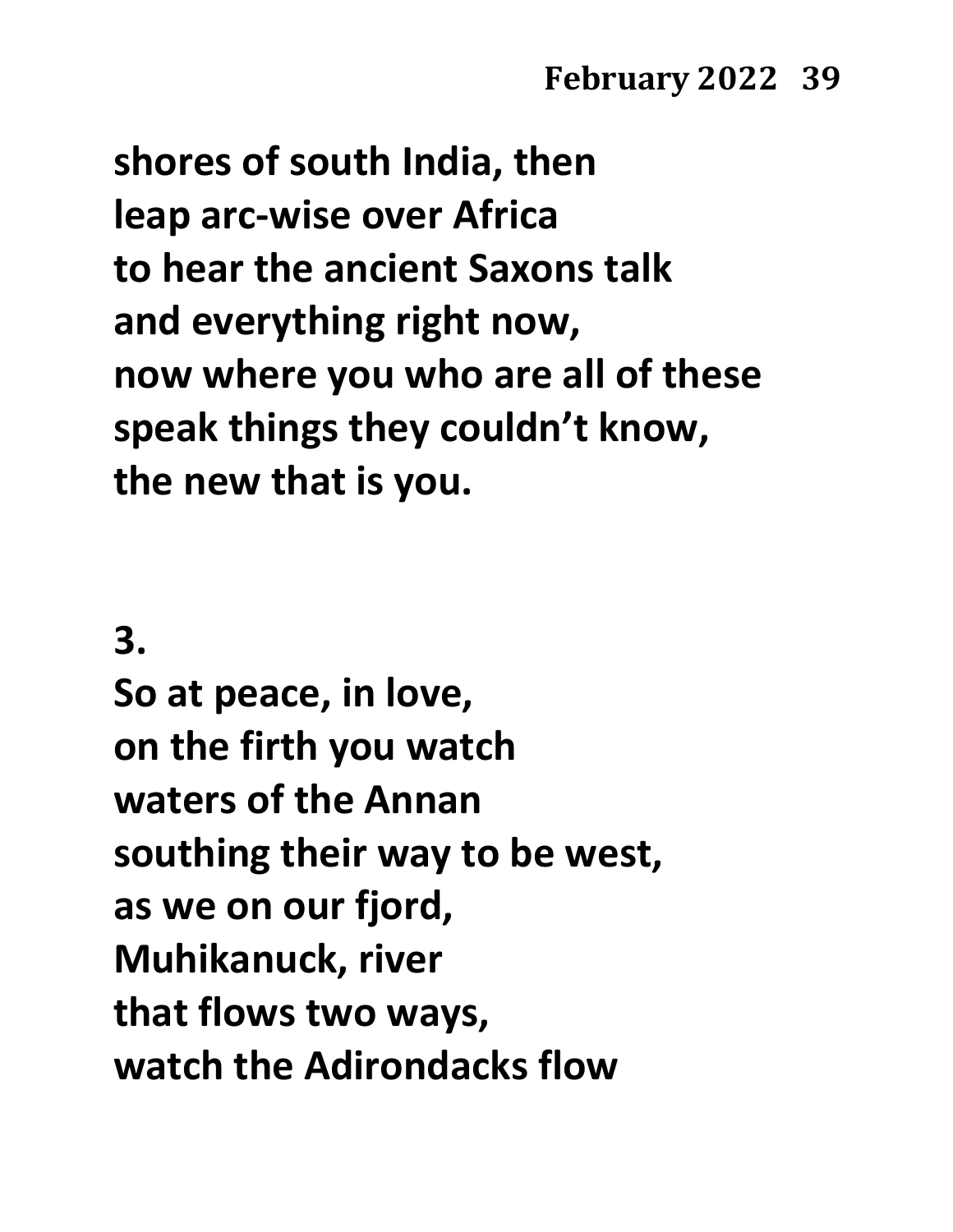**shores of south India, then**
**leap arc-wise over Africa**
**to hear the ancient Saxons talk**
**and everything right now,**
**now where you who are all of these**
**speak things they couldn't know,**
**the new that is you.**

**3.**

**So at peace, in love,**
**on the firth you watch**
**waters of the Annan**
**southing their way to be west,**
**as we on our fjord,**
**Muhikanuck, river**
**that flows two ways,**
**watch the Adirondacks flow**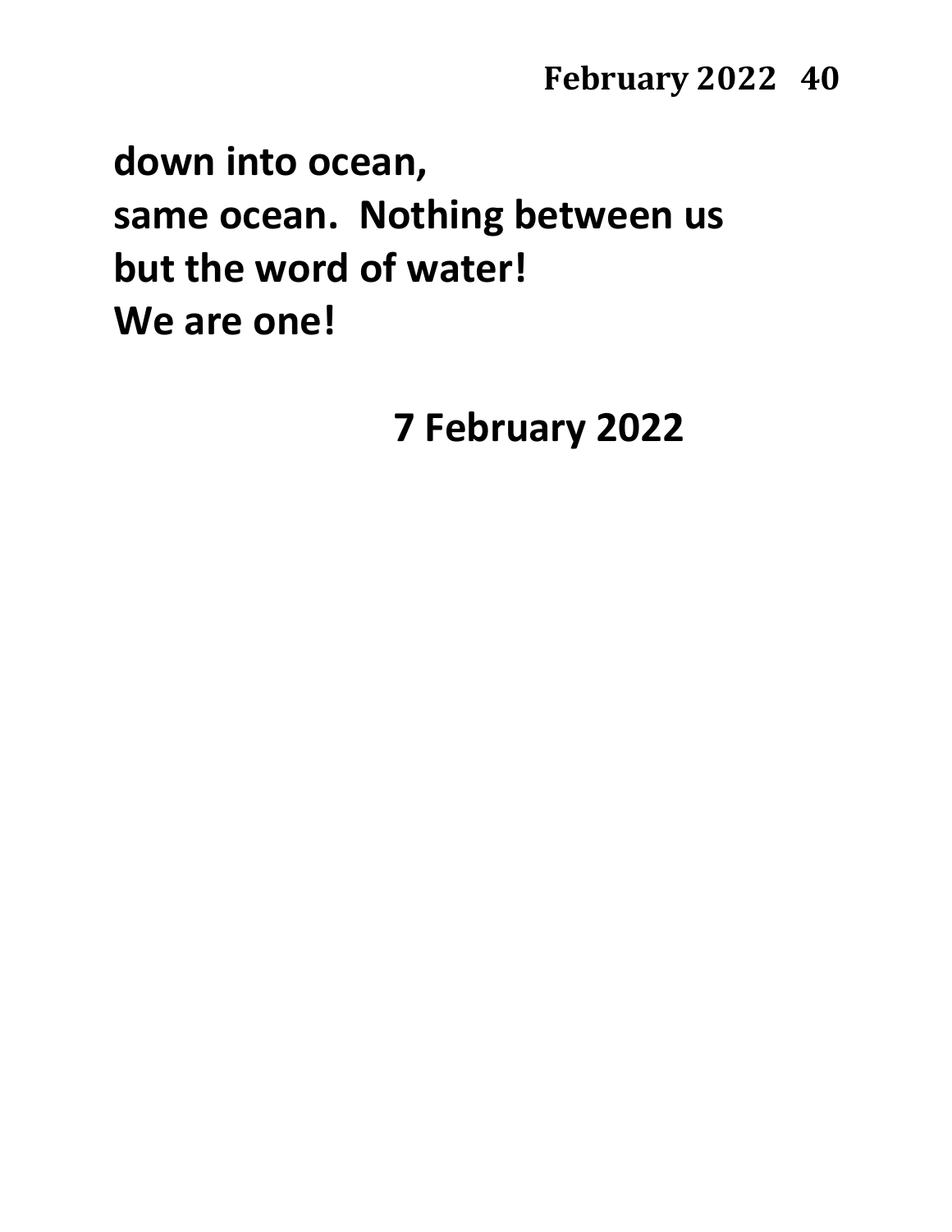**down into ocean,**
**same ocean.  Nothing between us**
**but the word of water!**
**We are one!**

**7 February 2022**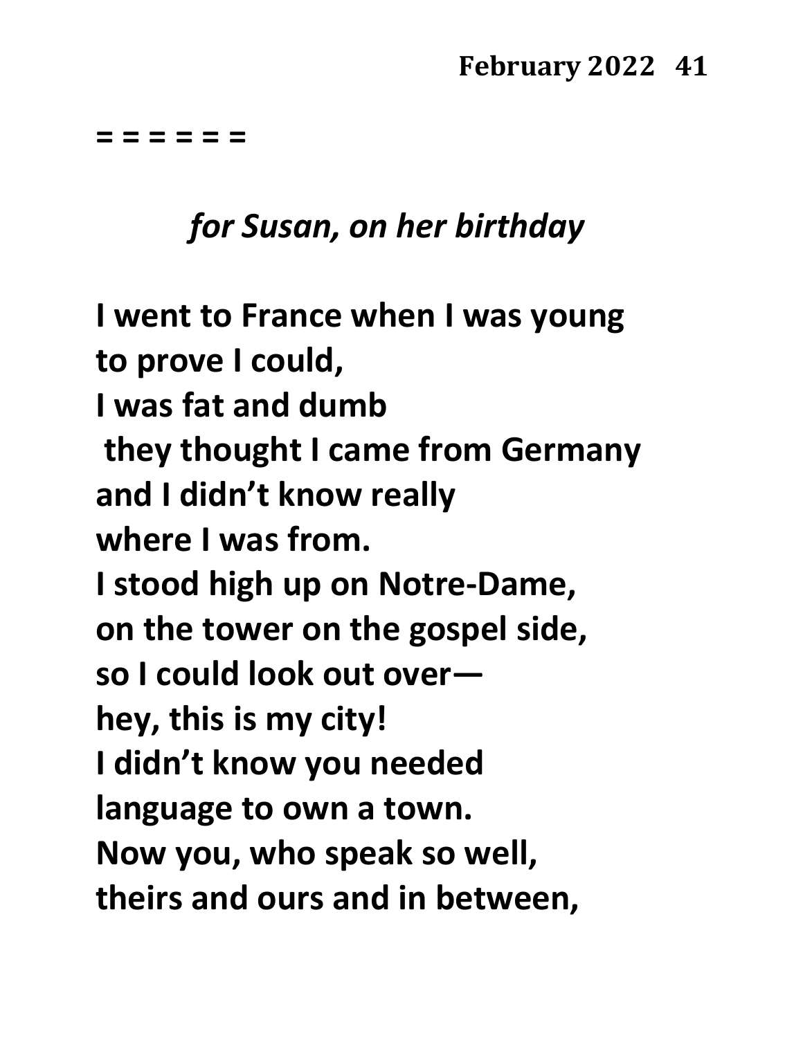= = = = = =

*for Susan, on her birthday*

**I went to France when I was young**
**to prove I could,**
**I was fat and dumb**
**they thought I came from Germany**
**and I didn't know really**
**where I was from.**
**I stood high up on Notre-Dame,**
**on the tower on the gospel side,**
**so I could look out over—**
**hey, this is my city!**
**I didn't know you needed**
**language to own a town.**
**Now you, who speak so well,**
**theirs and ours and in between,**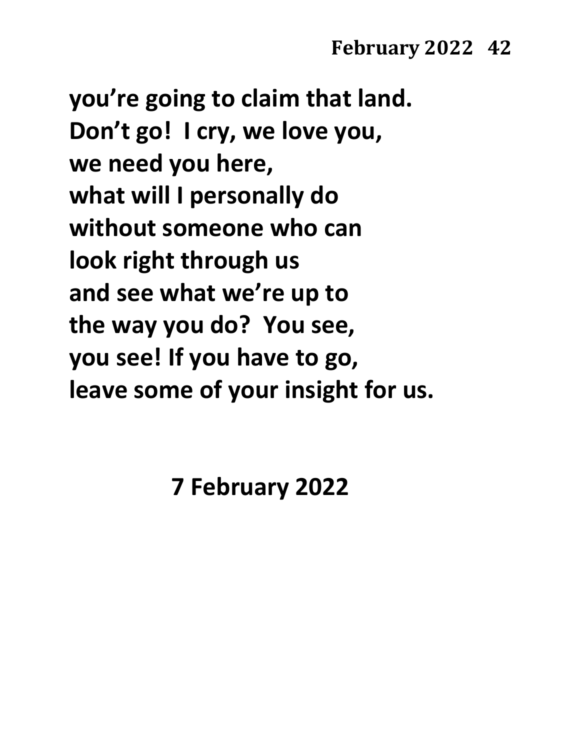**you're going to claim that land.**
**Don't go!  I cry, we love you,**
**we need you here,**
**what will I personally do**
**without someone who can**
**look right through us**
**and see what we're up to**
**the way you do?  You see,**
**you see! If you have to go,**
**leave some of your insight for us.**

**7 February 2022**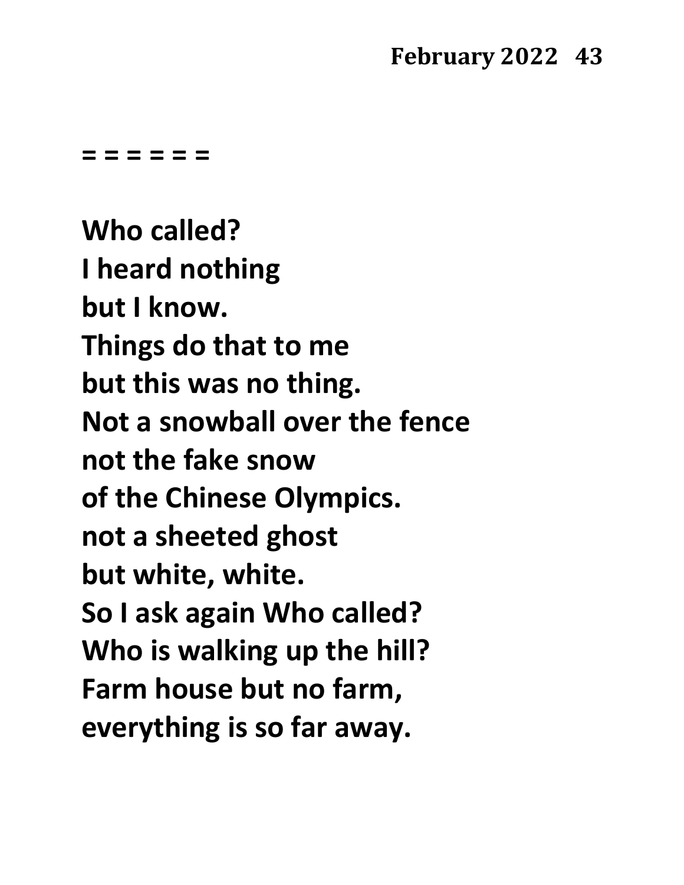= = = = = =

**Who called?**
**I heard nothing**
**but I know.**
**Things do that to me**
**but this was no thing.**
**Not a snowball over the fence**
**not the fake snow**
**of the Chinese Olympics.**
**not a sheeted ghost**
**but white, white.**
**So I ask again Who called?**
**Who is walking up the hill?**
**Farm house but no farm,**
**everything is so far away.**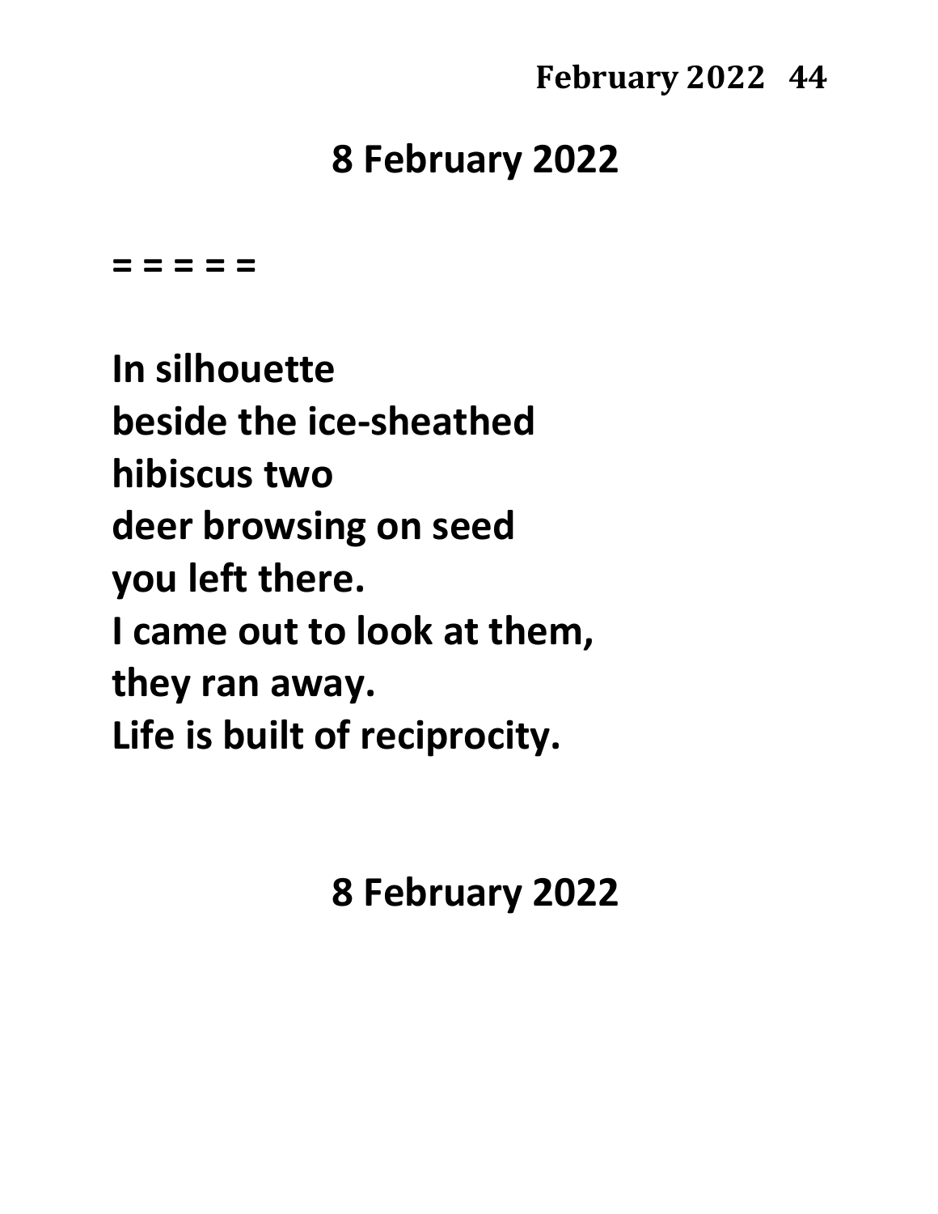## 8 February 2022

= = = = =

**In silhouette**
**beside the ice-sheathed**
**hibiscus two**
**deer browsing on seed**
**you left there.**
**I came out to look at them,**
**they ran away.**
**Life is built of reciprocity.**

## 8 February 2022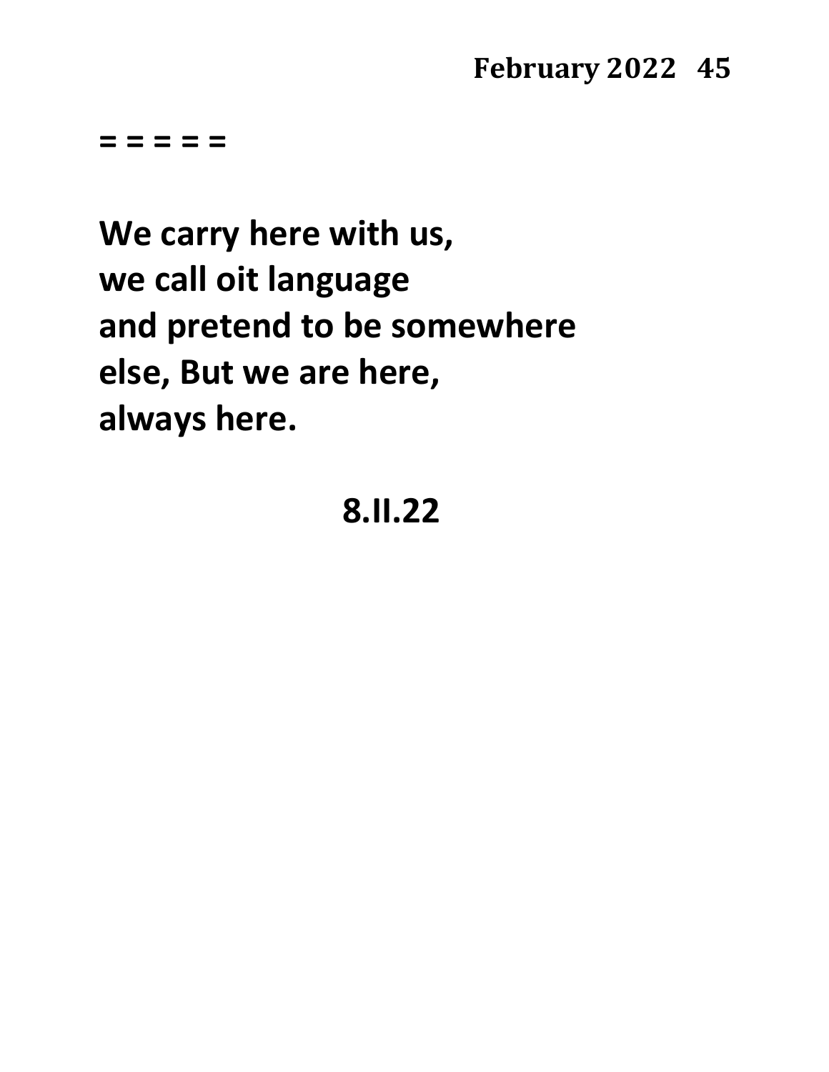**= = = = =**

**We carry here with us,**
**we call oit language**
**and pretend to be somewhere**
**else, But we are here,**
**always here.**

**8.II.22**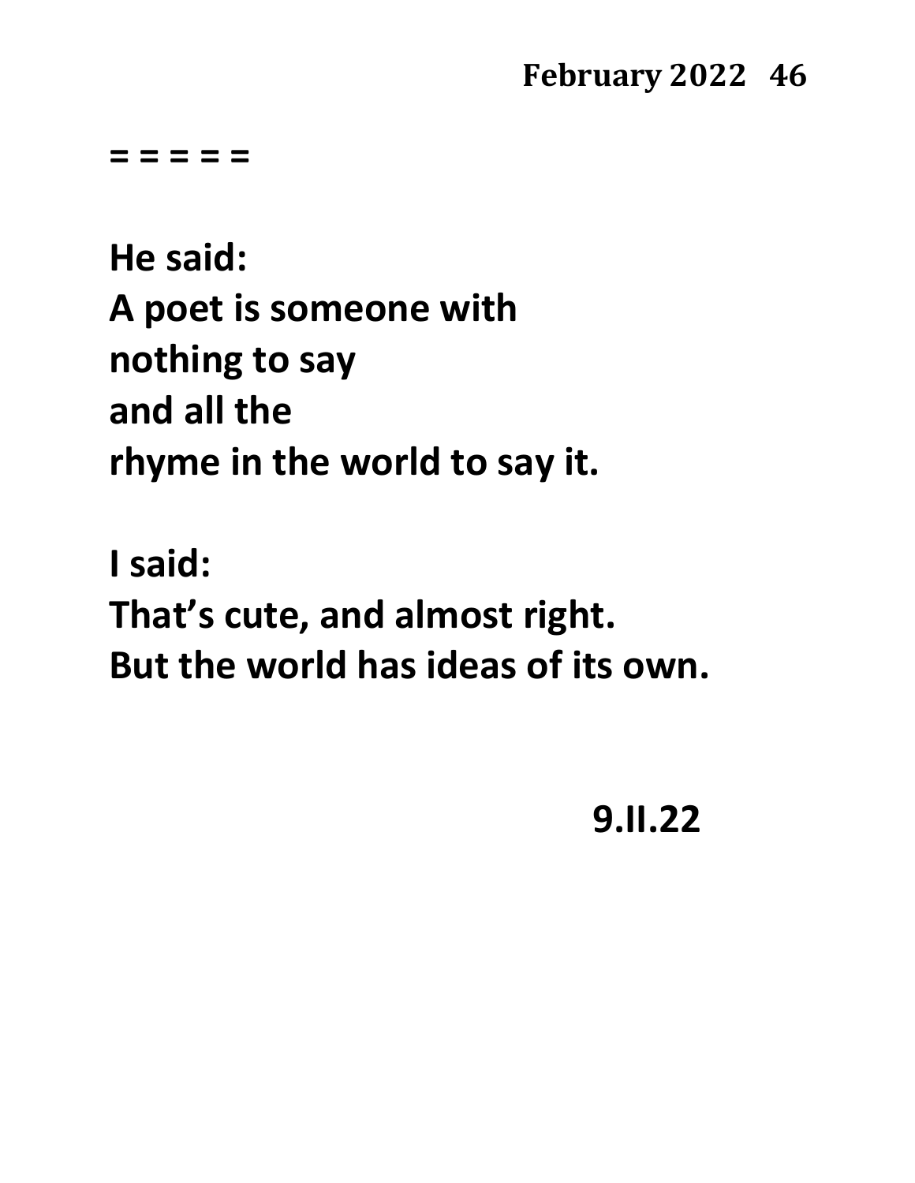= = = = =

He said:
A poet is someone with
nothing to say
and all the
rhyme in the world to say it.

I said:
That's cute, and almost right.
But the world has ideas of its own.

9.II.22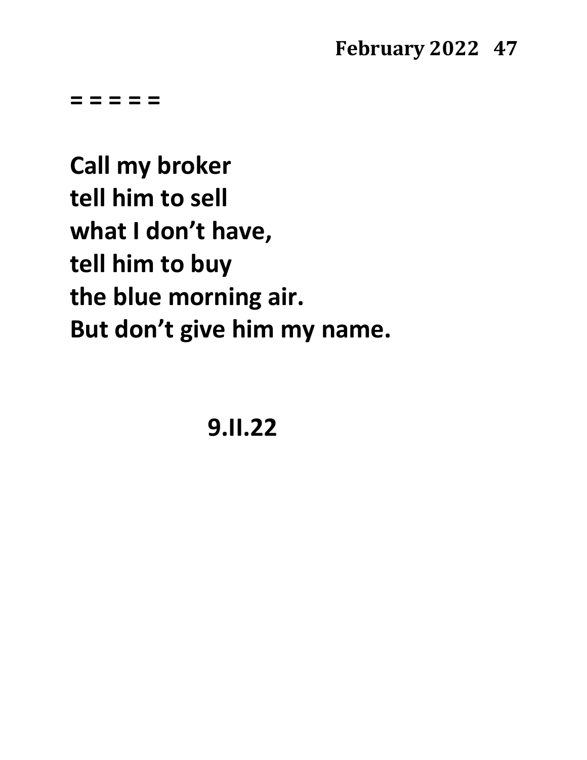= = = = =

**Call my broker**  
**tell him to sell**  
**what I don't have,**  
**tell him to buy**  
**the blue morning air.**  
**But don't give him my name.**

**9.II.22**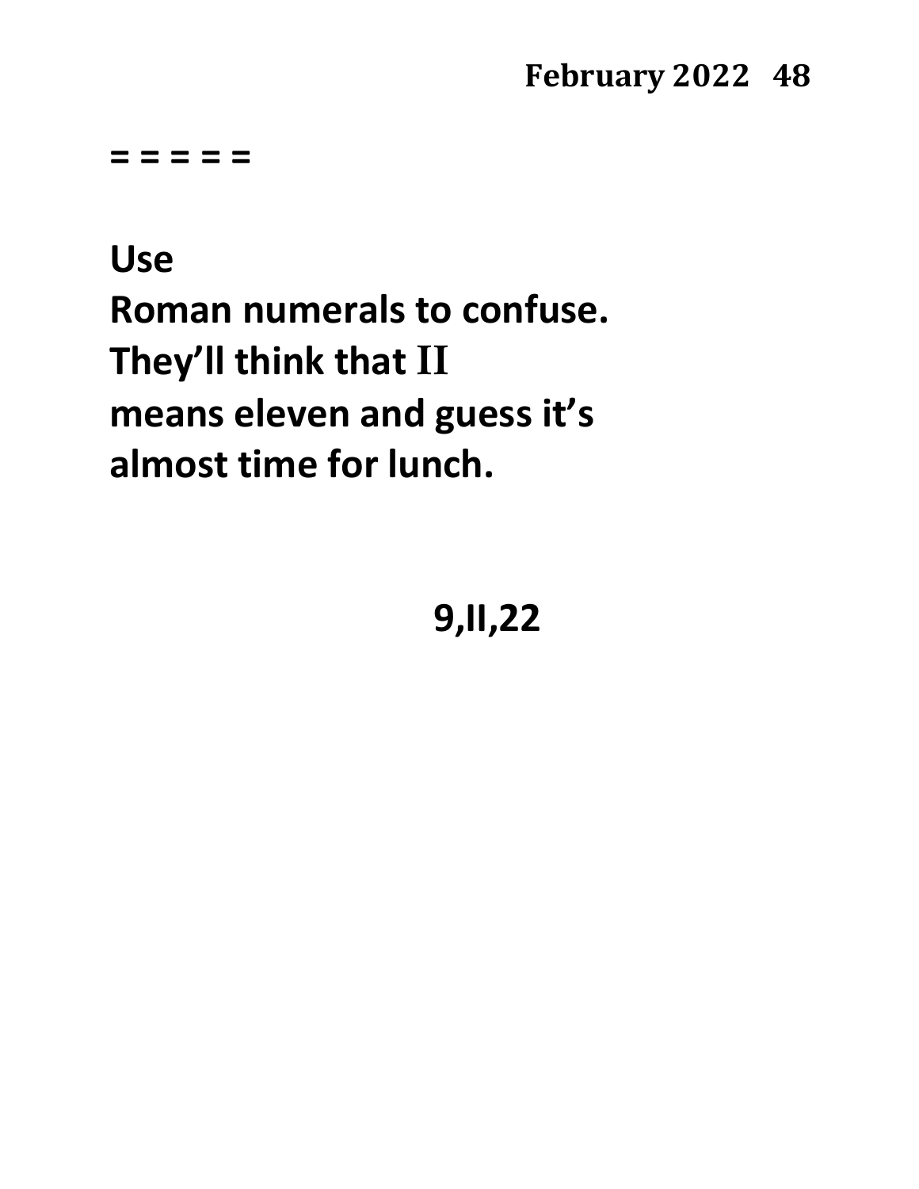= = = = =

**Use**
**Roman numerals to confuse.**
**They'll think that II**
**means eleven and guess it's**
**almost time for lunch.**

**9,II,22**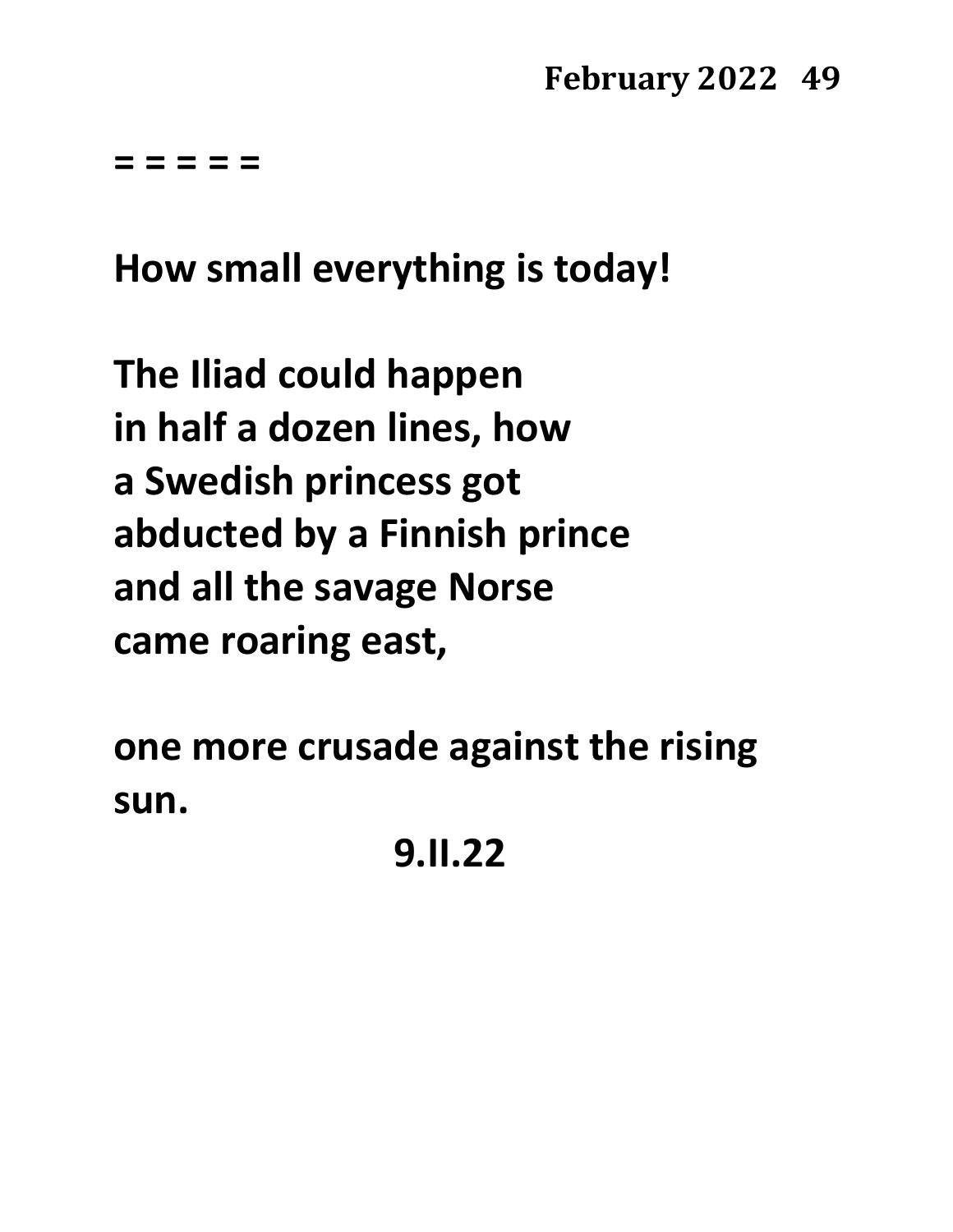= = = = =

How small everything is today!

The Iliad could happen
in half a dozen lines, how
a Swedish princess got
abducted by a Finnish prince
and all the savage Norse
came roaring east,

one more crusade against the rising
sun.

9.II.22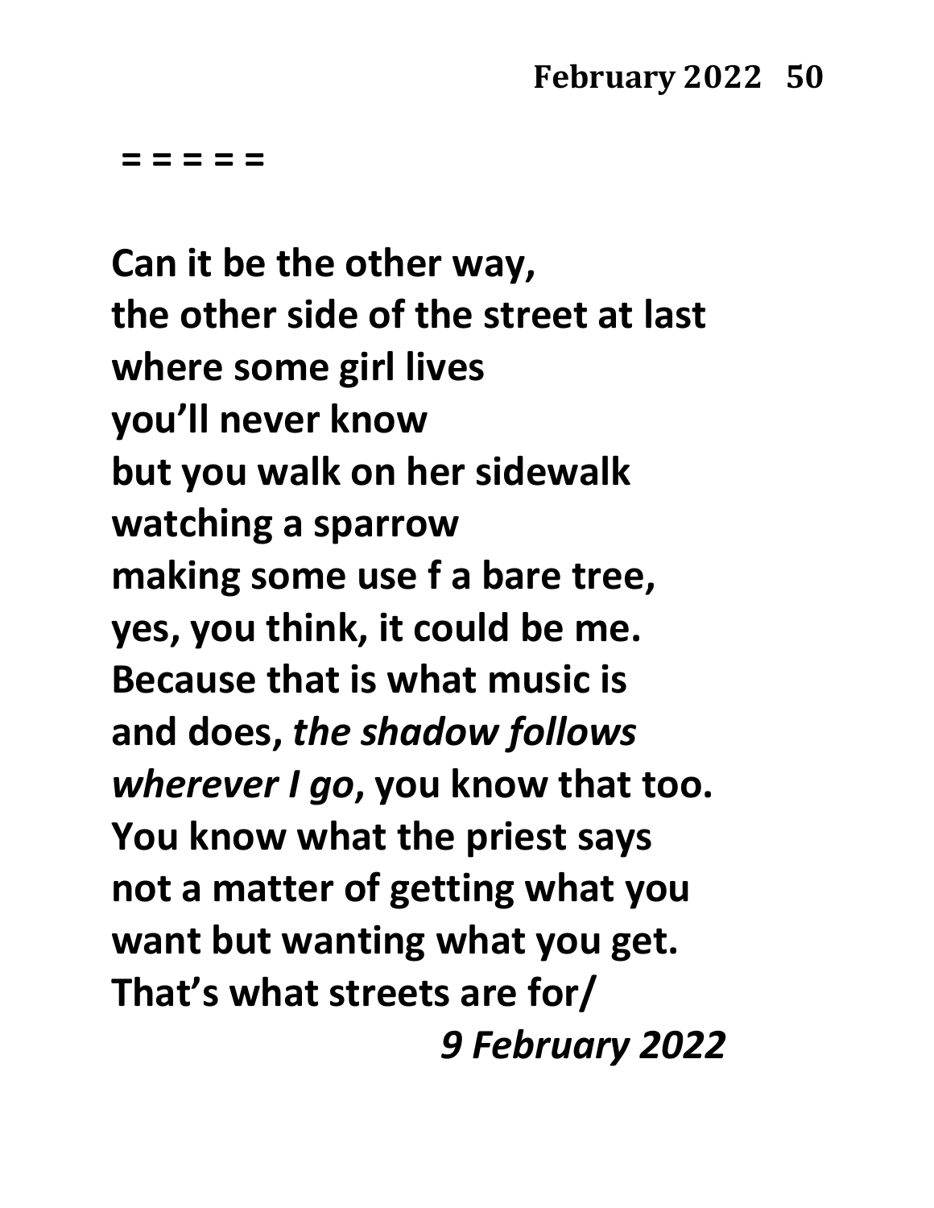= = = = =

**Can it be the other way,**
**the other side of the street at last**
**where some girl lives**
**you'll never know**
**but you walk on her sidewalk**
**watching a sparrow**
**making some use f a bare tree,**
**yes, you think, it could be me.**
**Because that is what music is**
**and does, *the shadow follows***
***wherever I go*, you know that too.**
**You know what the priest says**
**not a matter of getting what you**
**want but wanting what you get.**
**That's what streets are for/**

***9 February 2022***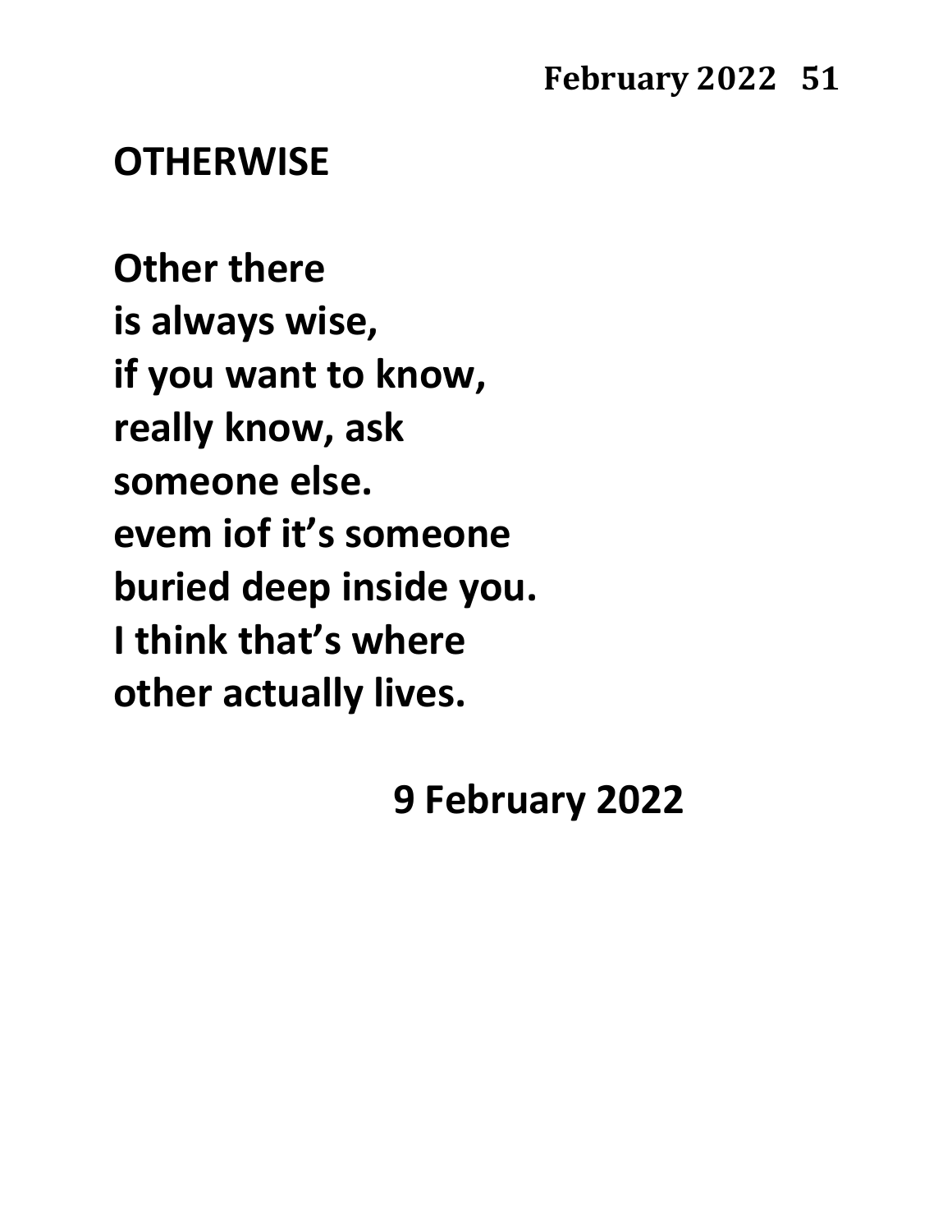## OTHERWISE

Other there  
is always wise,  
if you want to know,  
really know, ask  
someone else.  
evem iof it's someone  
buried deep inside you.  
I think that's where  
other actually lives.

9 February 2022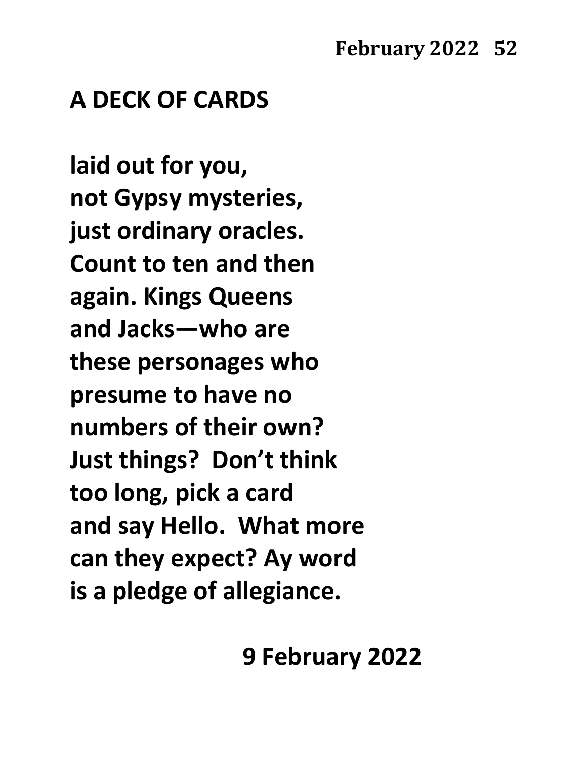## A DECK OF CARDS

laid out for you,  
not Gypsy mysteries,  
just ordinary oracles.  
Count to ten and then  
again. Kings Queens  
and Jacks—who are  
these personages who  
presume to have no  
numbers of their own?  
Just things? Don't think  
too long, pick a card  
and say Hello. What more  
can they expect? Ay word  
is a pledge of allegiance.

9 February 2022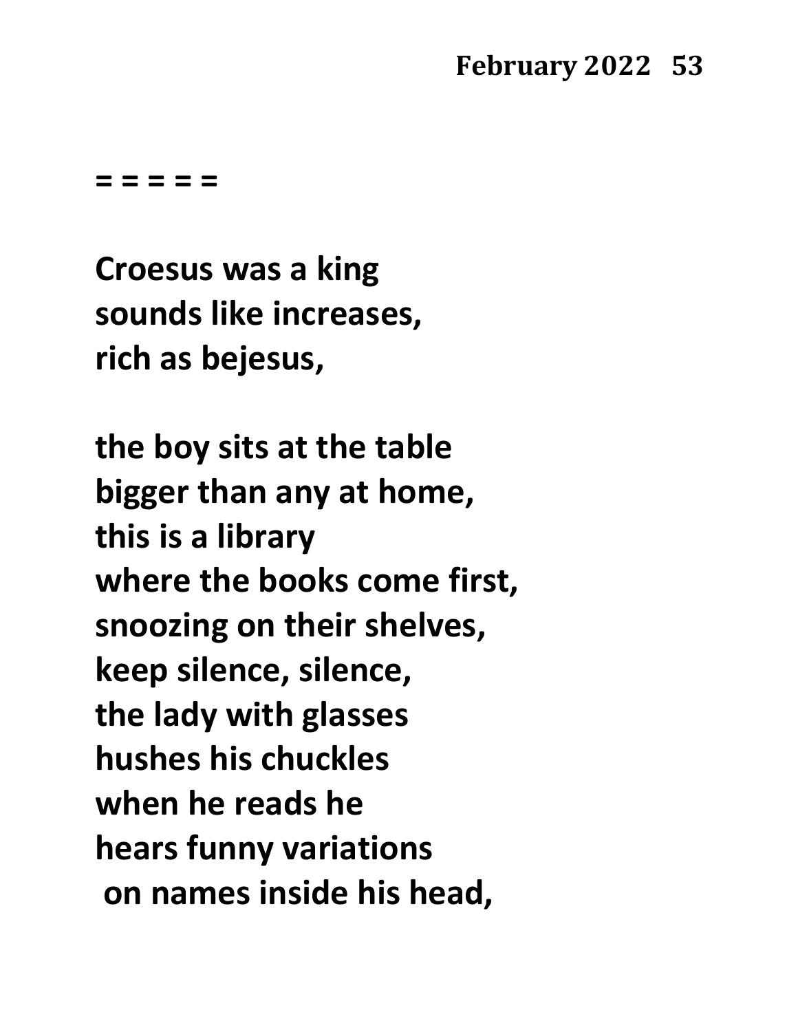= = = = =

**Croesus was a king**
**sounds like increases,**
**rich as bejesus,**

**the boy sits at the table**
**bigger than any at home,**
**this is a library**
**where the books come first,**
**snoozing on their shelves,**
**keep silence, silence,**
**the lady with glasses**
**hushes his chuckles**
**when he reads he**
**hears funny variations**
**on names inside his head,**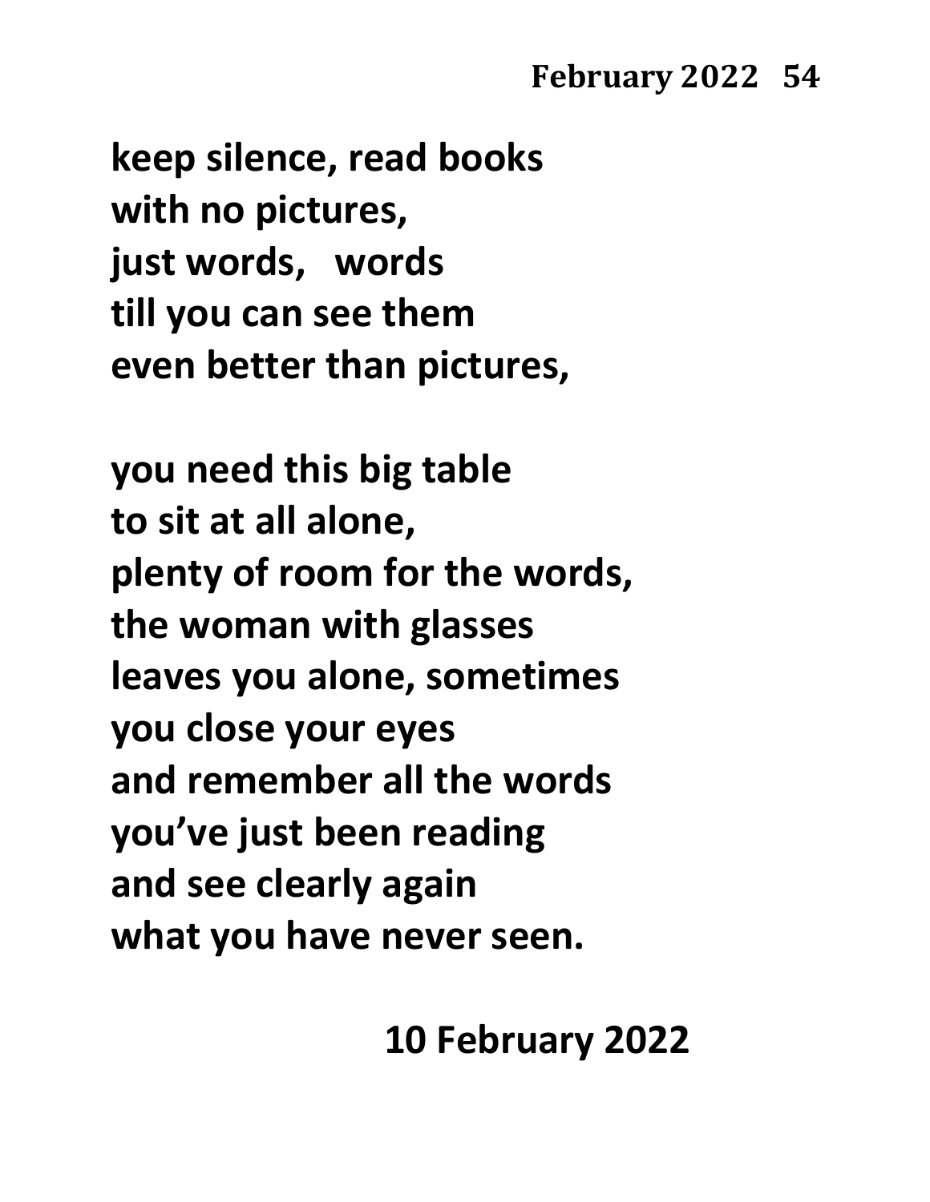**keep silence, read books**
**with no pictures,**
**just words,   words**
**till you can see them**
**even better than pictures,**

**you need this big table**
**to sit at all alone,**
**plenty of room for the words,**
**the woman with glasses**
**leaves you alone, sometimes**
**you close your eyes**
**and remember all the words**
**you've just been reading**
**and see clearly again**
**what you have never seen.**

**10 February 2022**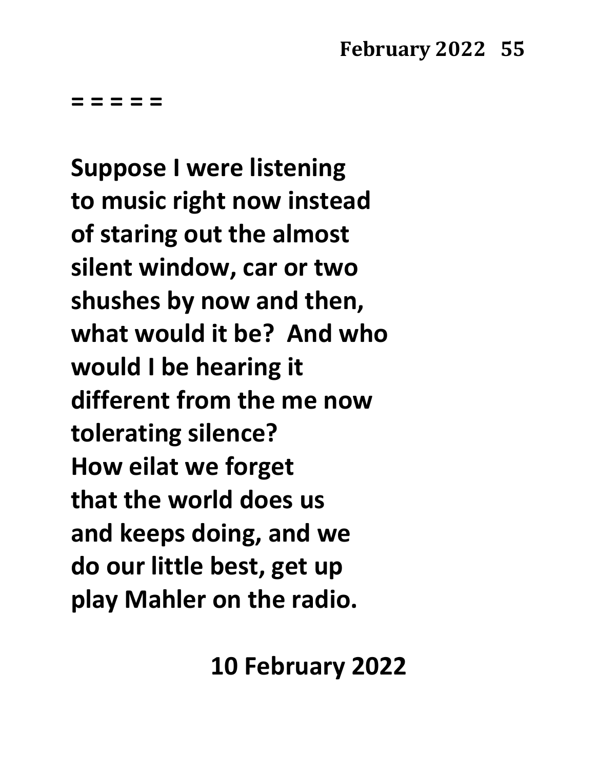= = = = =

**Suppose I were listening**
**to music right now instead**
**of staring out the almost**
**silent window, car or two**
**shushes by now and then,**
**what would it be?  And who**
**would I be hearing it**
**different from the me now**
**tolerating silence?**
**How eilat we forget**
**that the world does us**
**and keeps doing, and we**
**do our little best, get up**
**play Mahler on the radio.**

**10 February 2022**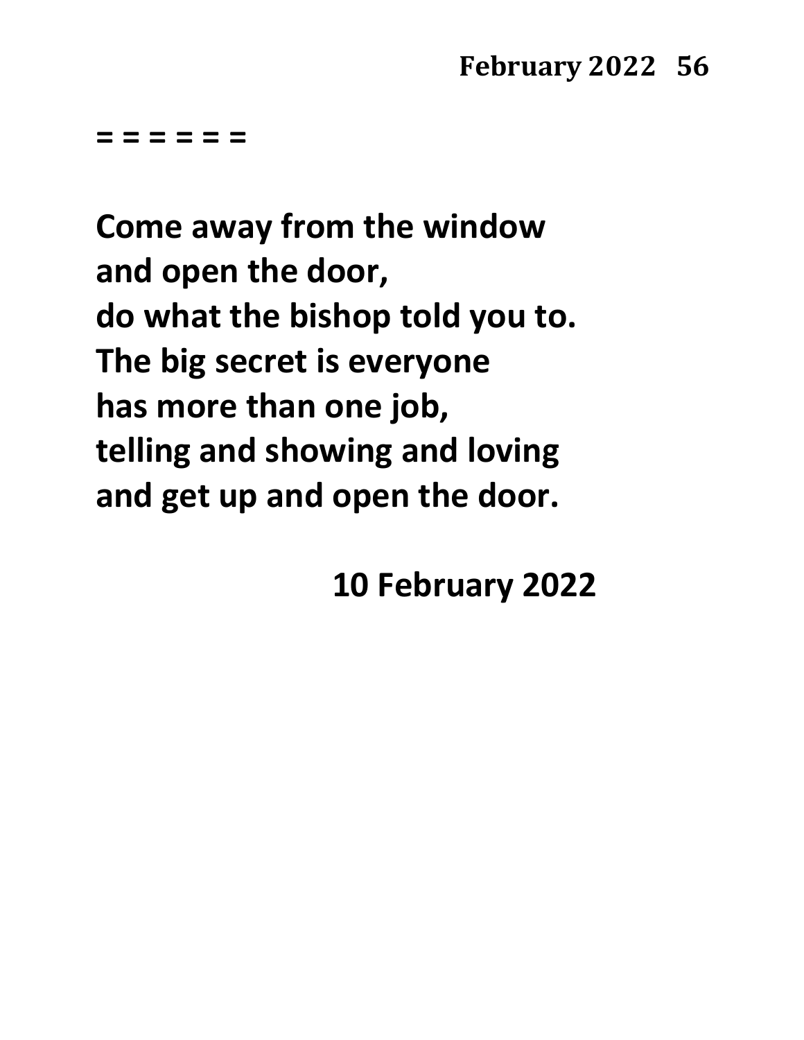= = = = = =

**Come away from the window**
**and open the door,**
**do what the bishop told you to.**
**The big secret is everyone**
**has more than one job,**
**telling and showing and loving**
**and get up and open the door.**

**10 February 2022**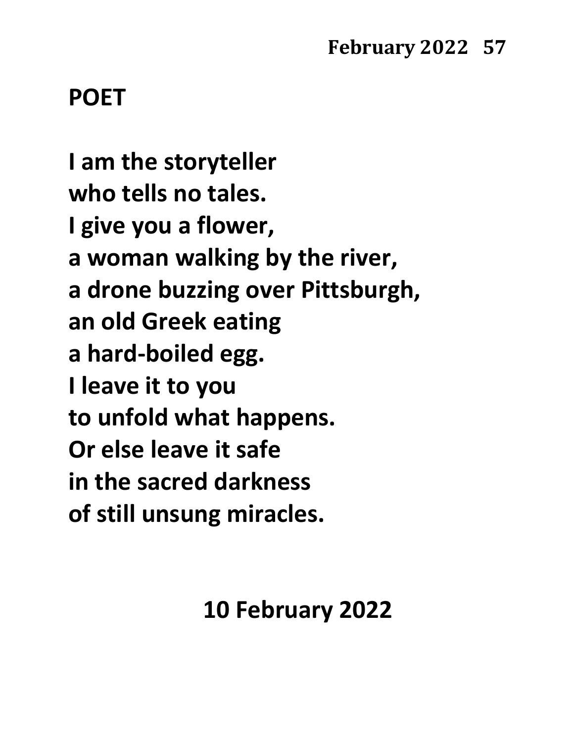## POET

I am the storyteller
who tells no tales.
I give you a flower,
a woman walking by the river,
a drone buzzing over Pittsburgh,
an old Greek eating
a hard-boiled egg.
I leave it to you
to unfold what happens.
Or else leave it safe
in the sacred darkness
of still unsung miracles.

10 February 2022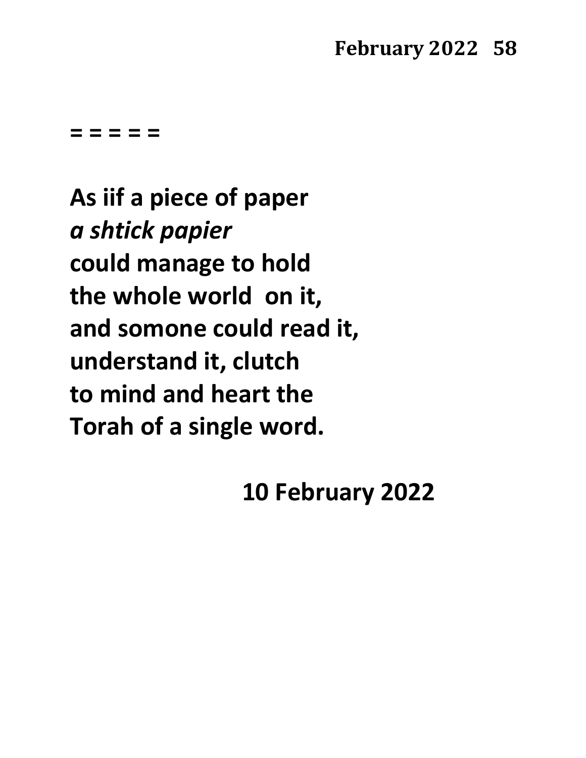= = = = =

**As iif a piece of paper**
***a shtick papier***
**could manage to hold**
**the whole world  on it,**
**and somone could read it,**
**understand it, clutch**
**to mind and heart the**
**Torah of a single word.**

**10 February 2022**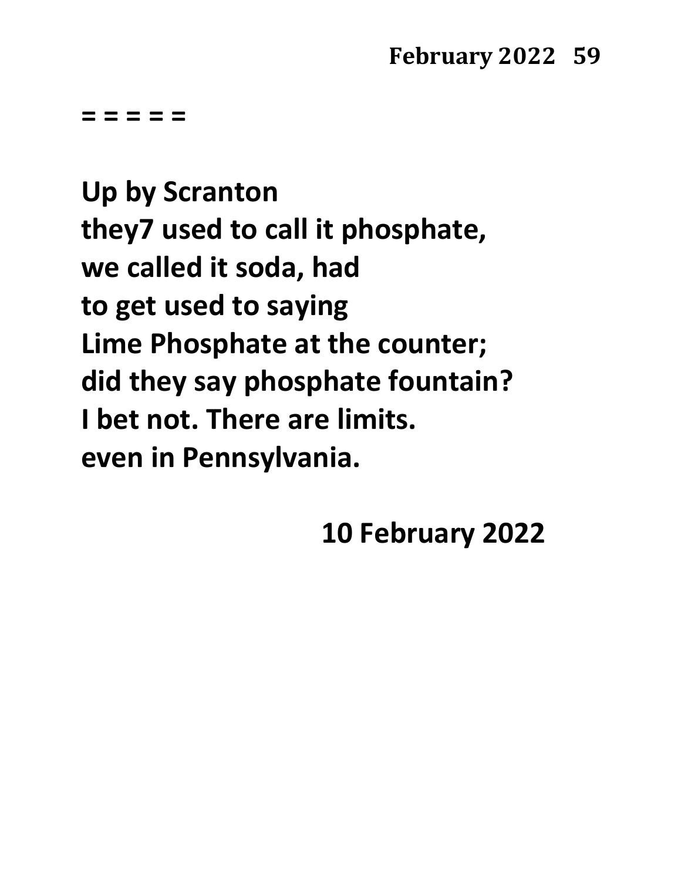= = = = =

**Up by Scranton**
**they7 used to call it phosphate,**
**we called it soda, had**
**to get used to saying**
**Lime Phosphate at the counter;**
**did they say phosphate fountain?**
**I bet not. There are limits.**
**even in Pennsylvania.**

**10 February 2022**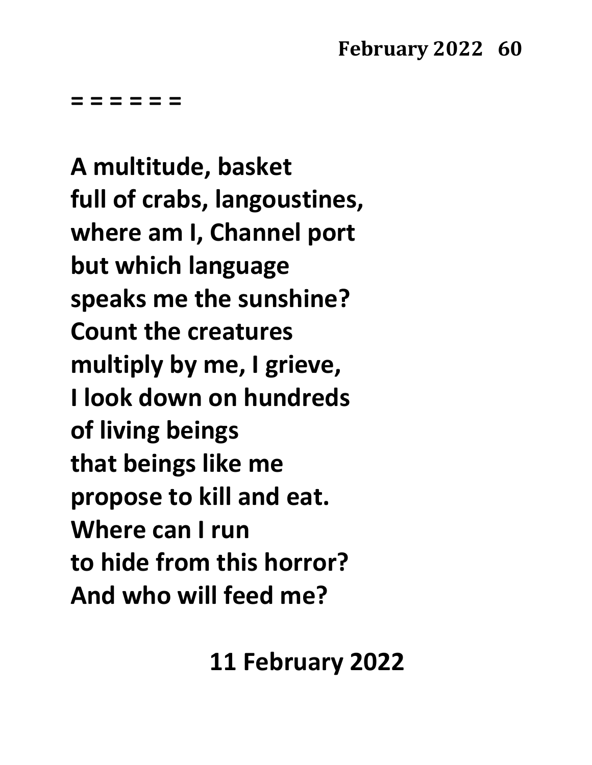= = = = = =

**A multitude, basket**
**full of crabs, langoustines,**
**where am I, Channel port**
**but which language**
**speaks me the sunshine?**
**Count the creatures**
**multiply by me, I grieve,**
**I look down on hundreds**
**of living beings**
**that beings like me**
**propose to kill and eat.**
**Where can I run**
**to hide from this horror?**
**And who will feed me?**

**11 February 2022**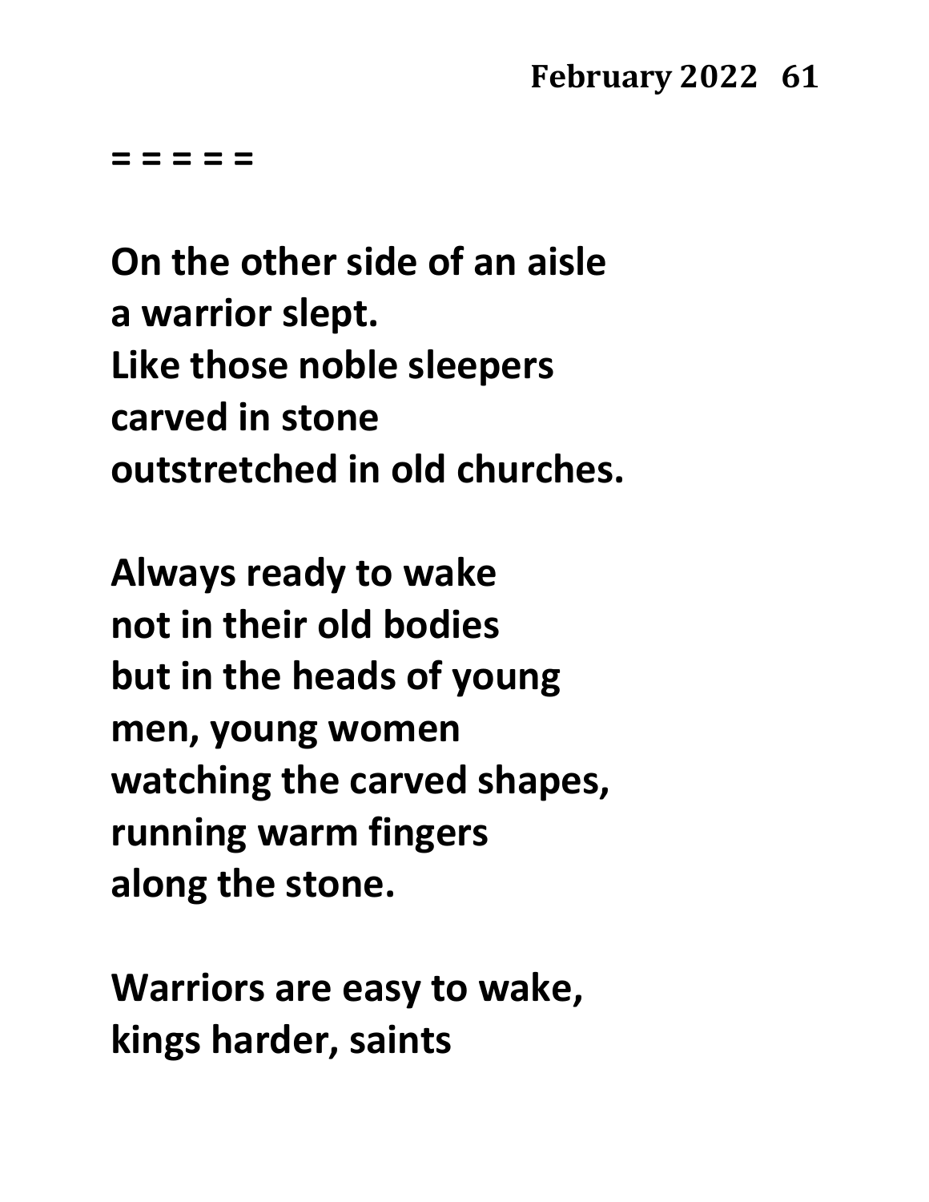= = = = =

**On the other side of an aisle**
**a warrior slept.**
**Like those noble sleepers**
**carved in stone**
**outstretched in old churches.**

**Always ready to wake**
**not in their old bodies**
**but in the heads of young**
**men, young women**
**watching the carved shapes,**
**running warm fingers**
**along the stone.**

**Warriors are easy to wake,**
**kings harder, saints**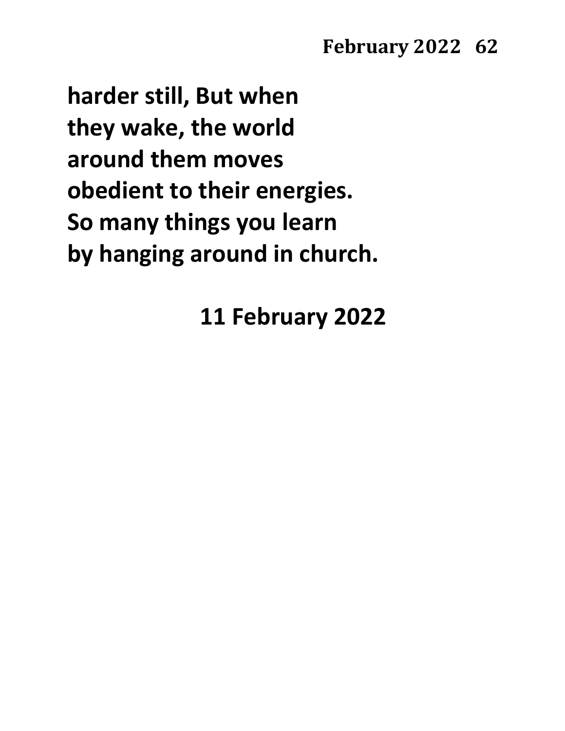**harder still, But when**
**they wake, the world**
**around them moves**
**obedient to their energies.**
**So many things you learn**
**by hanging around in church.**

**11 February 2022**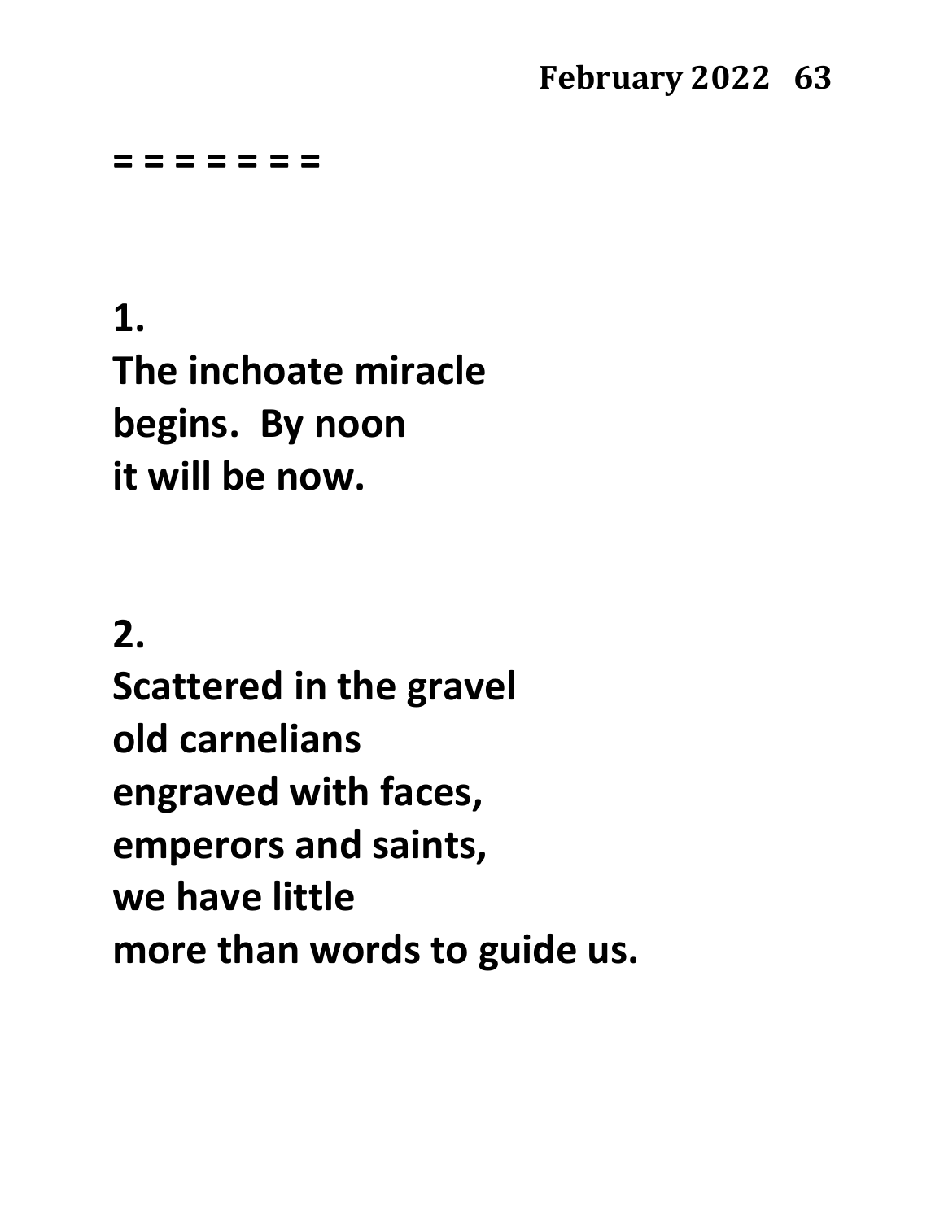= = = = = = =

**1.**
**The inchoate miracle**
**begins.  By noon**
**it will be now.**

**2.**
**Scattered in the gravel**
**old carnelians**
**engraved with faces,**
**emperors and saints,**
**we have little**
**more than words to guide us.**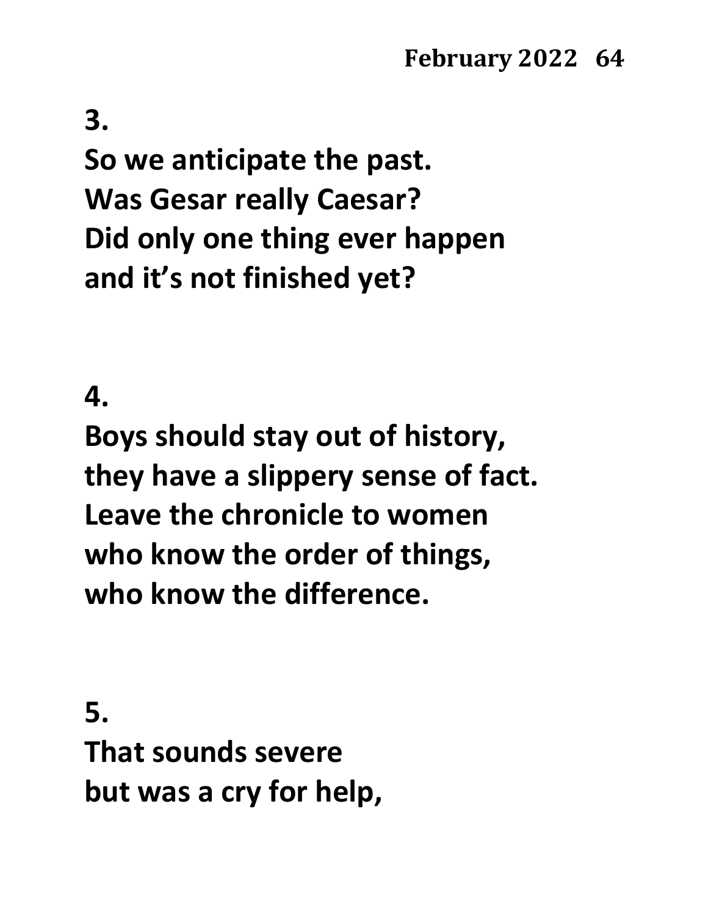**3.**

**So we anticipate the past.**
**Was Gesar really Caesar?**
**Did only one thing ever happen**
**and it's not finished yet?**

**4.**

**Boys should stay out of history,**
**they have a slippery sense of fact.**
**Leave the chronicle to women**
**who know the order of things,**
**who know the difference.**

**5.**

**That sounds severe**
**but was a cry for help,**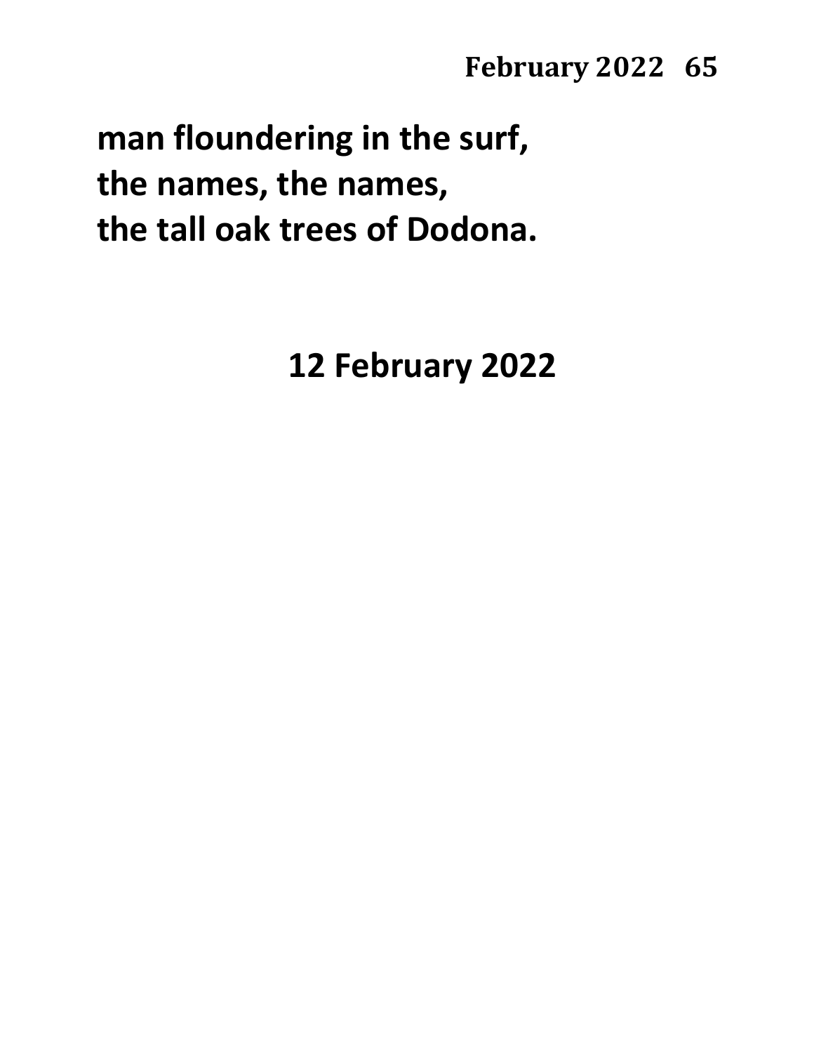**man floundering in the surf,**
**the names, the names,**
**the tall oak trees of Dodona.**

**12 February 2022**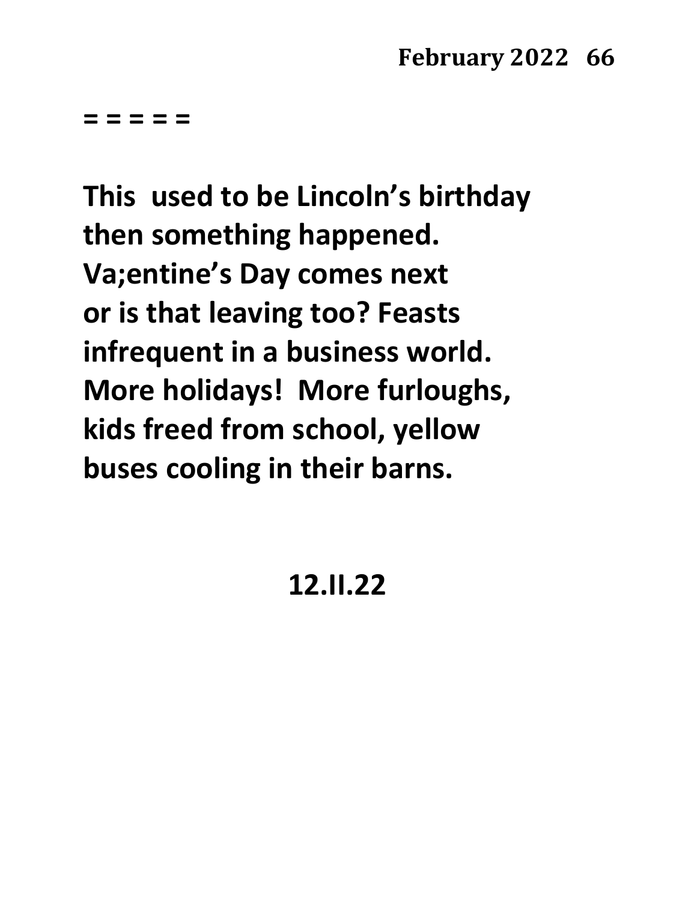= = = = =

**This  used to be Lincoln's birthday**
**then something happened.**
**Va;entine's Day comes next**
**or is that leaving too? Feasts**
**infrequent in a business world.**
**More holidays!  More furloughs,**
**kids freed from school, yellow**
**buses cooling in their barns.**

**12.II.22**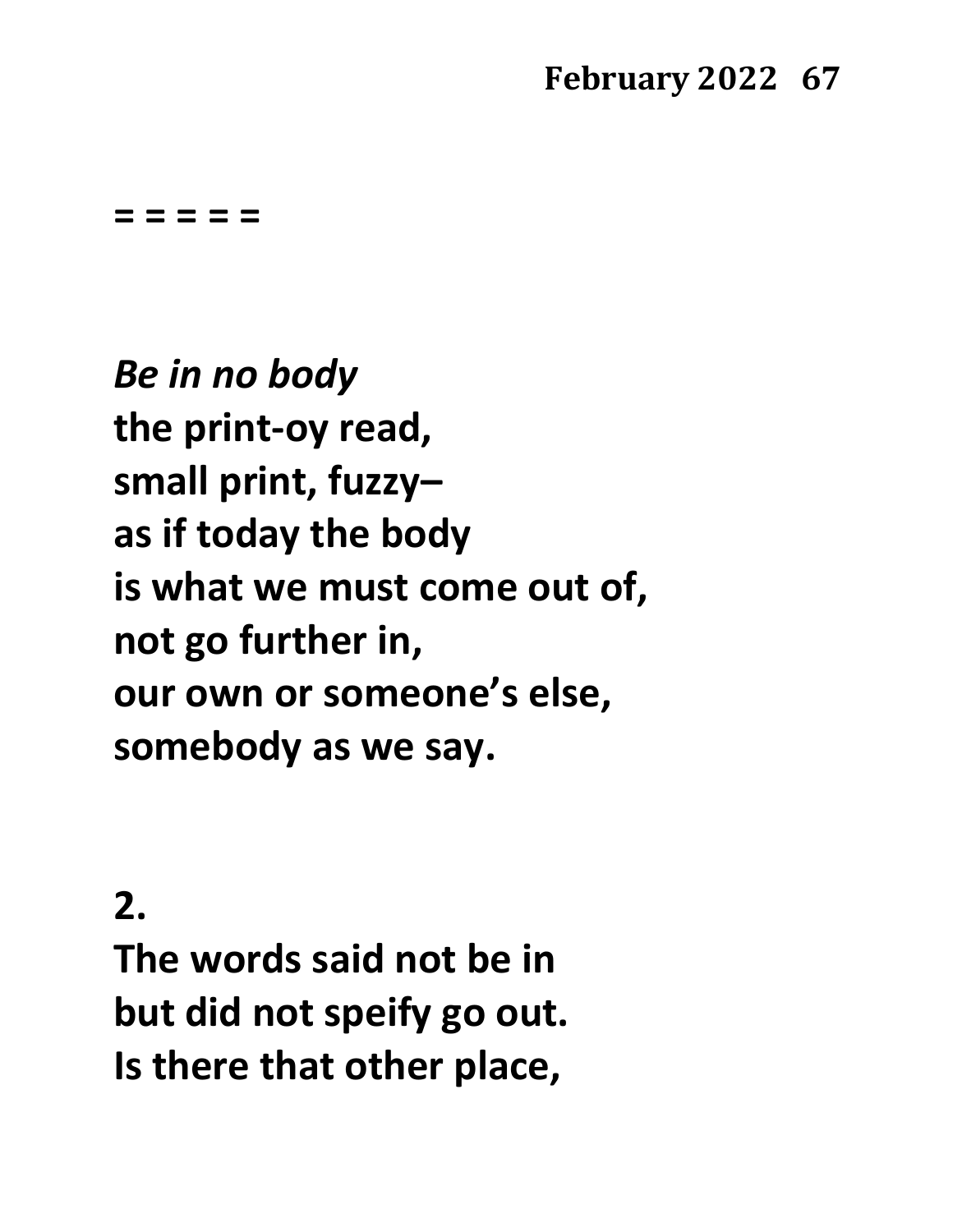= = = = =

*Be in no body*  
the print-oy read,  
small print, fuzzy–  
as if today the body  
is what we must come out of,  
not go further in,  
our own or someone's else,  
somebody as we say.

2.  
The words said not be in  
but did not speify go out.  
Is there that other place,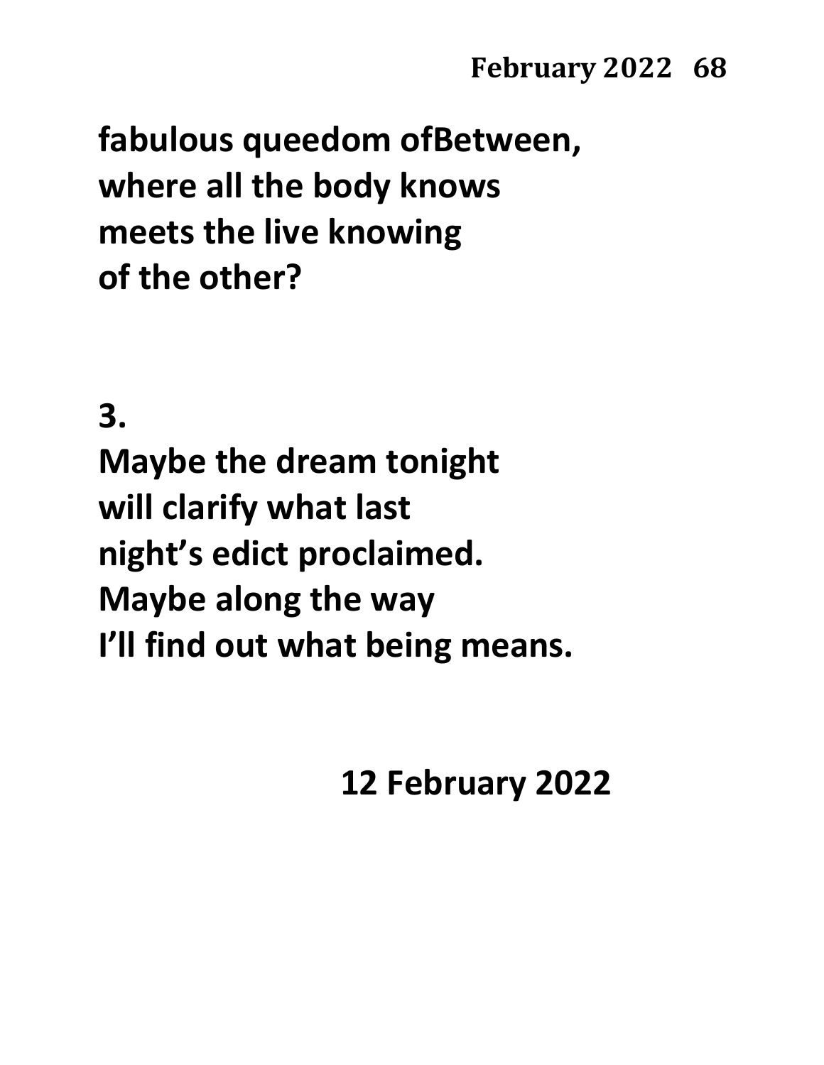**fabulous queedom ofBetween,**
**where all the body knows**
**meets the live knowing**
**of the other?**

**3.**
**Maybe the dream tonight**
**will clarify what last**
**night's edict proclaimed.**
**Maybe along the way**
**I'll find out what being means.**

**12 February 2022**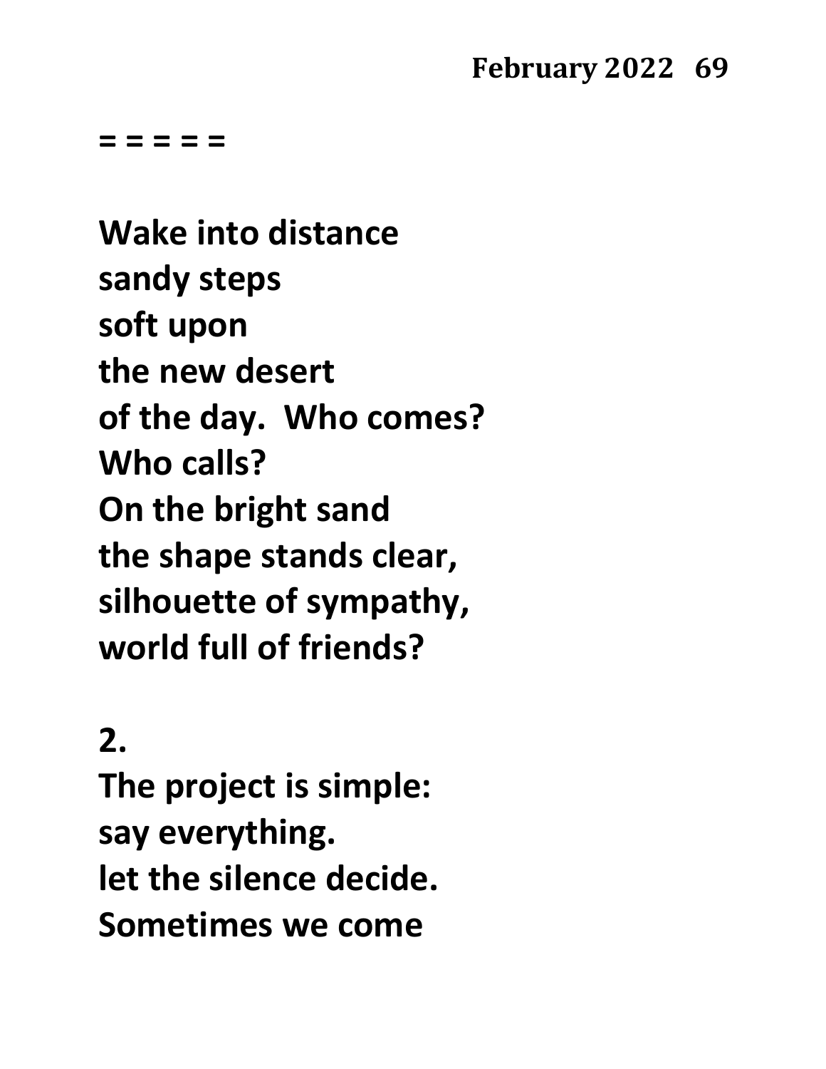**= = = = =**

**Wake into distance**
**sandy steps**
**soft upon**
**the new desert**
**of the day.  Who comes?**
**Who calls?**
**On the bright sand**
**the shape stands clear,**
**silhouette of sympathy,**
**world full of friends?**

**2.**
**The project is simple:**
**say everything.**
**let the silence decide.**
**Sometimes we come**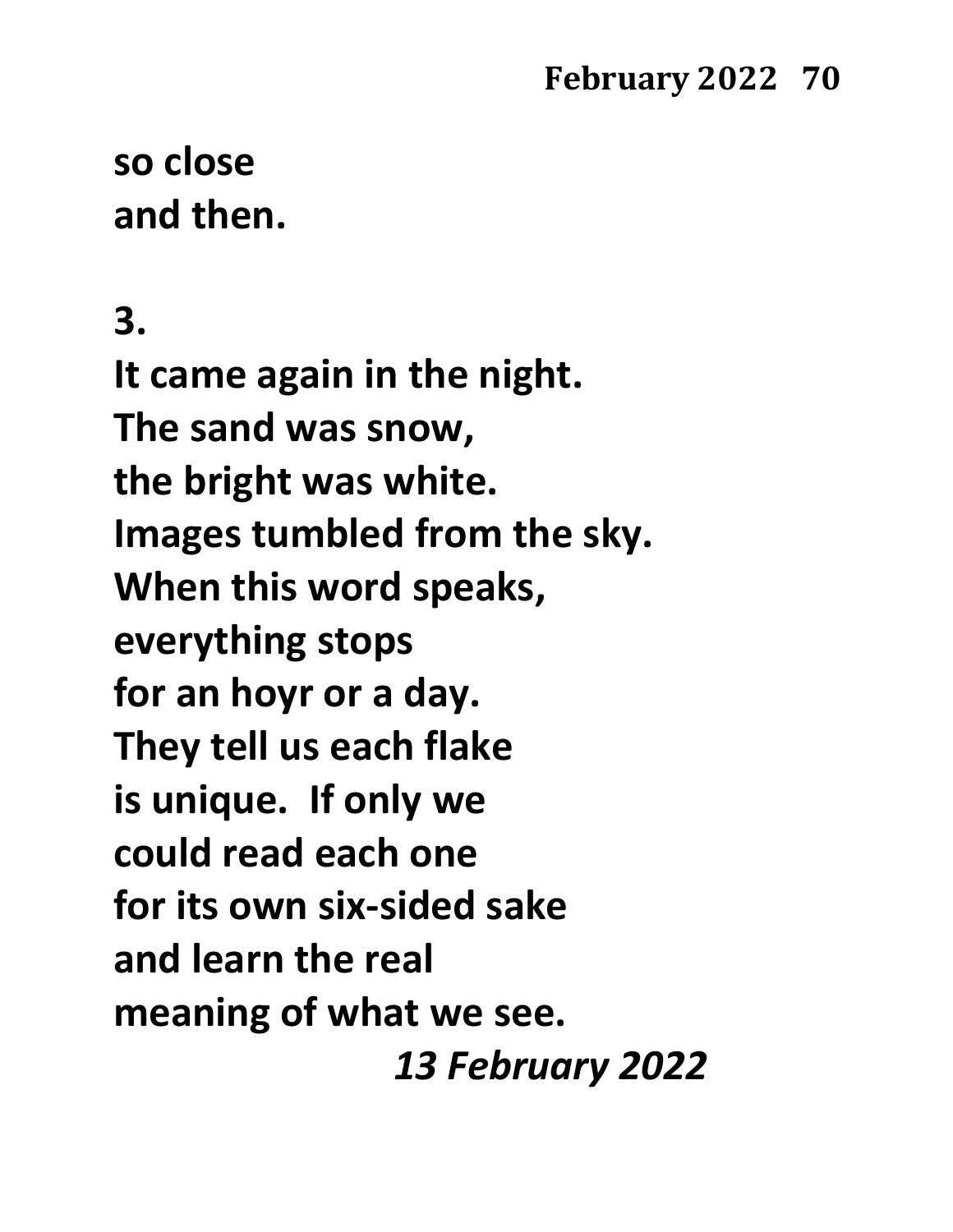**so close**
**and then.**

**3.**
**It came again in the night.**
**The sand was snow,**
**the bright was white.**
**Images tumbled from the sky.**
**When this word speaks,**
**everything stops**
**for an hoyr or a day.**
**They tell us each flake**
**is unique.  If only we**
**could read each one**
**for its own six-sided sake**
**and learn the real**
**meaning of what we see.**

***13 February 2022***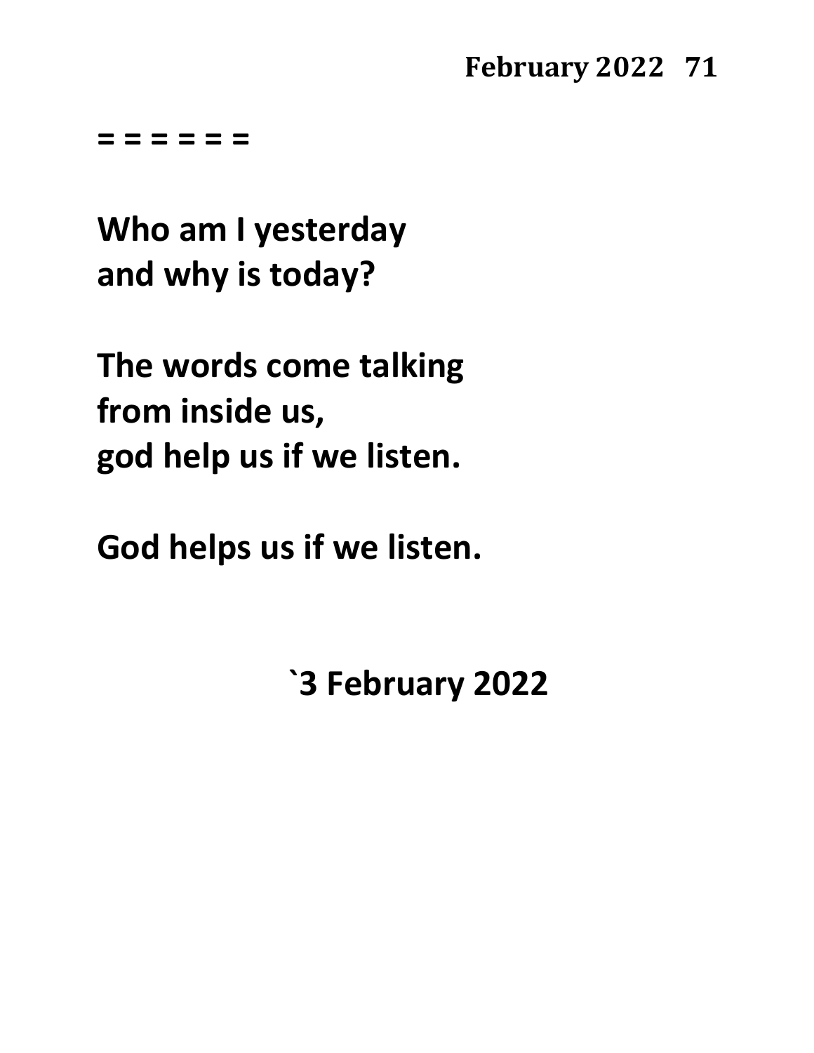= = = = = =

**Who am I yesterday**
**and why is today?**

**The words come talking**
**from inside us,**
**god help us if we listen.**

**God helps us if we listen.**

**`3 February 2022**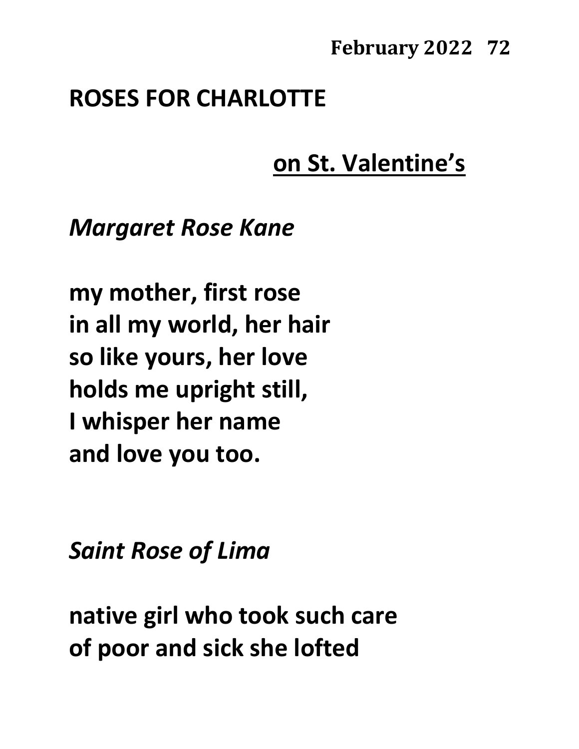# ROSES FOR CHARLOTTE

## on St. Valentine's

*Margaret Rose Kane*

**my mother, first rose**
**in all my world, her hair**
**so like yours, her love**
**holds me upright still,**
**I whisper her name**
**and love you too.**

*Saint Rose of Lima*

**native girl who took such care**
**of poor and sick she lofted**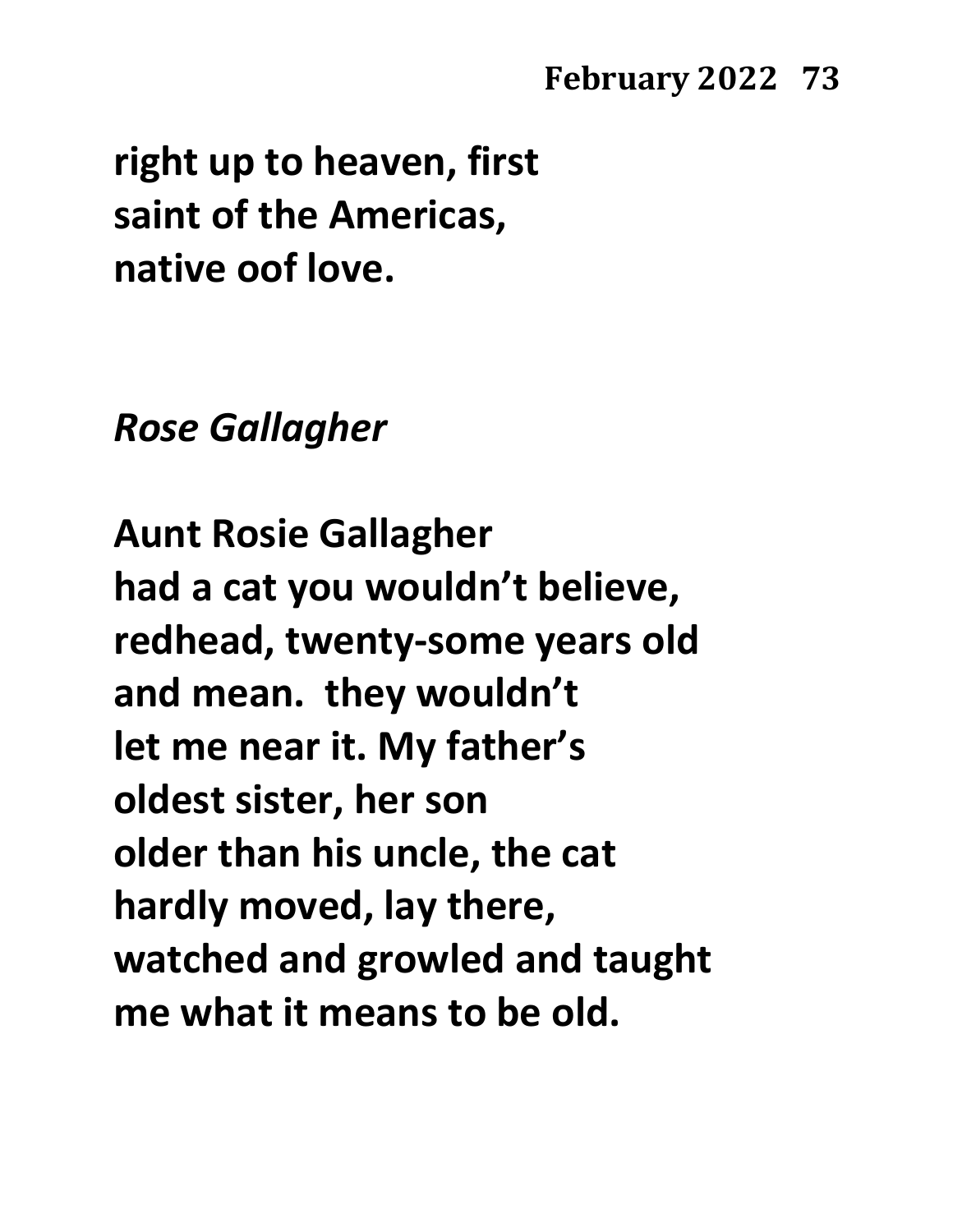right up to heaven, first
saint of the Americas,
native oof love.

*Rose Gallagher*

Aunt Rosie Gallagher
had a cat you wouldn't believe,
redhead, twenty-some years old
and mean.  they wouldn't
let me near it. My father's
oldest sister, her son
older than his uncle, the cat
hardly moved, lay there,
watched and growled and taught
me what it means to be old.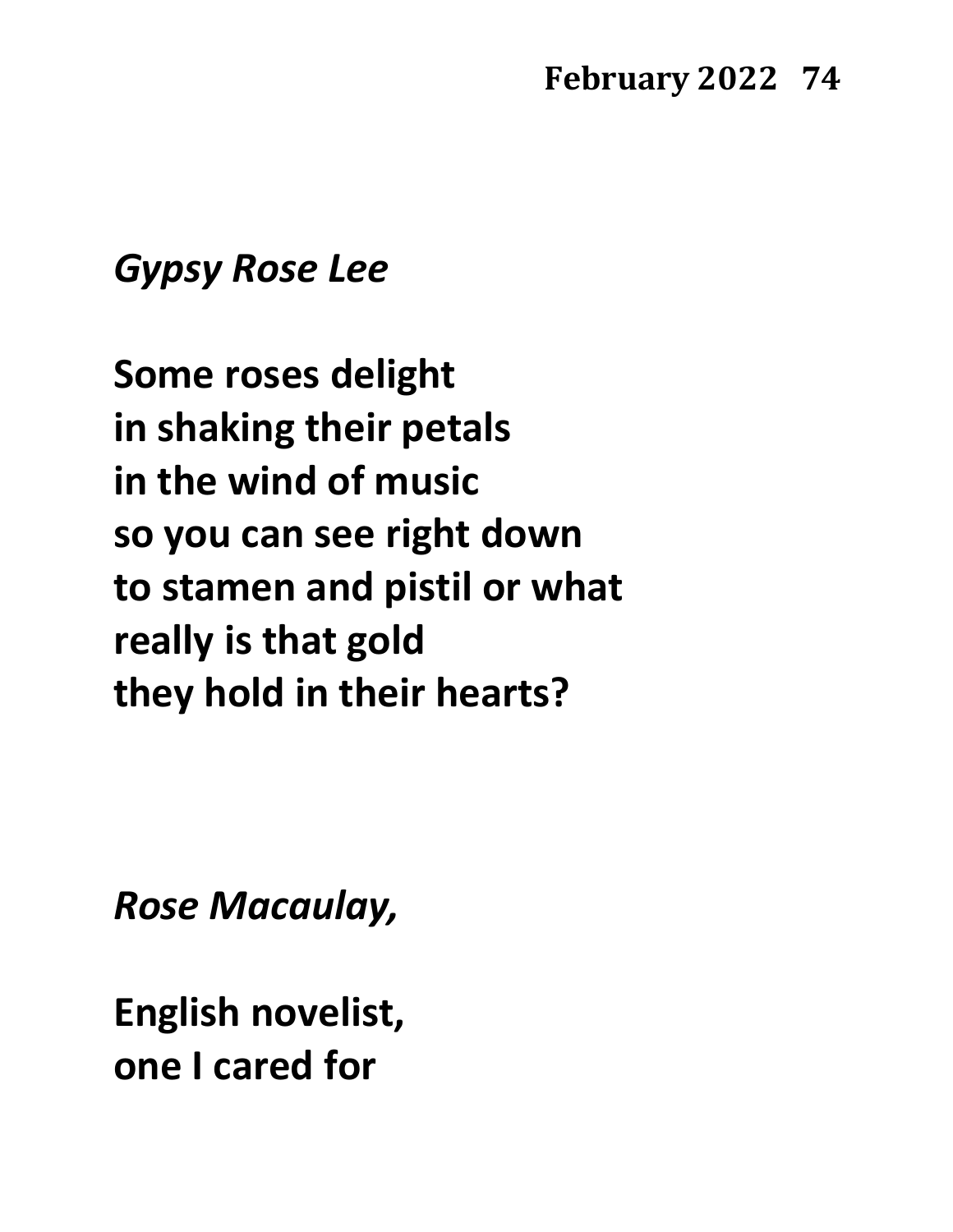***Gypsy Rose Lee***

**Some roses delight**
**in shaking their petals**
**in the wind of music**
**so you can see right down**
**to stamen and pistil or what**
**really is that gold**
**they hold in their hearts?**

***Rose Macaulay,***

**English novelist,**
**one I cared for**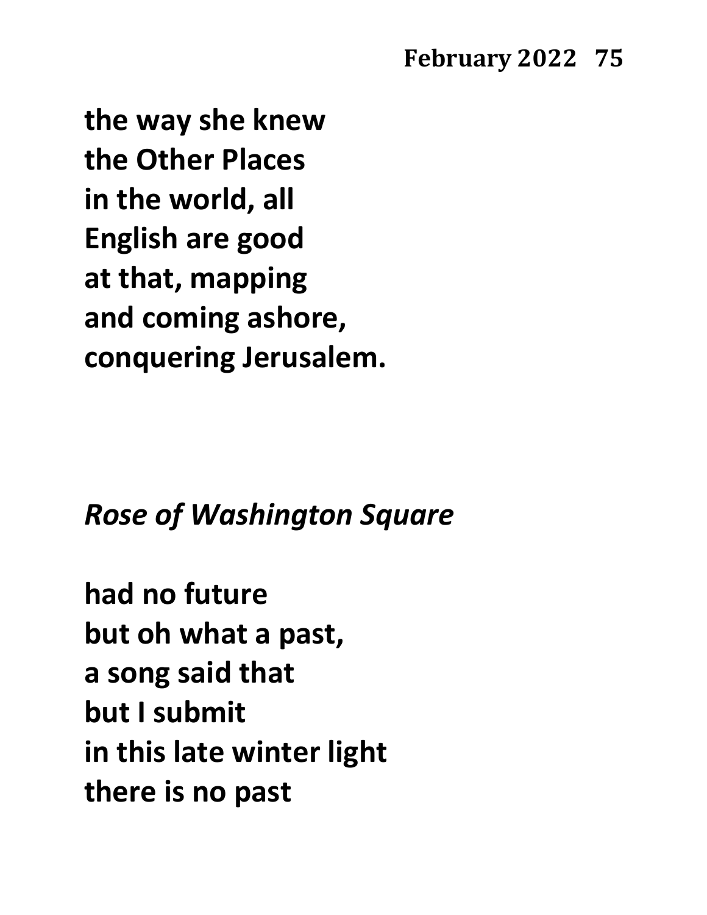the way she knew
the Other Places
in the world, all
English are good
at that, mapping
and coming ashore,
conquering Jerusalem.

*Rose of Washington Square*

had no future
but oh what a past,
a song said that
but I submit
in this late winter light
there is no past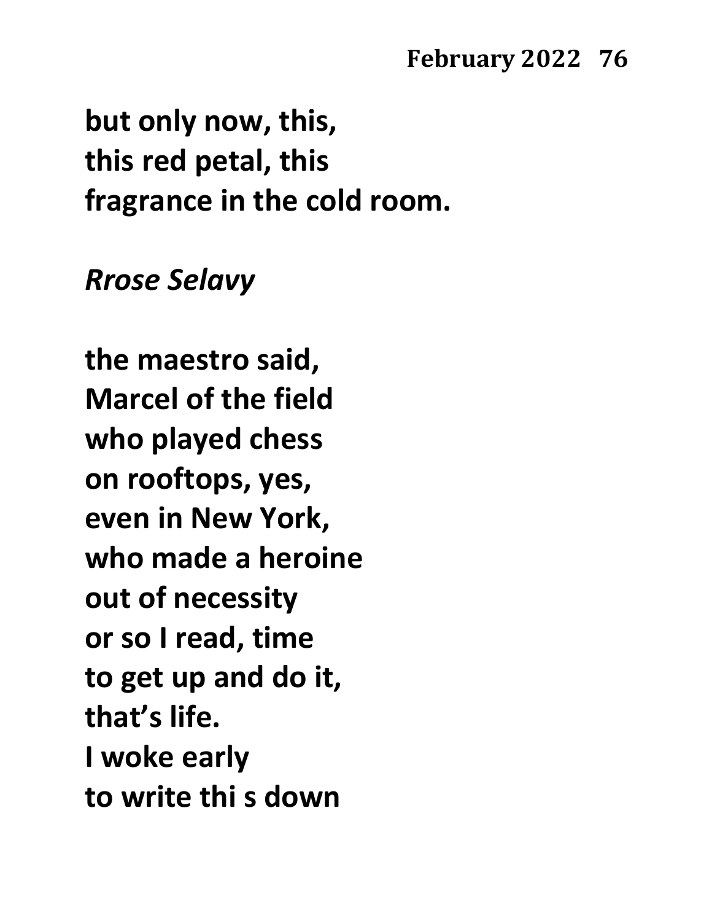**but only now, this,**
**this red petal, this**
**fragrance in the cold room.**

***Rrose Selavy***

**the maestro said,**
**Marcel of the field**
**who played chess**
**on rooftops, yes,**
**even in New York,**
**who made a heroine**
**out of necessity**
**or so I read, time**
**to get up and do it,**
**that's life.**
**I woke early**
**to write thi s down**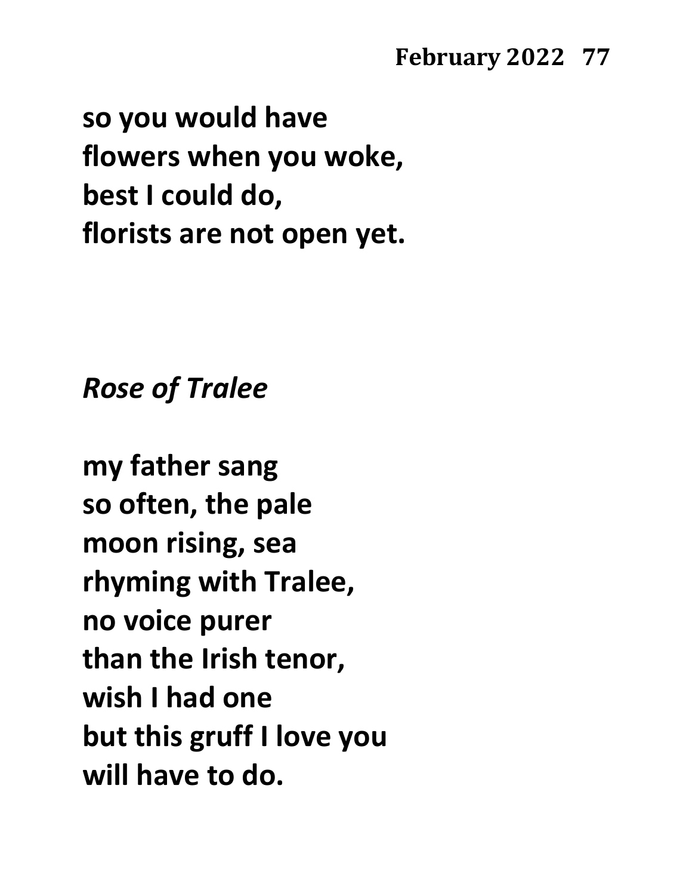**so you would have**
**flowers when you woke,**
**best I could do,**
**florists are not open yet.**

***Rose of Tralee***

**my father sang**
**so often, the pale**
**moon rising, sea**
**rhyming with Tralee,**
**no voice purer**
**than the Irish tenor,**
**wish I had one**
**but this gruff I love you**
**will have to do.**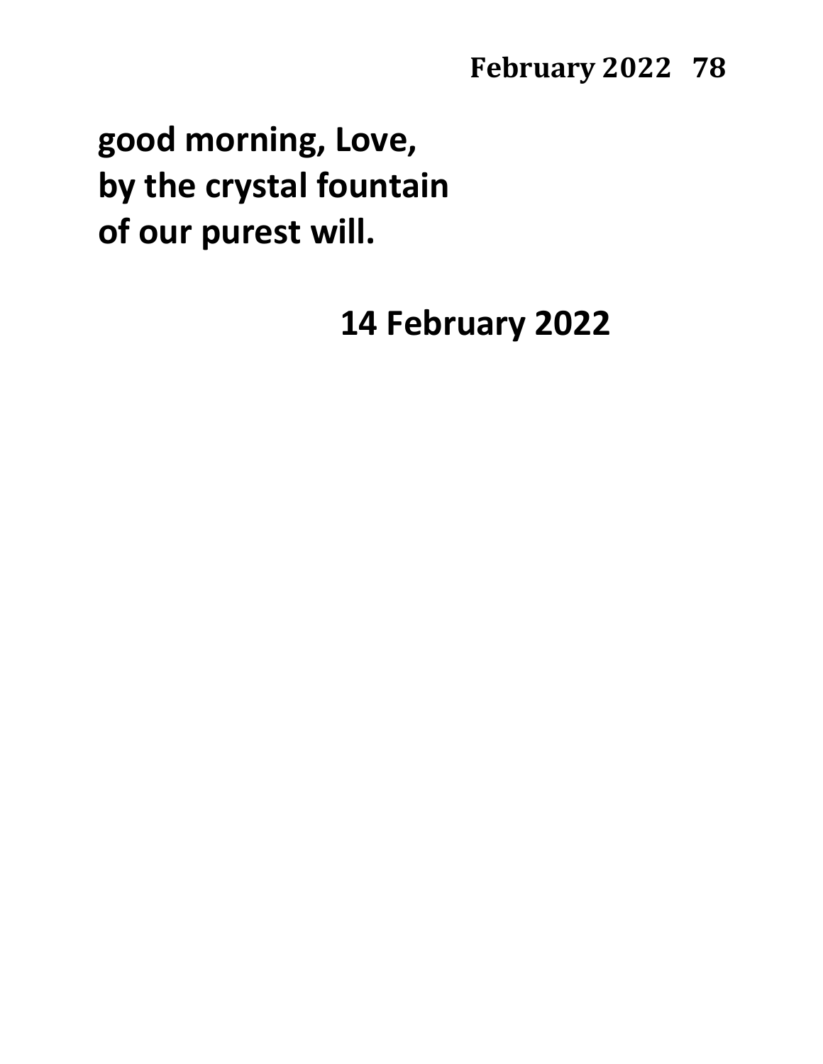**good morning, Love,**
**by the crystal fountain**
**of our purest will.**

**14 February 2022**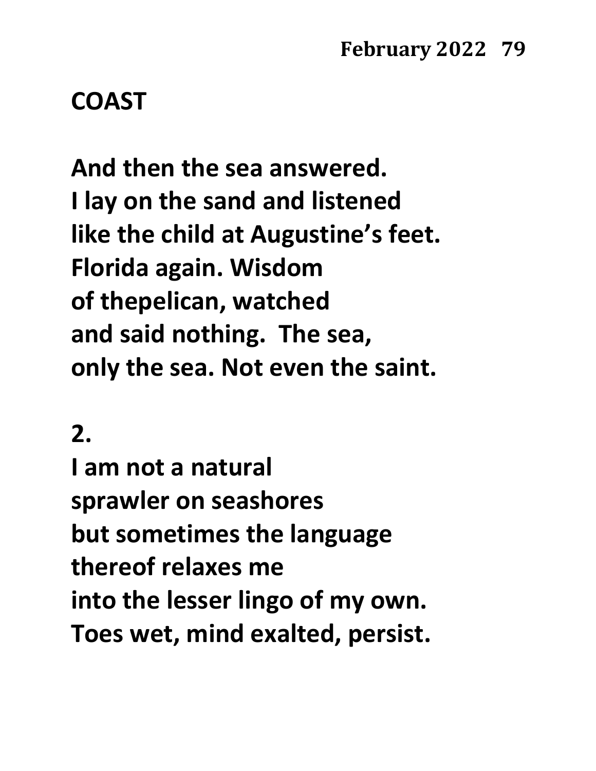## COAST

And then the sea answered.
I lay on the sand and listened
like the child at Augustine's feet.
Florida again. Wisdom
of thepelican, watched
and said nothing.  The sea,
only the sea. Not even the saint.

2.

I am not a natural
sprawler on seashores
but sometimes the language
thereof relaxes me
into the lesser lingo of my own.
Toes wet, mind exalted, persist.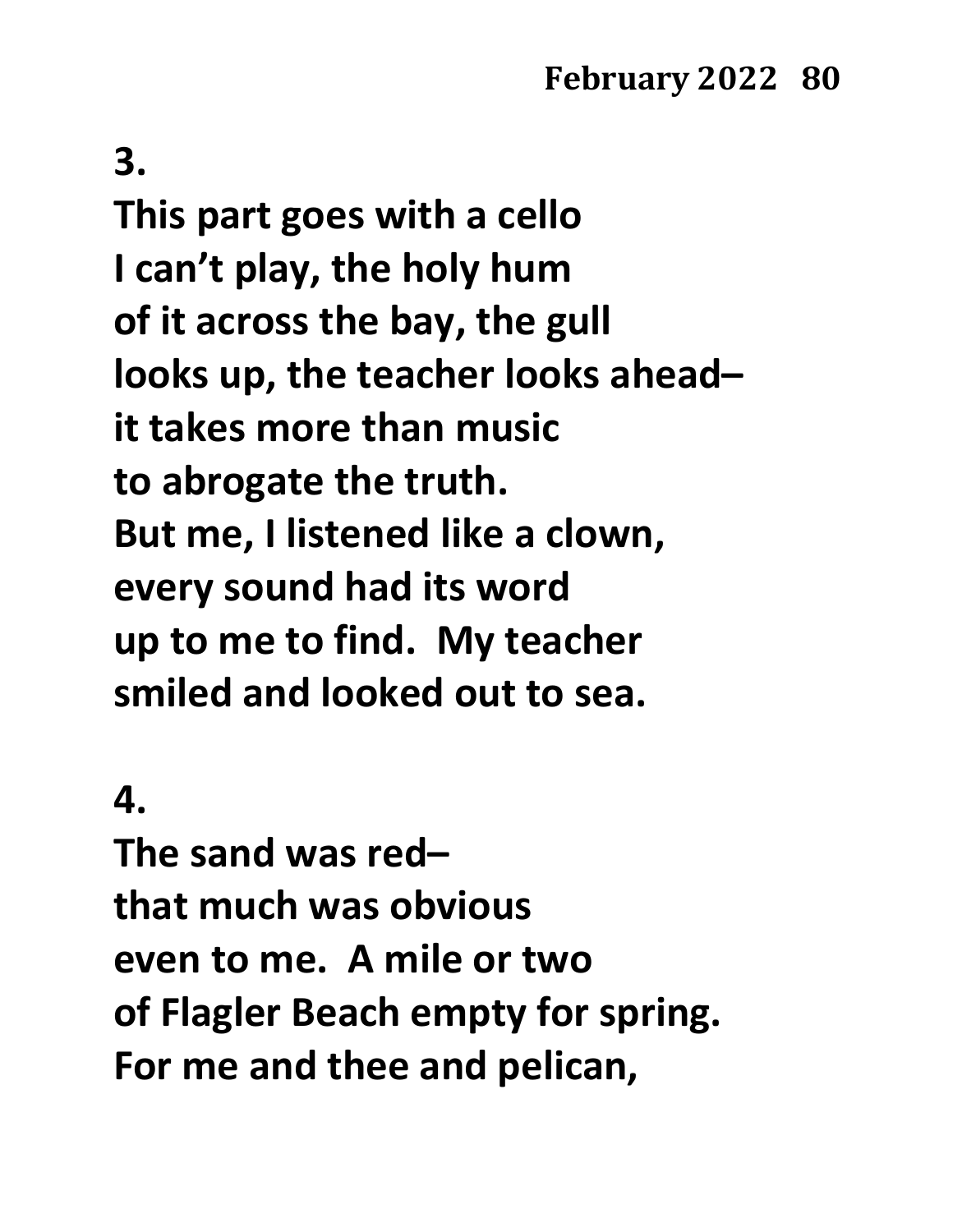**3.**

**This part goes with a cello**
**I can't play, the holy hum**
**of it across the bay, the gull**
**looks up, the teacher looks ahead–**
**it takes more than music**
**to abrogate the truth.**
**But me, I listened like a clown,**
**every sound had its word**
**up to me to find. My teacher**
**smiled and looked out to sea.**

**4.**

**The sand was red–**
**that much was obvious**
**even to me. A mile or two**
**of Flagler Beach empty for spring.**
**For me and thee and pelican,**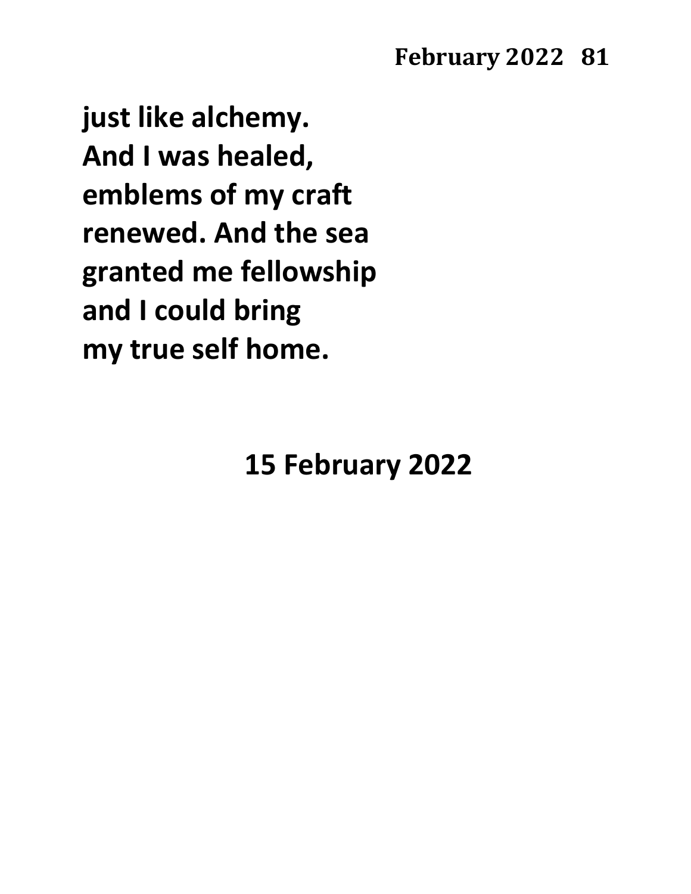**just like alchemy.**
**And I was healed,**
**emblems of my craft**
**renewed. And the sea**
**granted me fellowship**
**and I could bring**
**my true self home.**

**15 February 2022**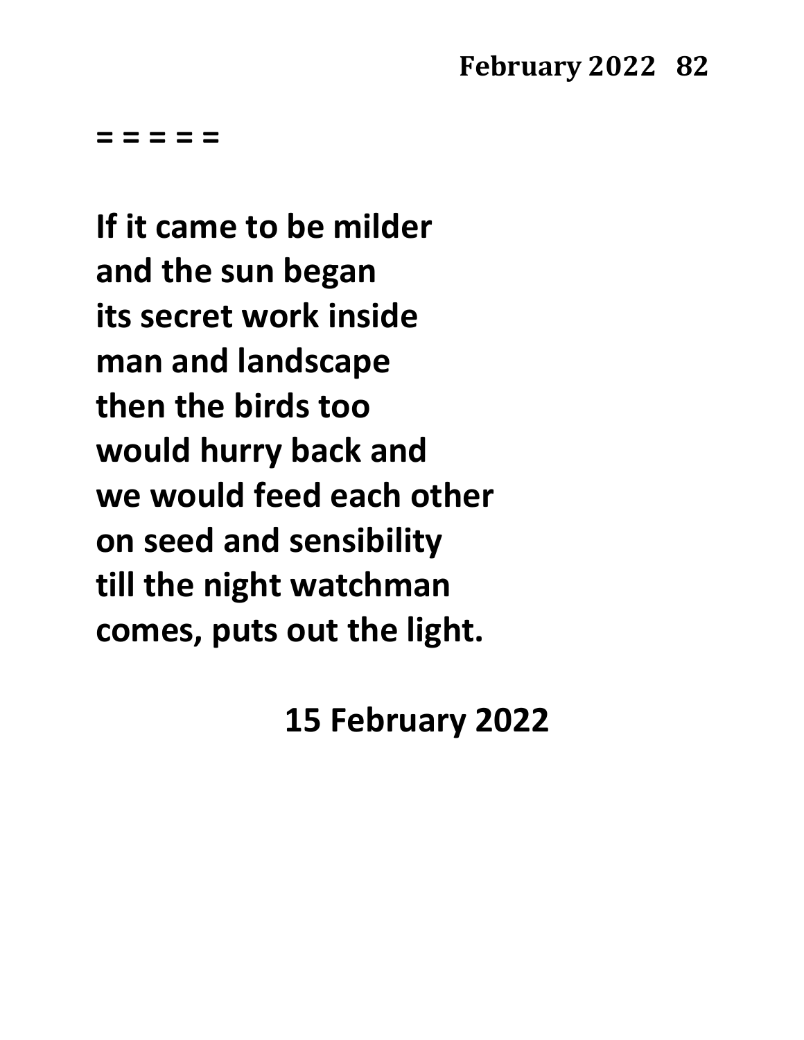= = = = =

If it came to be milder
and the sun began
its secret work inside
man and landscape
then the birds too
would hurry back and
we would feed each other
on seed and sensibility
till the night watchman
comes, puts out the light.

15 February 2022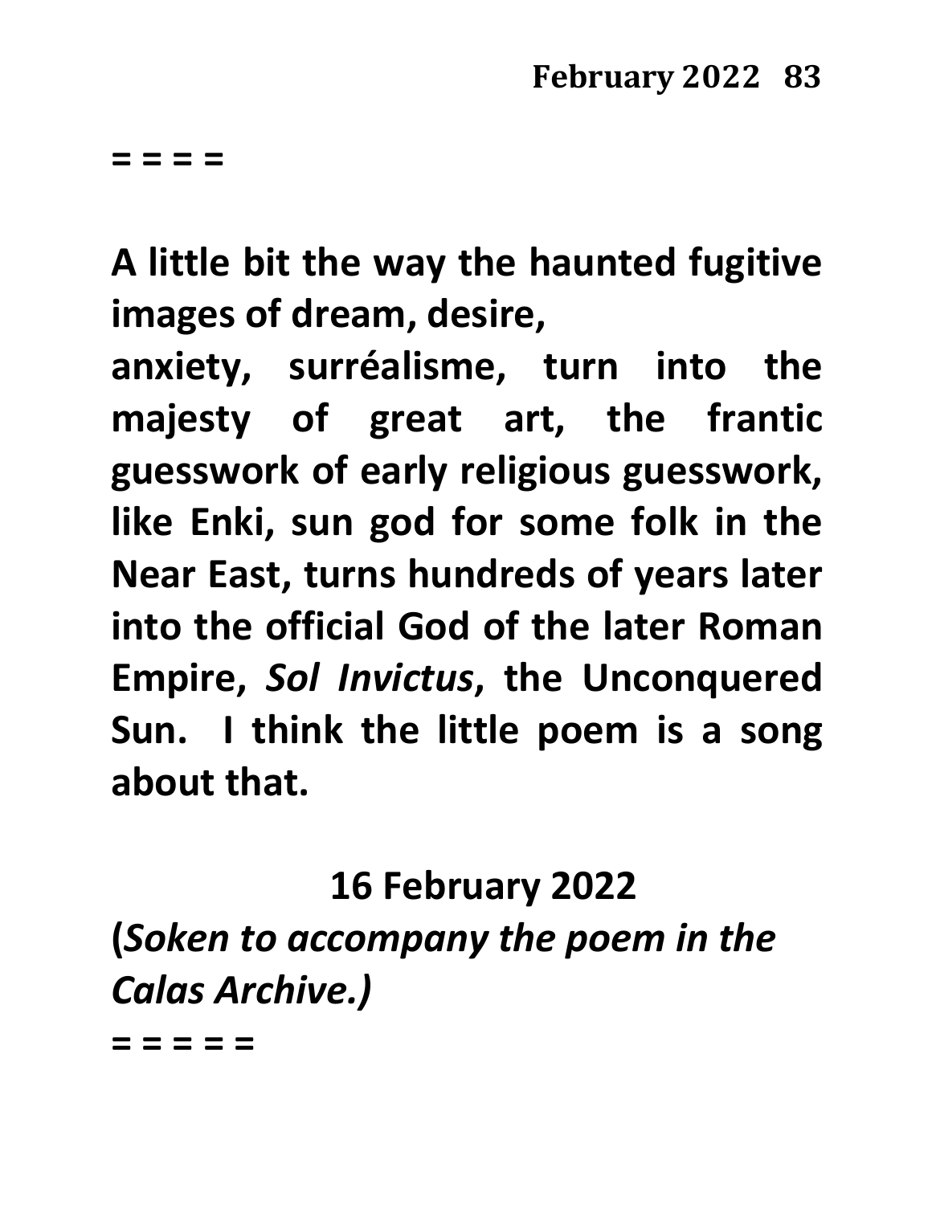**= = = =**

**A little bit the way the haunted fugitive images of dream, desire,**
**anxiety, surréalisme, turn into the majesty of great art, the frantic guesswork of early religious guesswork, like Enki, sun god for some folk in the Near East, turns hundreds of years later into the official God of the later Roman Empire, *Sol Invictus*, the Unconquered Sun. I think the little poem is a song about that.**

**16 February 2022**

**(*Soken to accompany the poem in the Calas Archive.)***

**= = = = =**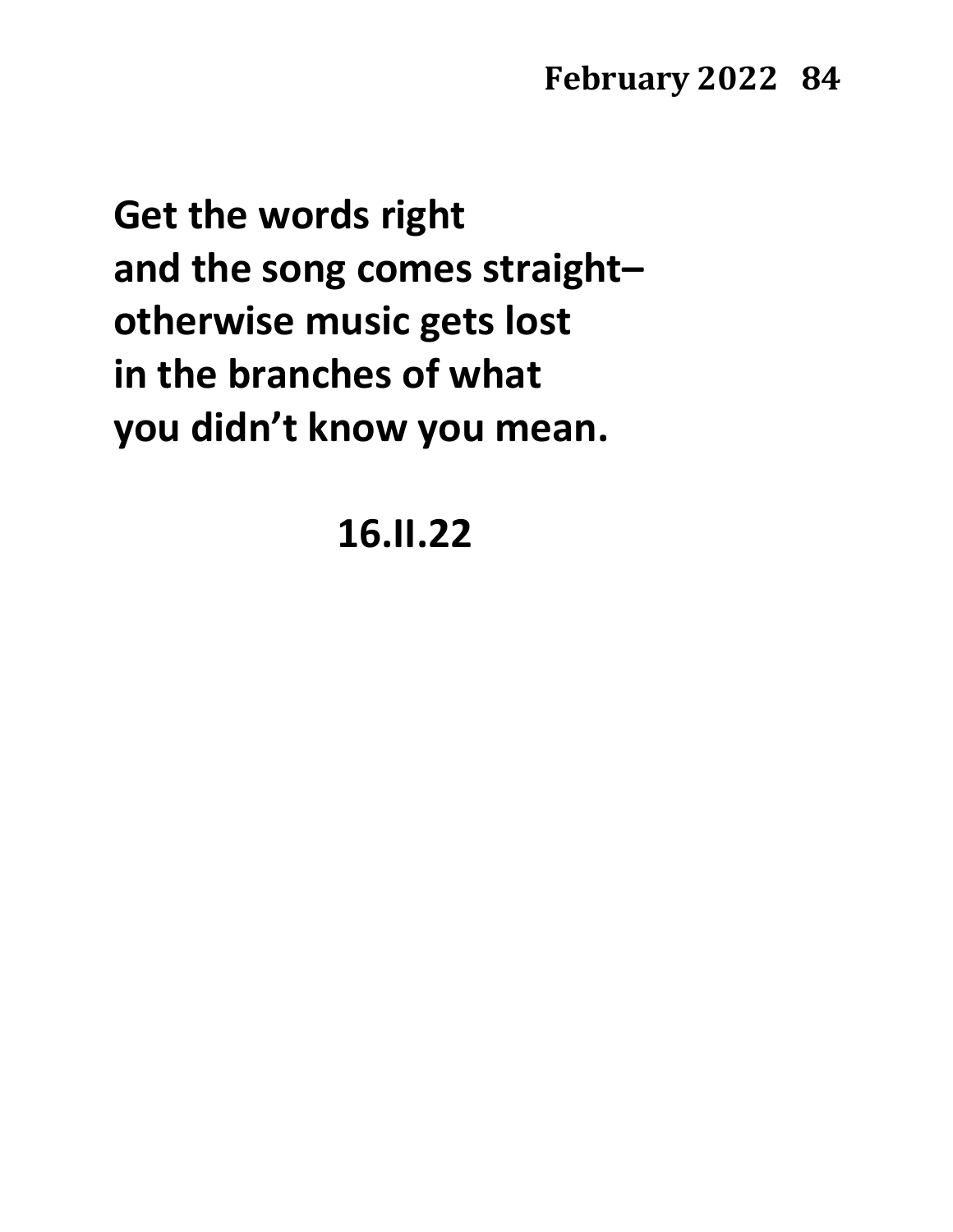**Get the words right**
**and the song comes straight–**
**otherwise music gets lost**
**in the branches of what**
**you didn't know you mean.**

**16.II.22**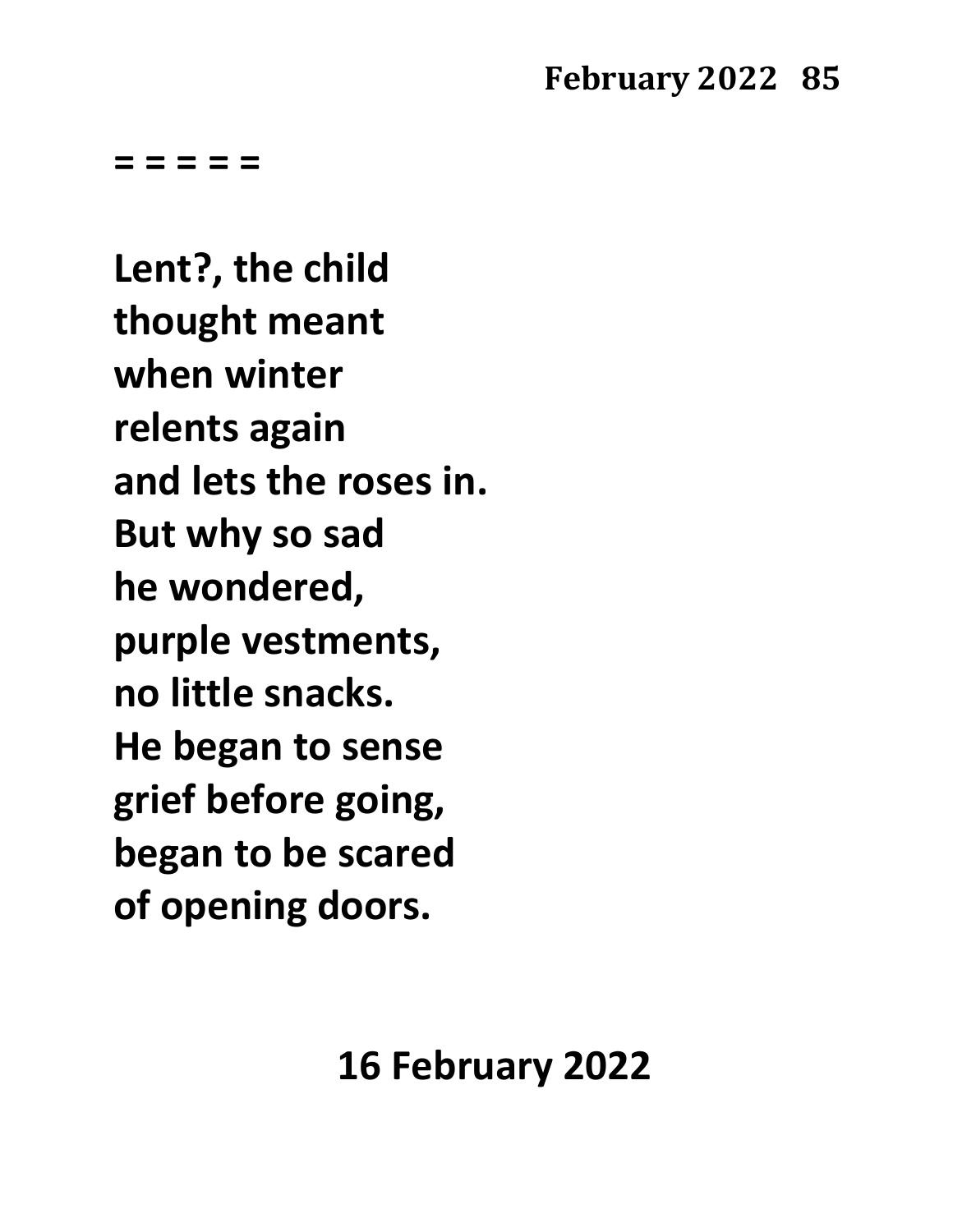= = = = =

**Lent?, the child**
**thought meant**
**when winter**
**relents again**
**and lets the roses in.**
**But why so sad**
**he wondered,**
**purple vestments,**
**no little snacks.**
**He began to sense**
**grief before going,**
**began to be scared**
**of opening doors.**

**16 February 2022**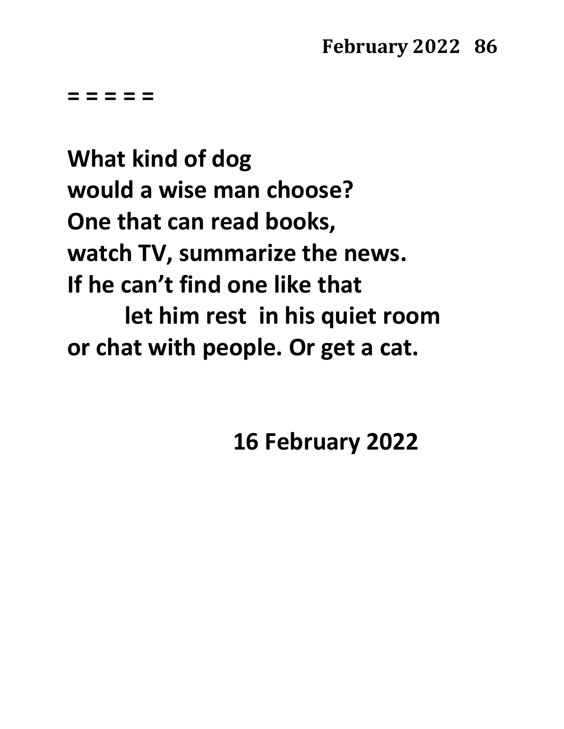= = = = =

**What kind of dog**
**would a wise man choose?**
**One that can read books,**
**watch TV, summarize the news.**
**If he can't find one like that**
        **let him rest in his quiet room**
**or chat with people. Or get a cat.**

**16 February 2022**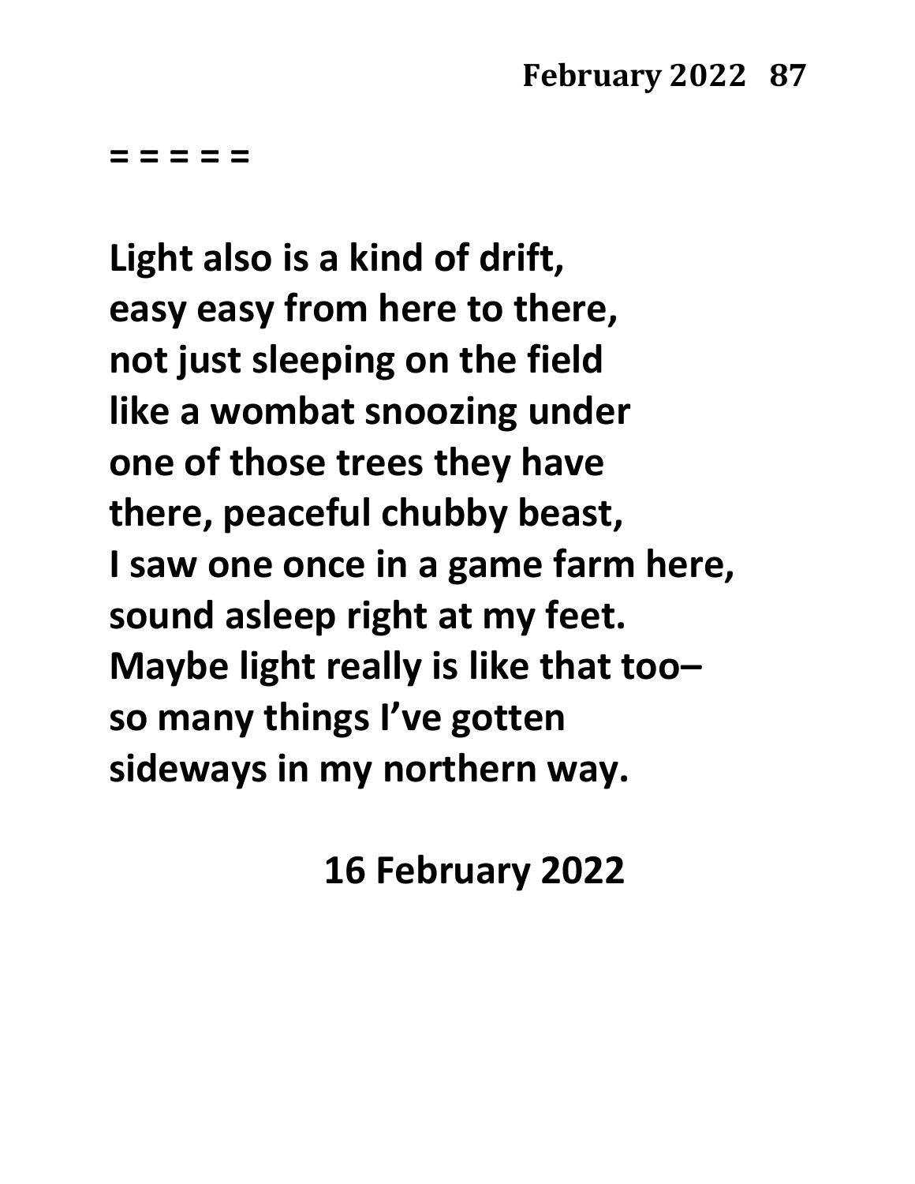= = = = =

**Light also is a kind of drift,**
**easy easy from here to there,**
**not just sleeping on the field**
**like a wombat snoozing under**
**one of those trees they have**
**there, peaceful chubby beast,**
**I saw one once in a game farm here,**
**sound asleep right at my feet.**
**Maybe light really is like that too–**
**so many things I've gotten**
**sideways in my northern way.**

**16 February 2022**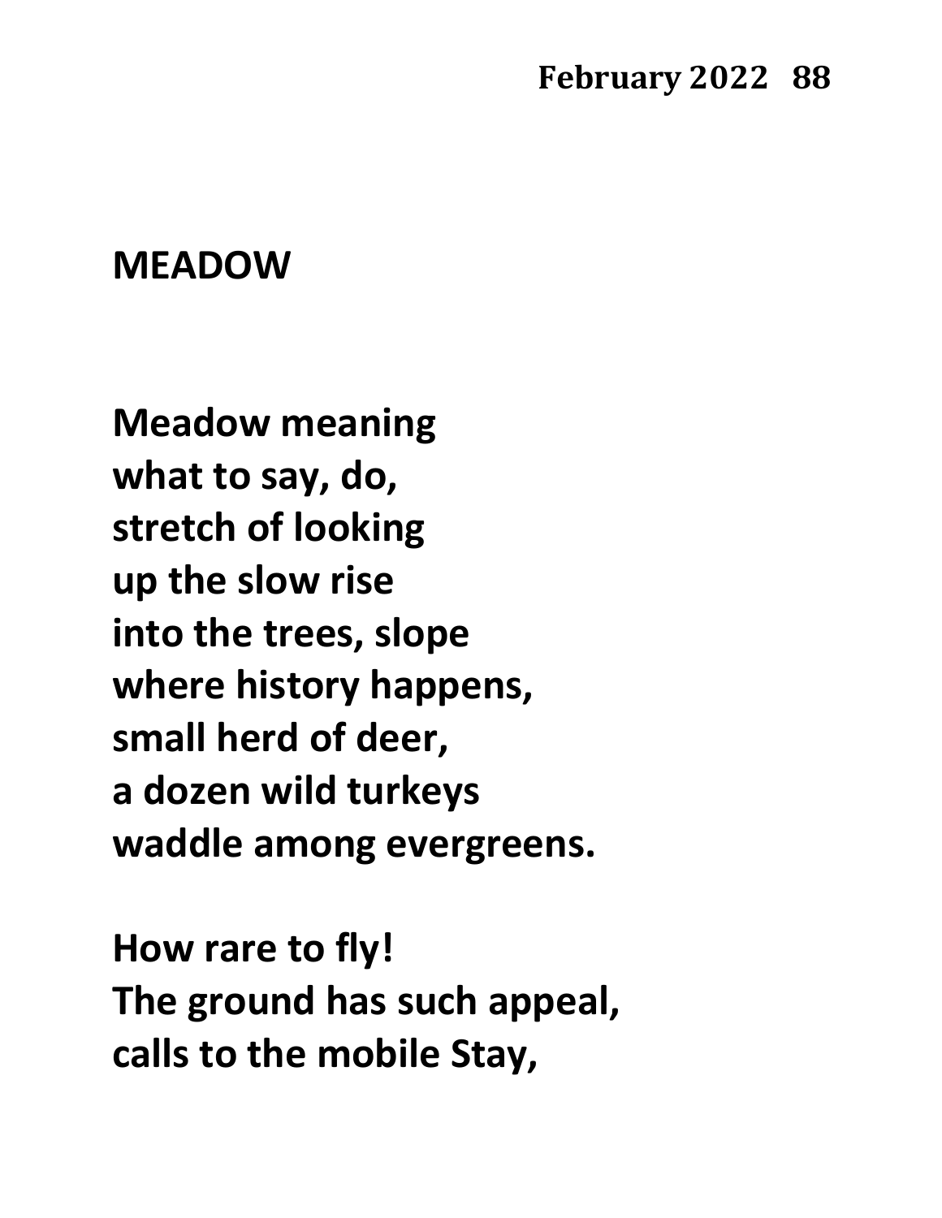# MEADOW

**Meadow meaning**
**what to say, do,**
**stretch of looking**
**up the slow rise**
**into the trees, slope**
**where history happens,**
**small herd of deer,**
**a dozen wild turkeys**
**waddle among evergreens.**

**How rare to fly!**
**The ground has such appeal,**
**calls to the mobile Stay,**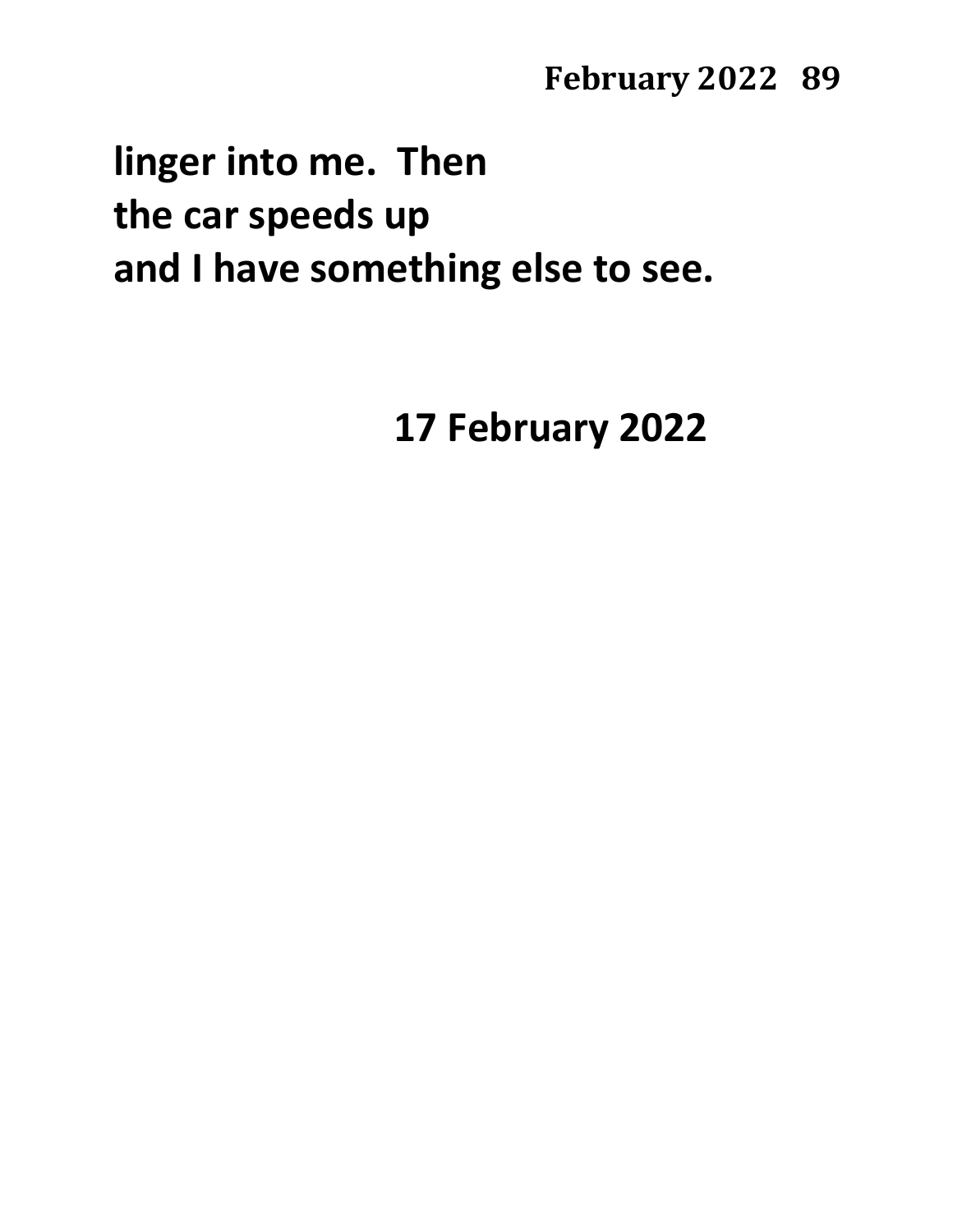**linger into me.  Then**
**the car speeds up**
**and I have something else to see.**

**17 February 2022**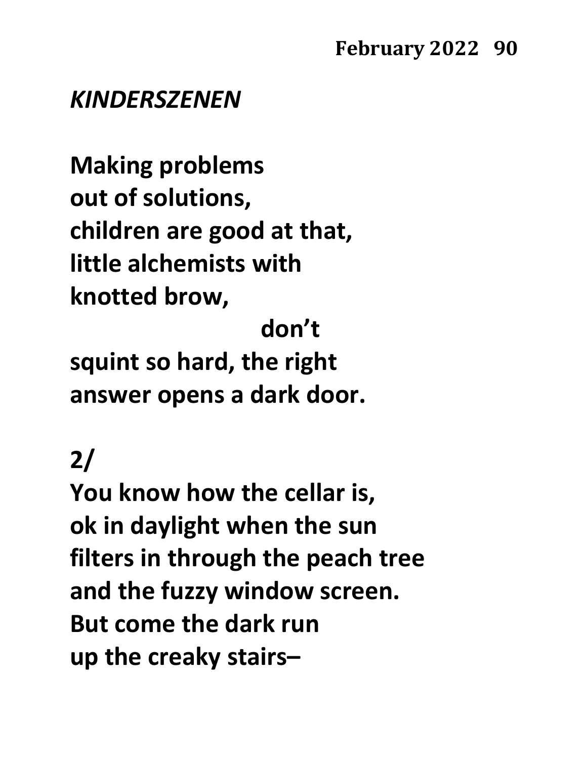*KINDERSZENEN*

**Making problems**
**out of solutions,**
**children are good at that,**
**little alchemists with**
**knotted brow,**
**don't**
**squint so hard, the right**
**answer opens a dark door.**

**2/**
**You know how the cellar is,**
**ok in daylight when the sun**
**filters in through the peach tree**
**and the fuzzy window screen.**
**But come the dark run**
**up the creaky stairs–**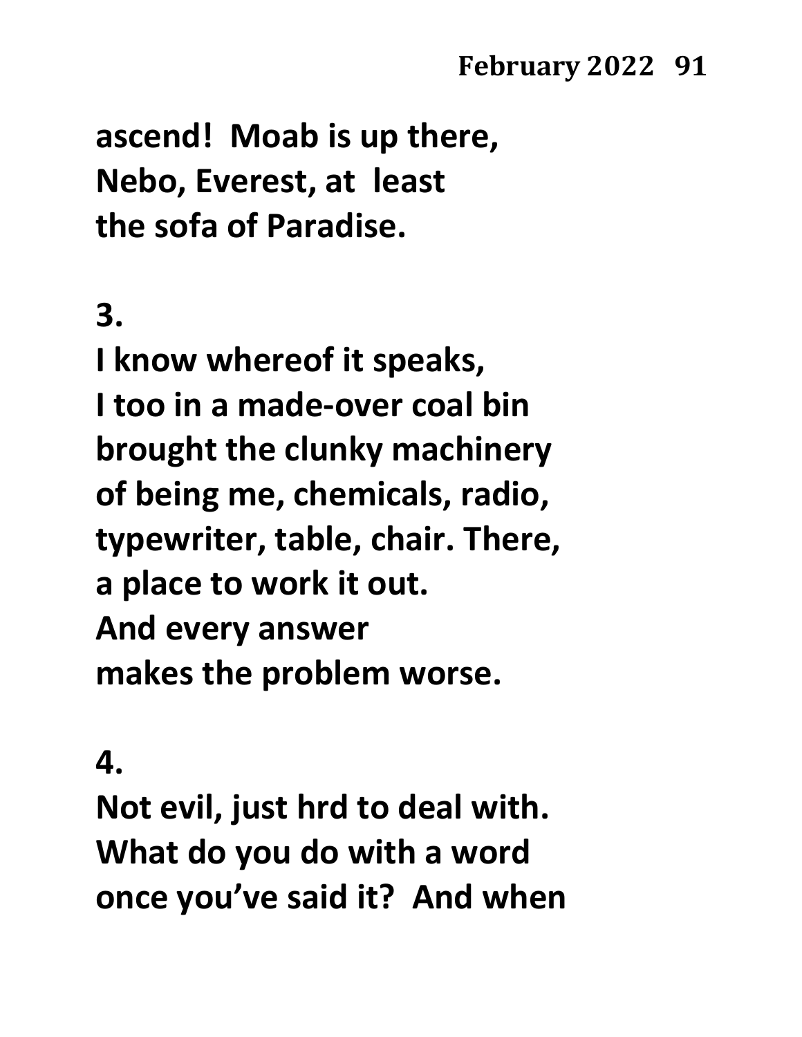ascend! Moab is up there,
Nebo, Everest, at least
the sofa of Paradise.

3.

I know whereof it speaks,
I too in a made-over coal bin
brought the clunky machinery
of being me, chemicals, radio,
typewriter, table, chair. There,
a place to work it out.
And every answer
makes the problem worse.

4.

Not evil, just hrd to deal with.
What do you do with a word
once you've said it? And when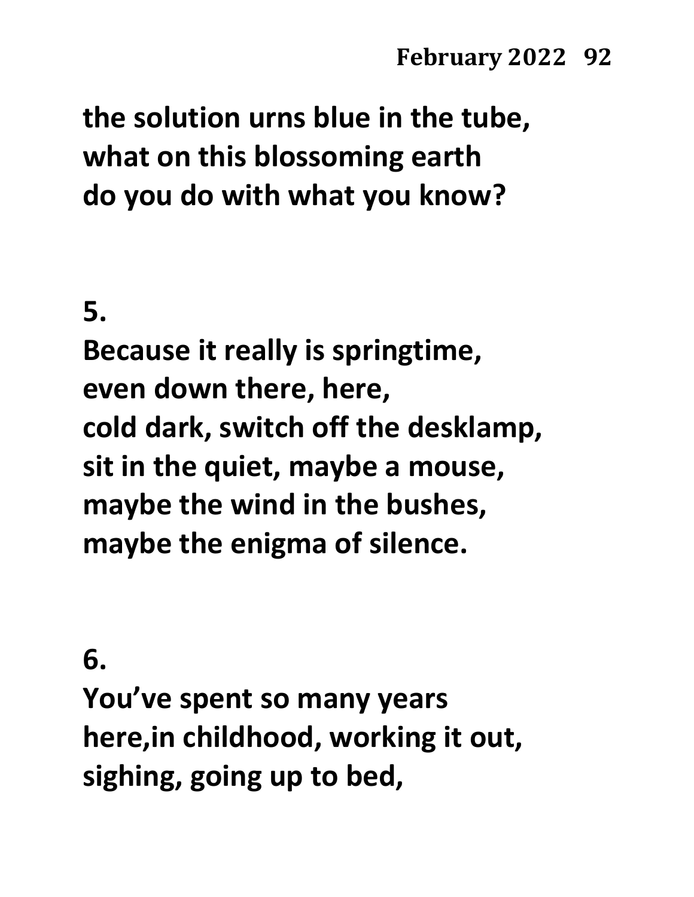**the solution urns blue in the tube,**
**what on this blossoming earth**
**do you do with what you know?**

**5.**

**Because it really is springtime,**
**even down there, here,**
**cold dark, switch off the desklamp,**
**sit in the quiet, maybe a mouse,**
**maybe the wind in the bushes,**
**maybe the enigma of silence.**

**6.**

**You've spent so many years**
**here,in childhood, working it out,**
**sighing, going up to bed,**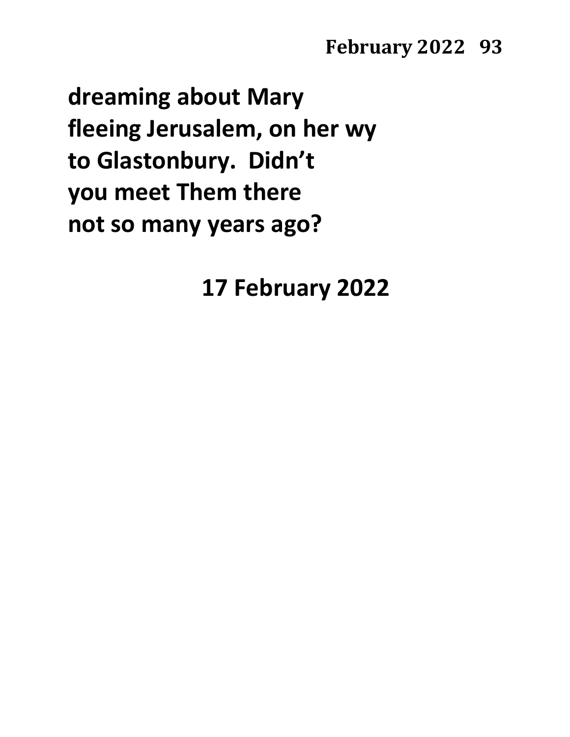**dreaming about Mary**
**fleeing Jerusalem, on her wy**
**to Glastonbury. Didn't**
**you meet Them there**
**not so many years ago?**

**17 February 2022**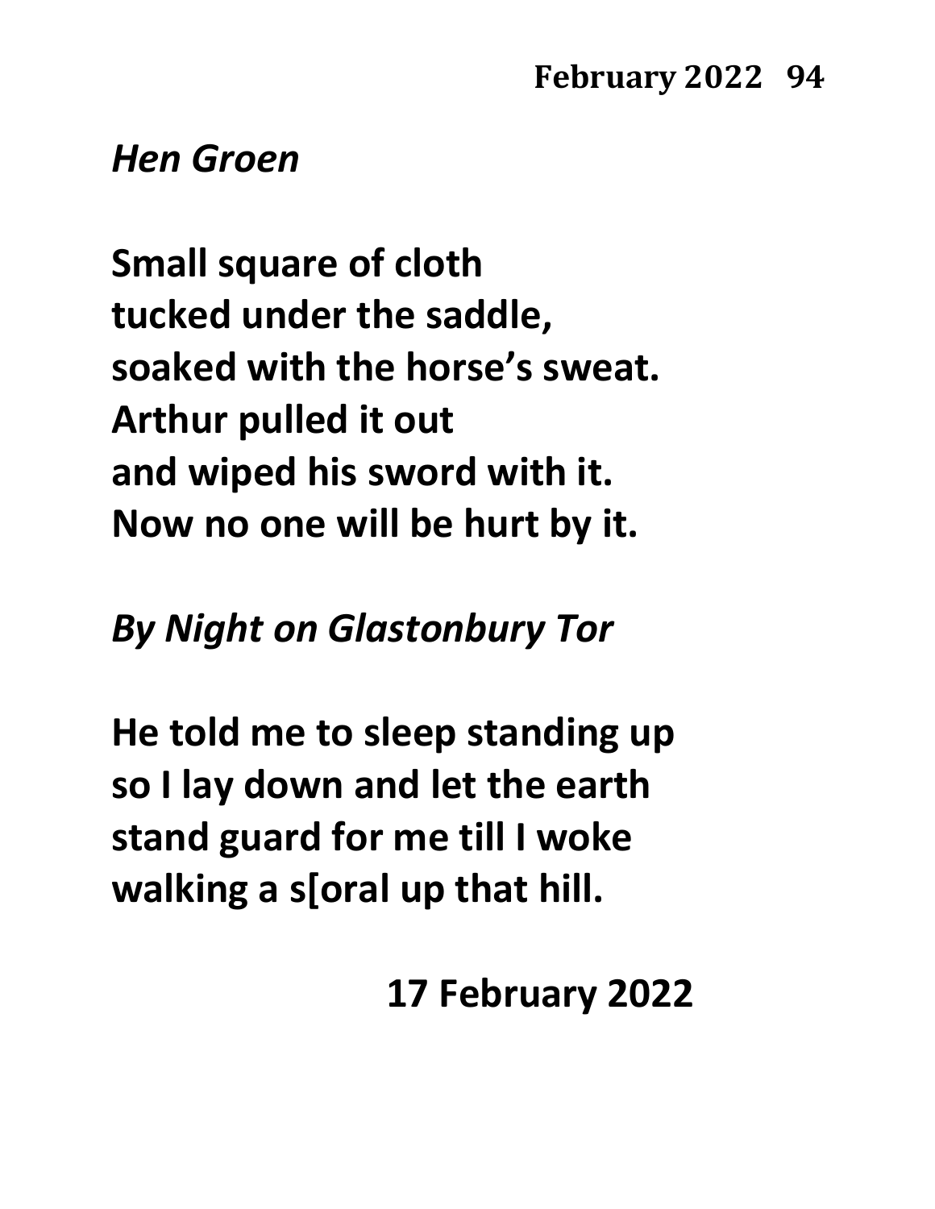*Hen Groen*

**Small square of cloth**
**tucked under the saddle,**
**soaked with the horse's sweat.**
**Arthur pulled it out**
**and wiped his sword with it.**
**Now no one will be hurt by it.**

*By Night on Glastonbury Tor*

**He told me to sleep standing up**
**so I lay down and let the earth**
**stand guard for me till I woke**
**walking a s[oral up that hill.**

**17 February 2022**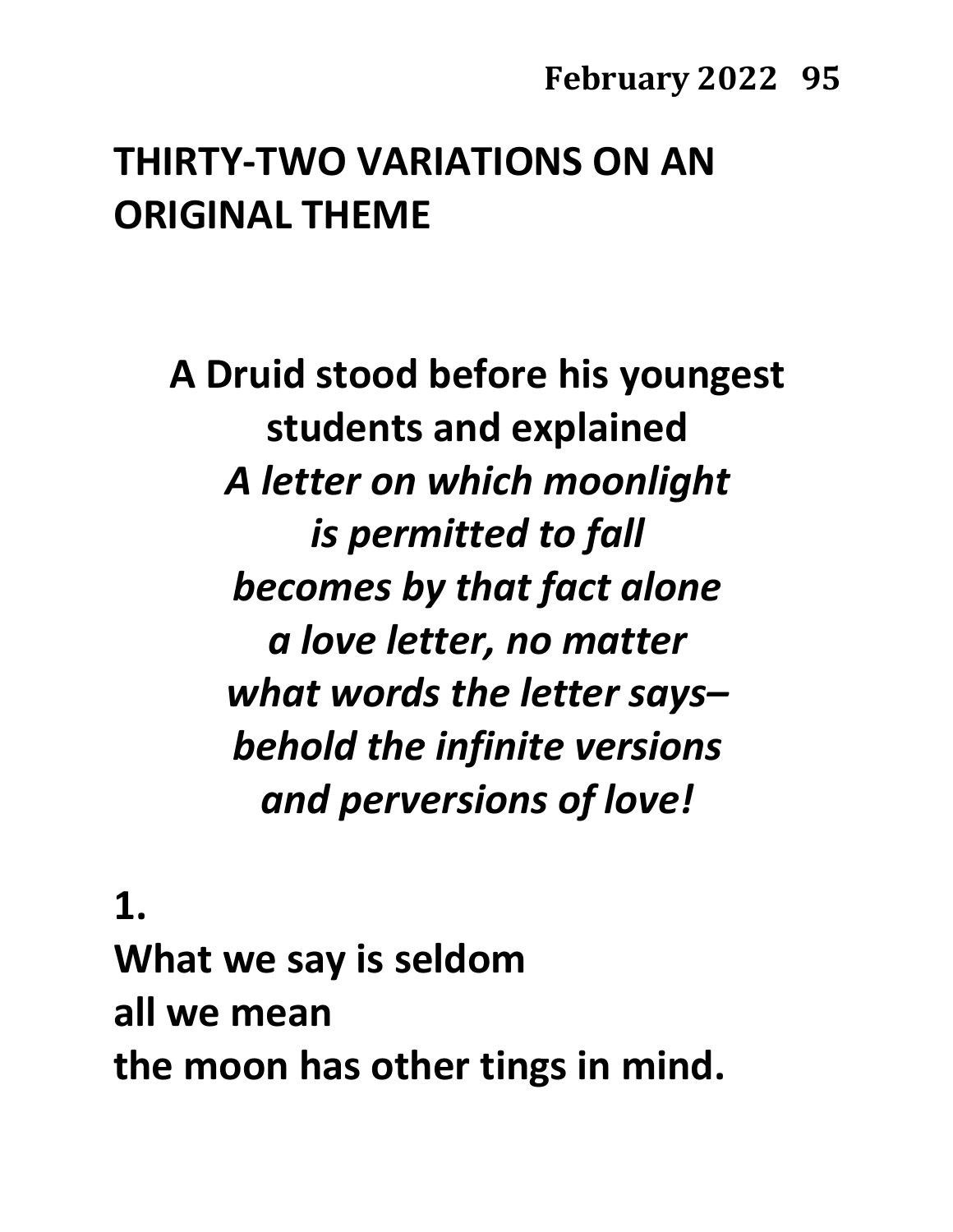# THIRTY-TWO VARIATIONS ON AN ORIGINAL THEME

**A Druid stood before his youngest**
**students and explained**
***A letter on which moonlight***
***is permitted to fall***
***becomes by that fact alone***
***a love letter, no matter***
***what words the letter says–***
***behold the infinite versions***
***and perversions of love!***

**1.**
**What we say is seldom**
**all we mean**
**the moon has other tings in mind.**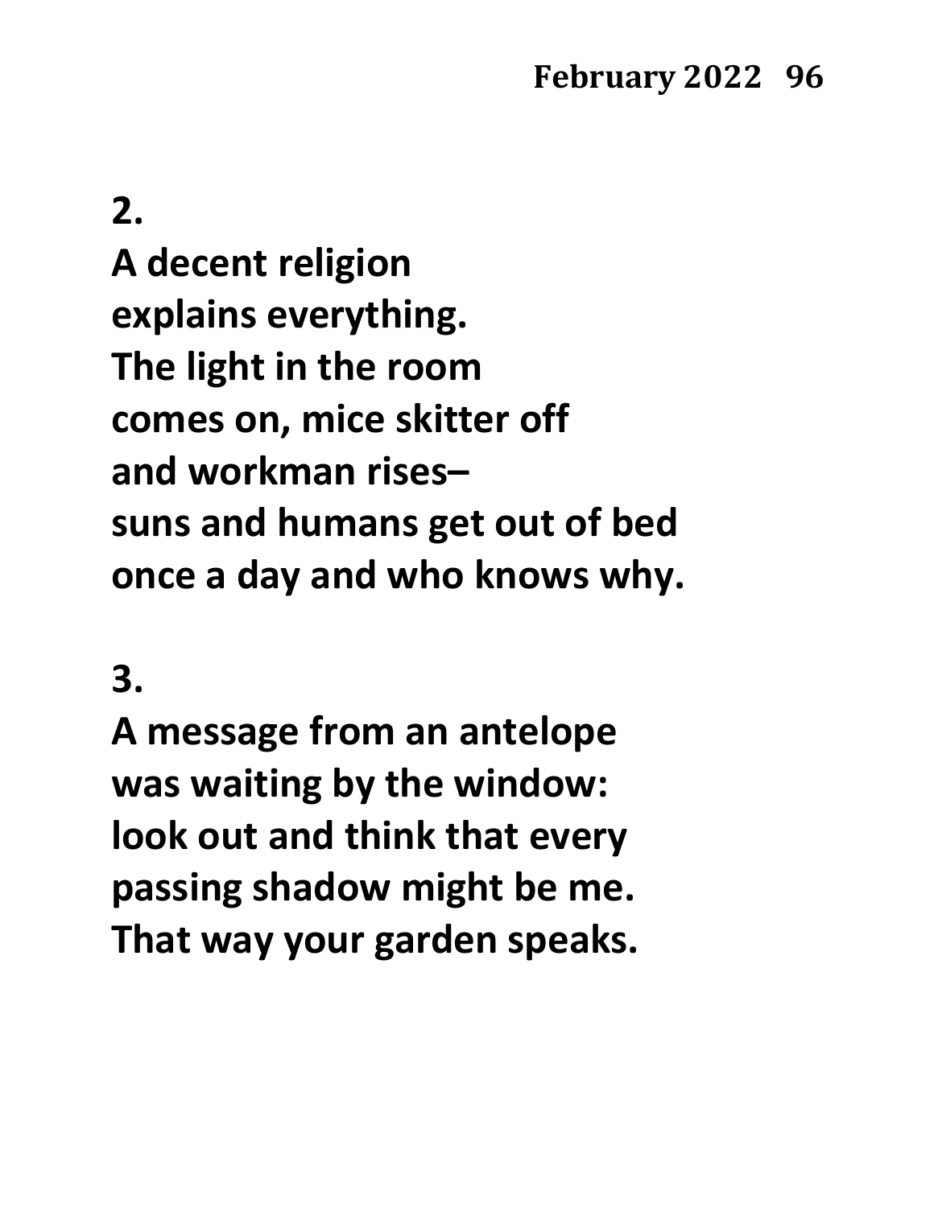**2.**

**A decent religion**
**explains everything.**
**The light in the room**
**comes on, mice skitter off**
**and workman rises–**
**suns and humans get out of bed**
**once a day and who knows why.**

**3.**

**A message from an antelope**
**was waiting by the window:**
**look out and think that every**
**passing shadow might be me.**
**That way your garden speaks.**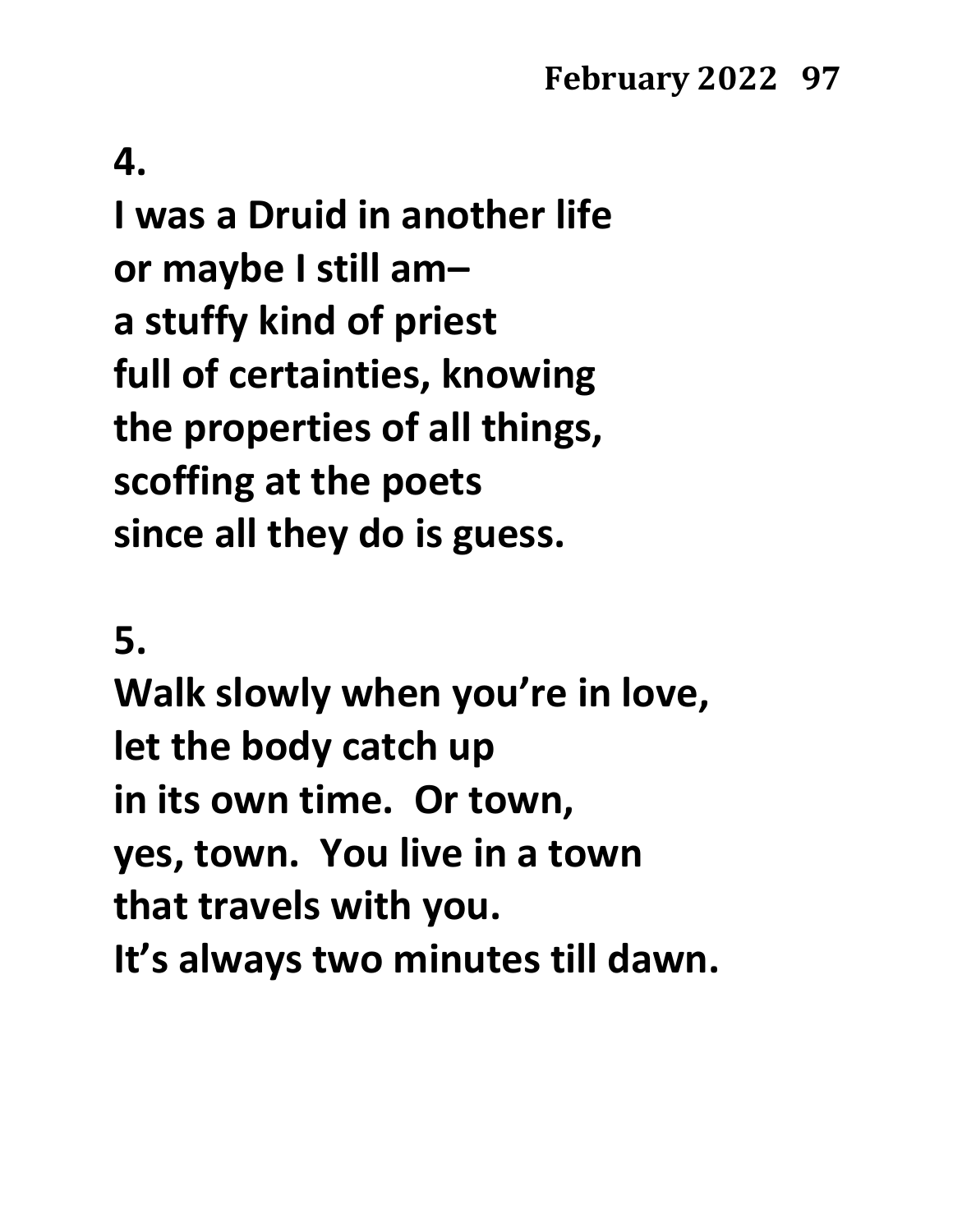**4.**

**I was a Druid in another life**
**or maybe I still am–**
**a stuffy kind of priest**
**full of certainties, knowing**
**the properties of all things,**
**scoffing at the poets**
**since all they do is guess.**

**5.**

**Walk slowly when you're in love,**
**let the body catch up**
**in its own time. Or town,**
**yes, town. You live in a town**
**that travels with you.**
**It's always two minutes till dawn.**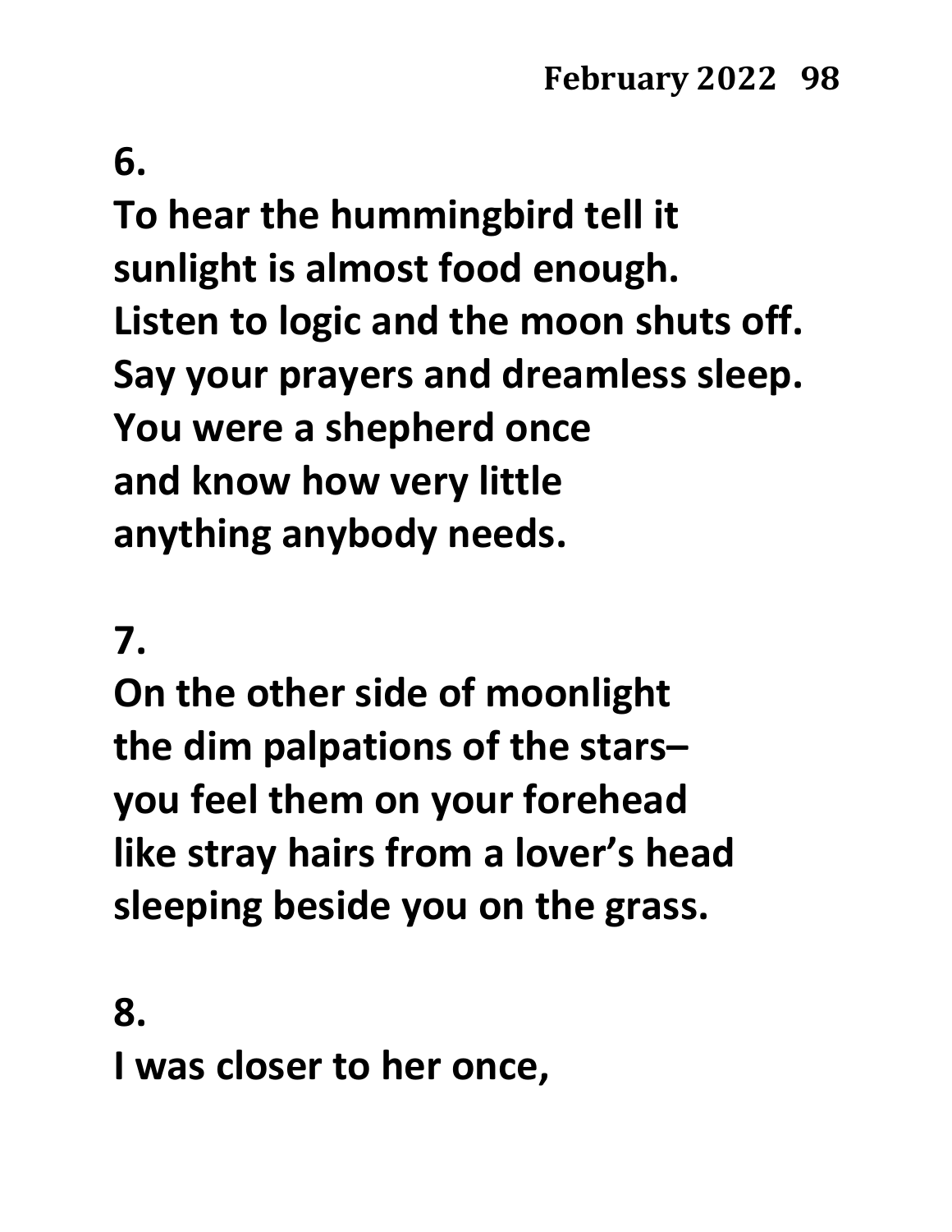**6.**

**To hear the hummingbird tell it**
**sunlight is almost food enough.**
**Listen to logic and the moon shuts off.**
**Say your prayers and dreamless sleep.**
**You were a shepherd once**
**and know how very little**
**anything anybody needs.**

**7.**

**On the other side of moonlight**
**the dim palpations of the stars–**
**you feel them on your forehead**
**like stray hairs from a lover's head**
**sleeping beside you on the grass.**

**8.**

**I was closer to her once,**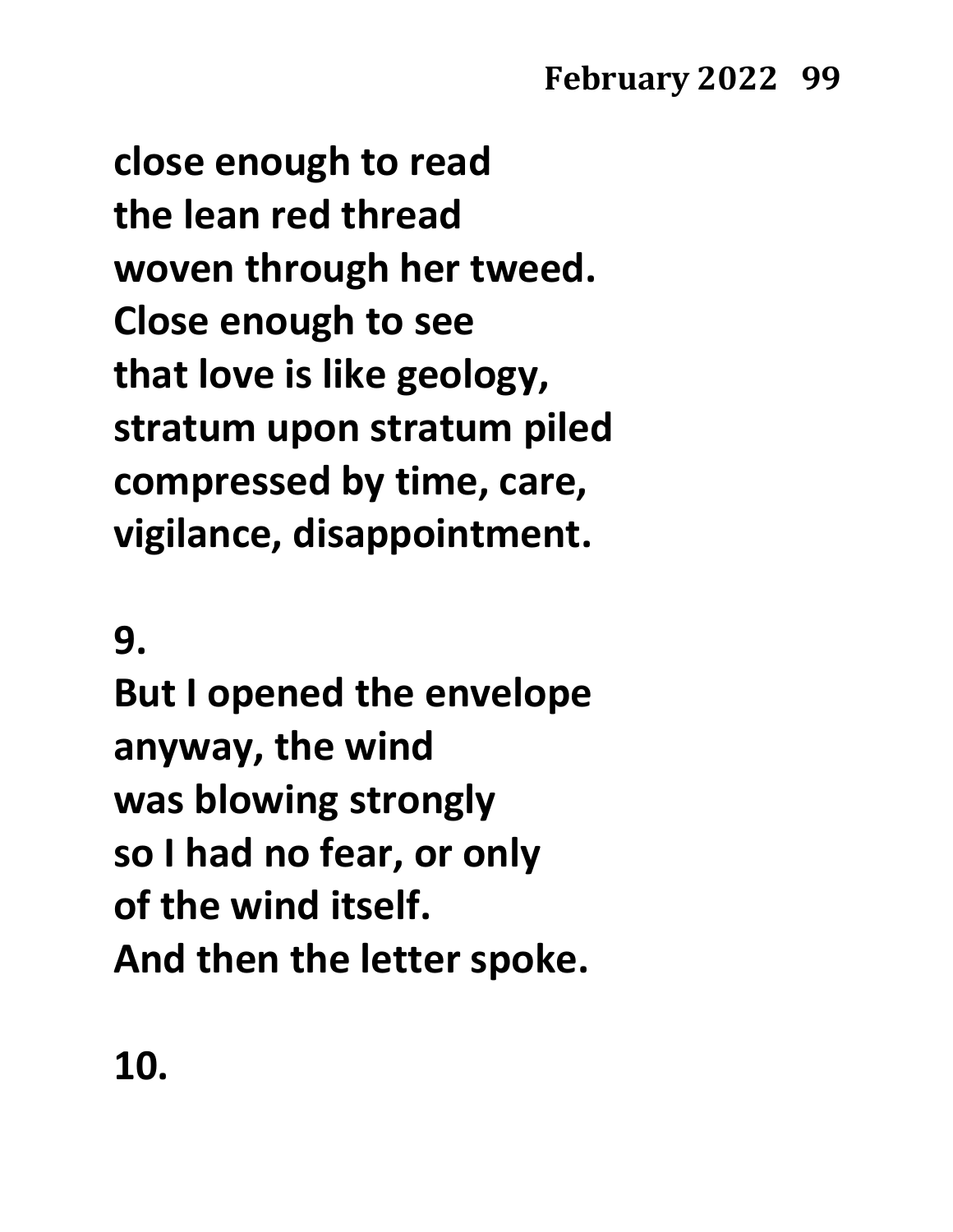close enough to read
the lean red thread
woven through her tweed.
Close enough to see
that love is like geology,
stratum upon stratum piled
compressed by time, care,
vigilance, disappointment.

9.

But I opened the envelope
anyway, the wind
was blowing strongly
so I had no fear, or only
of the wind itself.
And then the letter spoke.

10.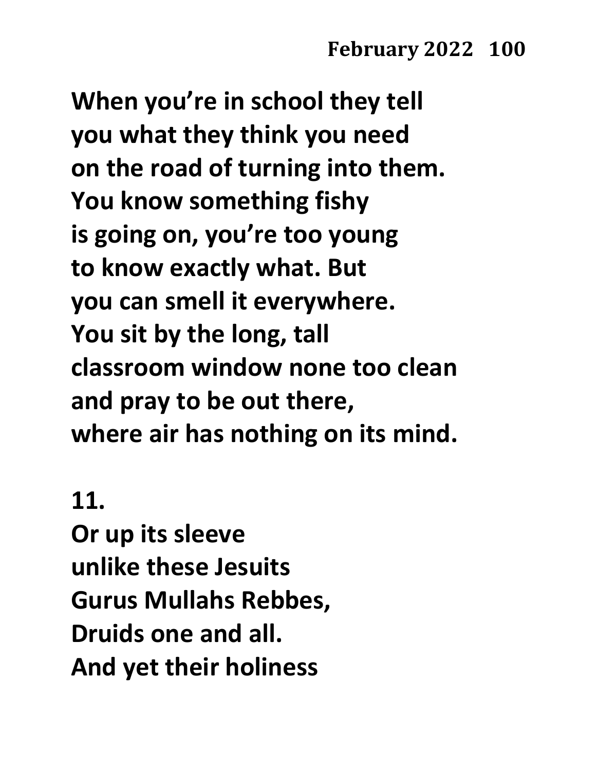**When you're in school they tell you what they think you need on the road of turning into them. You know something fishy is going on, you're too young to know exactly what. But you can smell it everywhere. You sit by the long, tall classroom window none too clean and pray to be out there, where air has nothing on its mind.**

**11.**

**Or up its sleeve unlike these Jesuits Gurus Mullahs Rebbes, Druids one and all. And yet their holiness**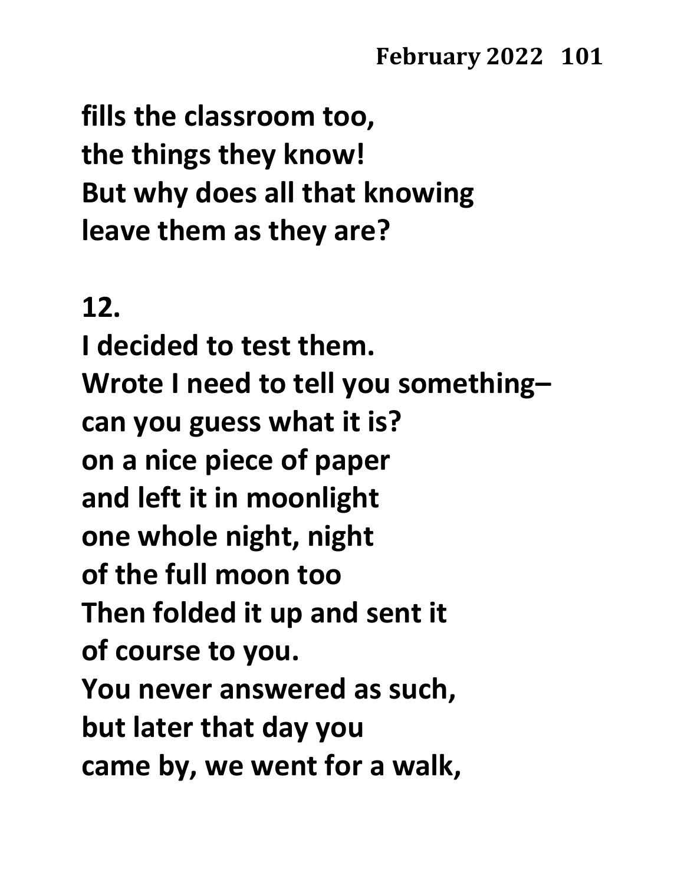**fills the classroom too,**
**the things they know!**
**But why does all that knowing**
**leave them as they are?**

**12.**

**I decided to test them.**
**Wrote I need to tell you something–**
**can you guess what it is?**
**on a nice piece of paper**
**and left it in moonlight**
**one whole night, night**
**of the full moon too**
**Then folded it up and sent it**
**of course to you.**
**You never answered as such,**
**but later that day you**
**came by, we went for a walk,**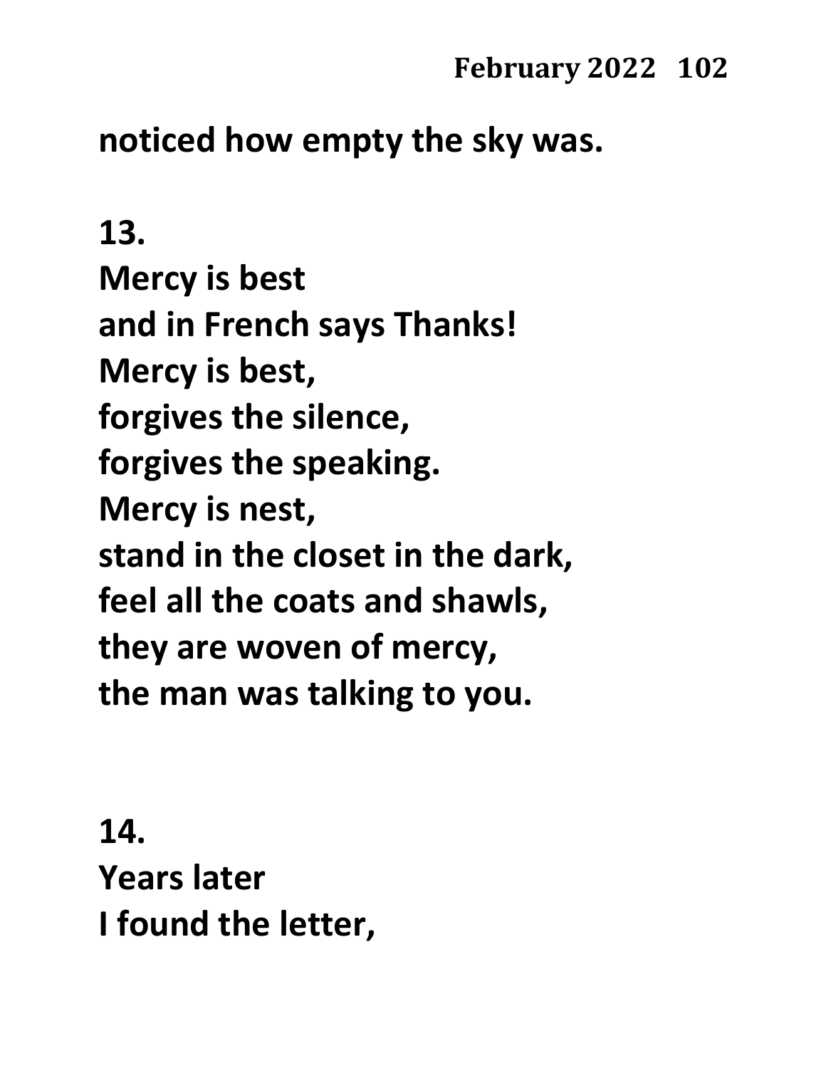**noticed how empty the sky was.**

**13.**

**Mercy is best**
**and in French says Thanks!**
**Mercy is best,**
**forgives the silence,**
**forgives the speaking.**
**Mercy is nest,**
**stand in the closet in the dark,**
**feel all the coats and shawls,**
**they are woven of mercy,**
**the man was talking to you.**

**14.**

**Years later**
**I found the letter,**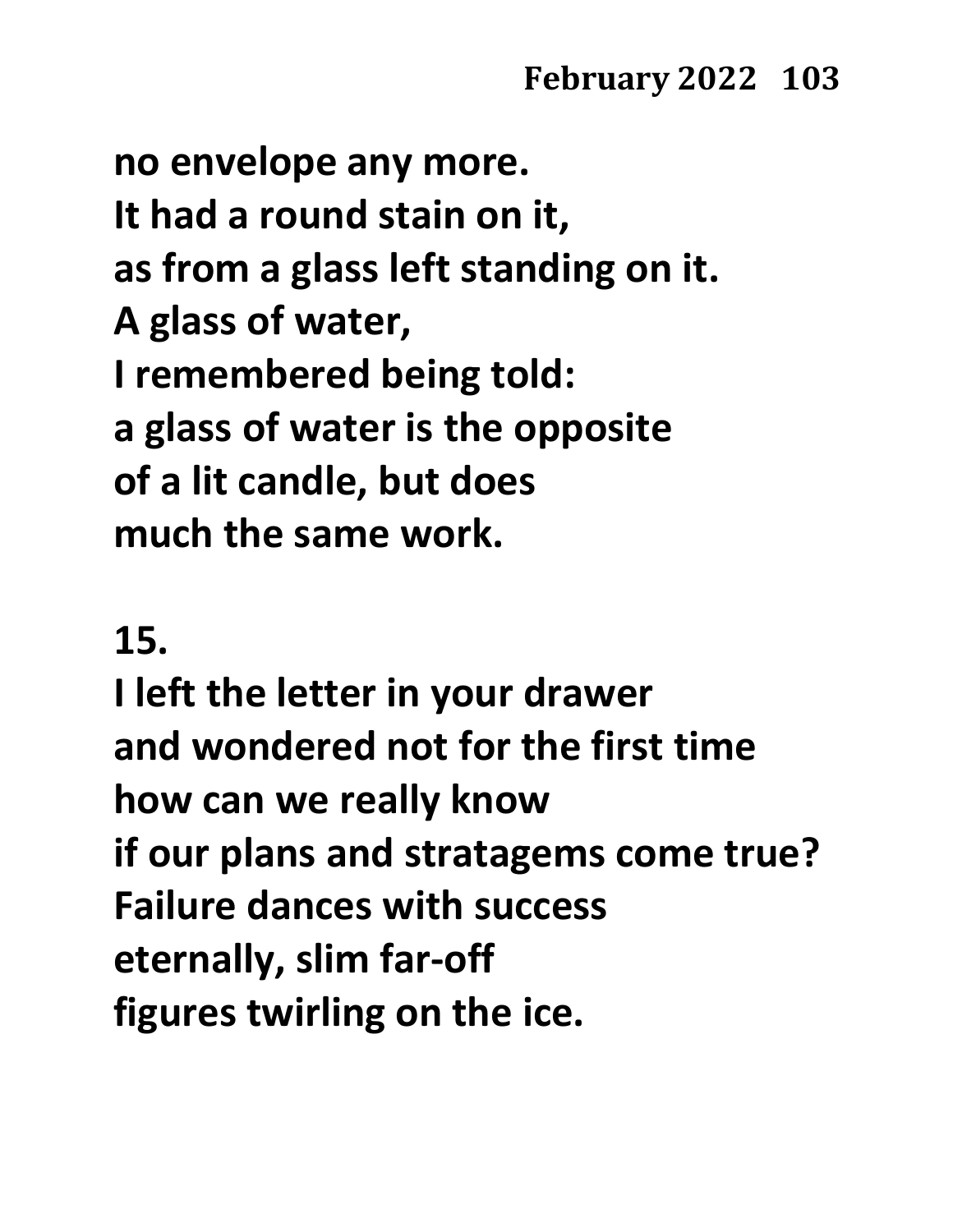no envelope any more.
It had a round stain on it,
as from a glass left standing on it.
A glass of water,
I remembered being told:
a glass of water is the opposite
of a lit candle, but does
much the same work.

15.

I left the letter in your drawer
and wondered not for the first time
how can we really know
if our plans and stratagems come true?
Failure dances with success
eternally, slim far-off
figures twirling on the ice.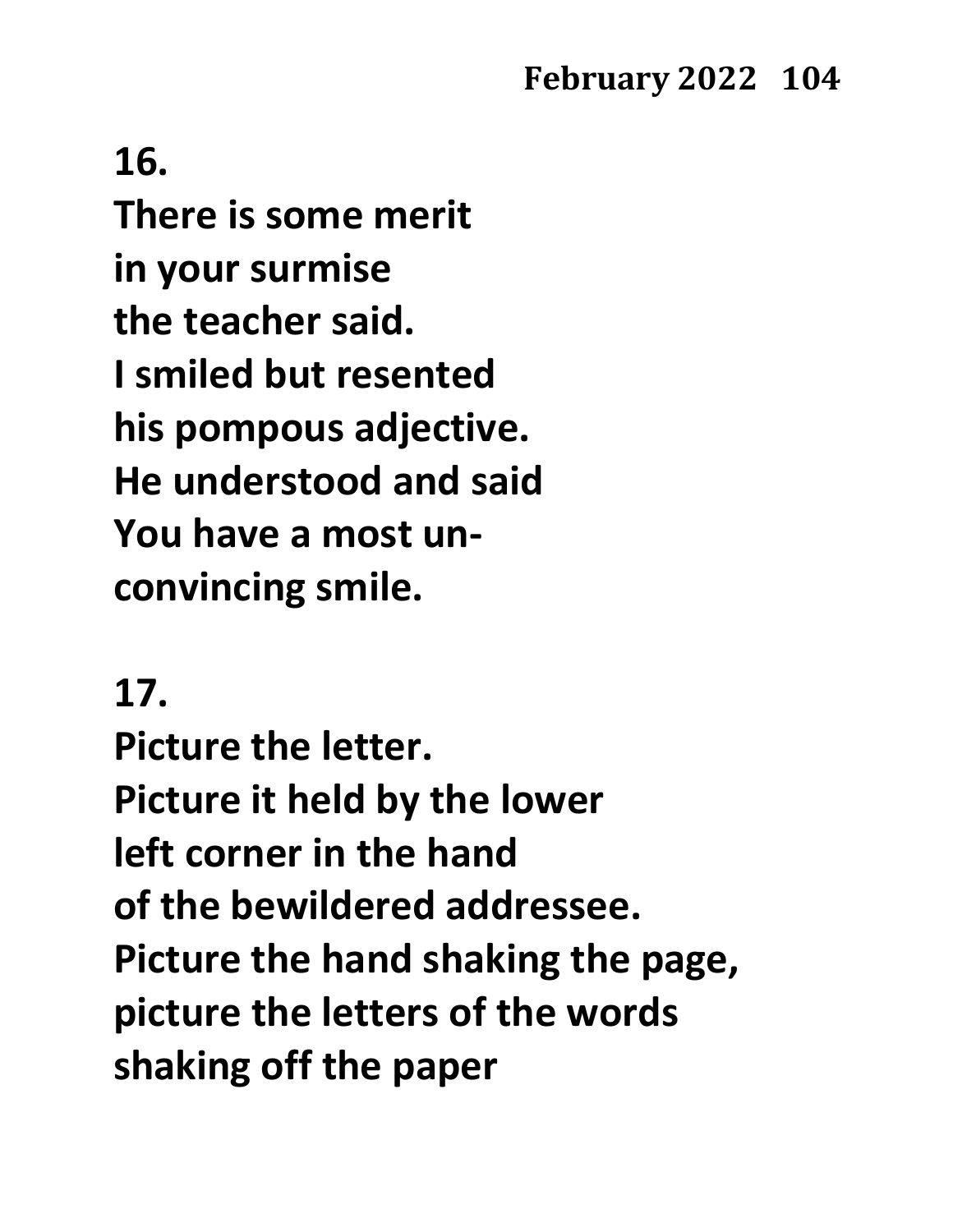**16.**
**There is some merit**
**in your surmise**
**the teacher said.**
**I smiled but resented**
**his pompous adjective.**
**He understood and said**
**You have a most un-**
**convincing smile.**

**17.**
**Picture the letter.**
**Picture it held by the lower**
**left corner in the hand**
**of the bewildered addressee.**
**Picture the hand shaking the page,**
**picture the letters of the words**
**shaking off the paper**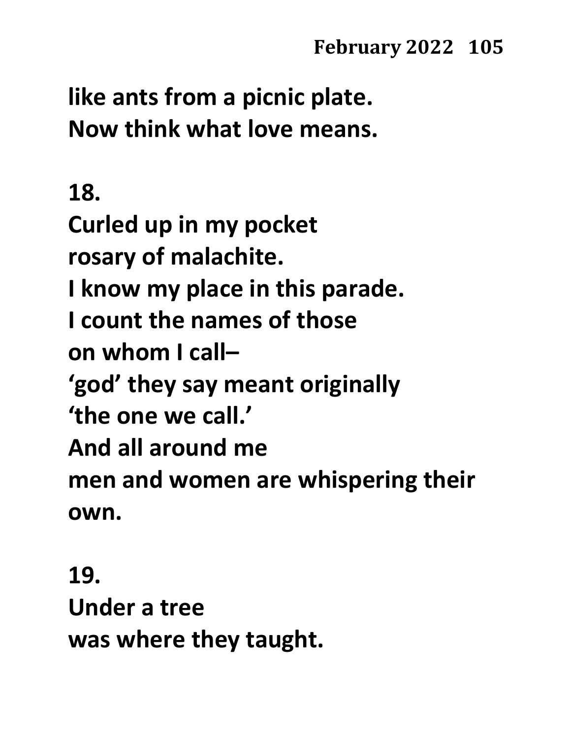like ants from a picnic plate.
Now think what love means.

**18.**

Curled up in my pocket
rosary of malachite.
I know my place in this parade.
I count the names of those
on whom I call–
'god' they say meant originally
'the one we call.'
And all around me
men and women are whispering their own.

**19.**

Under a tree
was where they taught.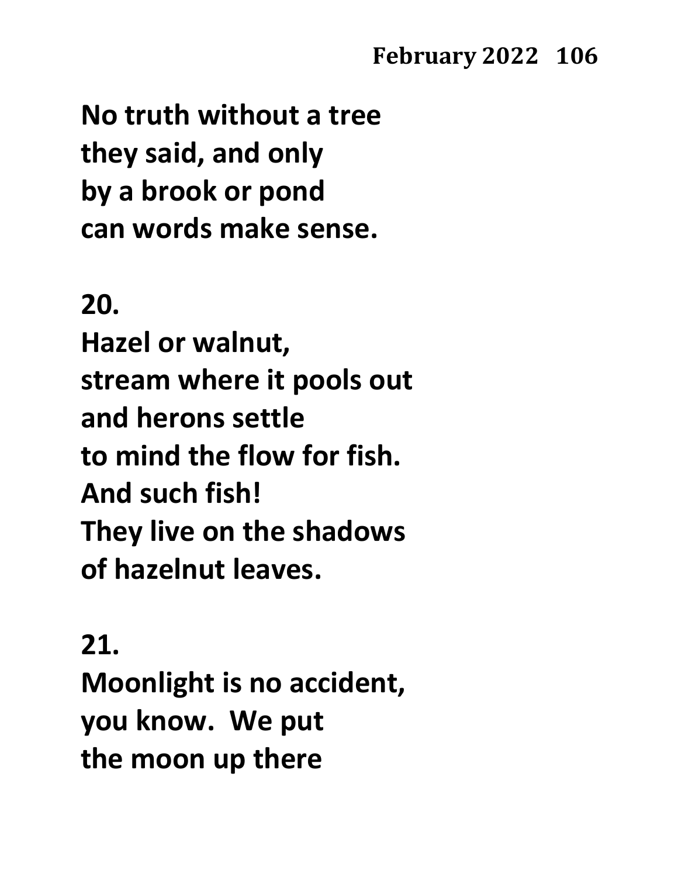**No truth without a tree**
**they said, and only**
**by a brook or pond**
**can words make sense.**

**20.**
**Hazel or walnut,**
**stream where it pools out**
**and herons settle**
**to mind the flow for fish.**
**And such fish!**
**They live on the shadows**
**of hazelnut leaves.**

**21.**
**Moonlight is no accident,**
**you know.  We put**
**the moon up there**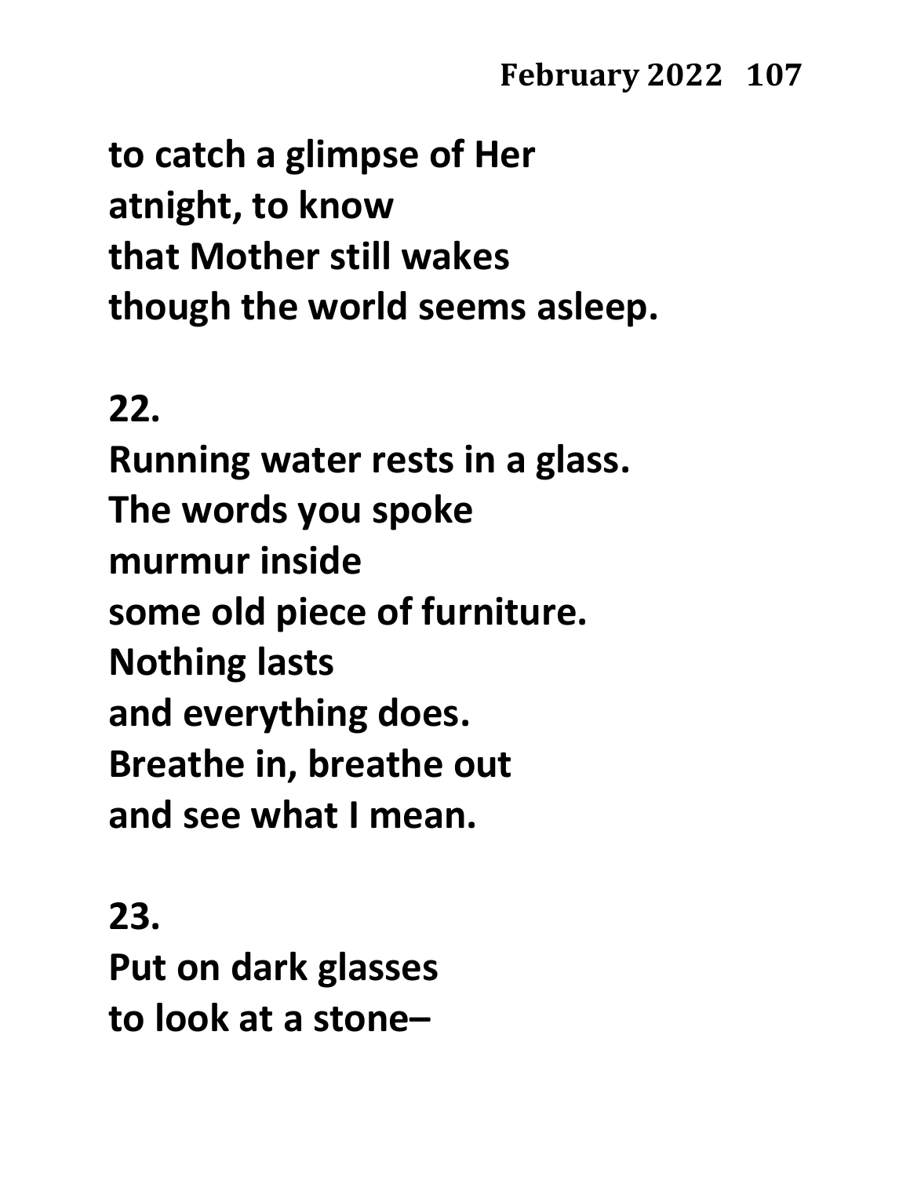to catch a glimpse of Her
atnight, to know
that Mother still wakes
though the world seems asleep.

**22.**

Running water rests in a glass.
The words you spoke
murmur inside
some old piece of furniture.
Nothing lasts
and everything does.
Breathe in, breathe out
and see what I mean.

**23.**

Put on dark glasses
to look at a stone–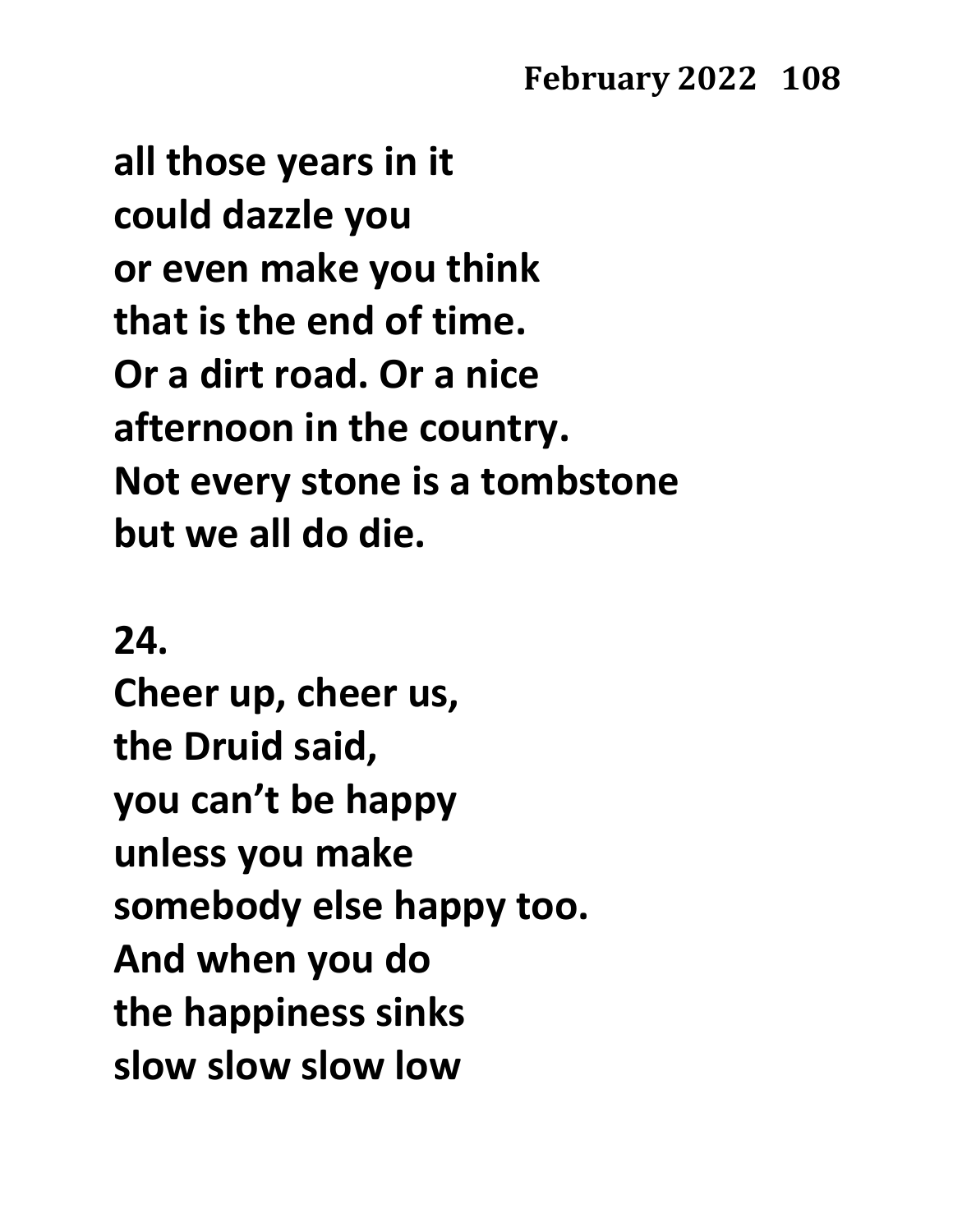**all those years in it**
**could dazzle you**
**or even make you think**
**that is the end of time.**
**Or a dirt road. Or a nice**
**afternoon in the country.**
**Not every stone is a tombstone**
**but we all do die.**

**24.**

**Cheer up, cheer us,**
**the Druid said,**
**you can't be happy**
**unless you make**
**somebody else happy too.**
**And when you do**
**the happiness sinks**
**slow slow slow low**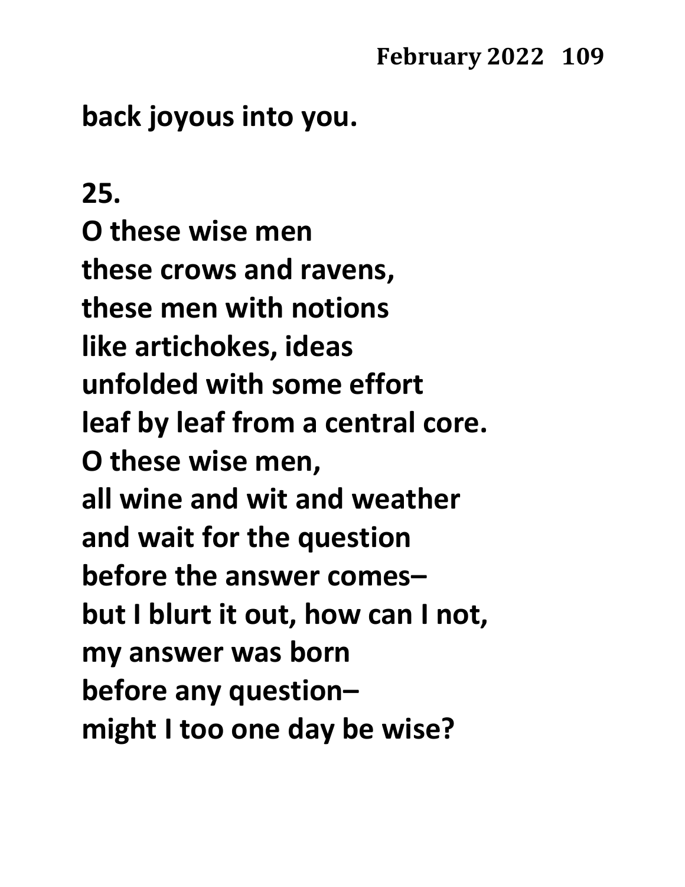**back joyous into you.**

**25.**
**O these wise men**
**these crows and ravens,**
**these men with notions**
**like artichokes, ideas**
**unfolded with some effort**
**leaf by leaf from a central core.**
**O these wise men,**
**all wine and wit and weather**
**and wait for the question**
**before the answer comes–**
**but I blurt it out, how can I not,**
**my answer was born**
**before any question–**
**might I too one day be wise?**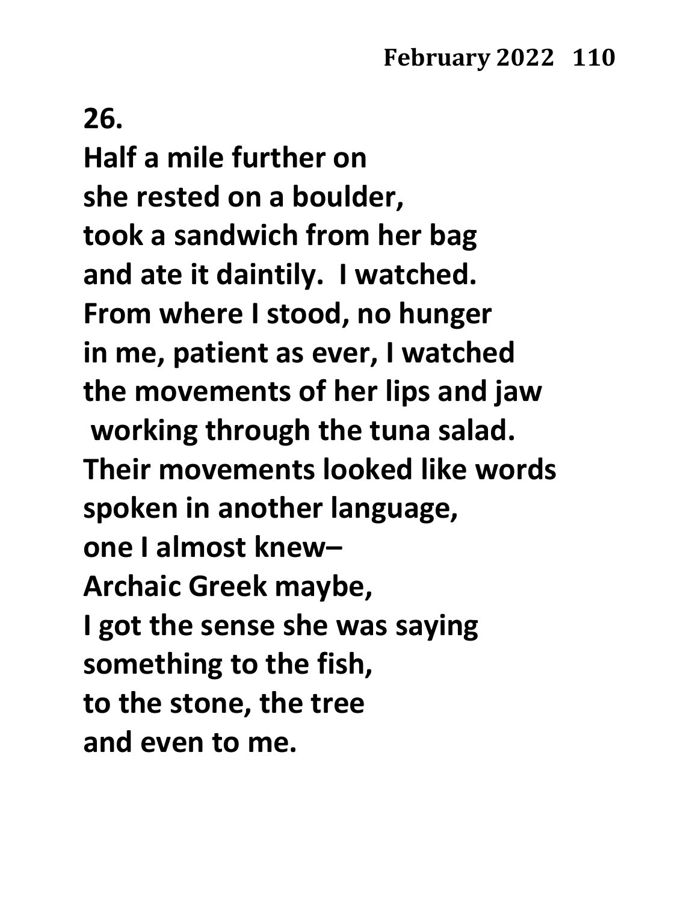**26.**

**Half a mile further on**
**she rested on a boulder,**
**took a sandwich from her bag**
**and ate it daintily.  I watched.**
**From where I stood, no hunger**
**in me, patient as ever, I watched**
**the movements of her lips and jaw**
**working through the tuna salad.**
**Their movements looked like words**
**spoken in another language,**
**one I almost knew–**
**Archaic Greek maybe,**
**I got the sense she was saying**
**something to the fish,**
**to the stone, the tree**
**and even to me.**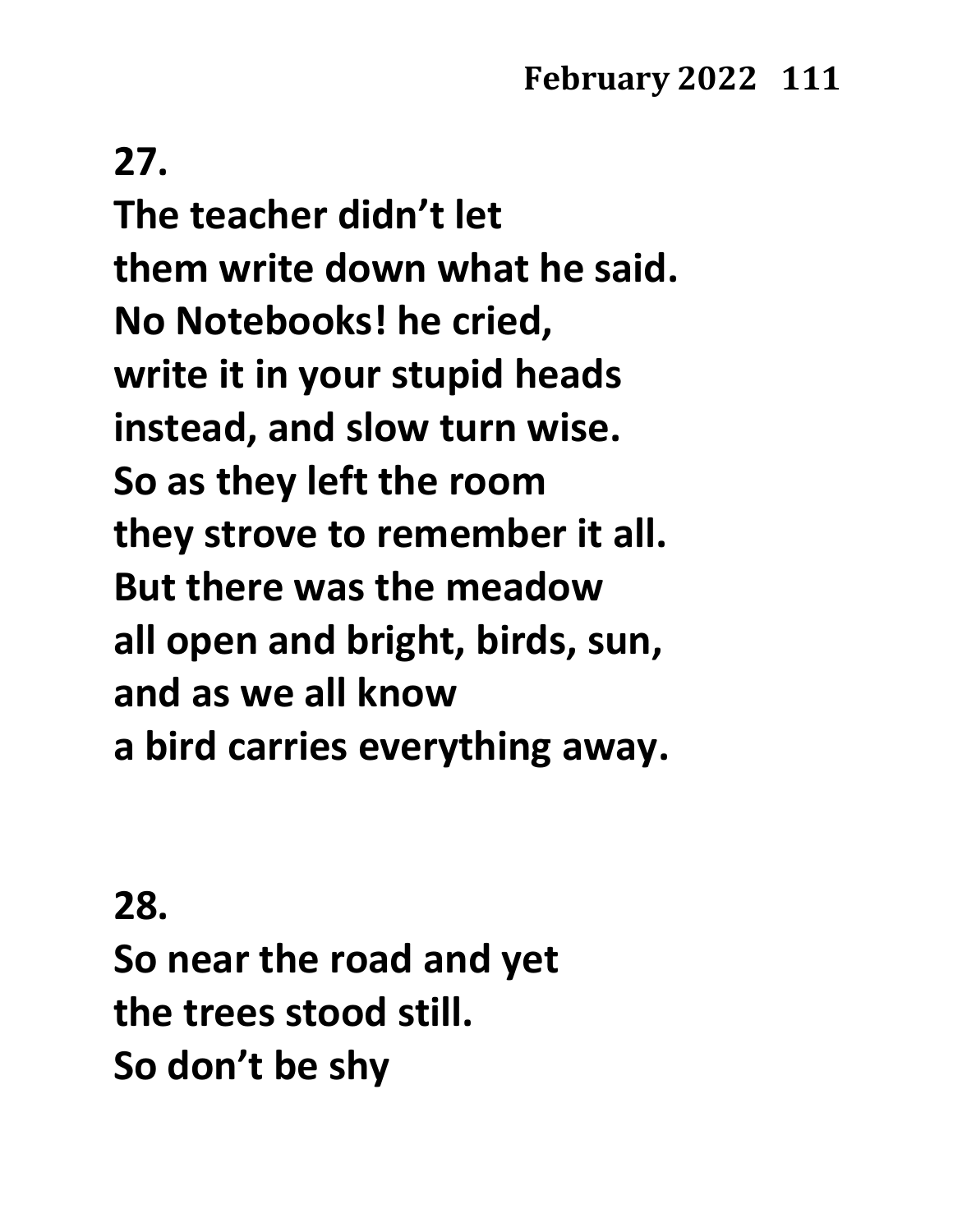**27.**

**The teacher didn't let**
**them write down what he said.**
**No Notebooks! he cried,**
**write it in your stupid heads**
**instead, and slow turn wise.**
**So as they left the room**
**they strove to remember it all.**
**But there was the meadow**
**all open and bright, birds, sun,**
**and as we all know**
**a bird carries everything away.**

**28.**

**So near the road and yet**
**the trees stood still.**
**So don't be shy**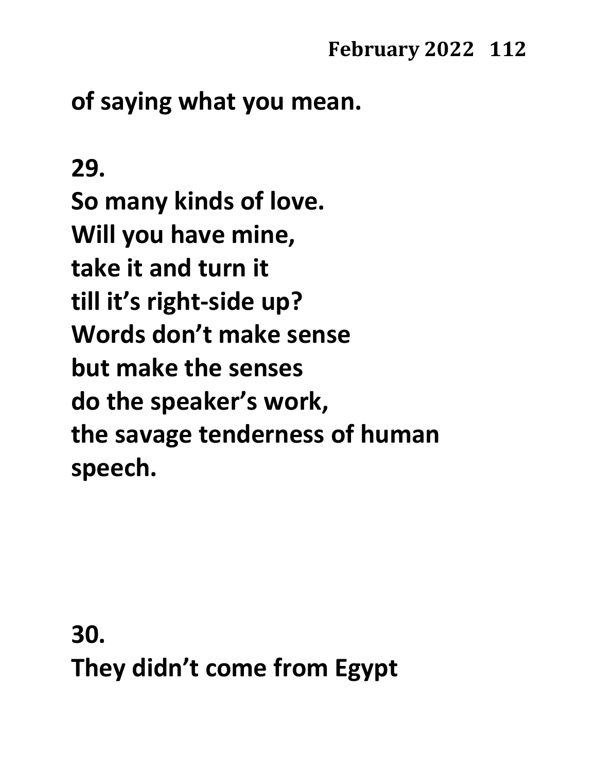of saying what you mean.

29.
So many kinds of love.
Will you have mine,
take it and turn it
till it's right-side up?
Words don't make sense
but make the senses
do the speaker's work,
the savage tenderness of human
speech.

30.
They didn't come from Egypt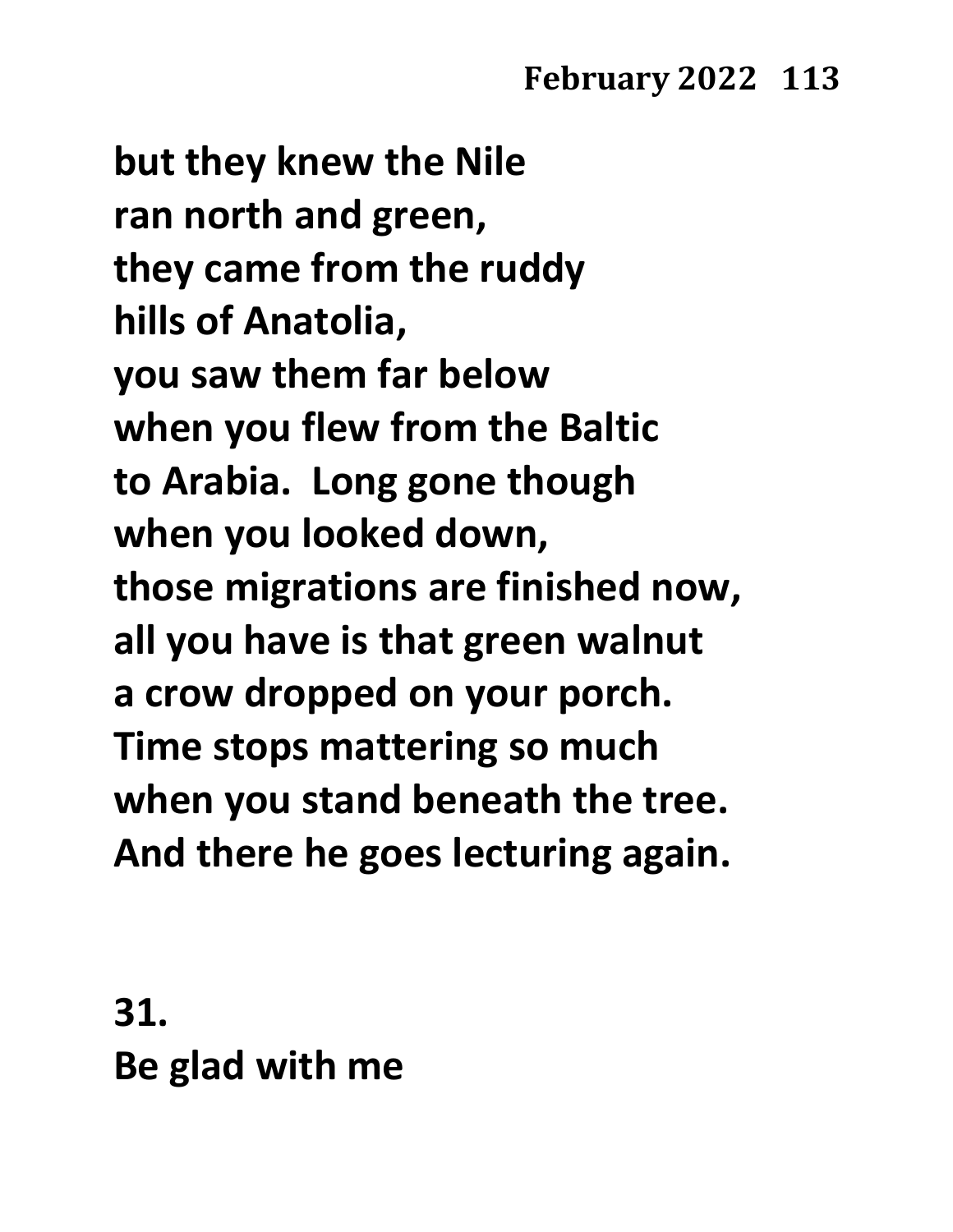**but they knew the Nile**
**ran north and green,**
**they came from the ruddy**
**hills of Anatolia,**
**you saw them far below**
**when you flew from the Baltic**
**to Arabia. Long gone though**
**when you looked down,**
**those migrations are finished now,**
**all you have is that green walnut**
**a crow dropped on your porch.**
**Time stops mattering so much**
**when you stand beneath the tree.**
**And there he goes lecturing again.**

**31.**
**Be glad with me**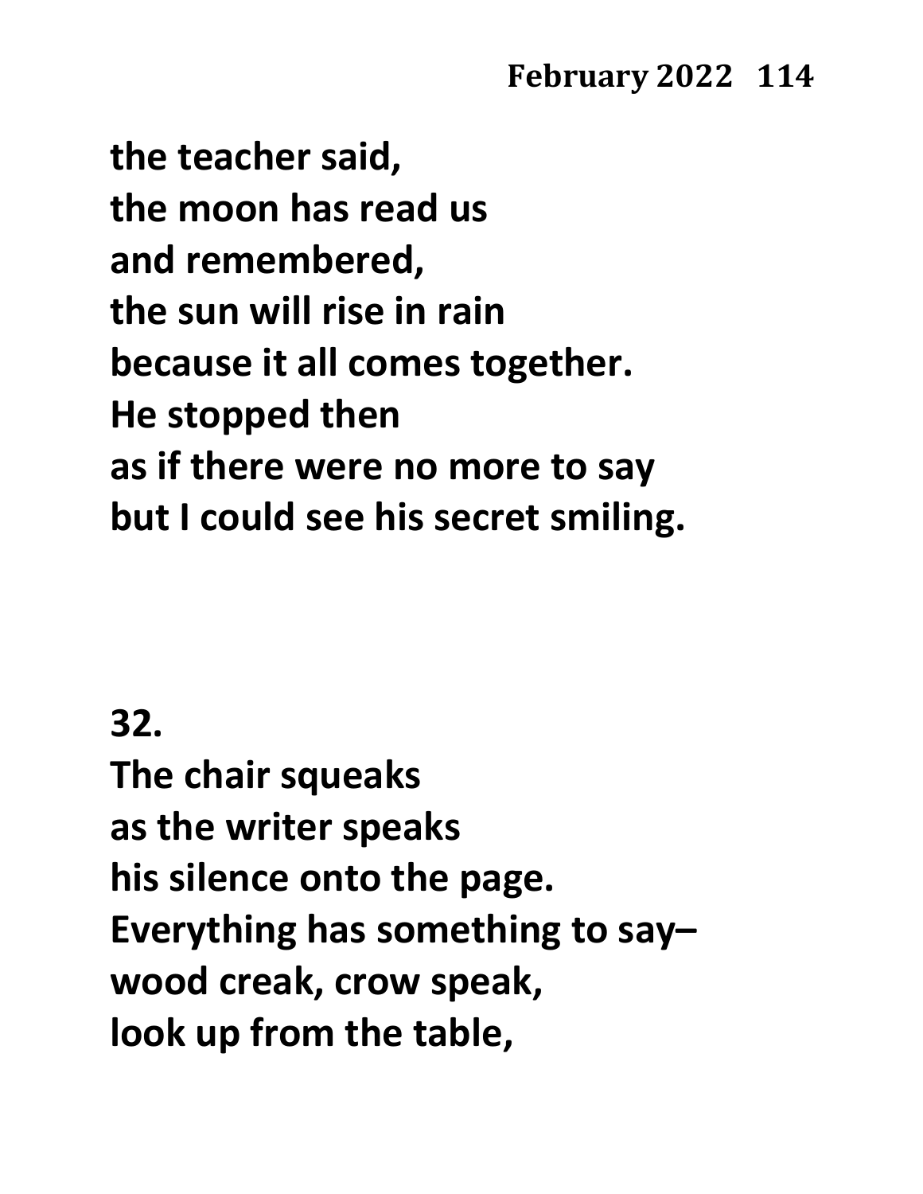the teacher said,  
the moon has read us  
and remembered,  
the sun will rise in rain  
because it all comes together.  
He stopped then  
as if there were no more to say  
but I could see his secret smiling.

**32.**

The chair squeaks  
as the writer speaks  
his silence onto the page.  
Everything has something to say–  
wood creak, crow speak,  
look up from the table,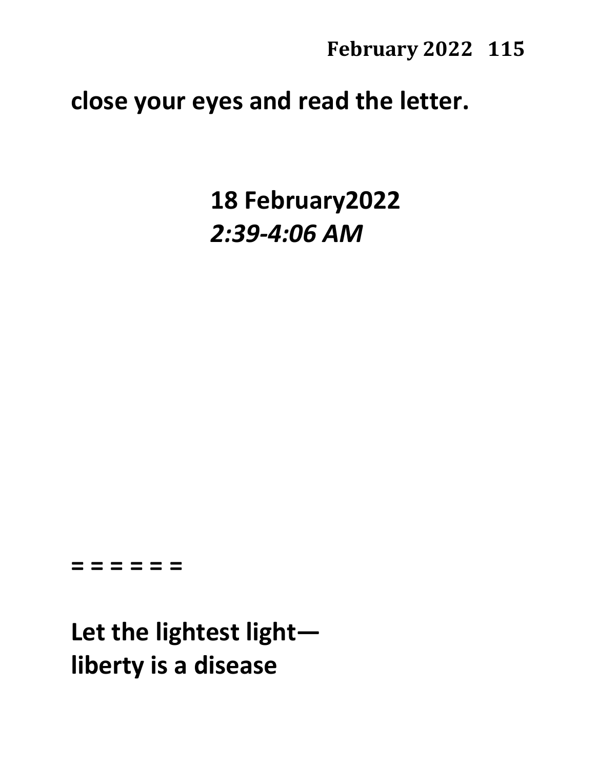**close your eyes and read the letter.**

**18 February2022**
***2:39-4:06 AM***

**= = = = = =**

**Let the lightest light—**
**liberty is a disease**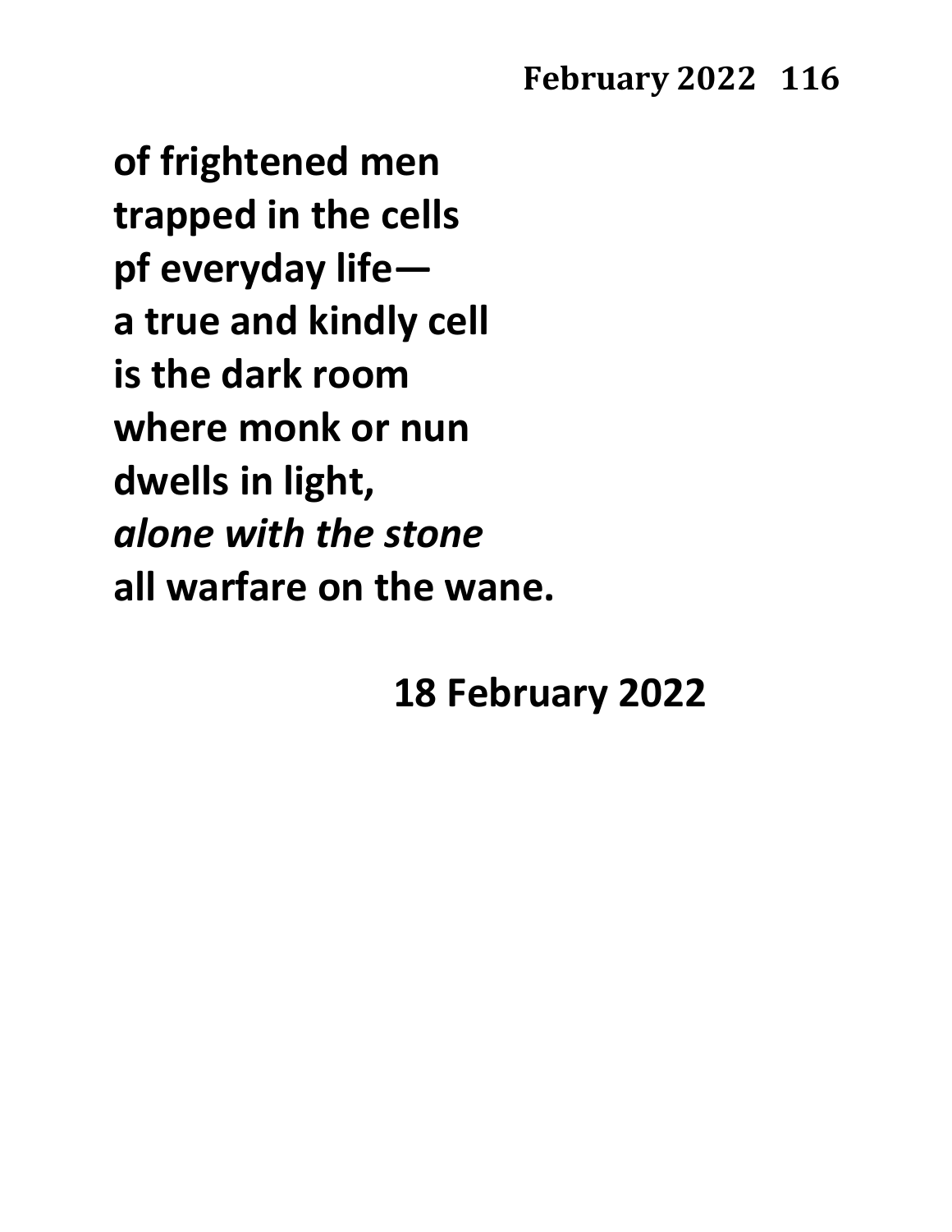**of frightened men**
**trapped in the cells**
**pf everyday life—**
**a true and kindly cell**
**is the dark room**
**where monk or nun**
**dwells in light,**
***alone with the stone***
**all warfare on the wane.**

**18 February 2022**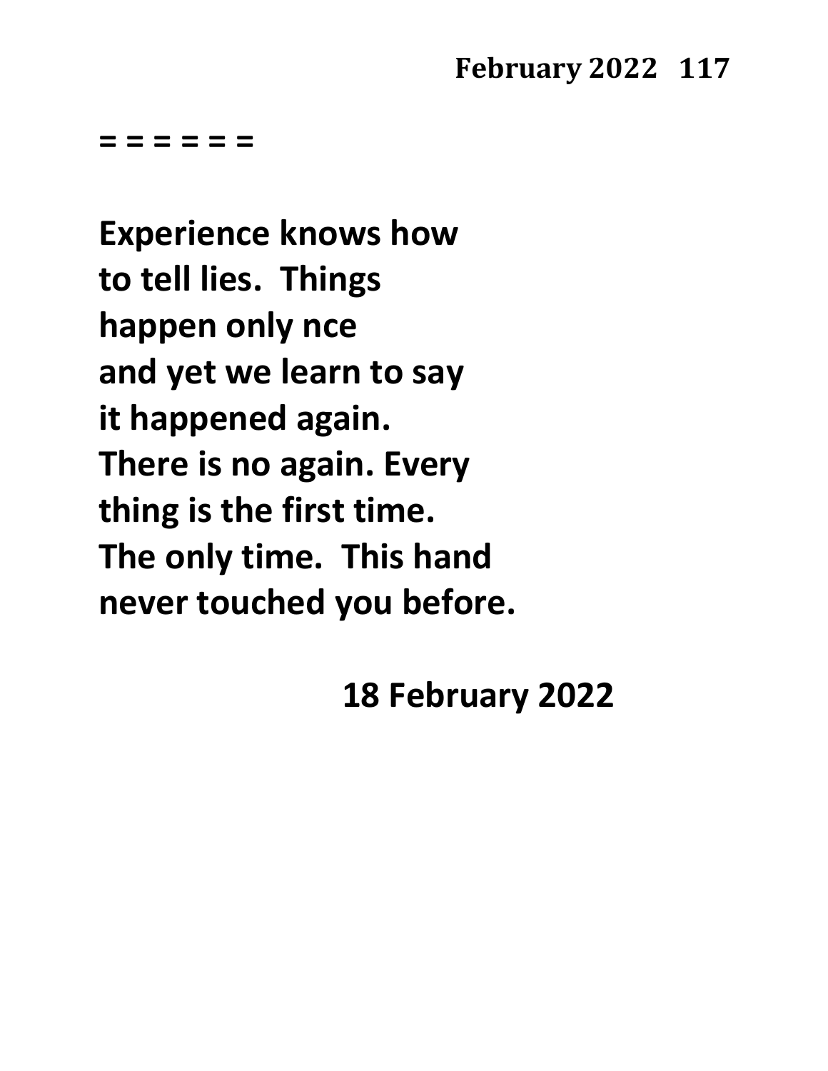= = = = = =

**Experience knows how**
**to tell lies.  Things**
**happen only nce**
**and yet we learn to say**
**it happened again.**
**There is no again. Every**
**thing is the first time.**
**The only time.  This hand**
**never touched you before.**

**18 February 2022**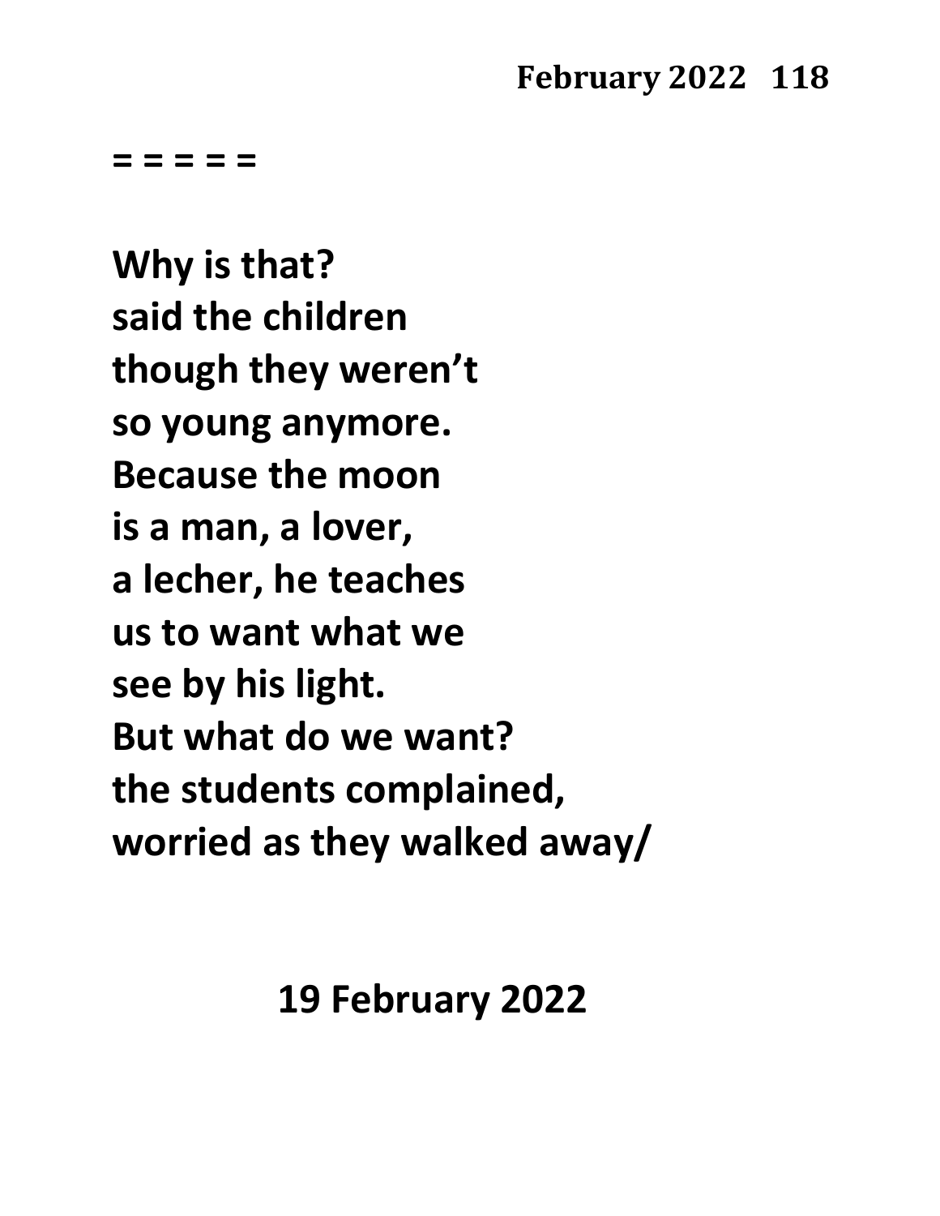= = = = =

**Why is that?**
**said the children**
**though they weren't**
**so young anymore.**
**Because the moon**
**is a man, a lover,**
**a lecher, he teaches**
**us to want what we**
**see by his light.**
**But what do we want?**
**the students complained,**
**worried as they walked away/**

**19 February 2022**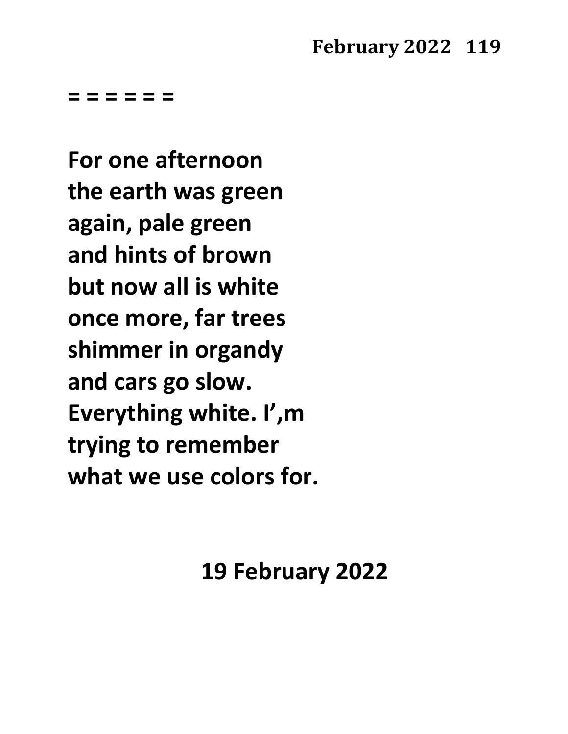= = = = = =

**For one afternoon**
**the earth was green**
**again, pale green**
**and hints of brown**
**but now all is white**
**once more, far trees**
**shimmer in organdy**
**and cars go slow.**
**Everything white. I',m**
**trying to remember**
**what we use colors for.**

**19 February 2022**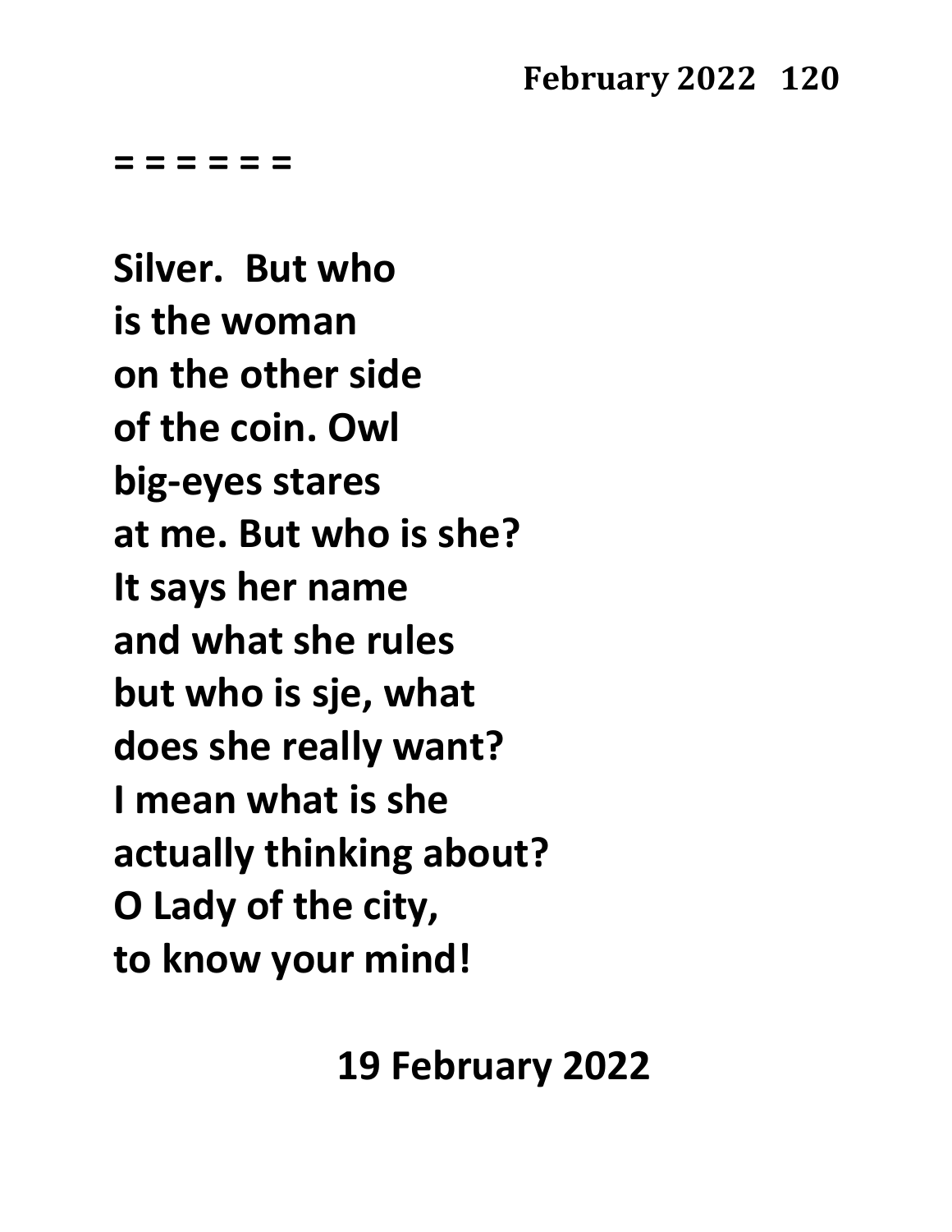**= = = = = =**

**Silver. But who**
**is the woman**
**on the other side**
**of the coin. Owl**
**big-eyes stares**
**at me. But who is she?**
**It says her name**
**and what she rules**
**but who is sje, what**
**does she really want?**
**I mean what is she**
**actually thinking about?**
**O Lady of the city,**
**to know your mind!**

**19 February 2022**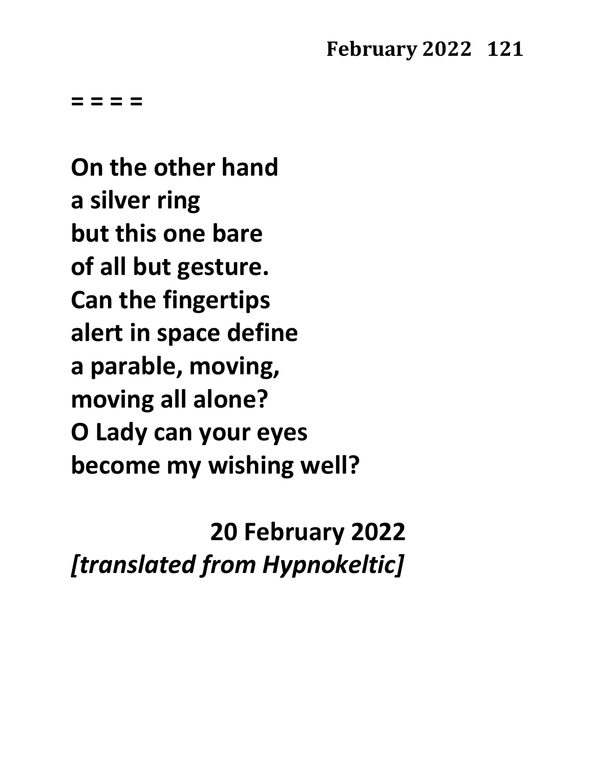= = = =

**On the other hand**
**a silver ring**
**but this one bare**
**of all but gesture.**
**Can the fingertips**
**alert in space define**
**a parable, moving,**
**moving all alone?**
**O Lady can your eyes**
**become my wishing well?**

**20 February 2022**
***[translated from Hypnokeltic]***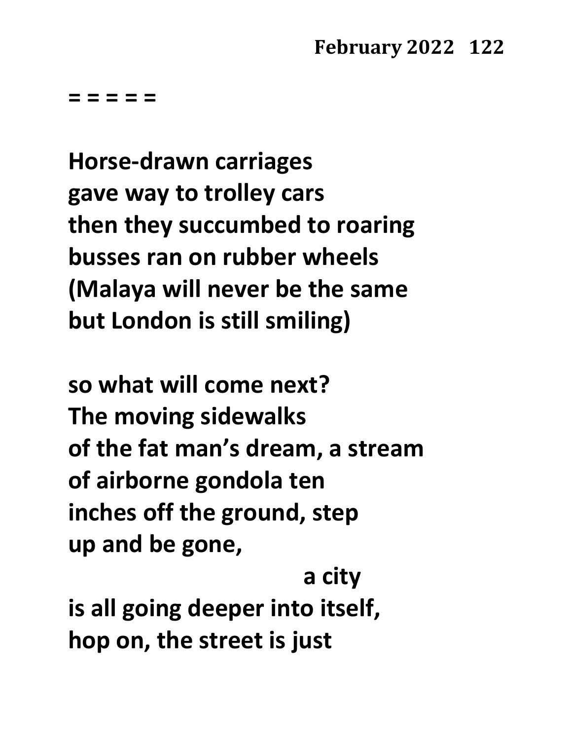= = = = =

**Horse-drawn carriages**
**gave way to trolley cars**
**then they succumbed to roaring**
**busses ran on rubber wheels**
**(Malaya will never be the same**
**but London is still smiling)**

**so what will come next?**
**The moving sidewalks**
**of the fat man's dream, a stream**
**of airborne gondola ten**
**inches off the ground, step**
**up and be gone,**
                                        **a city**
**is all going deeper into itself,**
**hop on, the street is just**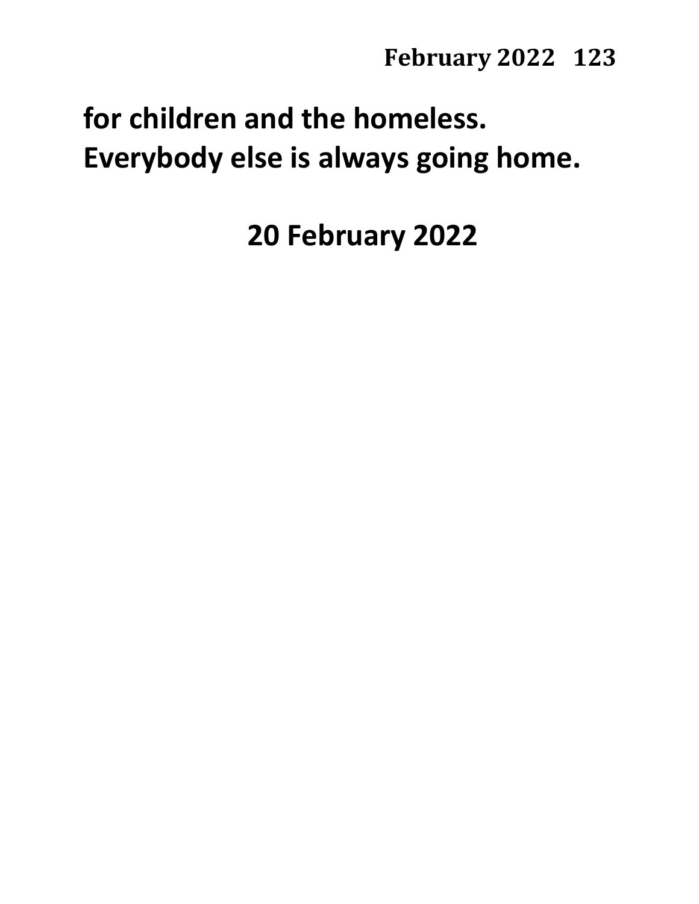**for children and the homeless.**
**Everybody else is always going home.**

**20 February 2022**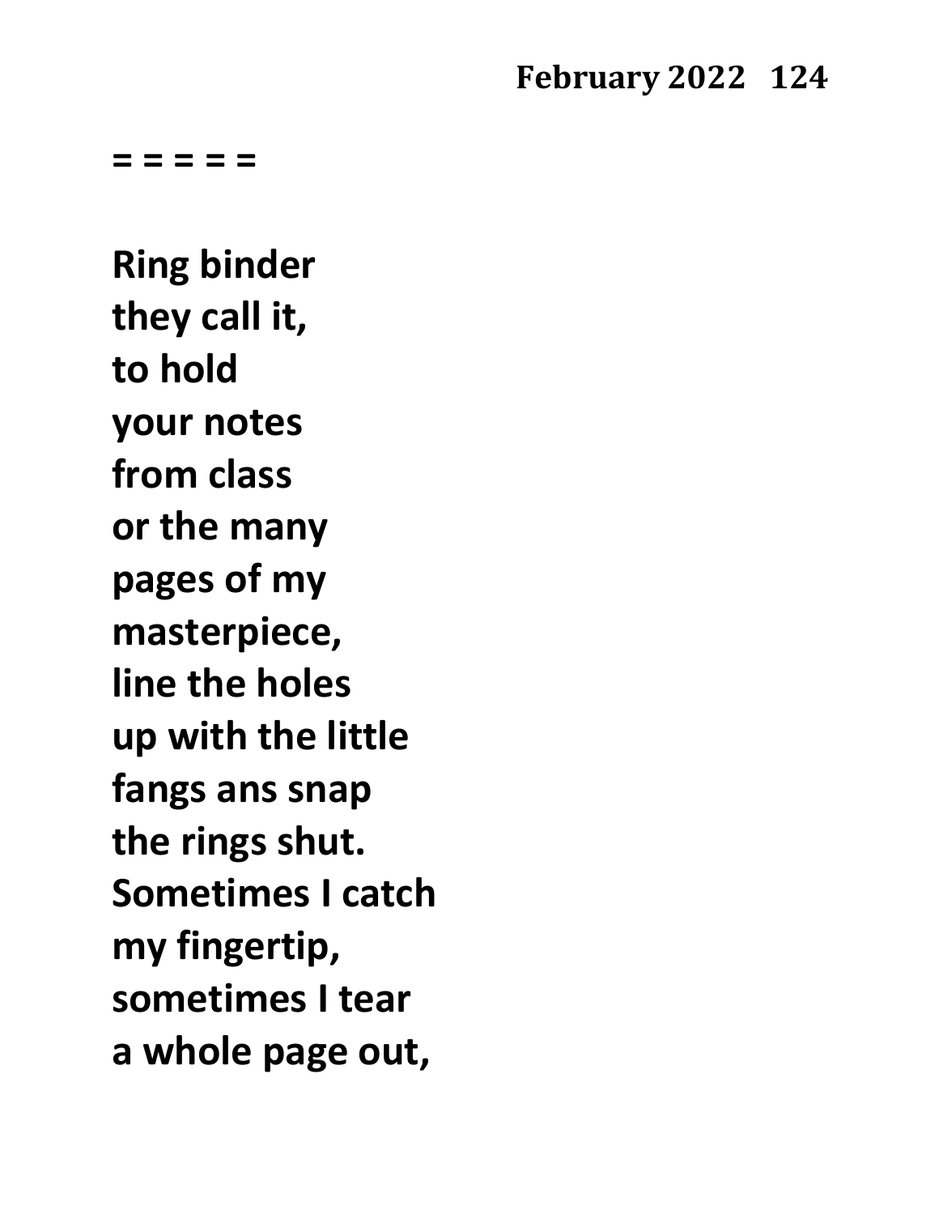= = = = =

**Ring binder**
**they call it,**
**to hold**
**your notes**
**from class**
**or the many**
**pages of my**
**masterpiece,**
**line the holes**
**up with the little**
**fangs ans snap**
**the rings shut.**
**Sometimes I catch**
**my fingertip,**
**sometimes I tear**
**a whole page out,**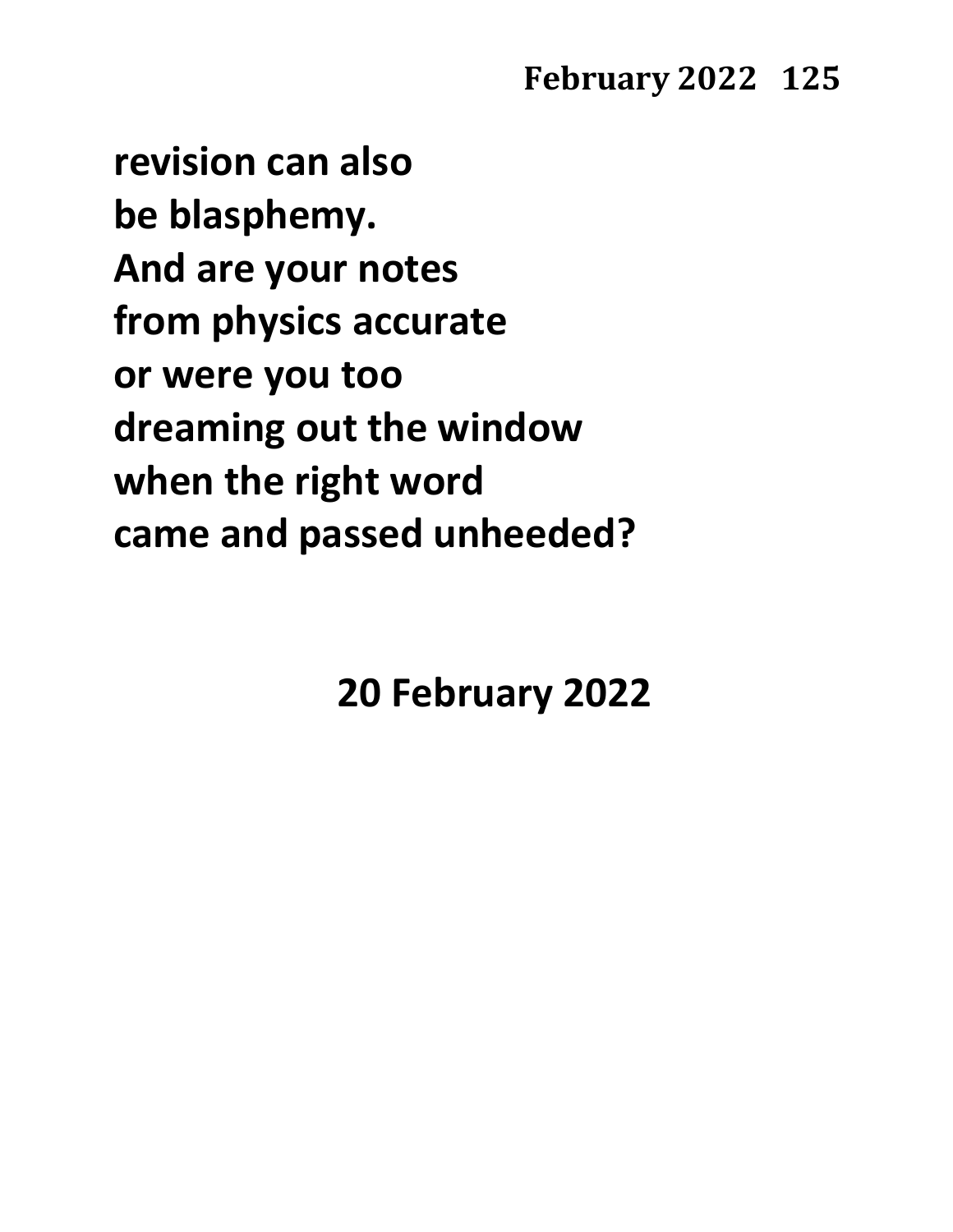**revision can also**
**be blasphemy.**
**And are your notes**
**from physics accurate**
**or were you too**
**dreaming out the window**
**when the right word**
**came and passed unheeded?**

**20 February 2022**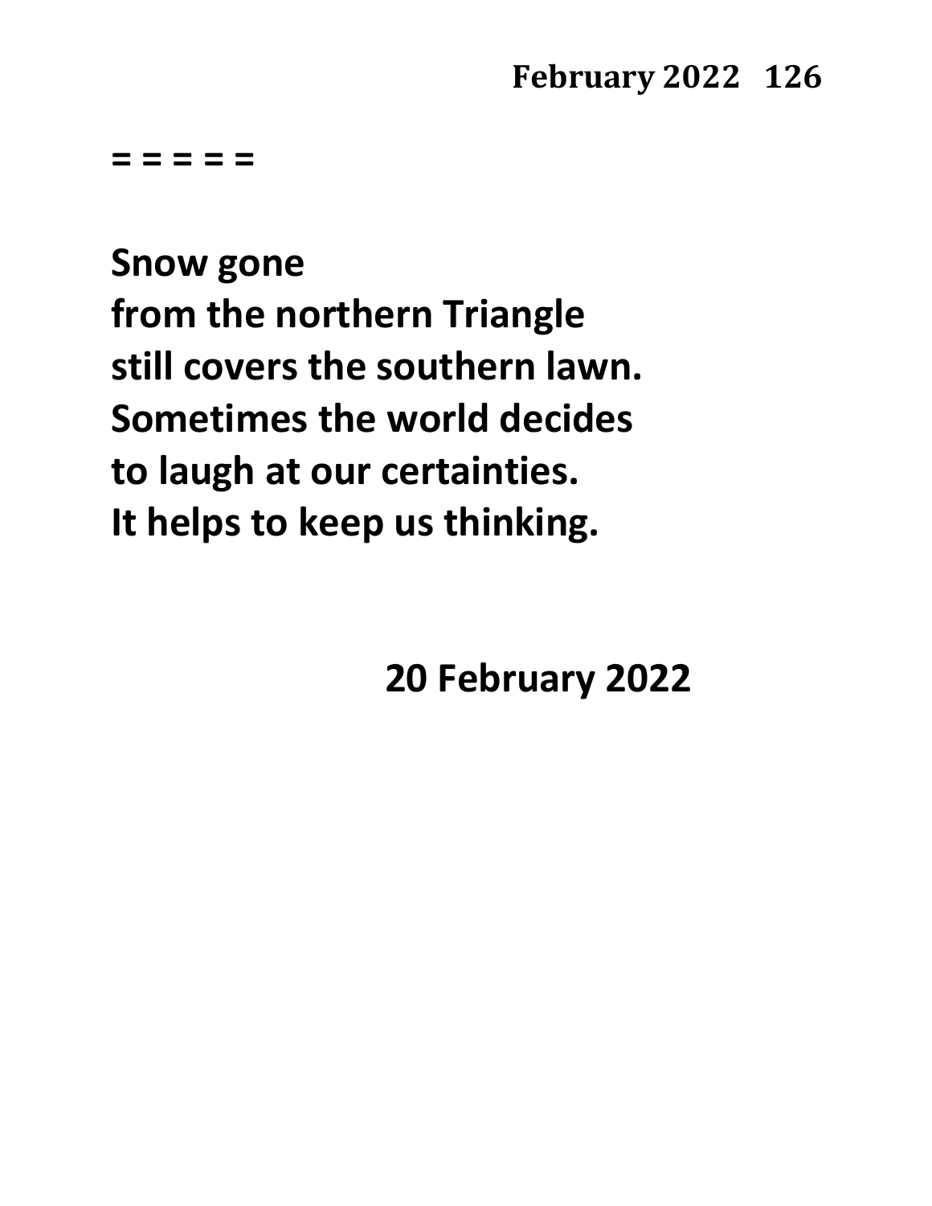= = = = =

Snow gone  
from the northern Triangle  
still covers the southern lawn.  
Sometimes the world decides  
to laugh at our certainties.  
It helps to keep us thinking.

20 February 2022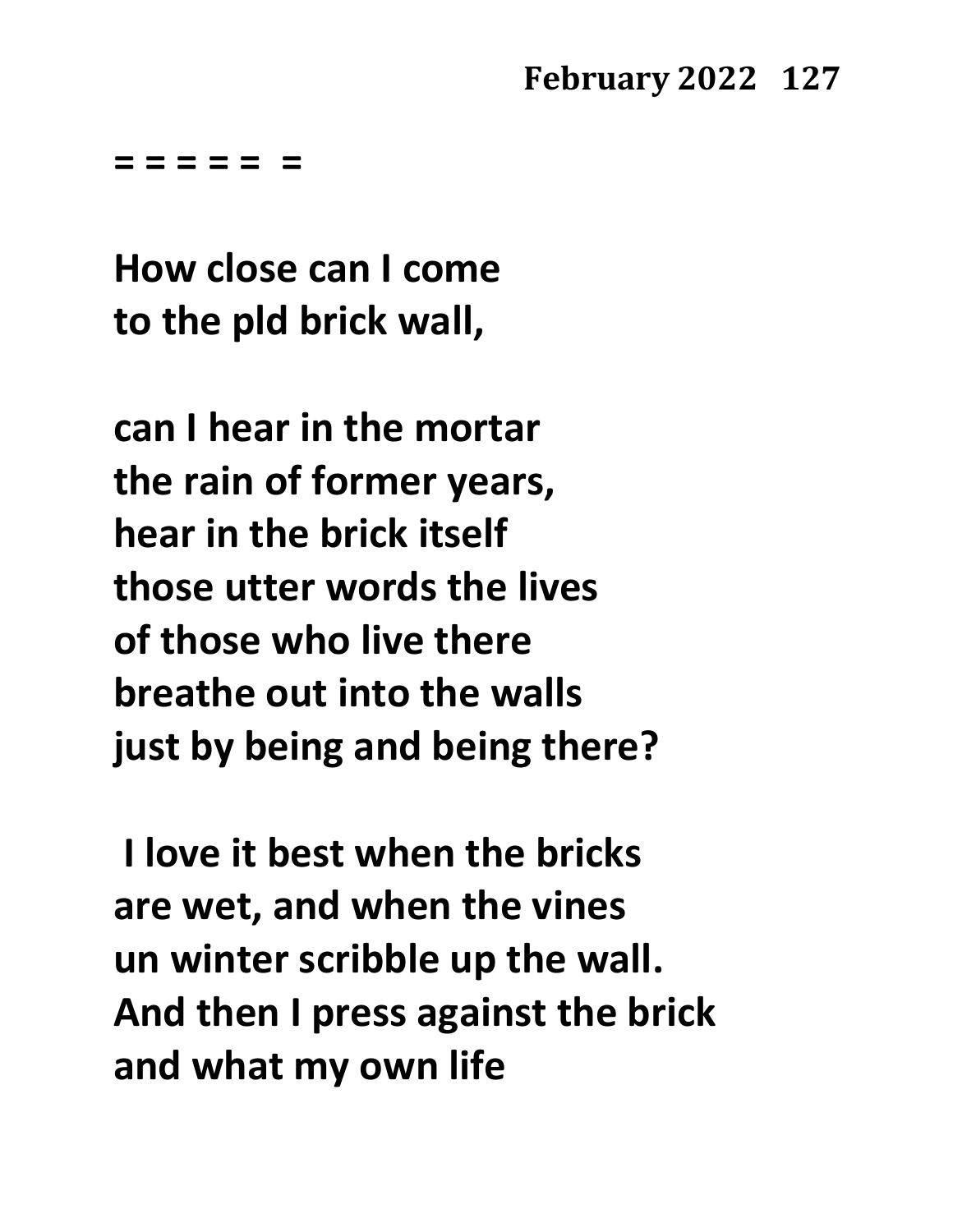**= = = = =  =**

**How close can I come**
**to the pld brick wall,**

**can I hear in the mortar**
**the rain of former years,**
**hear in the brick itself**
**those utter words the lives**
**of those who live there**
**breathe out into the walls**
**just by being and being there?**

**I love it best when the bricks**
**are wet, and when the vines**
**un winter scribble up the wall.**
**And then I press against the brick**
**and what my own life**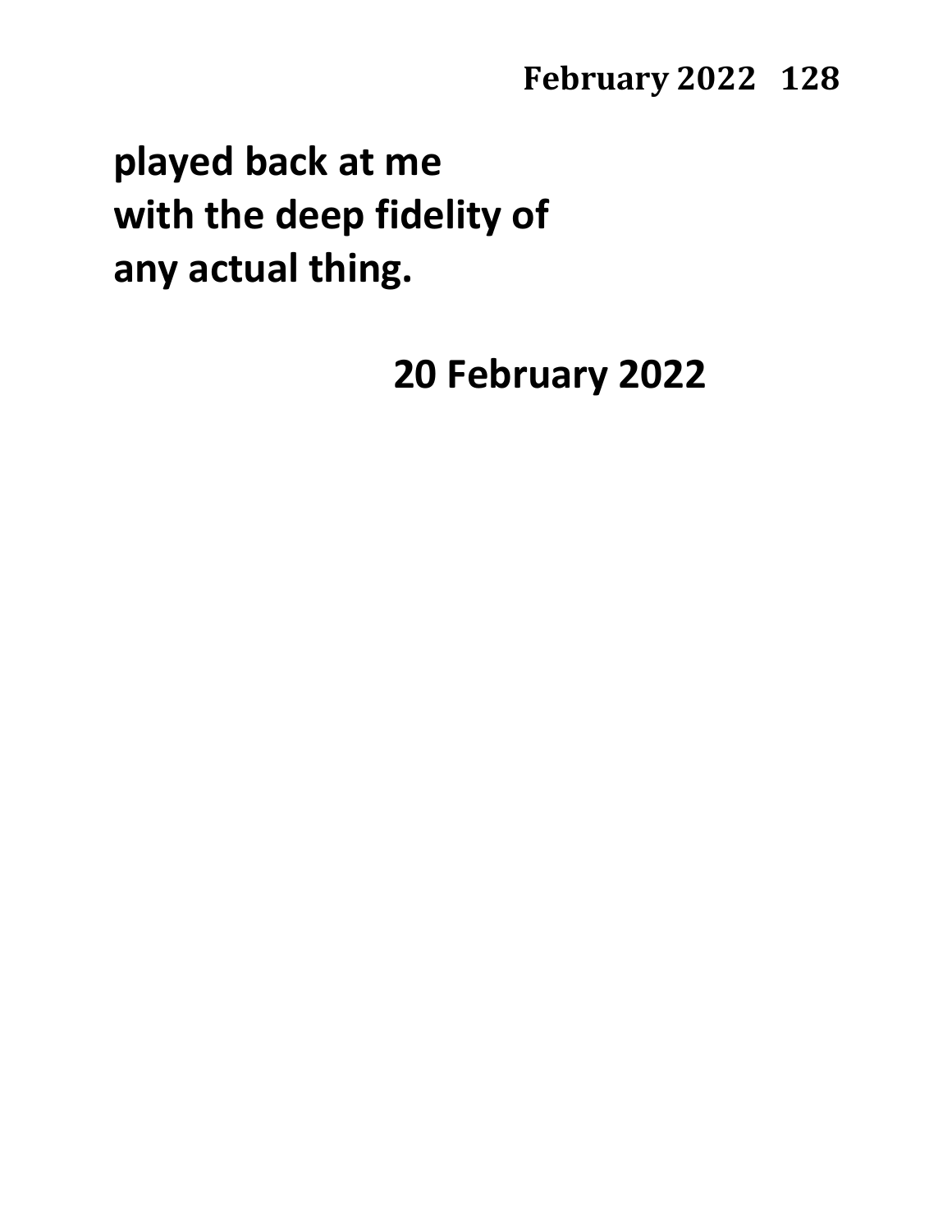**played back at me**
**with the deep fidelity of**
**any actual thing.**

**20 February 2022**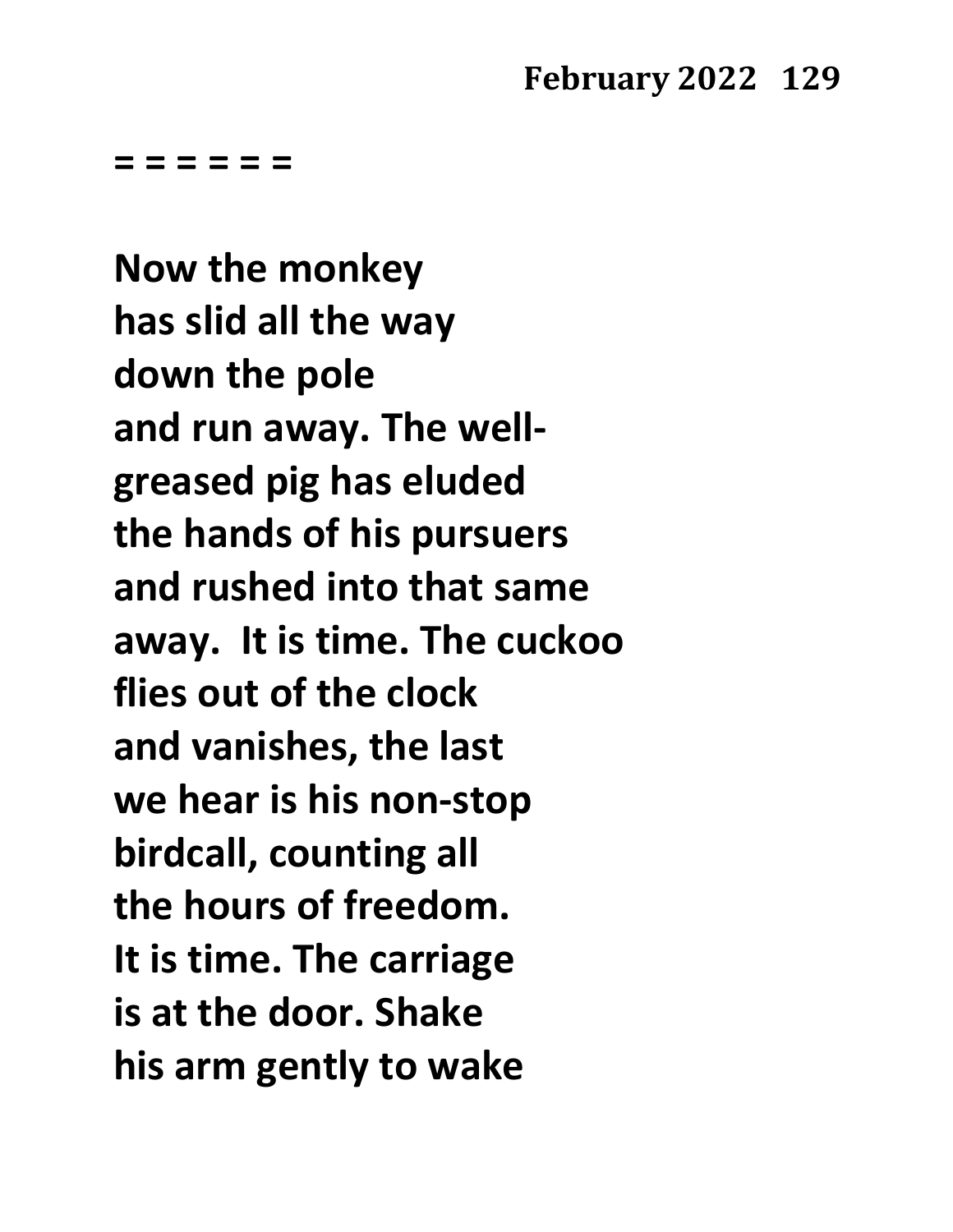**= = = = = =**

**Now the monkey**
**has slid all the way**
**down the pole**
**and run away. The well-**
**greased pig has eluded**
**the hands of his pursuers**
**and rushed into that same**
**away.  It is time. The cuckoo**
**flies out of the clock**
**and vanishes, the last**
**we hear is his non-stop**
**birdcall, counting all**
**the hours of freedom.**
**It is time. The carriage**
**is at the door. Shake**
**his arm gently to wake**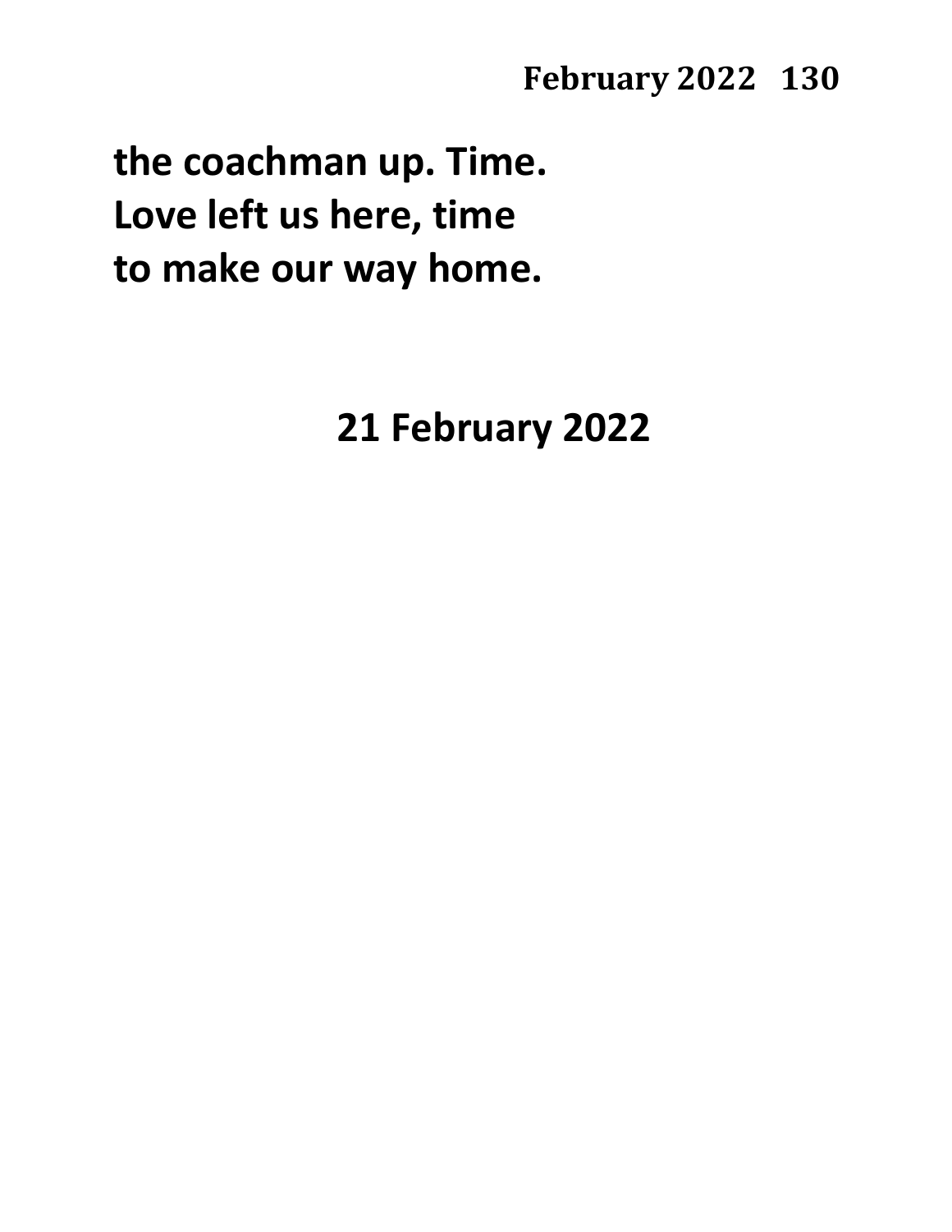**the coachman up. Time.**
**Love left us here, time**
**to make our way home.**

**21 February 2022**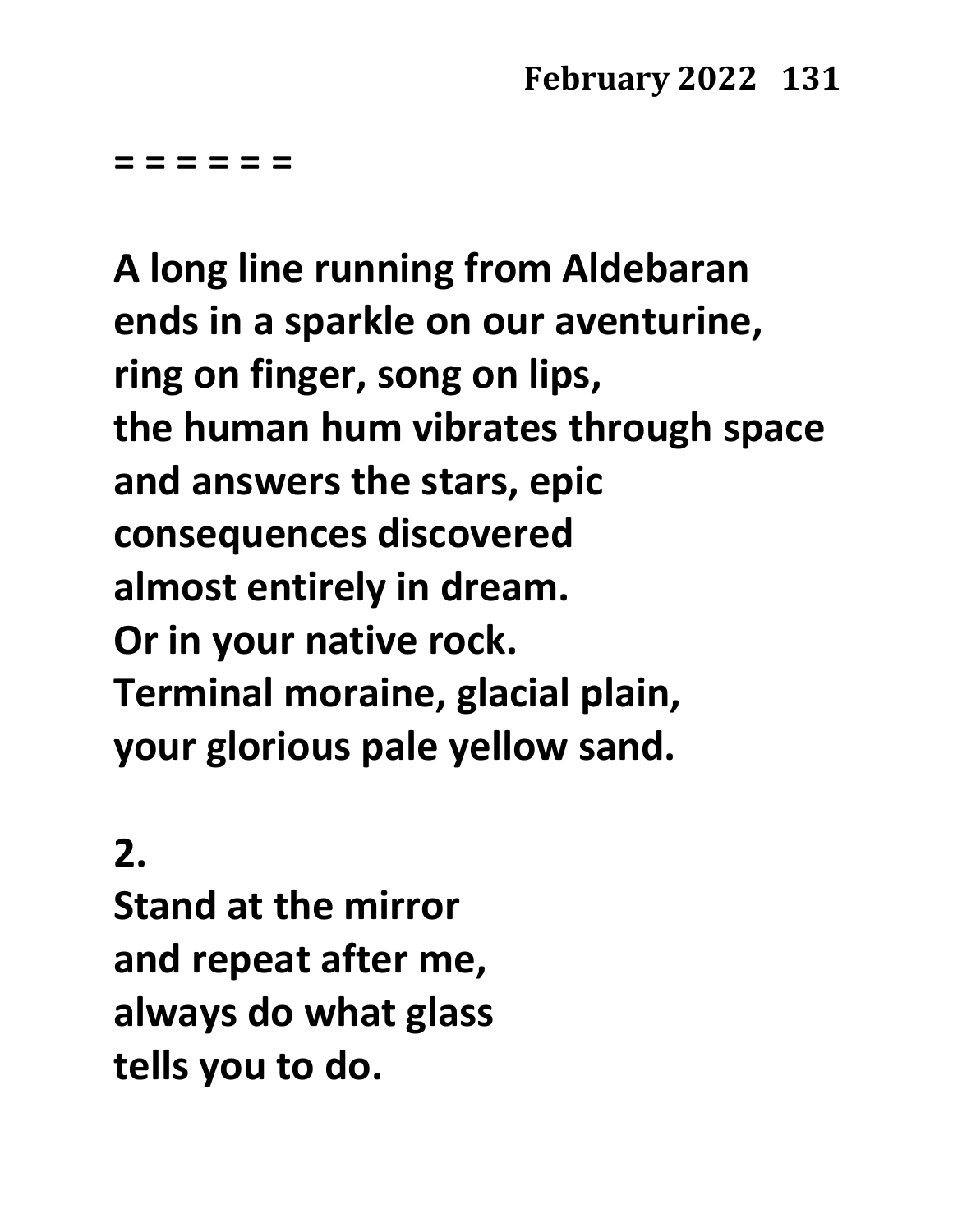= = = = = =

A long line running from Aldebaran
ends in a sparkle on our aventurine,
ring on finger, song on lips,
the human hum vibrates through space
and answers the stars, epic
consequences discovered
almost entirely in dream.
Or in your native rock.
Terminal moraine, glacial plain,
your glorious pale yellow sand.

2.
Stand at the mirror
and repeat after me,
always do what glass
tells you to do.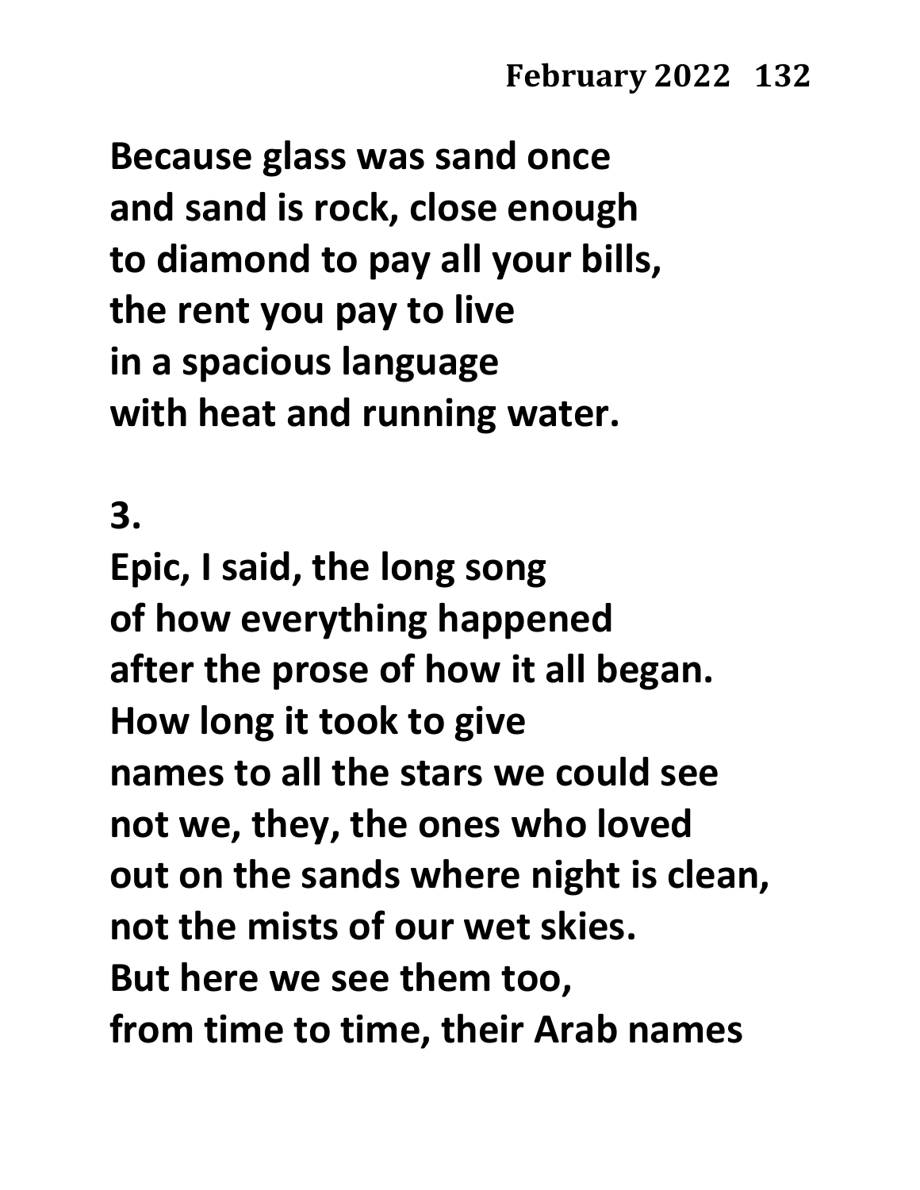**Because glass was sand once**
**and sand is rock, close enough**
**to diamond to pay all your bills,**
**the rent you pay to live**
**in a spacious language**
**with heat and running water.**

**3.**

**Epic, I said, the long song**
**of how everything happened**
**after the prose of how it all began.**
**How long it took to give**
**names to all the stars we could see**
**not we, they, the ones who loved**
**out on the sands where night is clean,**
**not the mists of our wet skies.**
**But here we see them too,**
**from time to time, their Arab names**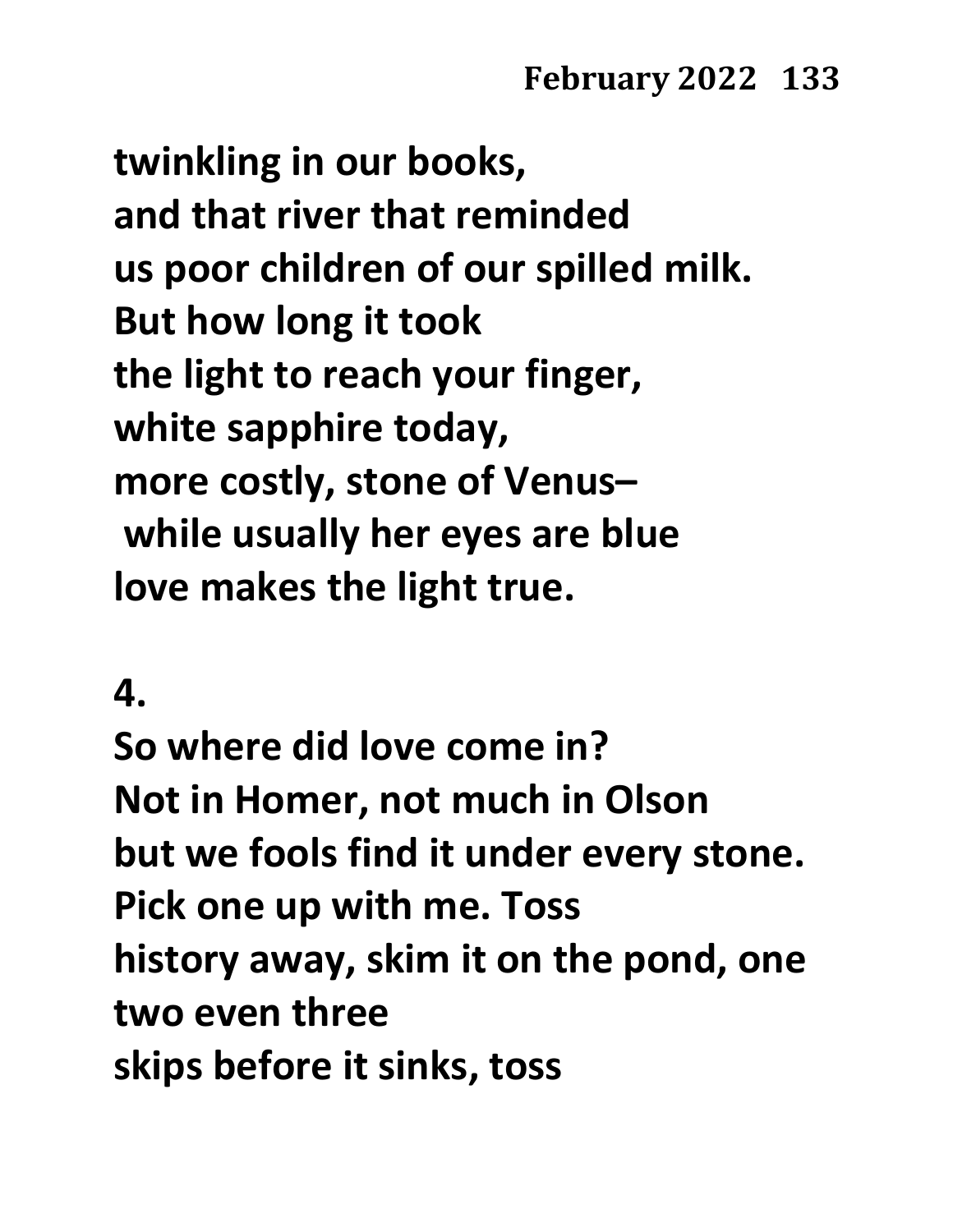**twinkling in our books,**
**and that river that reminded**
**us poor children of our spilled milk.**
**But how long it took**
**the light to reach your finger,**
**white sapphire today,**
**more costly, stone of Venus–**
**while usually her eyes are blue**
**love makes the light true.**

**4.**

**So where did love come in?**
**Not in Homer, not much in Olson**
**but we fools find it under every stone.**
**Pick one up with me. Toss**
**history away, skim it on the pond, one**
**two even three**
**skips before it sinks, toss**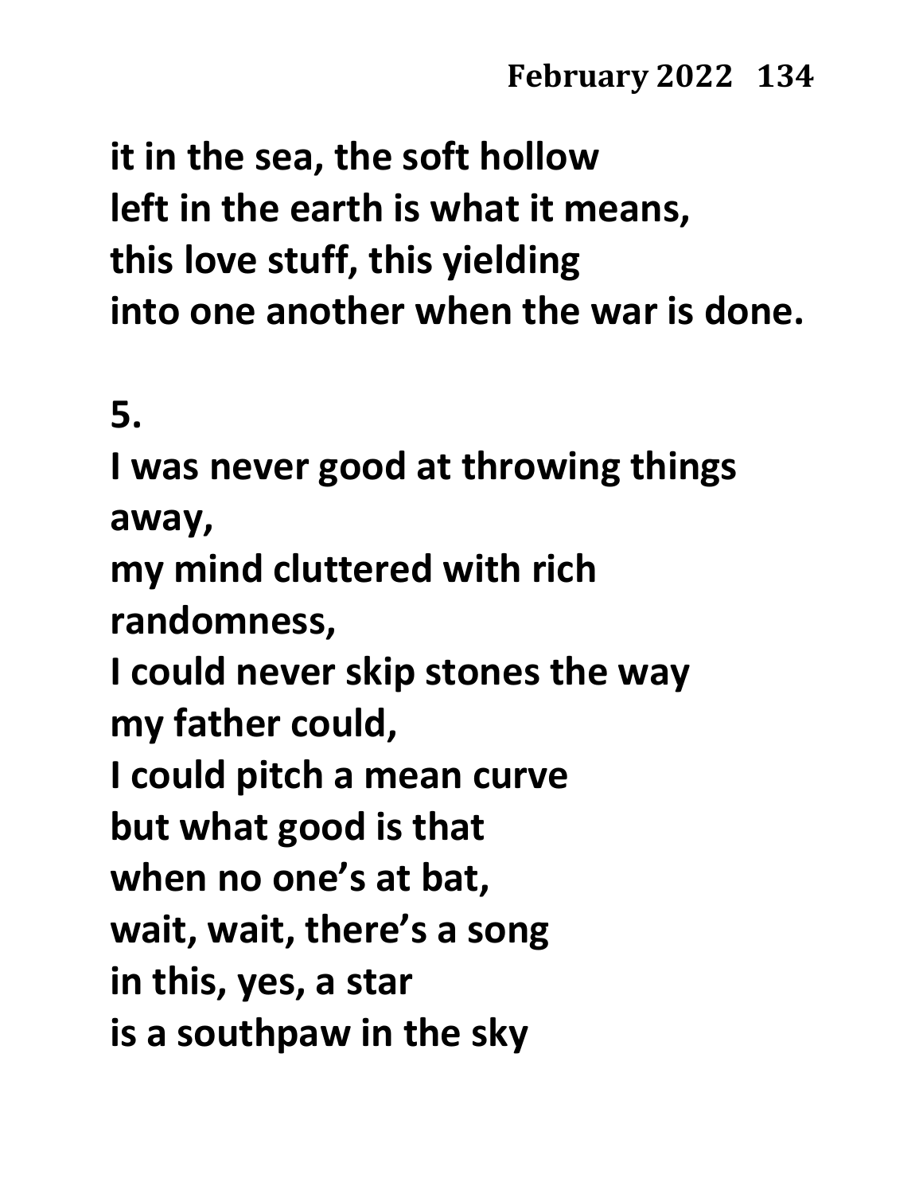it in the sea, the soft hollow
left in the earth is what it means,
this love stuff, this yielding
into one another when the war is done.

5.
I was never good at throwing things
away,
my mind cluttered with rich
randomness,
I could never skip stones the way
my father could,
I could pitch a mean curve
but what good is that
when no one's at bat,
wait, wait, there's a song
in this, yes, a star
is a southpaw in the sky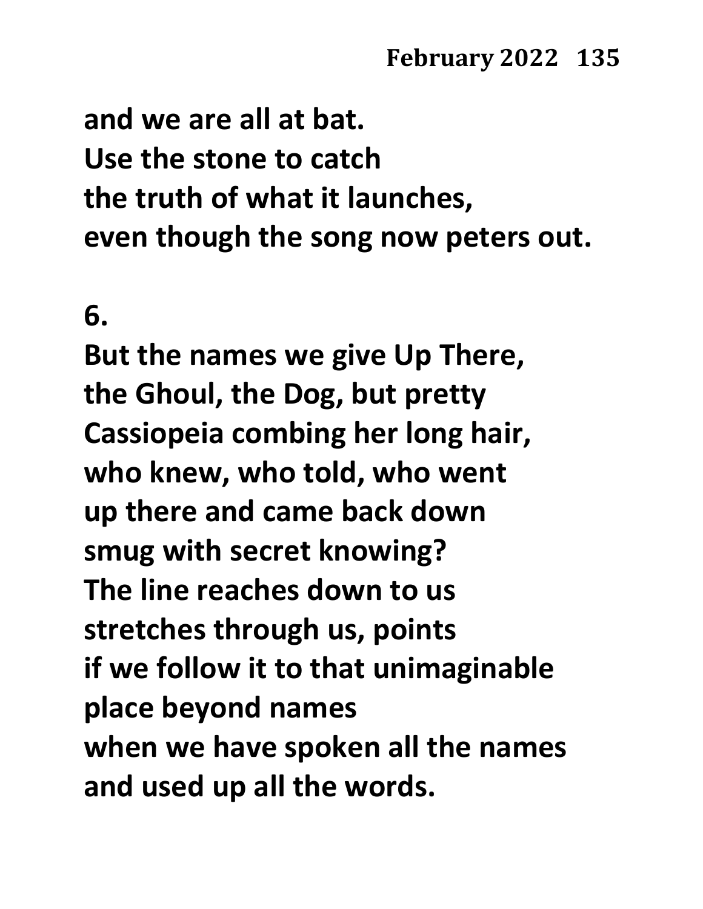and we are all at bat.
Use the stone to catch
the truth of what it launches,
even though the song now peters out.

6.

But the names we give Up There,
the Ghoul, the Dog, but pretty
Cassiopeia combing her long hair,
who knew, who told, who went
up there and came back down
smug with secret knowing?
The line reaches down to us
stretches through us, points
if we follow it to that unimaginable
place beyond names
when we have spoken all the names
and used up all the words.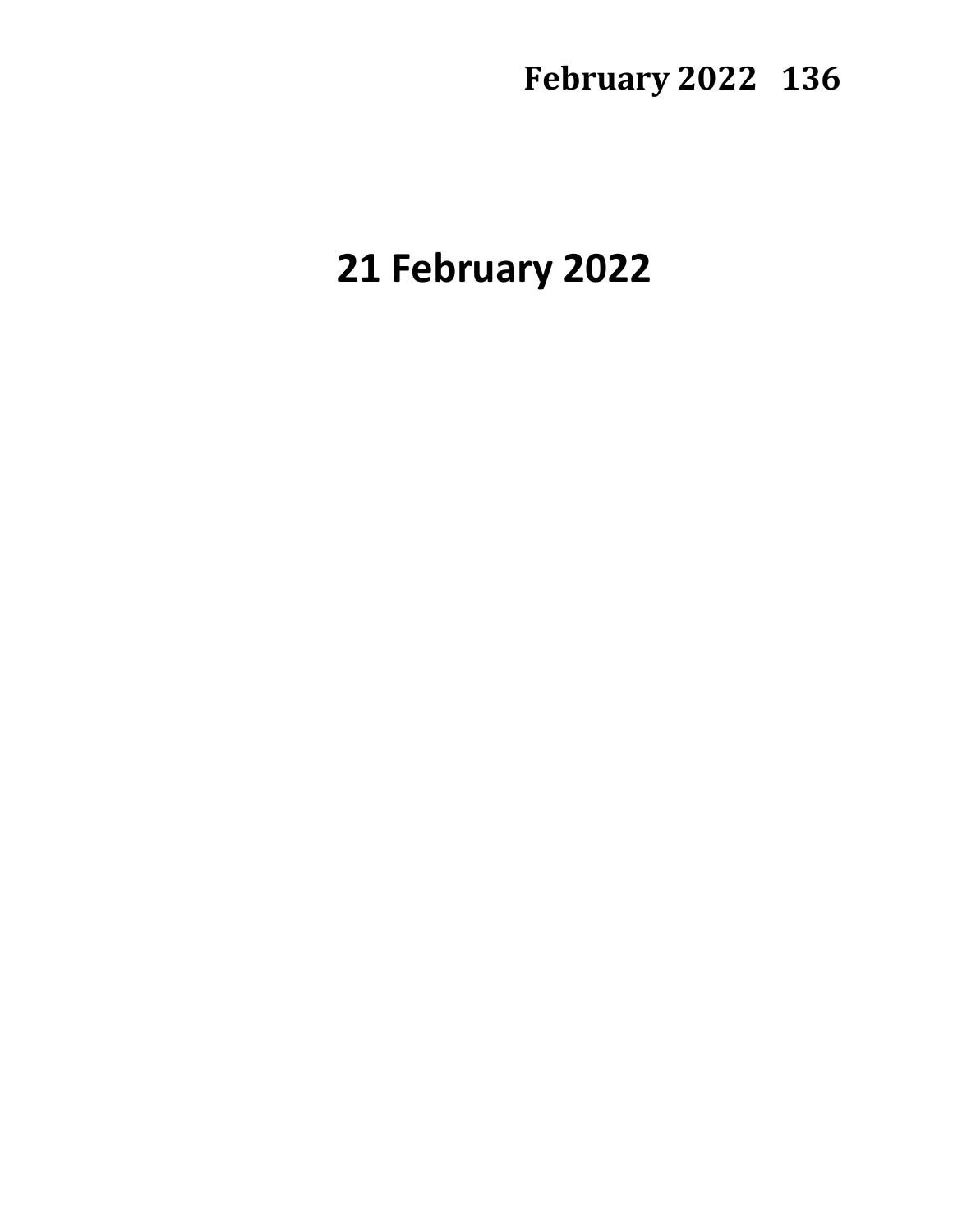# 21 February 2022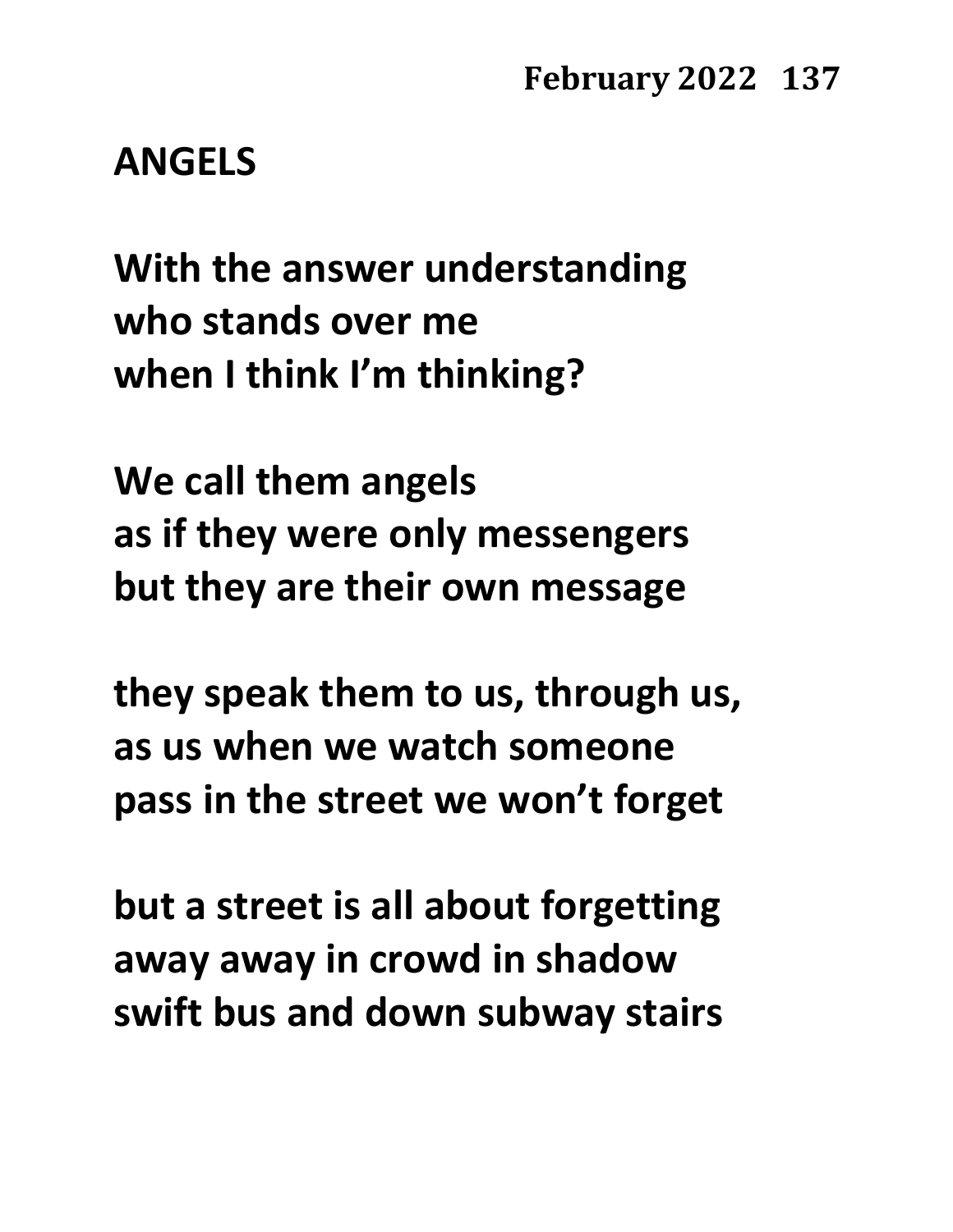## ANGELS

With the answer understanding
who stands over me
when I think I'm thinking?

We call them angels
as if they were only messengers
but they are their own message

they speak them to us, through us,
as us when we watch someone
pass in the street we won't forget

but a street is all about forgetting
away away in crowd in shadow
swift bus and down subway stairs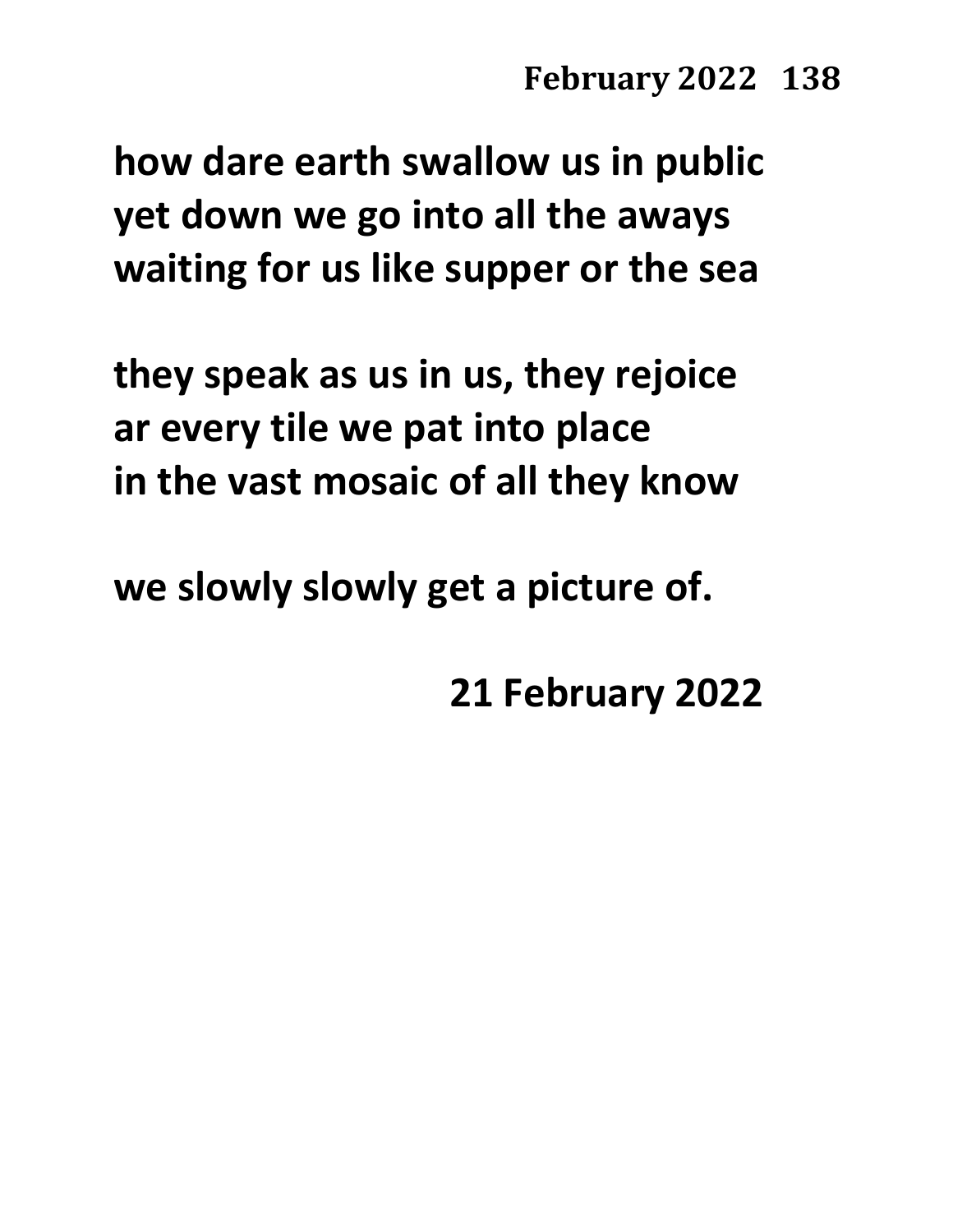how dare earth swallow us in public
yet down we go into all the aways
waiting for us like supper or the sea

they speak as us in us, they rejoice
ar every tile we pat into place
in the vast mosaic of all they know

we slowly slowly get a picture of.

21 February 2022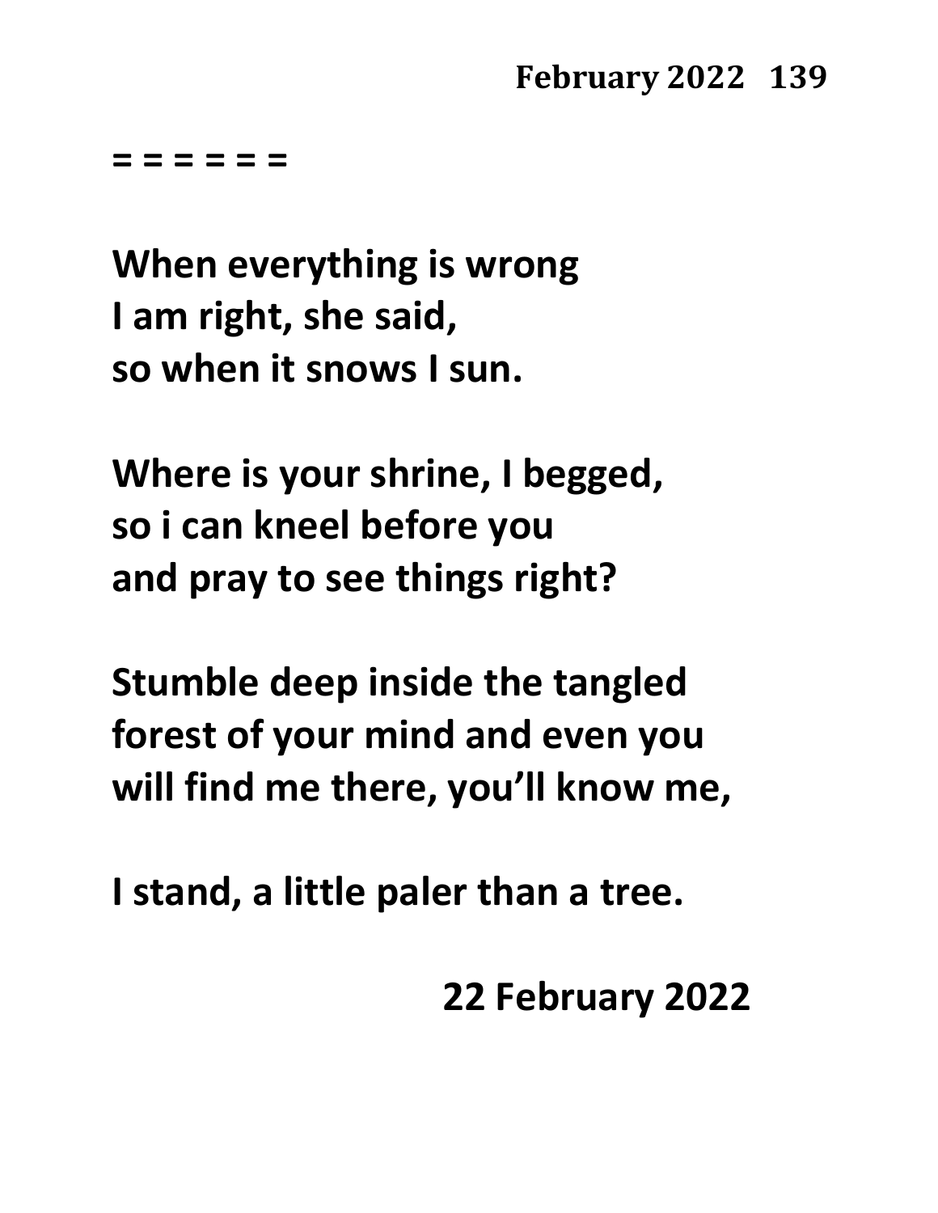= = = = = =

**When everything is wrong**
**I am right, she said,**
**so when it snows I sun.**

**Where is your shrine, I begged,**
**so i can kneel before you**
**and pray to see things right?**

**Stumble deep inside the tangled**
**forest of your mind and even you**
**will find me there, you'll know me,**

**I stand, a little paler than a tree.**

**22 February 2022**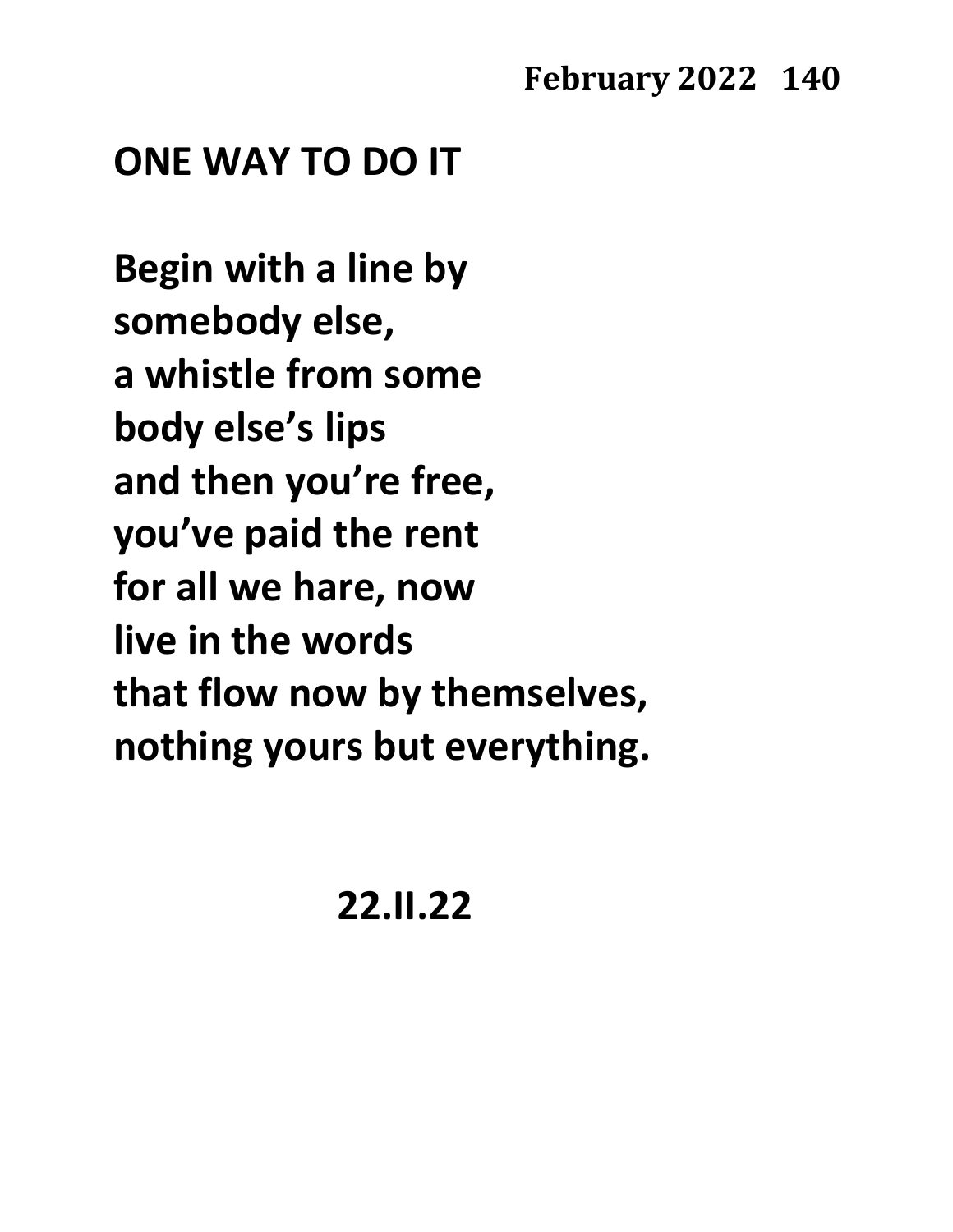# ONE WAY TO DO IT

Begin with a line by
somebody else,
a whistle from some
body else's lips
and then you're free,
you've paid the rent
for all we hare, now
live in the words
that flow now by themselves,
nothing yours but everything.

22.II.22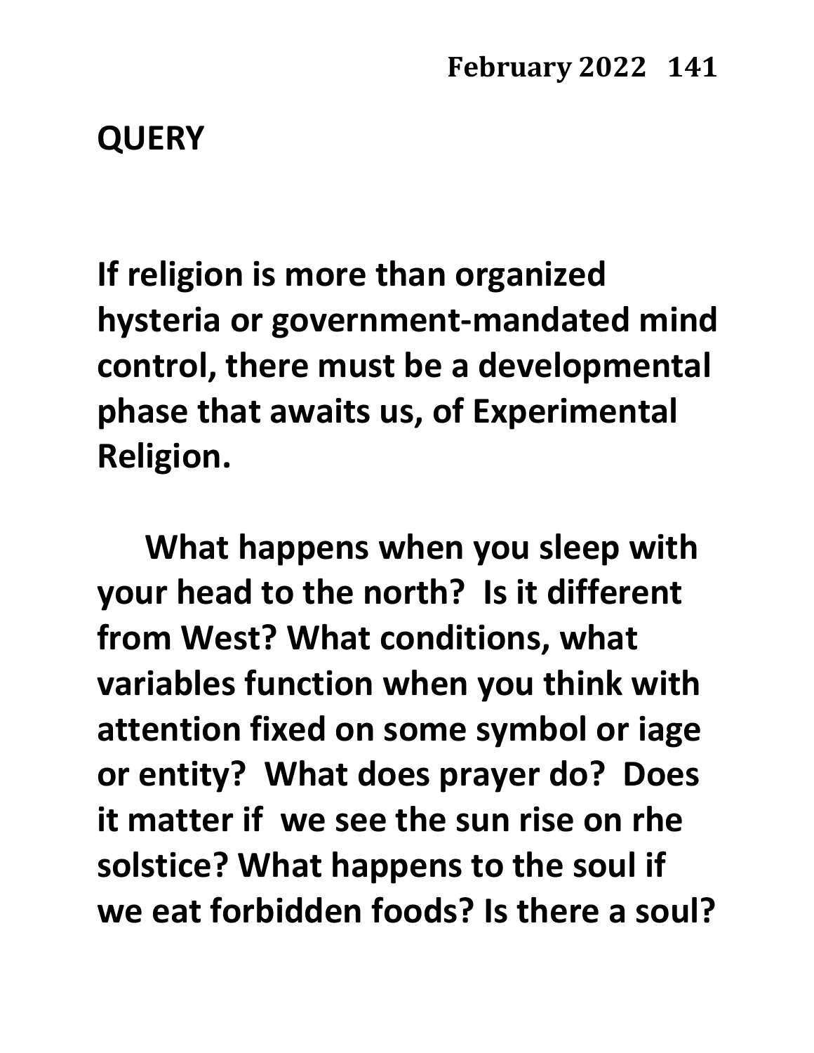## QUERY

**If religion is more than organized hysteria or government-mandated mind control, there must be a developmental phase that awaits us, of Experimental Religion.**

**What happens when you sleep with your head to the north? Is it different from West? What conditions, what variables function when you think with attention fixed on some symbol or iage or entity? What does prayer do? Does it matter if we see the sun rise on rhe solstice? What happens to the soul if we eat forbidden foods? Is there a soul?**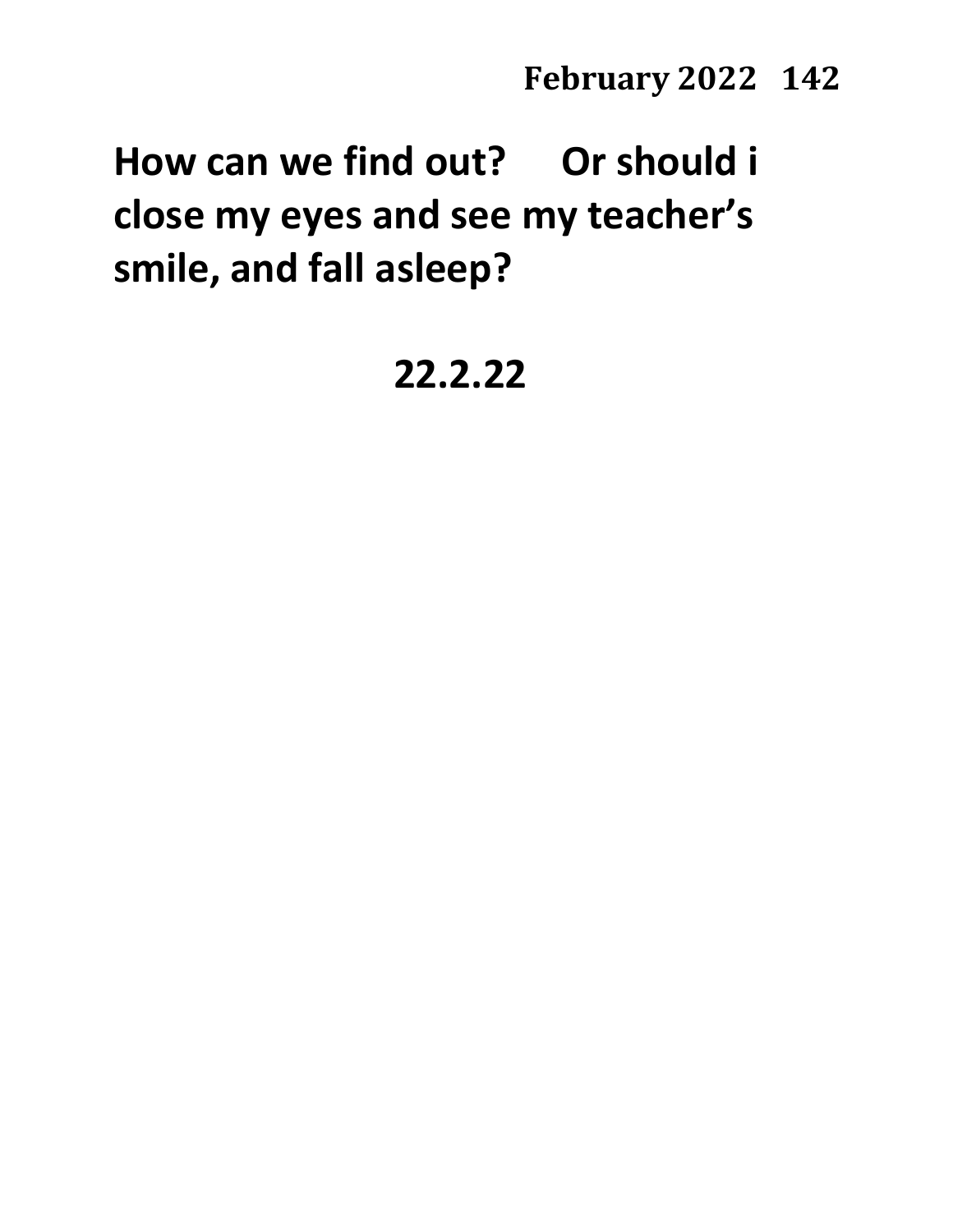**How can we find out? Or should i close my eyes and see my teacher's smile, and fall asleep?**

**22.2.22**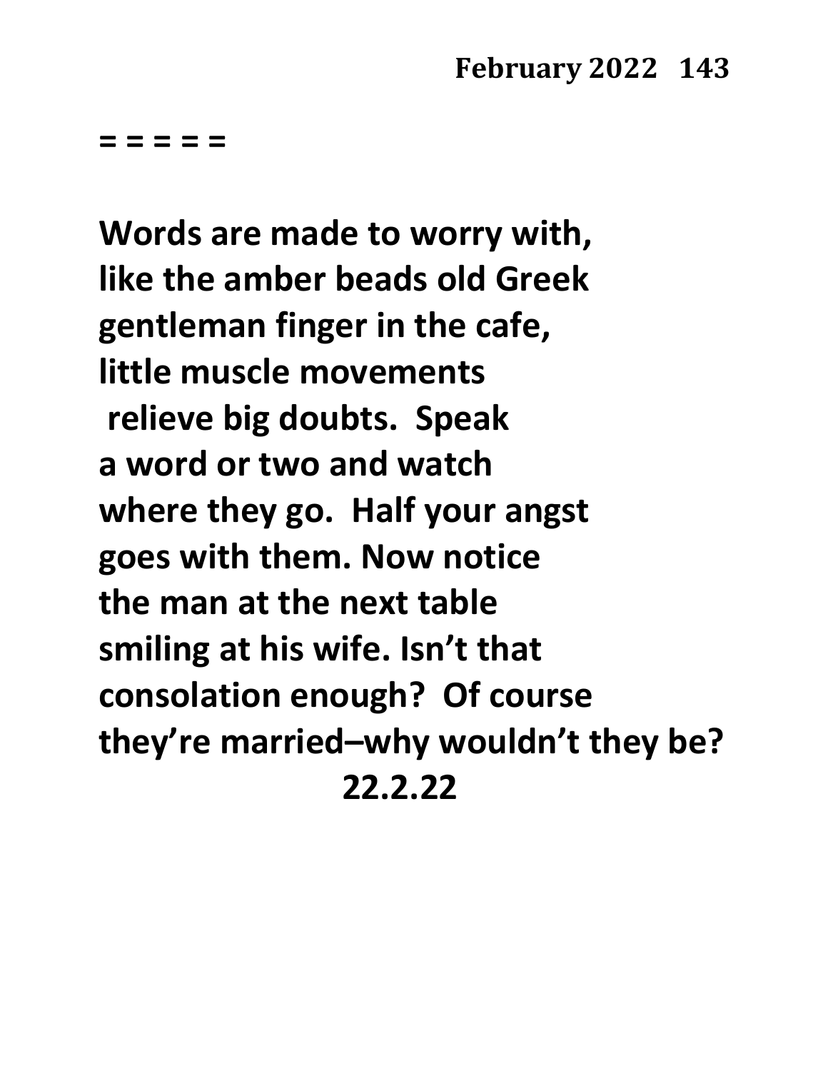= = = = =

Words are made to worry with,
like the amber beads old Greek
gentleman finger in the cafe,
little muscle movements
 relieve big doubts.  Speak
a word or two and watch
where they go.  Half your angst
goes with them. Now notice
the man at the next table
smiling at his wife. Isn't that
consolation enough?  Of course
they're married–why wouldn't they be?

22.2.22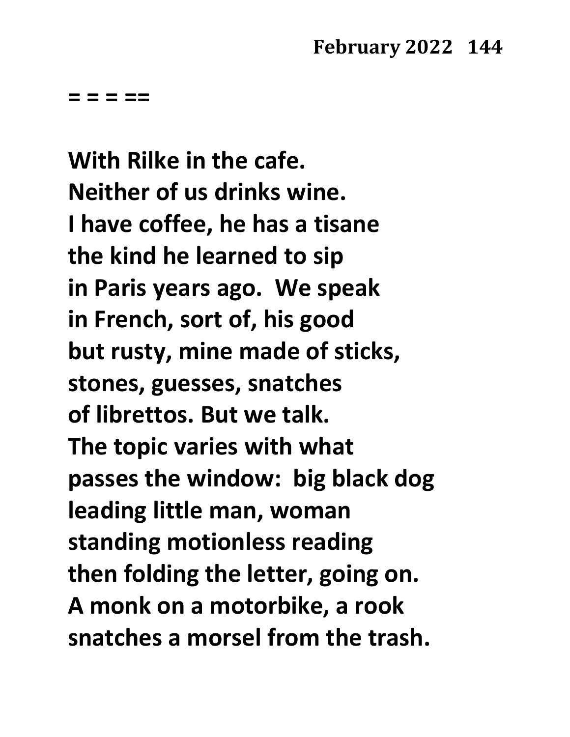= = = ==

**With Rilke in the cafe.**
**Neither of us drinks wine.**
**I have coffee, he has a tisane**
**the kind he learned to sip**
**in Paris years ago.  We speak**
**in French, sort of, his good**
**but rusty, mine made of sticks,**
**stones, guesses, snatches**
**of librettos. But we talk.**
**The topic varies with what**
**passes the window:  big black dog**
**leading little man, woman**
**standing motionless reading**
**then folding the letter, going on.**
**A monk on a motorbike, a rook**
**snatches a morsel from the trash.**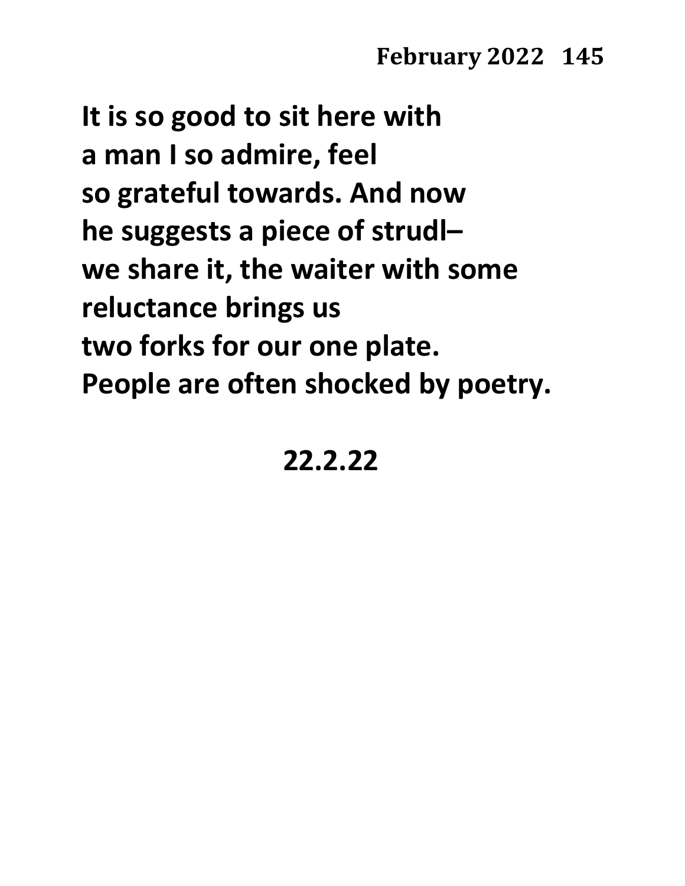**It is so good to sit here with**
**a man I so admire, feel**
**so grateful towards. And now**
**he suggests a piece of strudl–**
**we share it, the waiter with some**
**reluctance brings us**
**two forks for our one plate.**
**People are often shocked by poetry.**

**22.2.22**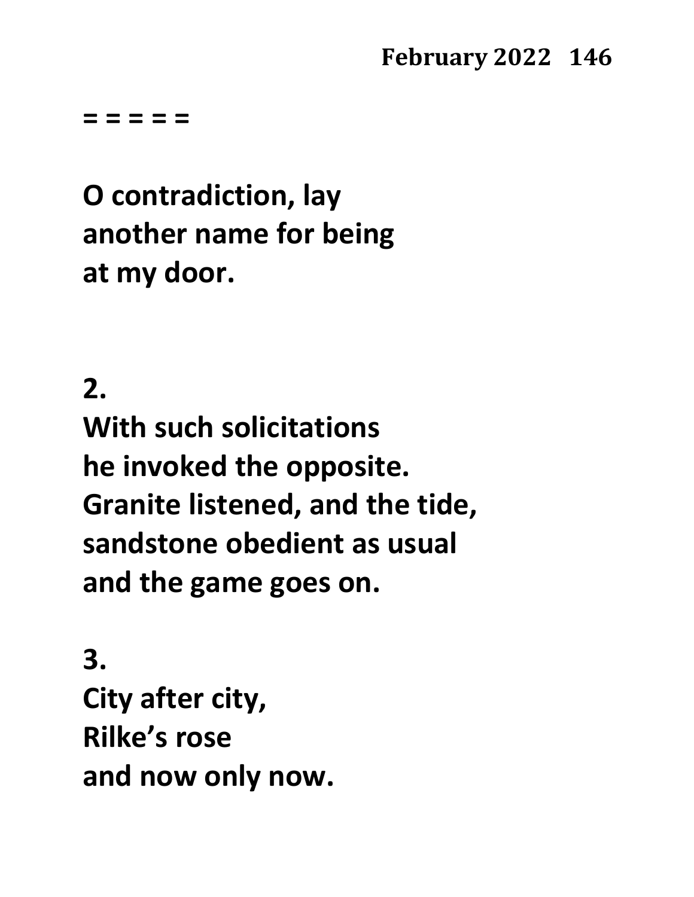**= = = = =**

**O contradiction, lay**
**another name for being**
**at my door.**

**2.**
**With such solicitations**
**he invoked the opposite.**
**Granite listened, and the tide,**
**sandstone obedient as usual**
**and the game goes on.**

**3.**
**City after city,**
**Rilke's rose**
**and now only now.**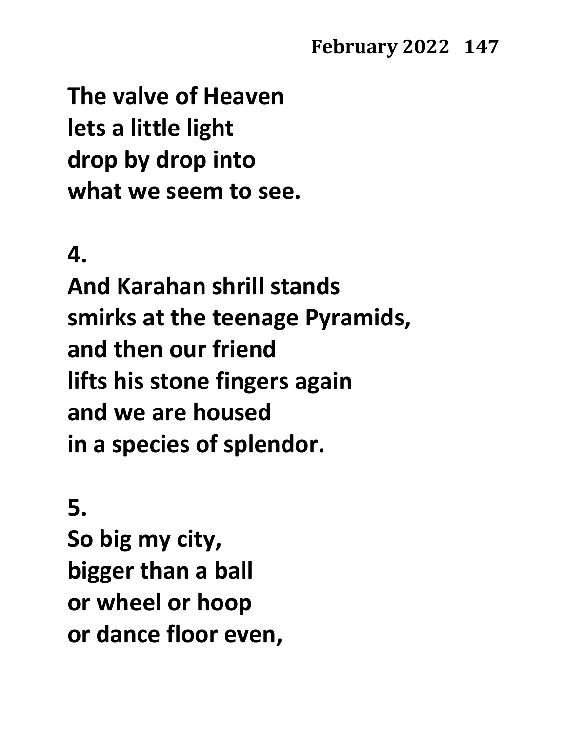**The valve of Heaven**
**lets a little light**
**drop by drop into**
**what we seem to see.**

**4.**
**And Karahan shrill stands**
**smirks at the teenage Pyramids,**
**and then our friend**
**lifts his stone fingers again**
**and we are housed**
**in a species of splendor.**

**5.**
**So big my city,**
**bigger than a ball**
**or wheel or hoop**
**or dance floor even,**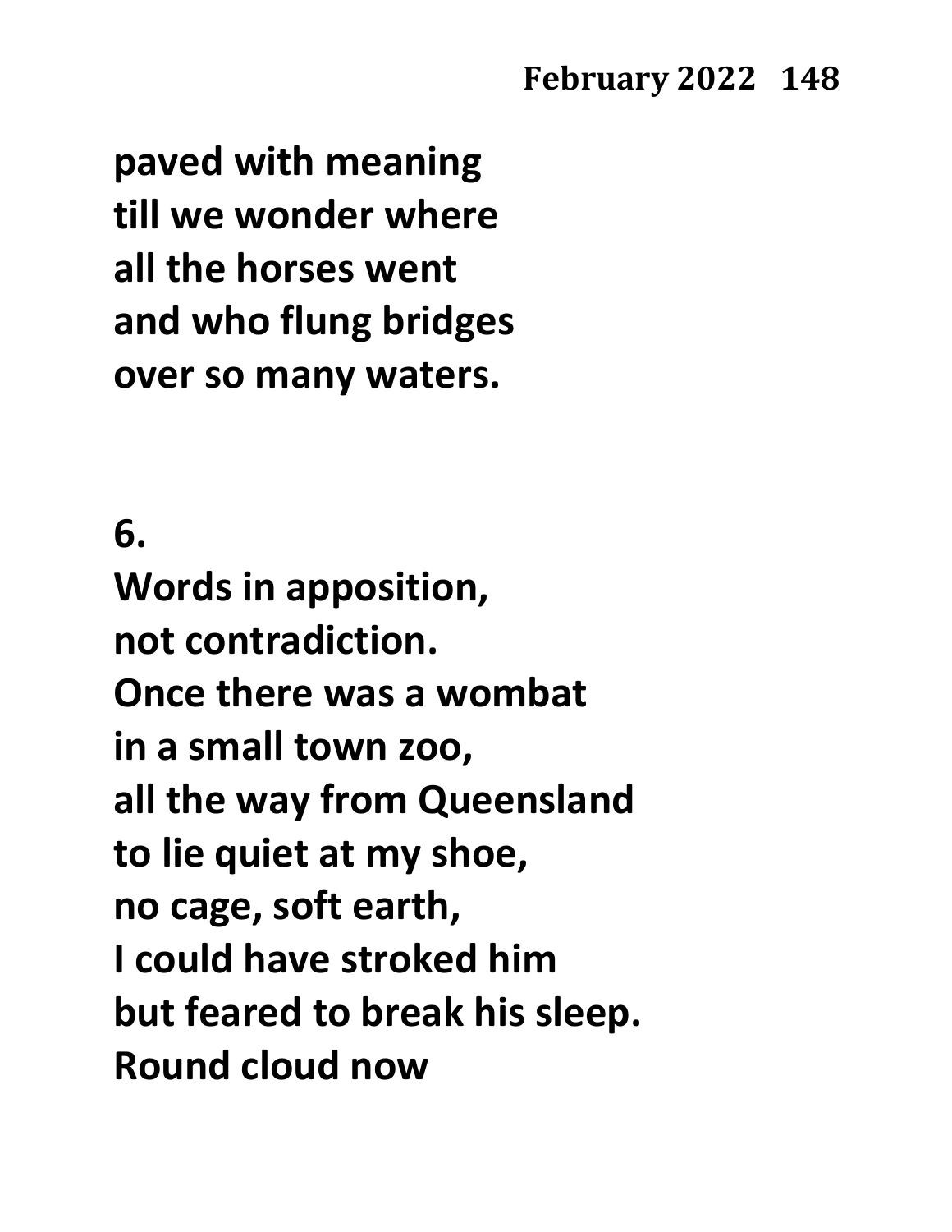**paved with meaning**
**till we wonder where**
**all the horses went**
**and who flung bridges**
**over so many waters.**

**6.**
**Words in apposition,**
**not contradiction.**
**Once there was a wombat**
**in a small town zoo,**
**all the way from Queensland**
**to lie quiet at my shoe,**
**no cage, soft earth,**
**I could have stroked him**
**but feared to break his sleep.**
**Round cloud now**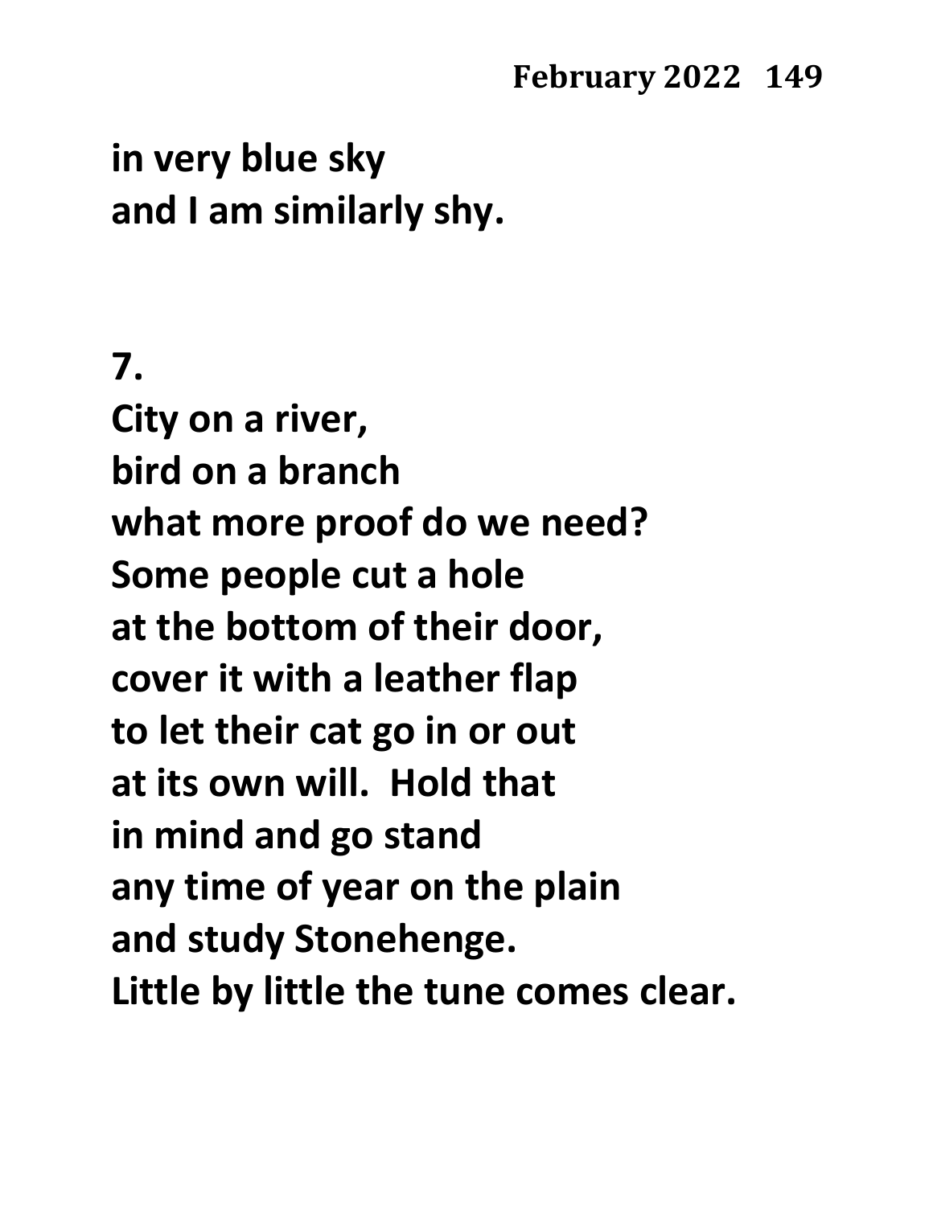**in very blue sky**
**and I am similarly shy.**

**7.**
**City on a river,**
**bird on a branch**
**what more proof do we need?**
**Some people cut a hole**
**at the bottom of their door,**
**cover it with a leather flap**
**to let their cat go in or out**
**at its own will.  Hold that**
**in mind and go stand**
**any time of year on the plain**
**and study Stonehenge.**
**Little by little the tune comes clear.**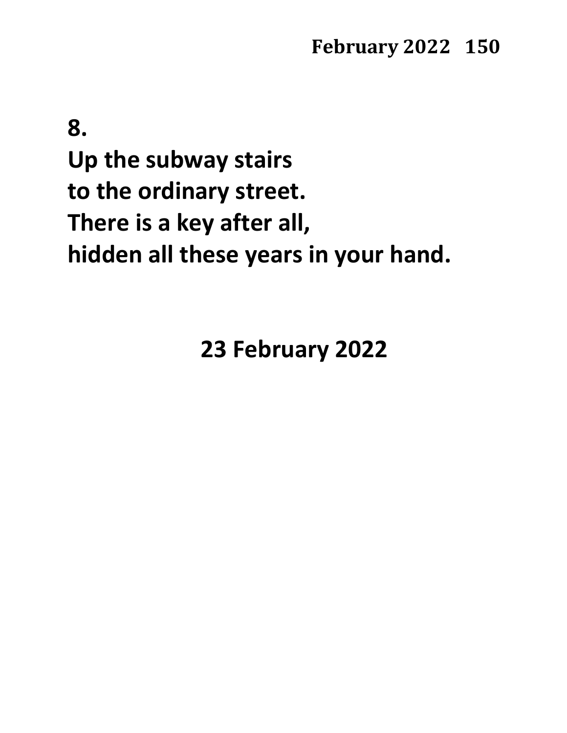**8.**

**Up the subway stairs**
**to the ordinary street.**
**There is a key after all,**
**hidden all these years in your hand.**

**23 February 2022**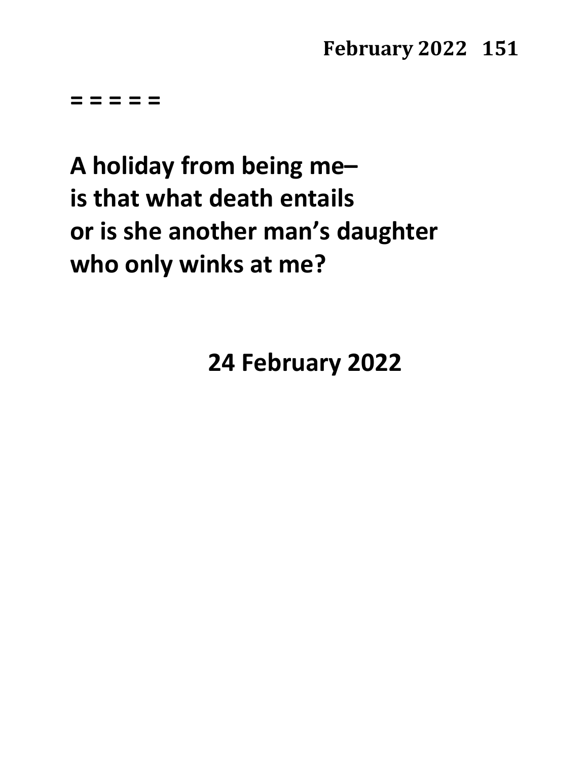= = = = =

**A holiday from being me–**
**is that what death entails**
**or is she another man's daughter**
**who only winks at me?**

**24 February 2022**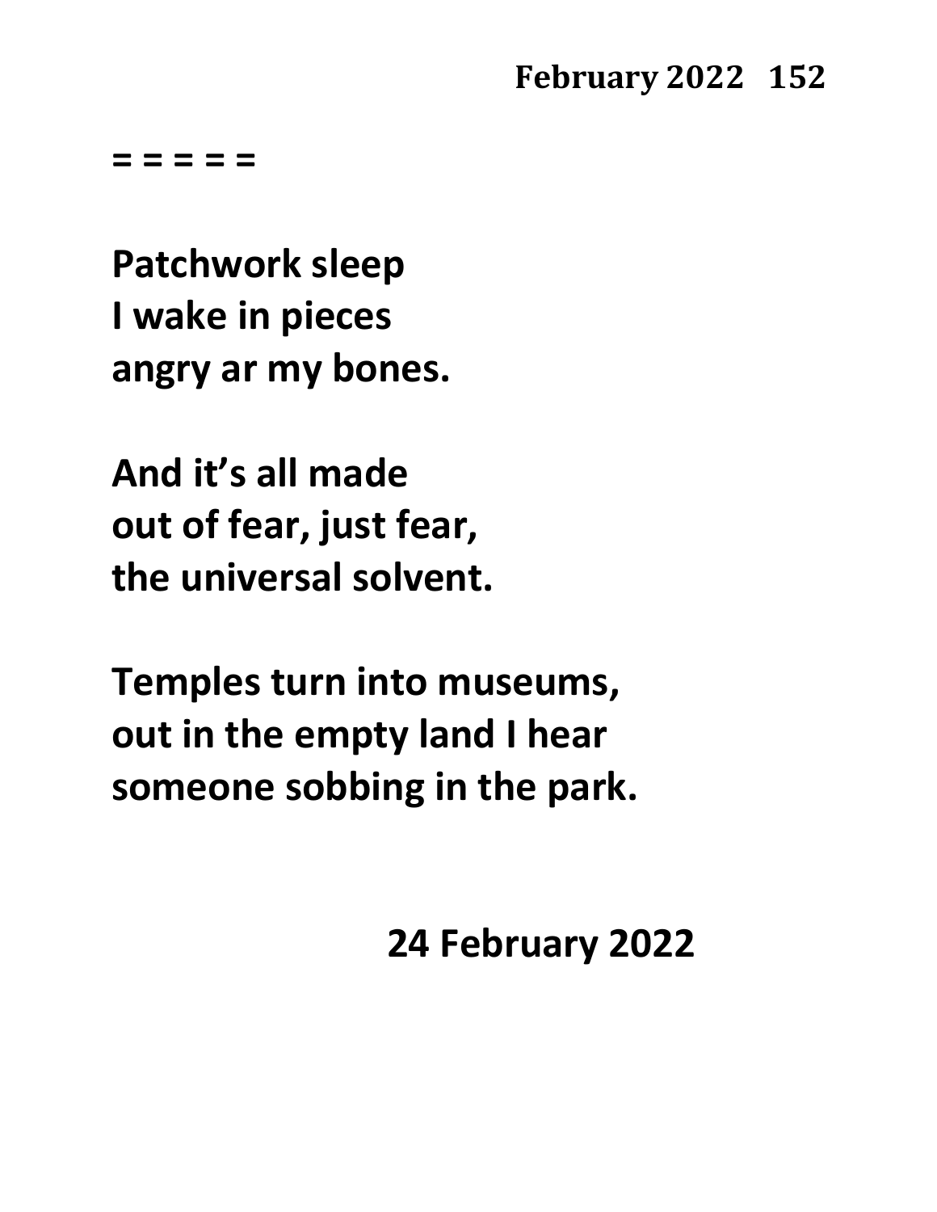= = = = =

**Patchwork sleep**
**I wake in pieces**
**angry ar my bones.**

**And it's all made**
**out of fear, just fear,**
**the universal solvent.**

**Temples turn into museums,**
**out in the empty land I hear**
**someone sobbing in the park.**

**24 February 2022**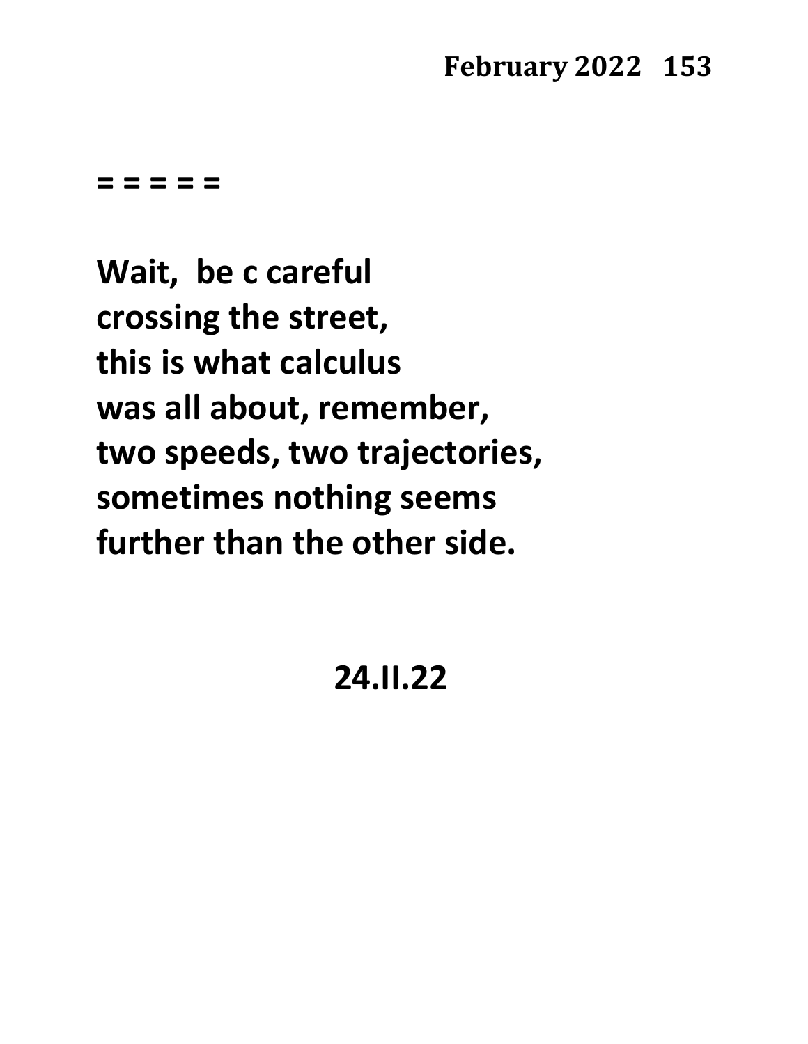**= = = = =**

**Wait,  be c careful**
**crossing the street,**
**this is what calculus**
**was all about, remember,**
**two speeds, two trajectories,**
**sometimes nothing seems**
**further than the other side.**

**24.II.22**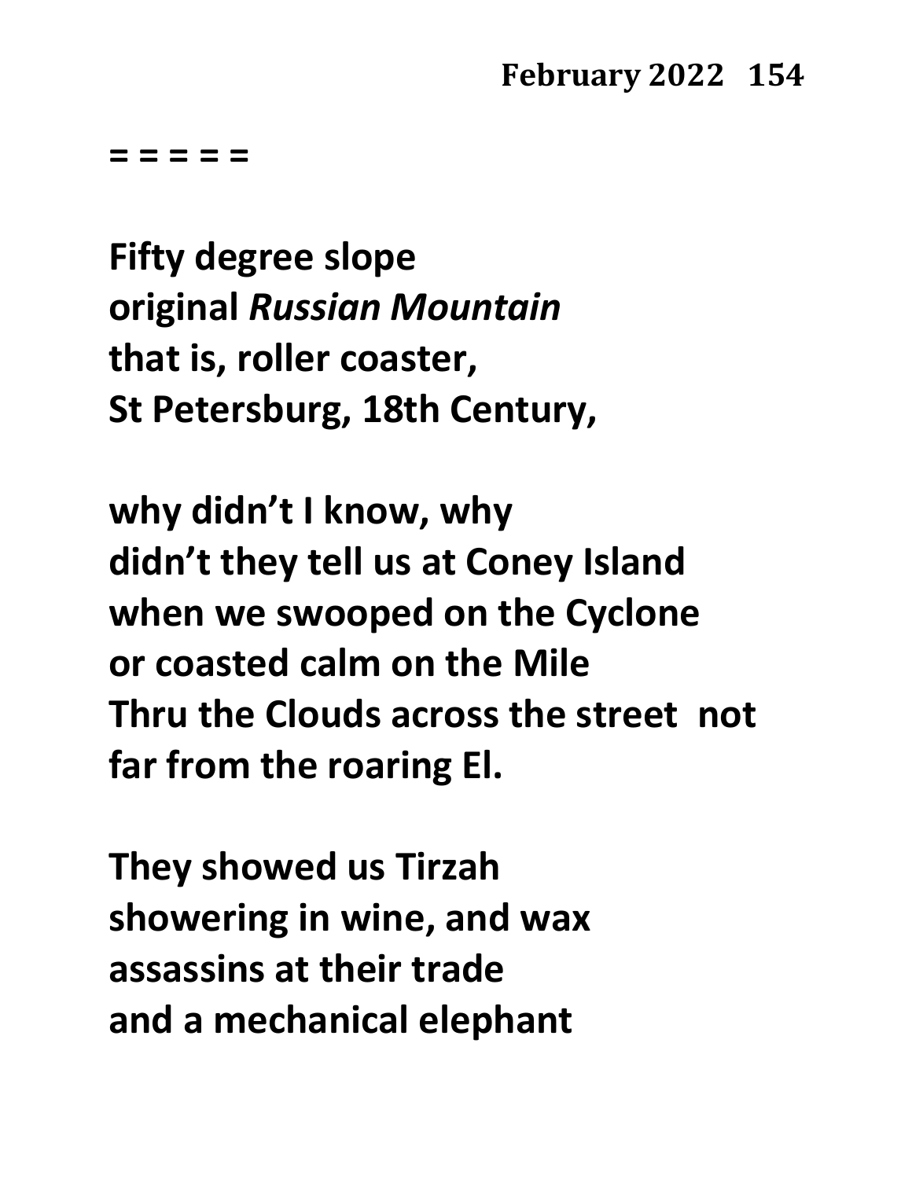= = = = =

**Fifty degree slope**
**original *Russian Mountain***
**that is, roller coaster,**
**St Petersburg, 18th Century,**

**why didn't I know, why**
**didn't they tell us at Coney Island**
**when we swooped on the Cyclone**
**or coasted calm on the Mile**
**Thru the Clouds across the street  not**
**far from the roaring El.**

**They showed us Tirzah**
**showering in wine, and wax**
**assassins at their trade**
**and a mechanical elephant**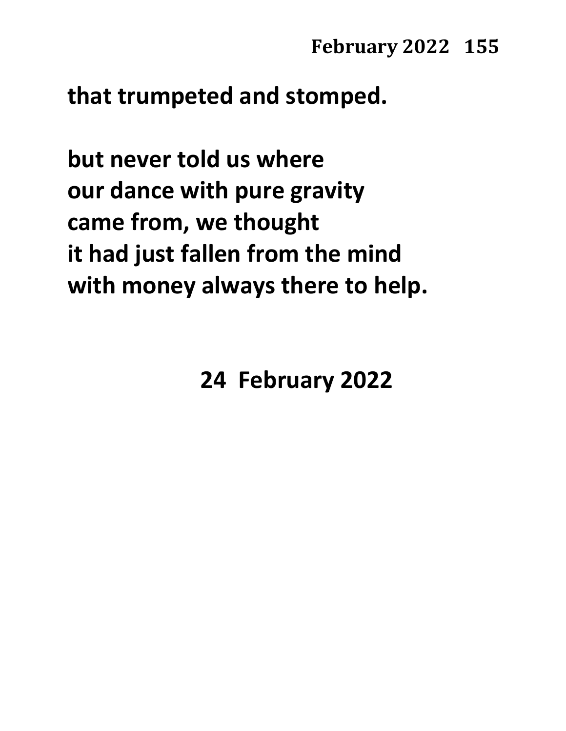**that trumpeted and stomped.**

**but never told us where**
**our dance with pure gravity**
**came from, we thought**
**it had just fallen from the mind**
**with money always there to help.**

**24 February 2022**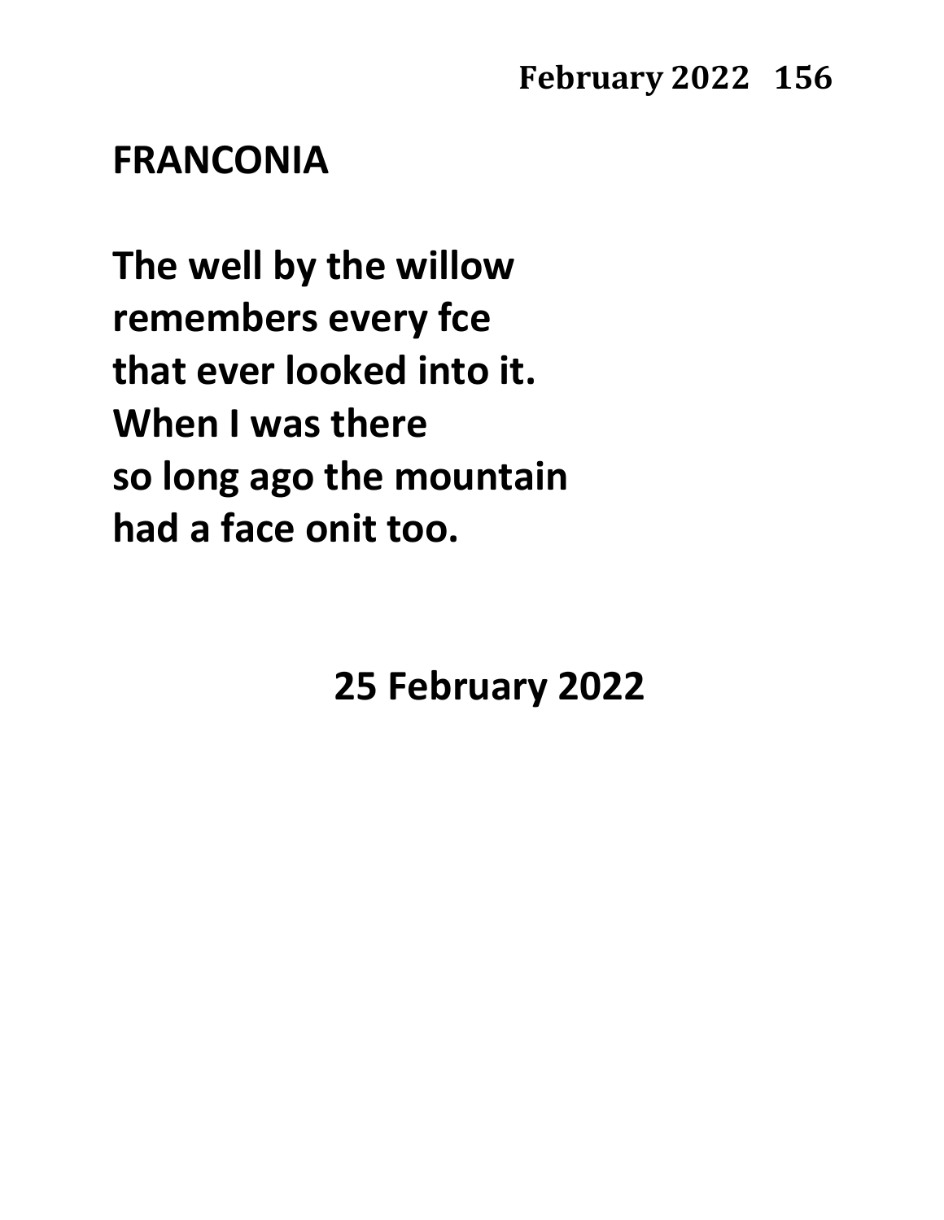## FRANCONIA

**The well by the willow**
**remembers every fce**
**that ever looked into it.**
**When I was there**
**so long ago the mountain**
**had a face onit too.**

**25 February 2022**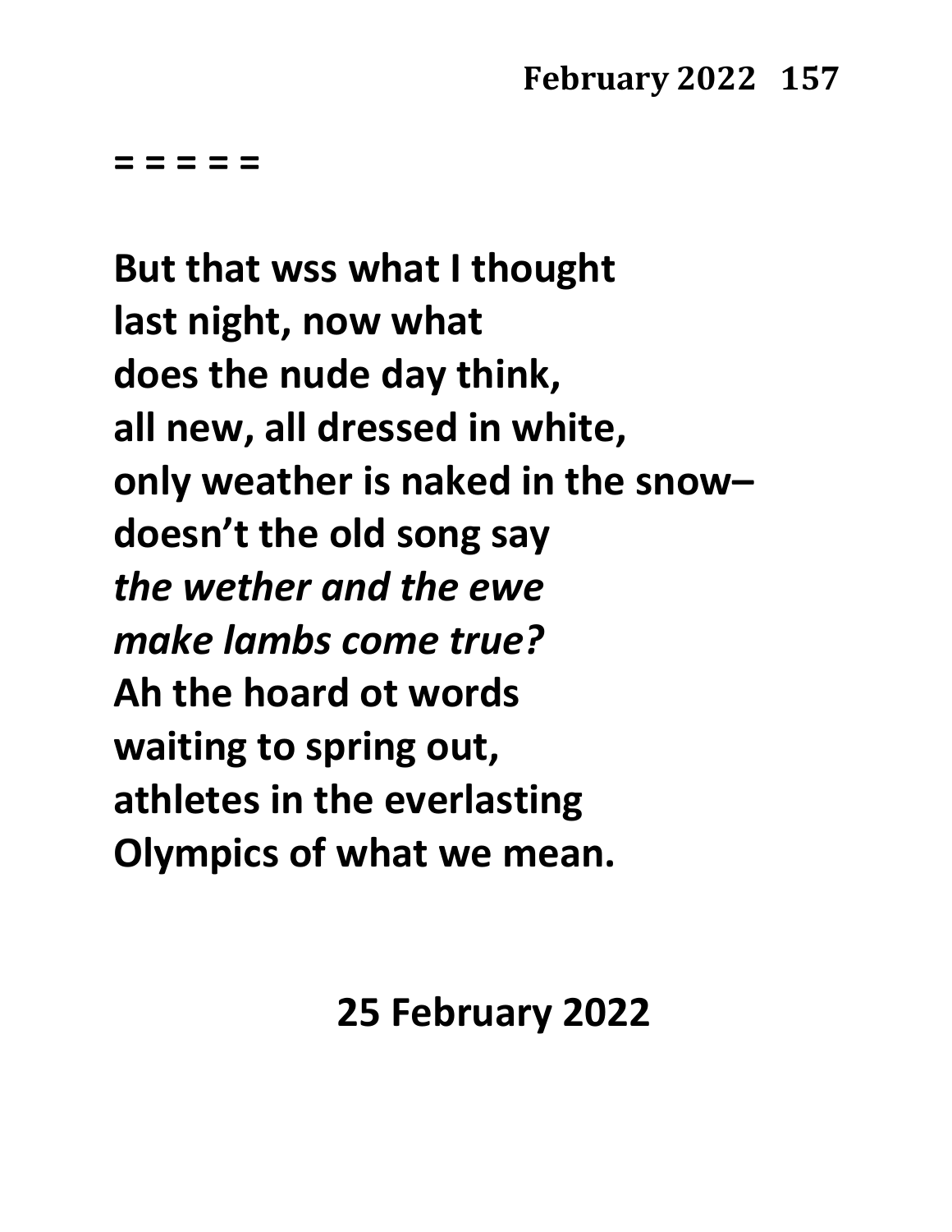= = = = =

**But that wss what I thought**
**last night, now what**
**does the nude day think,**
**all new, all dressed in white,**
**only weather is naked in the snow–**
**doesn't the old song say**
***the wether and the ewe***
***make lambs come true?***
**Ah the hoard ot words**
**waiting to spring out,**
**athletes in the everlasting**
**Olympics of what we mean.**

**25 February 2022**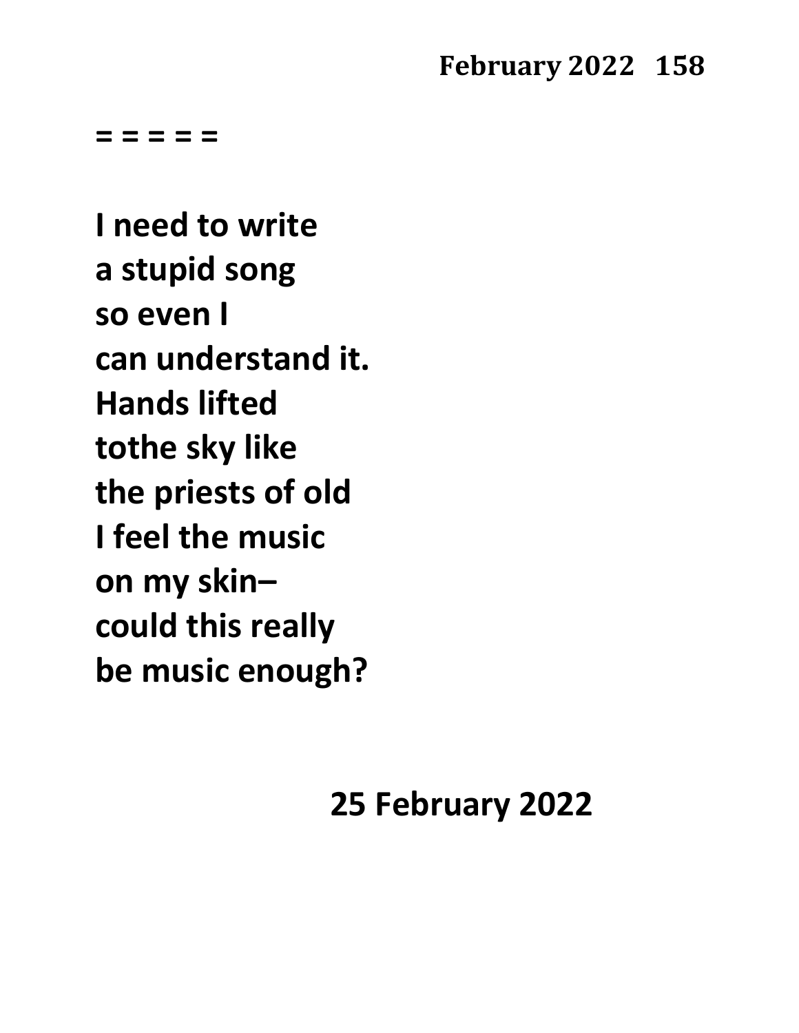= = = = =

**I need to write**
**a stupid song**
**so even I**
**can understand it.**
**Hands lifted**
**tothe sky like**
**the priests of old**
**I feel the music**
**on my skin–**
**could this really**
**be music enough?**

**25 February 2022**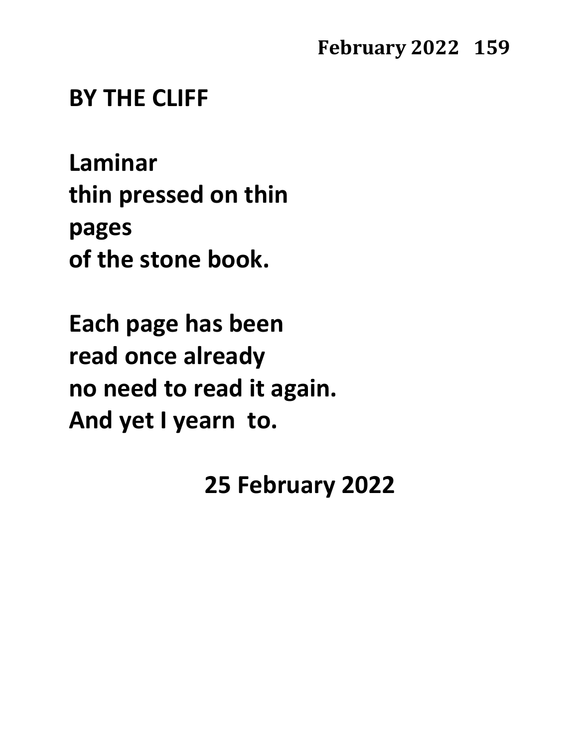## BY THE CLIFF

Laminar  
thin pressed on thin  
pages  
of the stone book.

Each page has been  
read once already  
no need to read it again.  
And yet I yearn to.

25 February 2022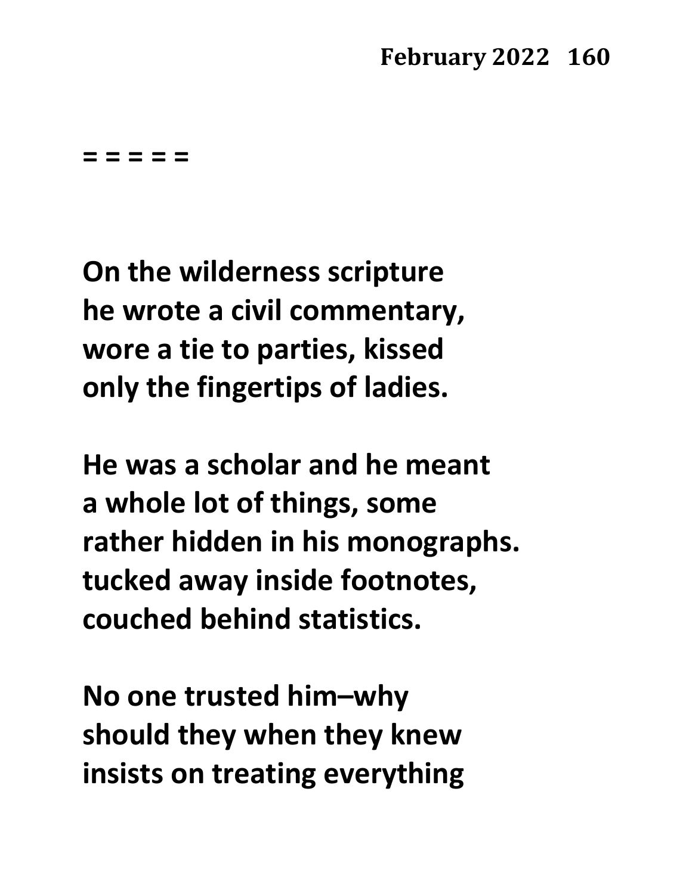= = = = =

On the wilderness scripture
he wrote a civil commentary,
wore a tie to parties, kissed
only the fingertips of ladies.

He was a scholar and he meant
a whole lot of things, some
rather hidden in his monographs.
tucked away inside footnotes,
couched behind statistics.

No one trusted him–why
should they when they knew
insists on treating everything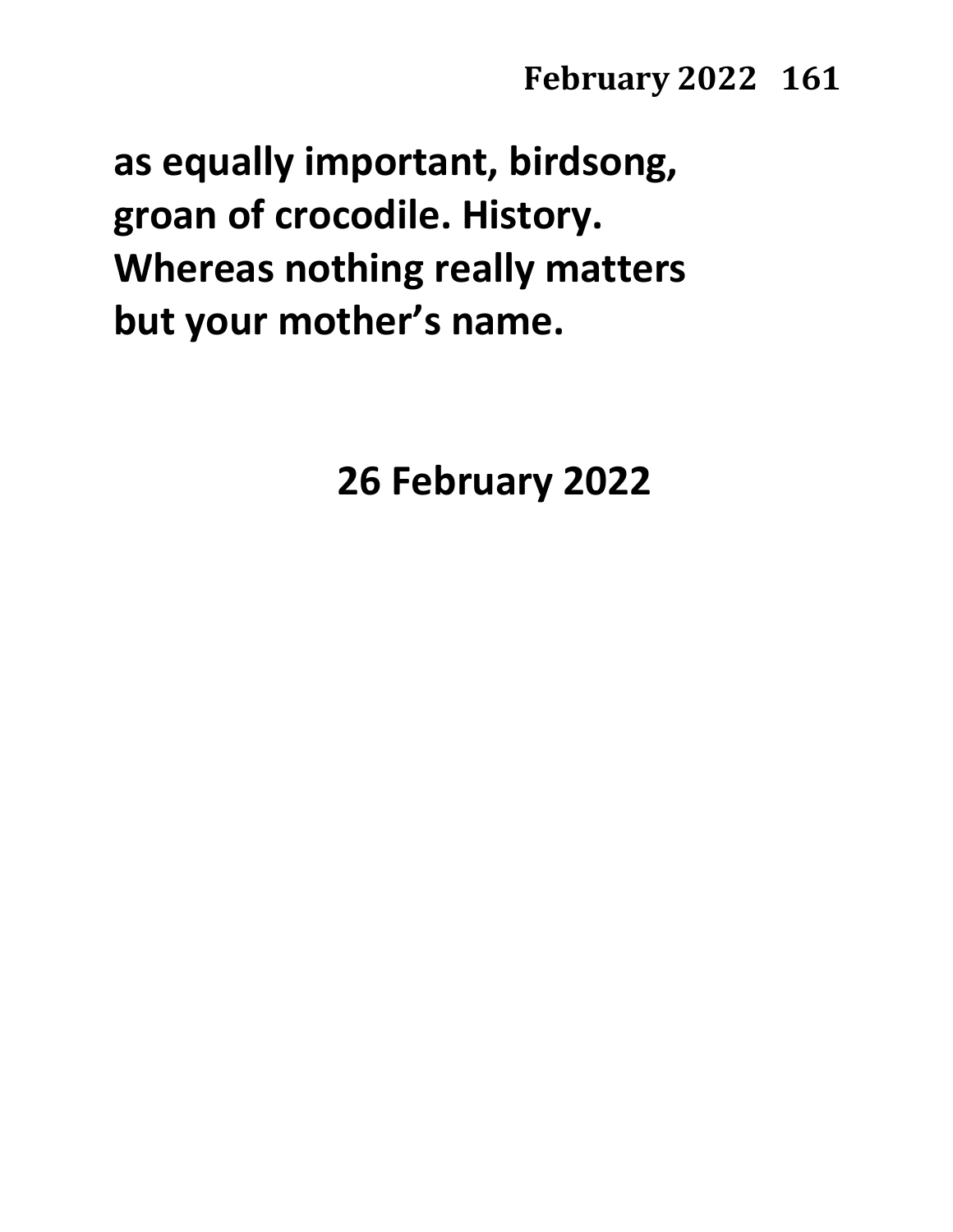**as equally important, birdsong,**
**groan of crocodile. History.**
**Whereas nothing really matters**
**but your mother's name.**

**26 February 2022**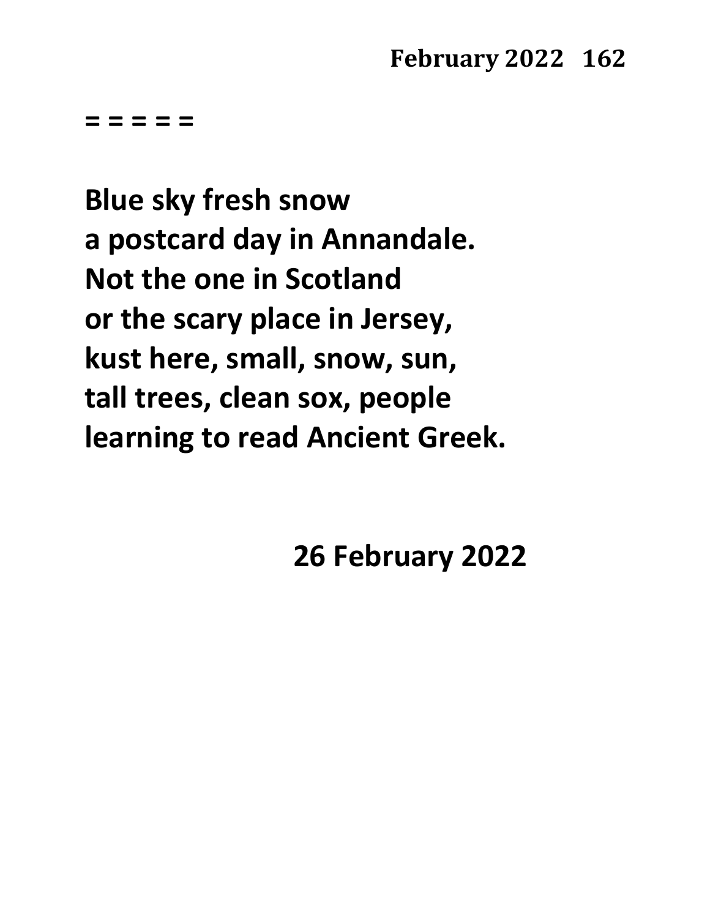= = = = =

**Blue sky fresh snow**
**a postcard day in Annandale.**
**Not the one in Scotland**
**or the scary place in Jersey,**
**kust here, small, snow, sun,**
**tall trees, clean sox, people**
**learning to read Ancient Greek.**

**26 February 2022**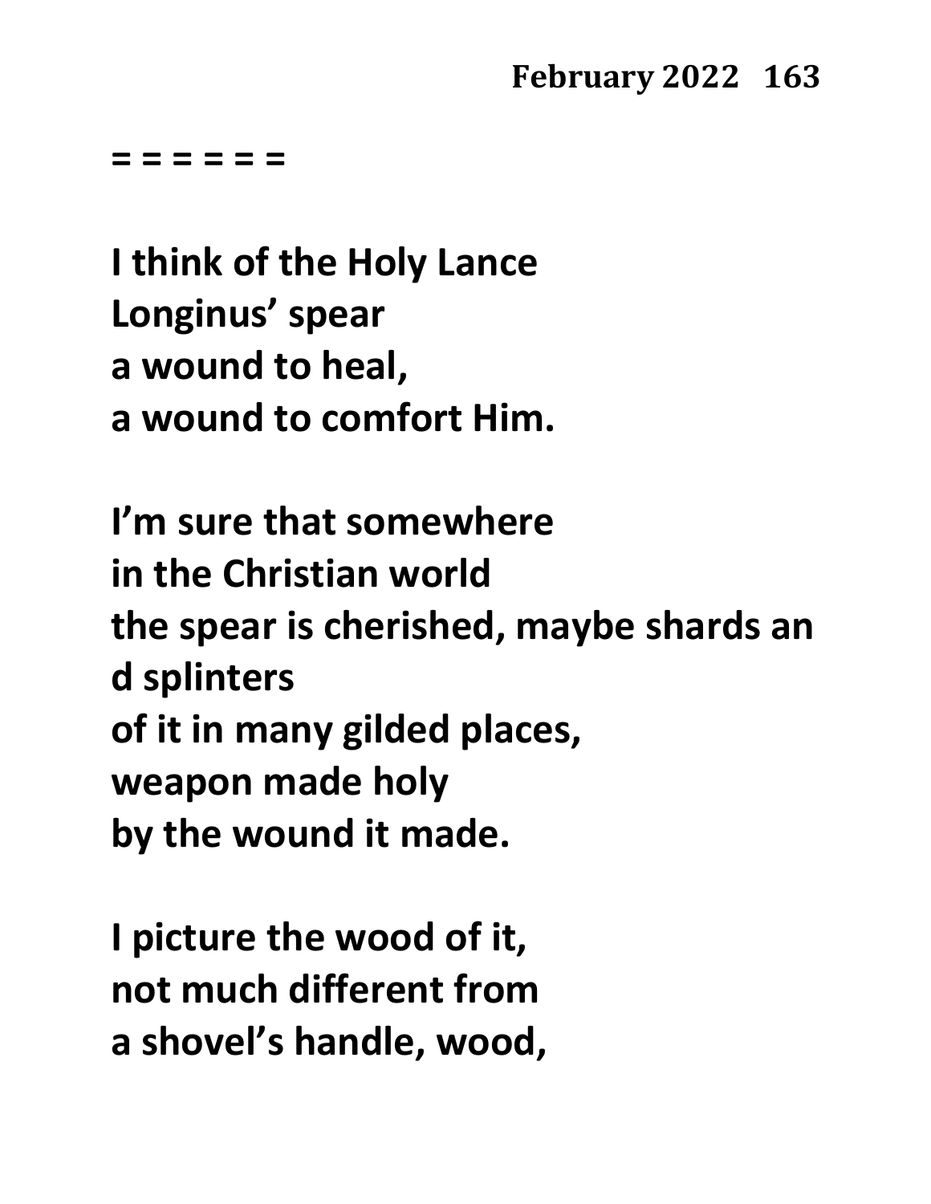= = = = = =

I think of the Holy Lance  
Longinus' spear  
a wound to heal,  
a wound to comfort Him.

I'm sure that somewhere  
in the Christian world  
the spear is cherished, maybe shards an  
d splinters  
of it in many gilded places,  
weapon made holy  
by the wound it made.

I picture the wood of it,  
not much different from  
a shovel's handle, wood,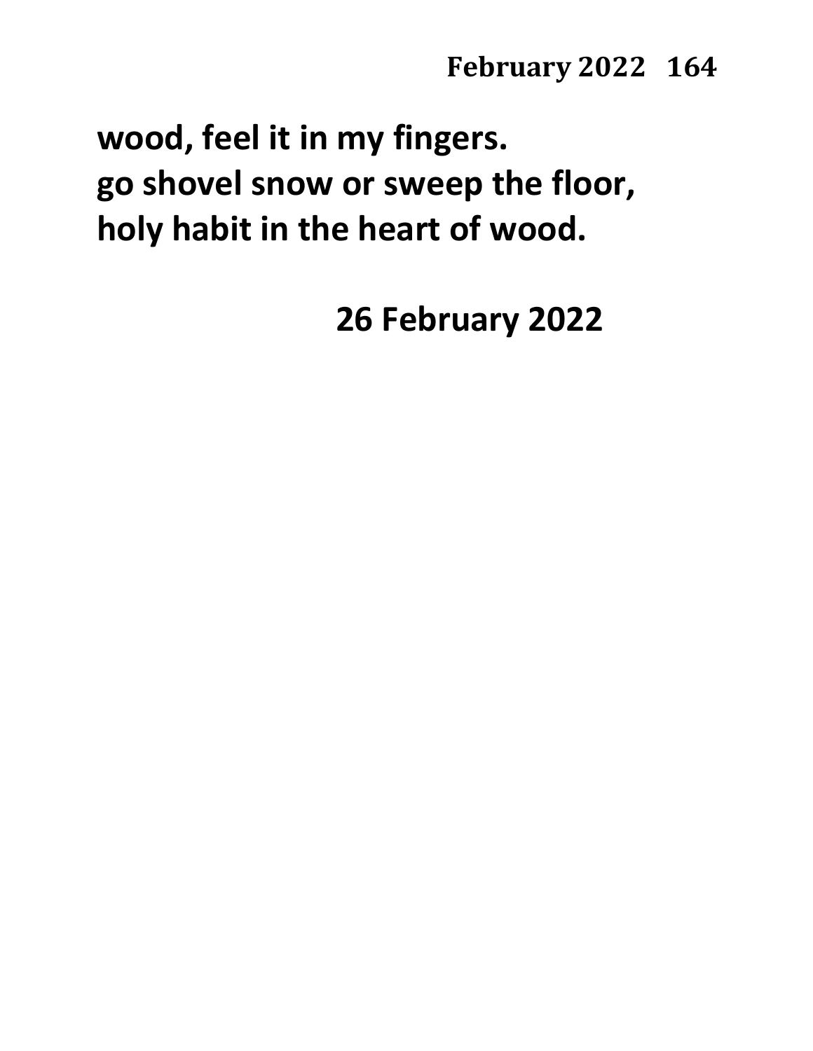**wood, feel it in my fingers.**
**go shovel snow or sweep the floor,**
**holy habit in the heart of wood.**

**26 February 2022**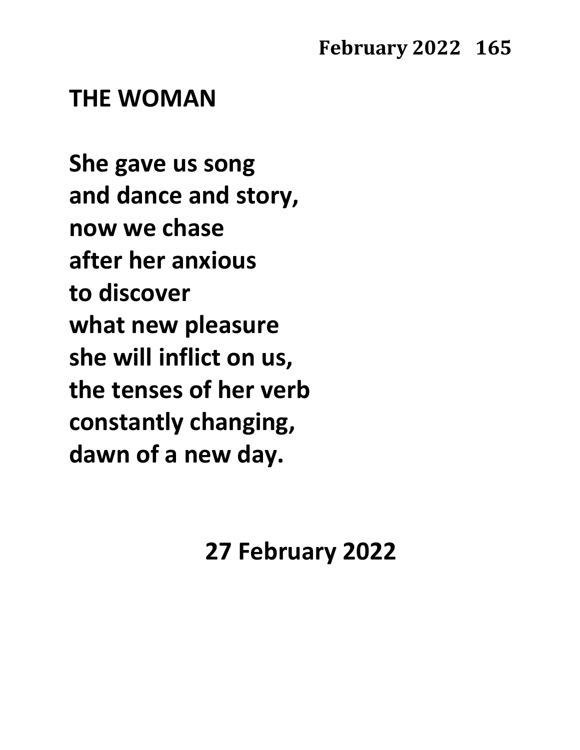## THE WOMAN

She gave us song  
and dance and story,  
now we chase  
after her anxious  
to discover  
what new pleasure  
she will inflict on us,  
the tenses of her verb  
constantly changing,  
dawn of a new day.

27 February 2022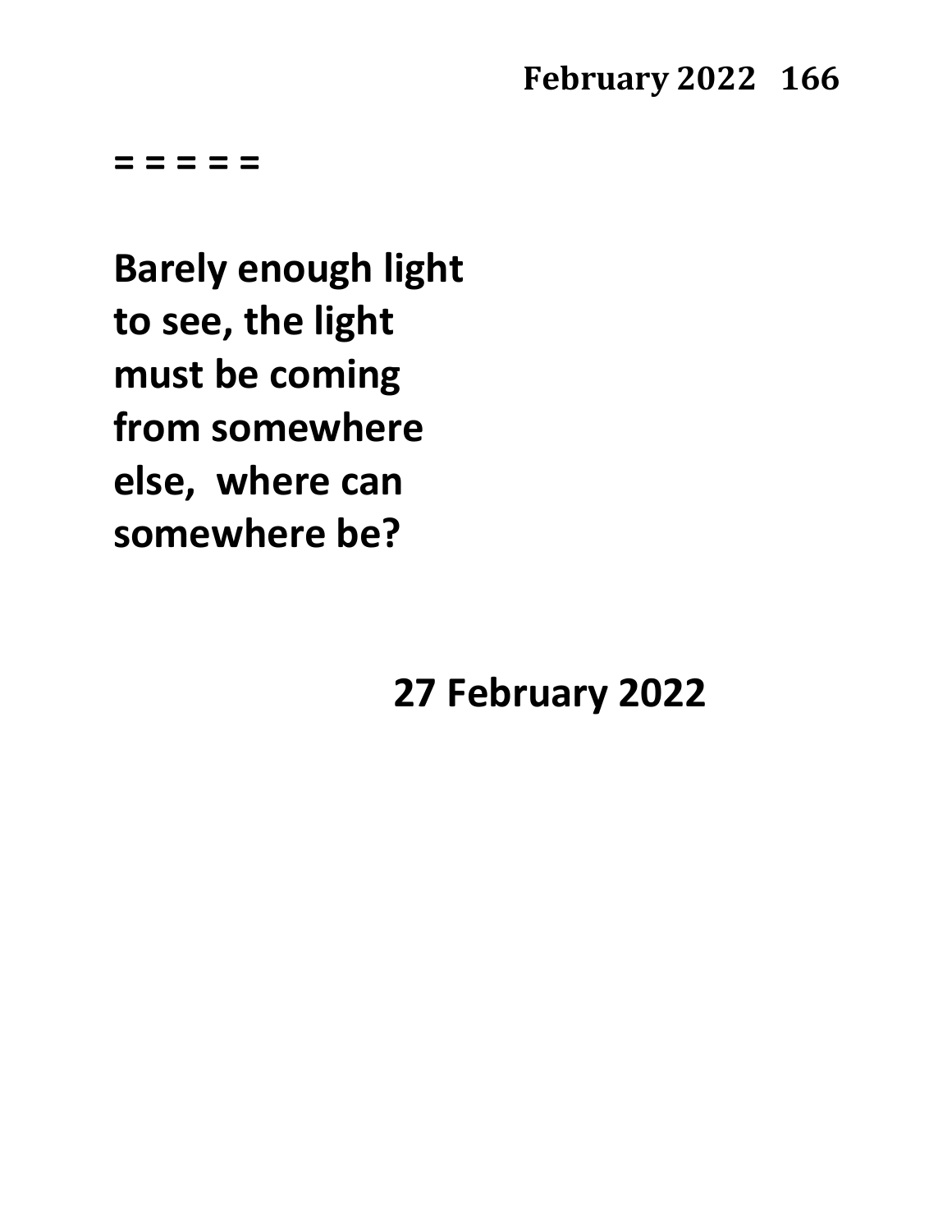= = = = =

**Barely enough light**
**to see, the light**
**must be coming**
**from somewhere**
**else,  where can**
**somewhere be?**

**27 February 2022**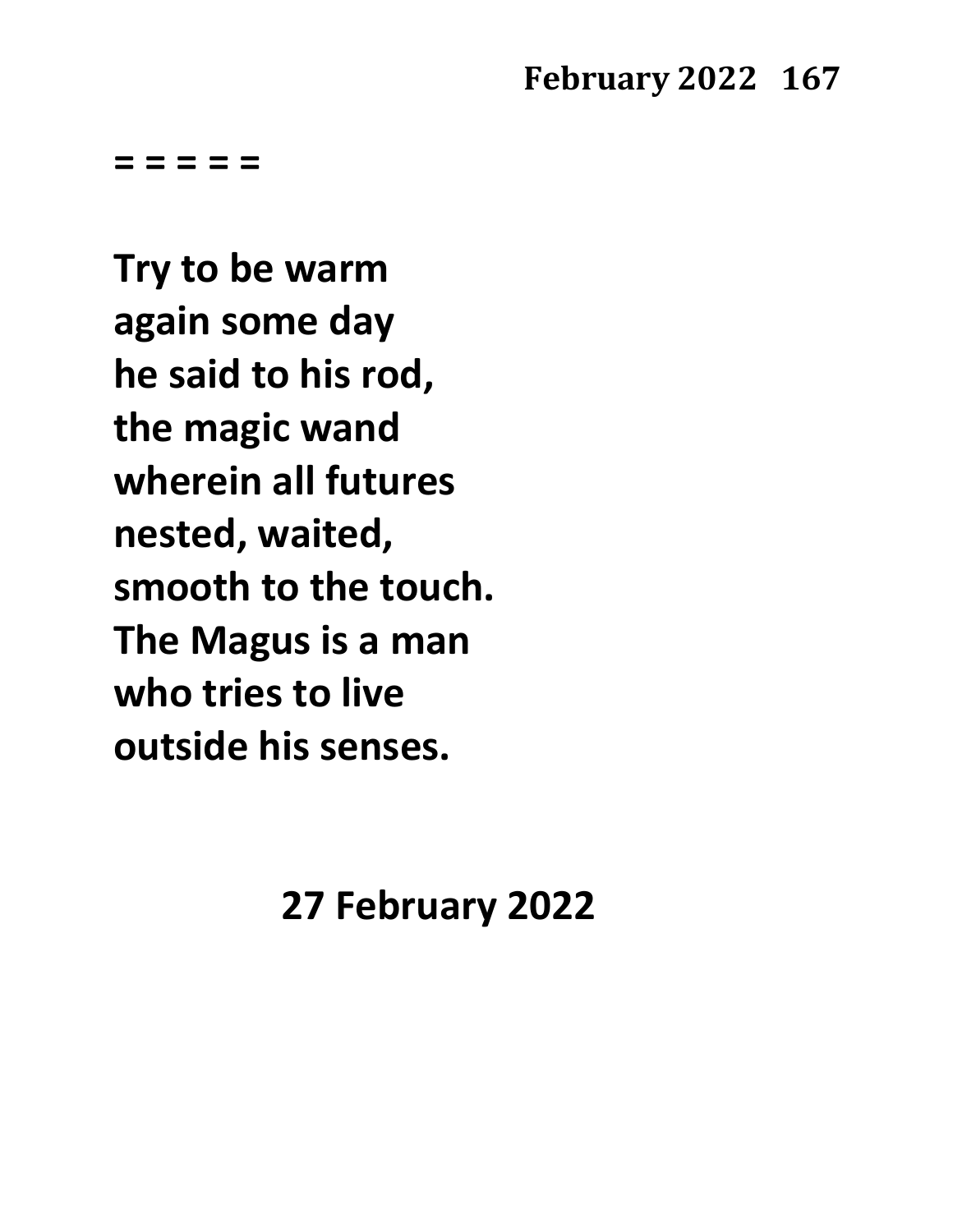= = = = =

**Try to be warm**
**again some day**
**he said to his rod,**
**the magic wand**
**wherein all futures**
**nested, waited,**
**smooth to the touch.**
**The Magus is a man**
**who tries to live**
**outside his senses.**

**27 February 2022**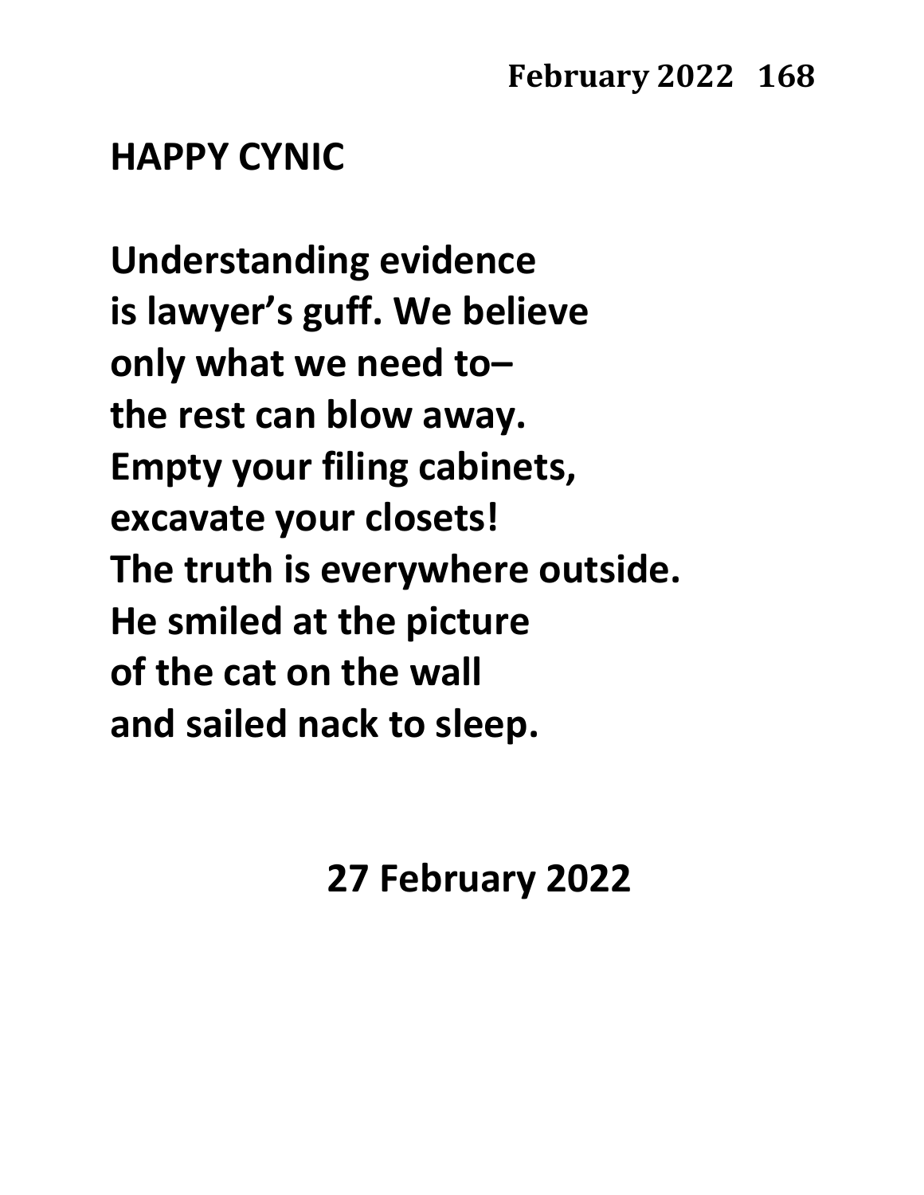## HAPPY CYNIC

Understanding evidence
is lawyer's guff. We believe
only what we need to–
the rest can blow away.
Empty your filing cabinets,
excavate your closets!
The truth is everywhere outside.
He smiled at the picture
of the cat on the wall
and sailed nack to sleep.

27 February 2022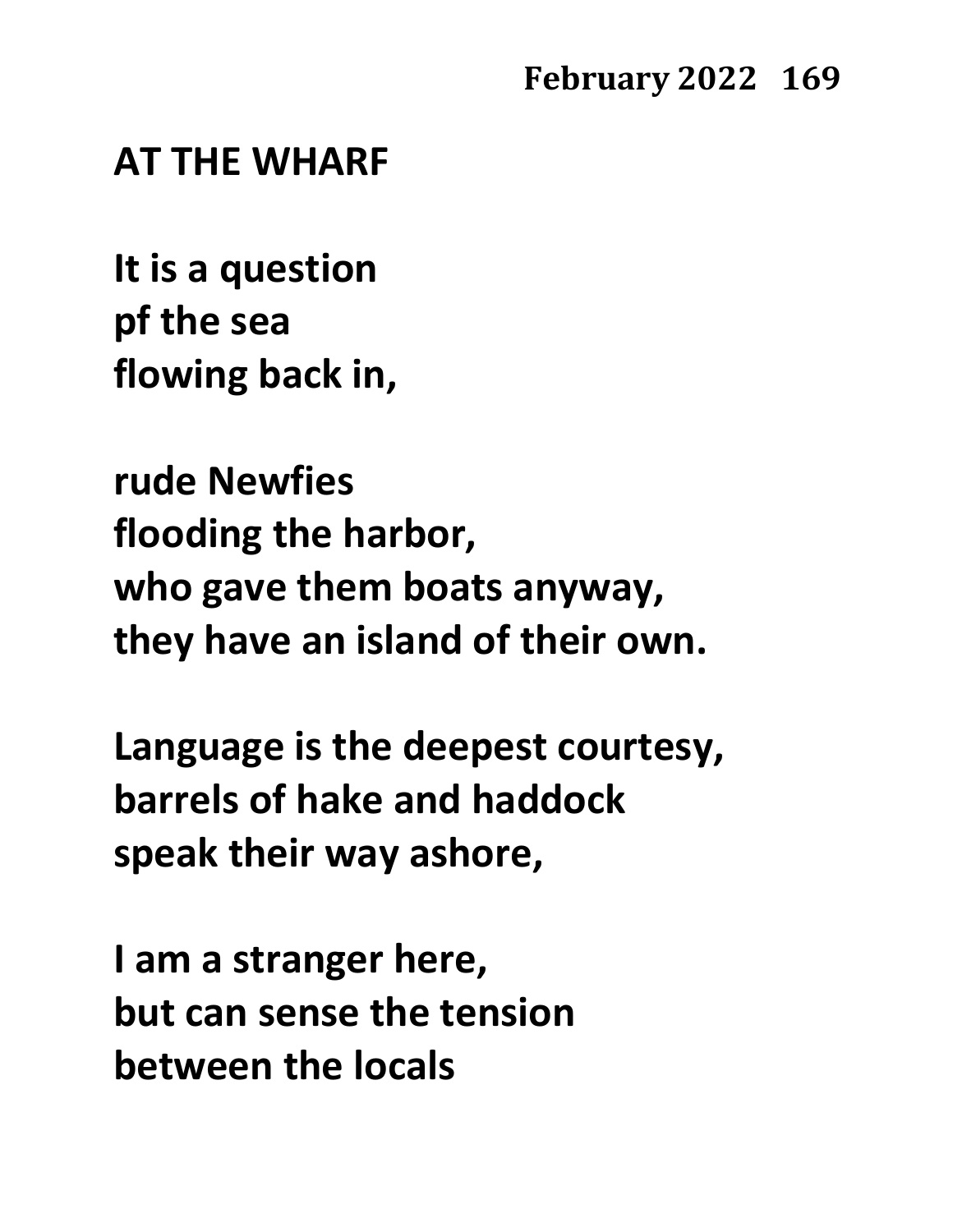## AT THE WHARF

It is a question
pf the sea
flowing back in,

rude Newfies
flooding the harbor,
who gave them boats anyway,
they have an island of their own.

Language is the deepest courtesy,
barrels of hake and haddock
speak their way ashore,

I am a stranger here,
but can sense the tension
between the locals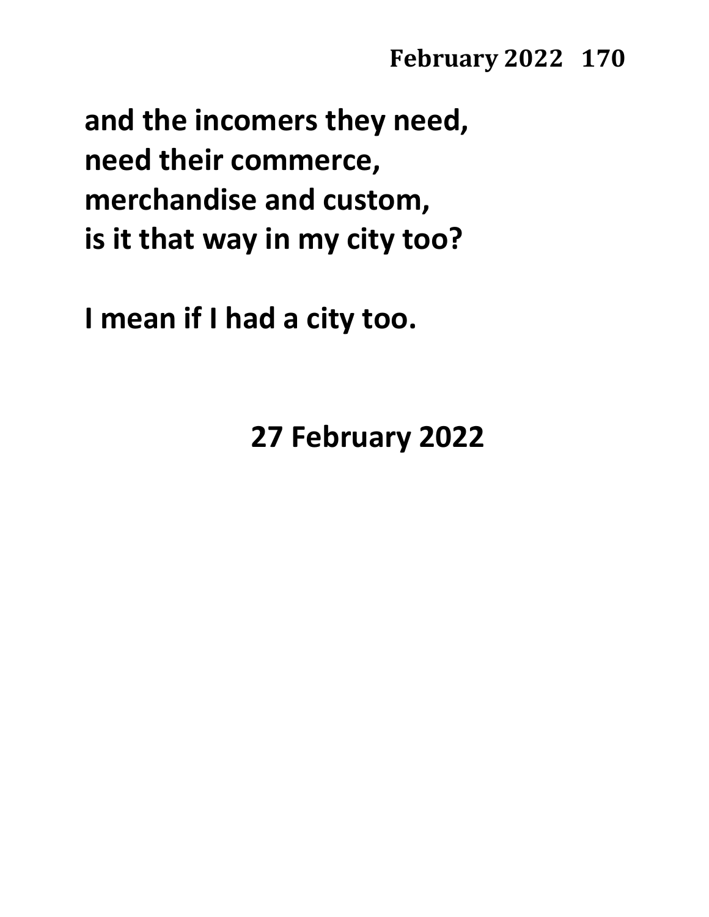**and the incomers they need,**
**need their commerce,**
**merchandise and custom,**
**is it that way in my city too?**

**I mean if I had a city too.**

**27 February 2022**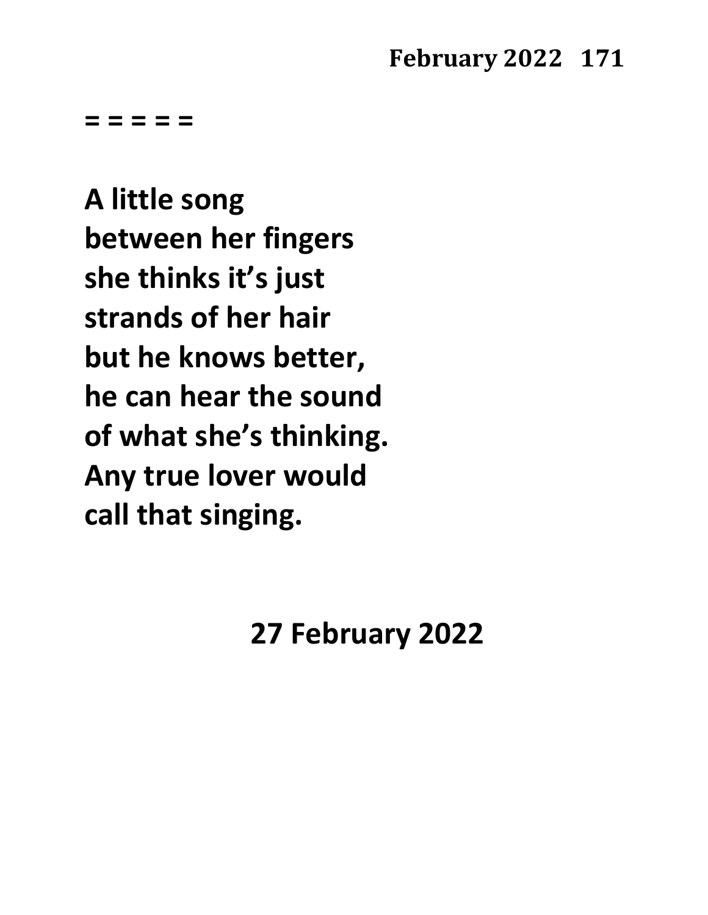= = = = =

A little song
between her fingers
she thinks it's just
strands of her hair
but he knows better,
he can hear the sound
of what she's thinking.
Any true lover would
call that singing.

27 February 2022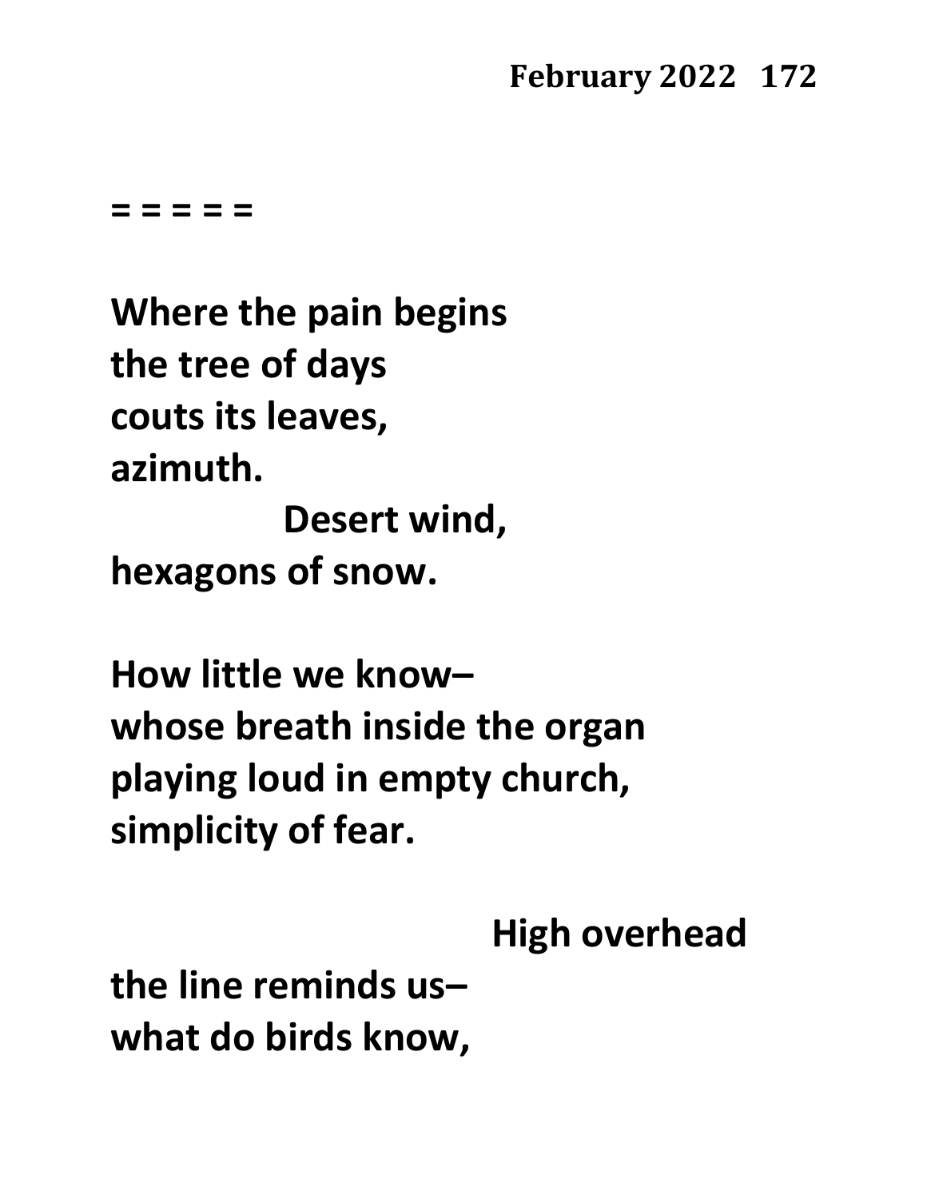= = = = =

Where the pain begins
the tree of days
couts its leaves,
azimuth.
              Desert wind,
hexagons of snow.

How little we know–
whose breath inside the organ
playing loud in empty church,
simplicity of fear.

                              High overhead
the line reminds us–
what do birds know,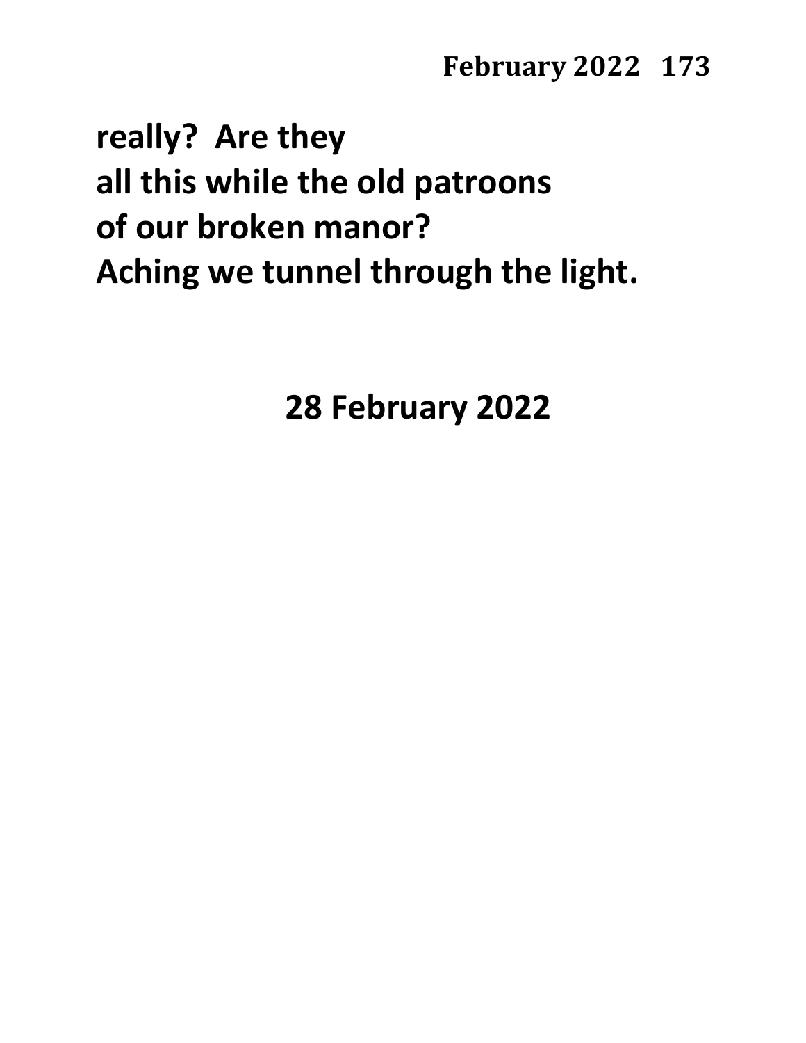**really?  Are they**
**all this while the old patroons**
**of our broken manor?**
**Aching we tunnel through the light.**

**28 February 2022**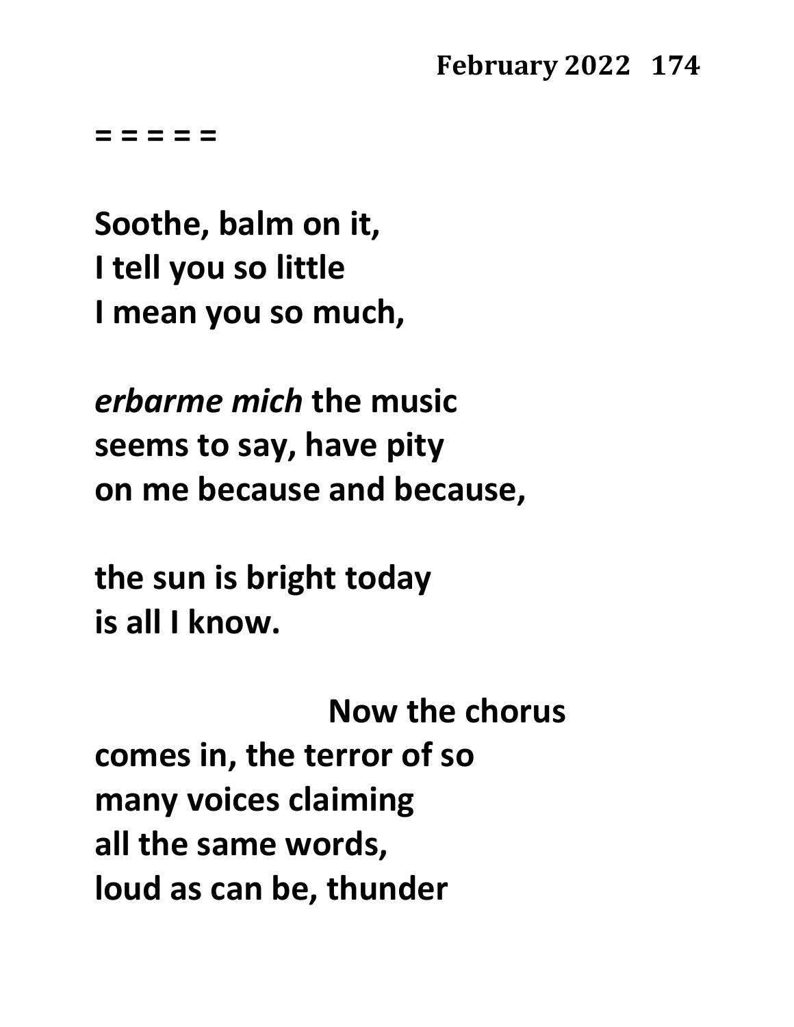= = = = =

**Soothe, balm on it,**
**I tell you so little**
**I mean you so much,**

***erbarme mich* the music**
**seems to say, have pity**
**on me because and because,**

**the sun is bright today**
**is all I know.**

&nbsp;&nbsp;&nbsp;&nbsp;&nbsp;&nbsp;&nbsp;&nbsp;&nbsp;&nbsp;&nbsp;&nbsp;&nbsp;&nbsp;&nbsp;&nbsp;&nbsp;&nbsp;&nbsp;&nbsp;**Now the chorus**
**comes in, the terror of so**
**many voices claiming**
**all the same words,**
**loud as can be, thunder**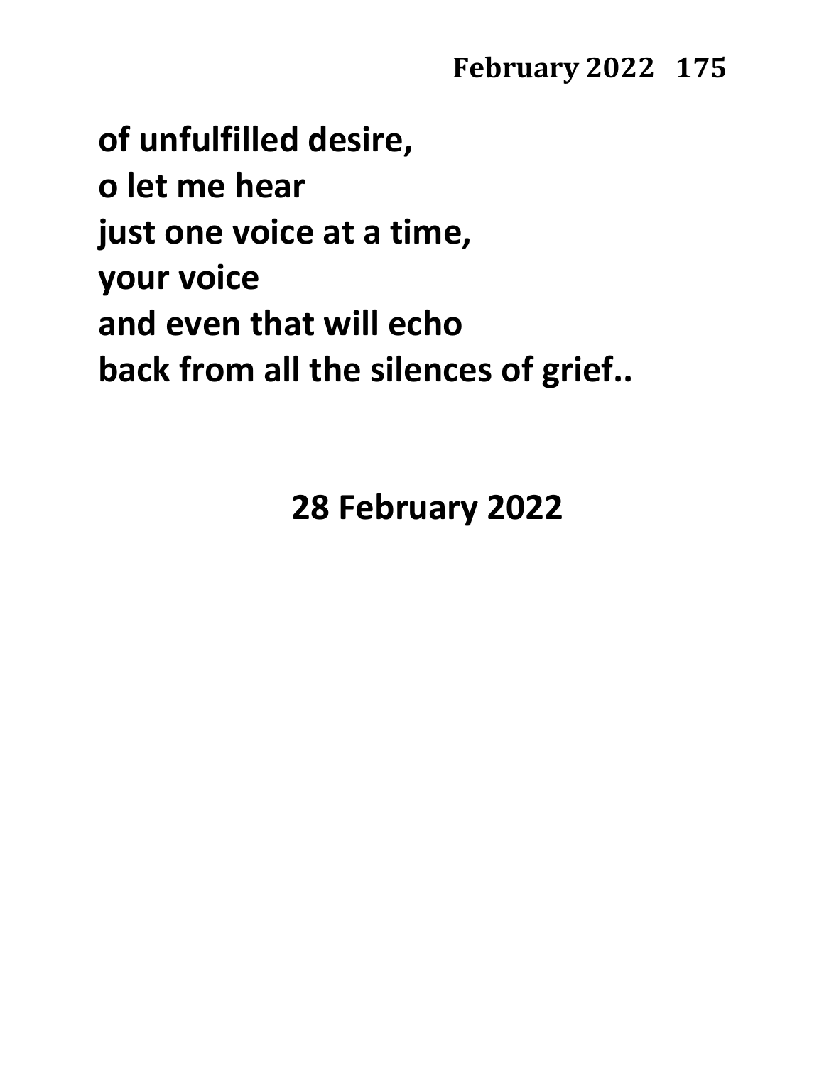**of unfulfilled desire,**
**o let me hear**
**just one voice at a time,**
**your voice**
**and even that will echo**
**back from all the silences of grief..**

**28 February 2022**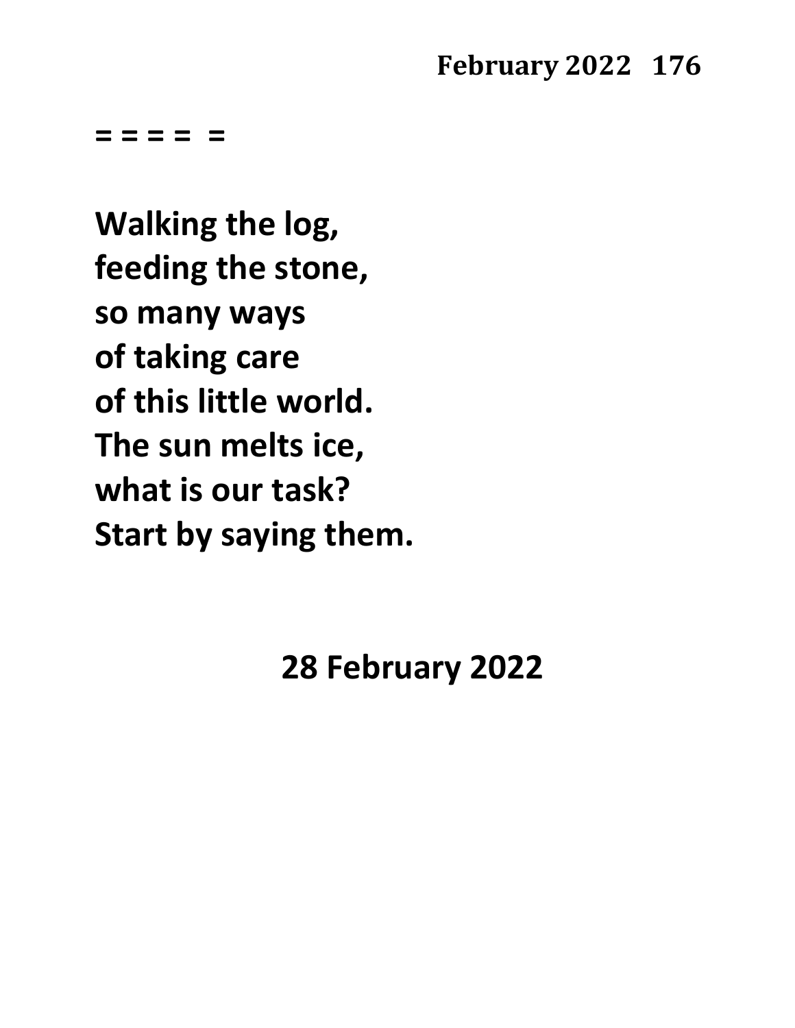**= = = =  =**

**Walking the log,**
**feeding the stone,**
**so many ways**
**of taking care**
**of this little world.**
**The sun melts ice,**
**what is our task?**
**Start by saying them.**

**28 February 2022**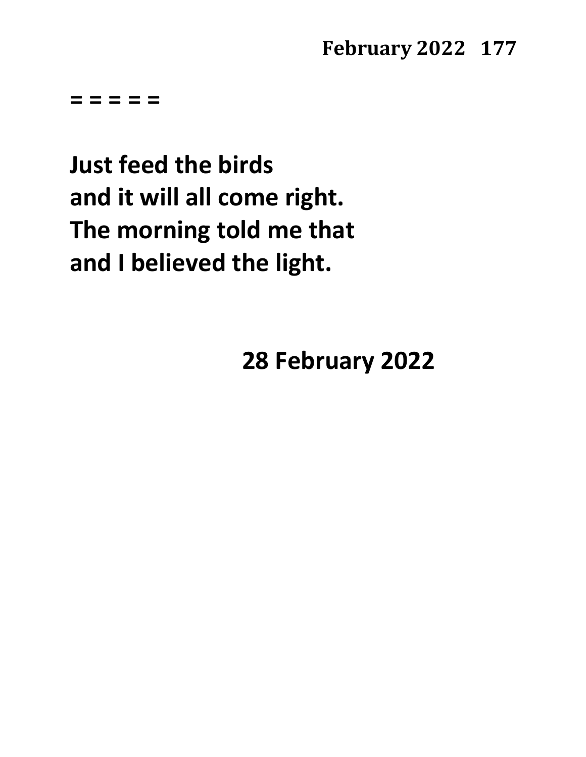= = = = =

**Just feed the birds**
**and it will all come right.**
**The morning told me that**
**and I believed the light.**

**28 February 2022**